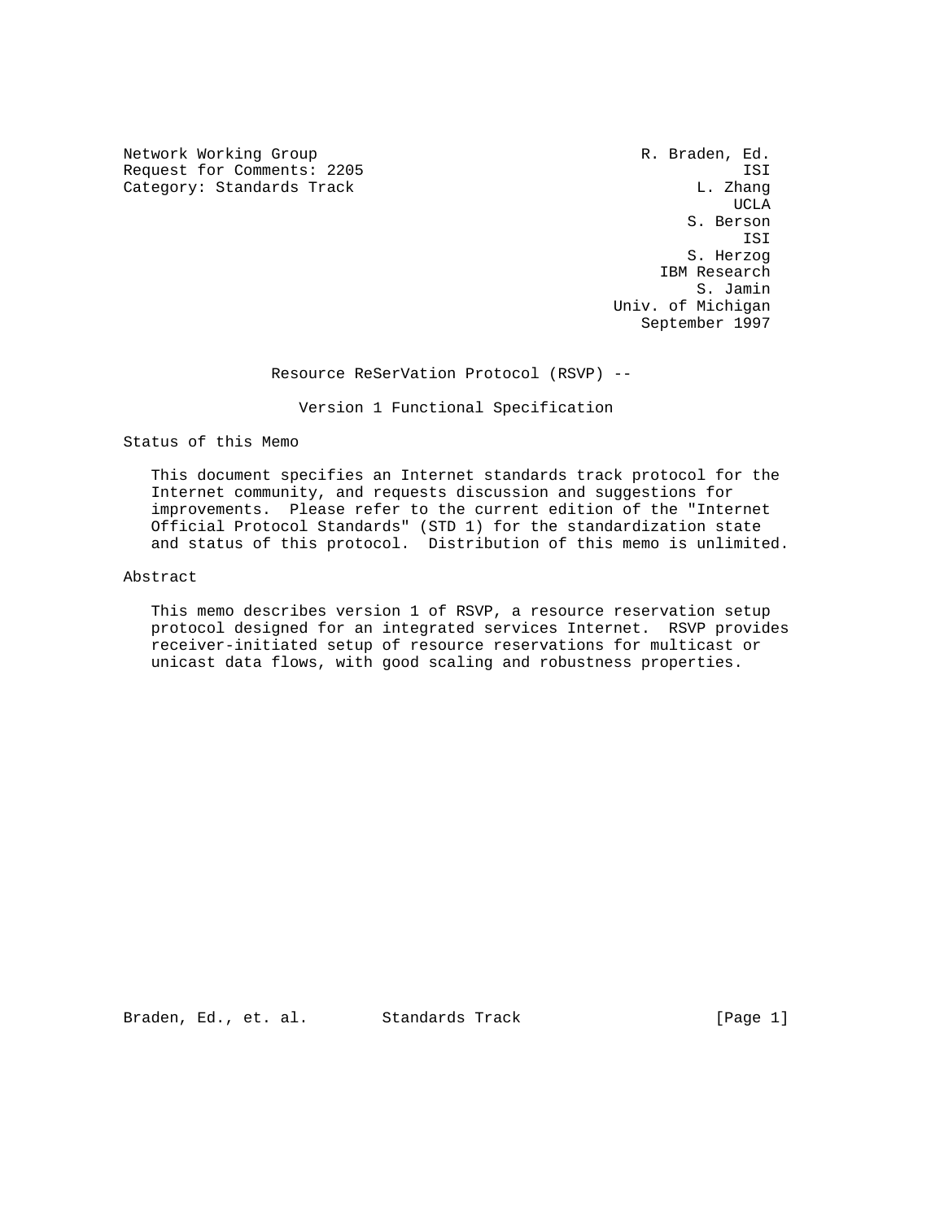Network Working Group                                      R. Braden, Ed.
Request for Comments: 2205                                            ISI
Category: Standards Track                                        L. Zhang
                                                                     UCLA
                                                                S. Berson
                                                                      ISI
                                                               S. Herzog
                                                             IBM Research
                                                                 S. Jamin
                                                        Univ. of Michigan
                                                           September 1997

# Resource ReSerVation Protocol (RSVP) -- Version 1 Functional Specification

## Status of this Memo

This document specifies an Internet standards track protocol for the Internet community, and requests discussion and suggestions for improvements. Please refer to the current edition of the "Internet Official Protocol Standards" (STD 1) for the standardization state and status of this protocol. Distribution of this memo is unlimited.

## Abstract

This memo describes version 1 of RSVP, a resource reservation setup protocol designed for an integrated services Internet. RSVP provides receiver-initiated setup of resource reservations for multicast or unicast data flows, with good scaling and robustness properties.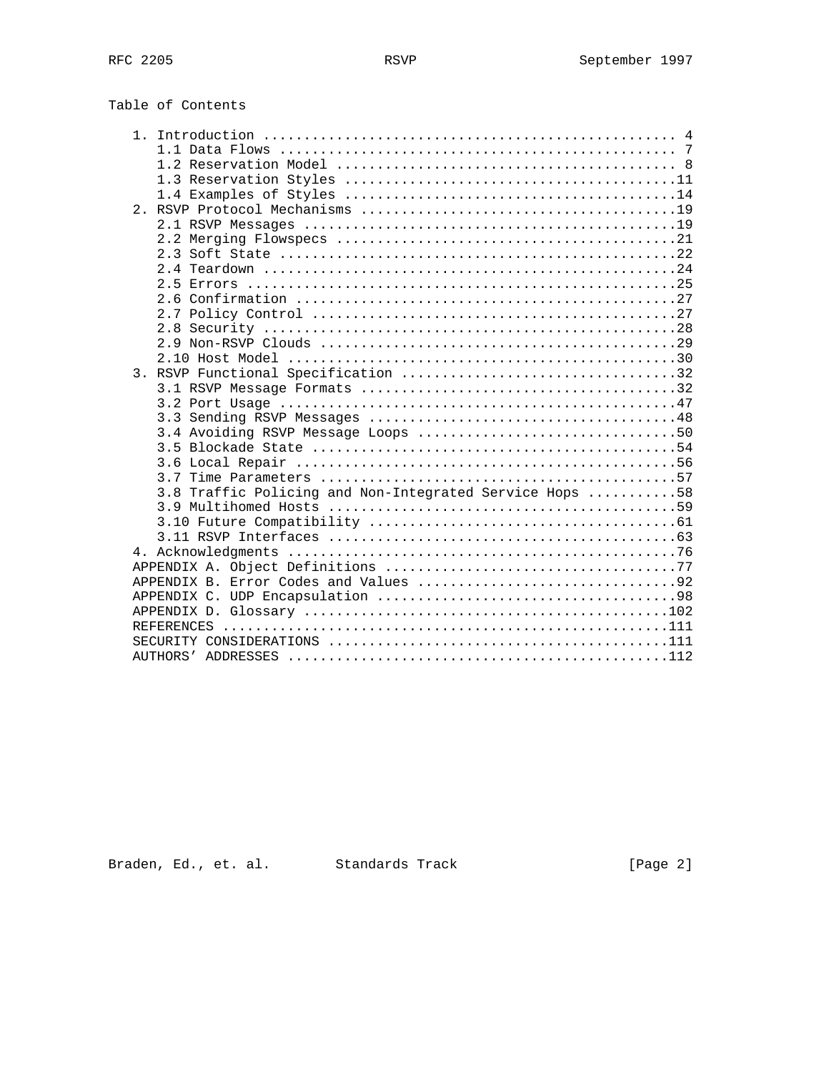## Table of Contents

```
   1. Introduction .................................................. 4
      1.1 Data Flows ................................................ 7
      1.2 Reservation Model ......................................... 8
      1.3 Reservation Styles ........................................11
      1.4 Examples of Styles ........................................14
   2. RSVP Protocol Mechanisms ......................................19
      2.1 RSVP Messages .............................................19
      2.2 Merging Flowspecs .........................................21
      2.3 Soft State ................................................22
      2.4 Teardown ..................................................24
      2.5 Errors ....................................................25
      2.6 Confirmation ..............................................27
      2.7 Policy Control ............................................27
      2.8 Security ..................................................28
      2.9 Non-RSVP Clouds ...........................................29
      2.10 Host Model ...............................................30
   3. RSVP Functional Specification .................................32
      3.1 RSVP Message Formats ......................................32
      3.2 Port Usage ................................................47
      3.3 Sending RSVP Messages .....................................48
      3.4 Avoiding RSVP Message Loops ...............................50
      3.5 Blockade State ............................................54
      3.6 Local Repair ..............................................56
      3.7 Time Parameters ...........................................57
      3.8 Traffic Policing and Non-Integrated Service Hops ..........58
      3.9 Multihomed Hosts ..........................................59
      3.10 Future Compatibility .....................................61
      3.11 RSVP Interfaces ..........................................63
   4. Acknowledgments ...............................................76
   APPENDIX A. Object Definitions ...................................77
   APPENDIX B. Error Codes and Values ...............................92
   APPENDIX C. UDP Encapsulation ....................................98
   APPENDIX D. Glossary ............................................102
   REFERENCES ......................................................111
   SECURITY CONSIDERATIONS .........................................111
   AUTHORS' ADDRESSES ..............................................112
```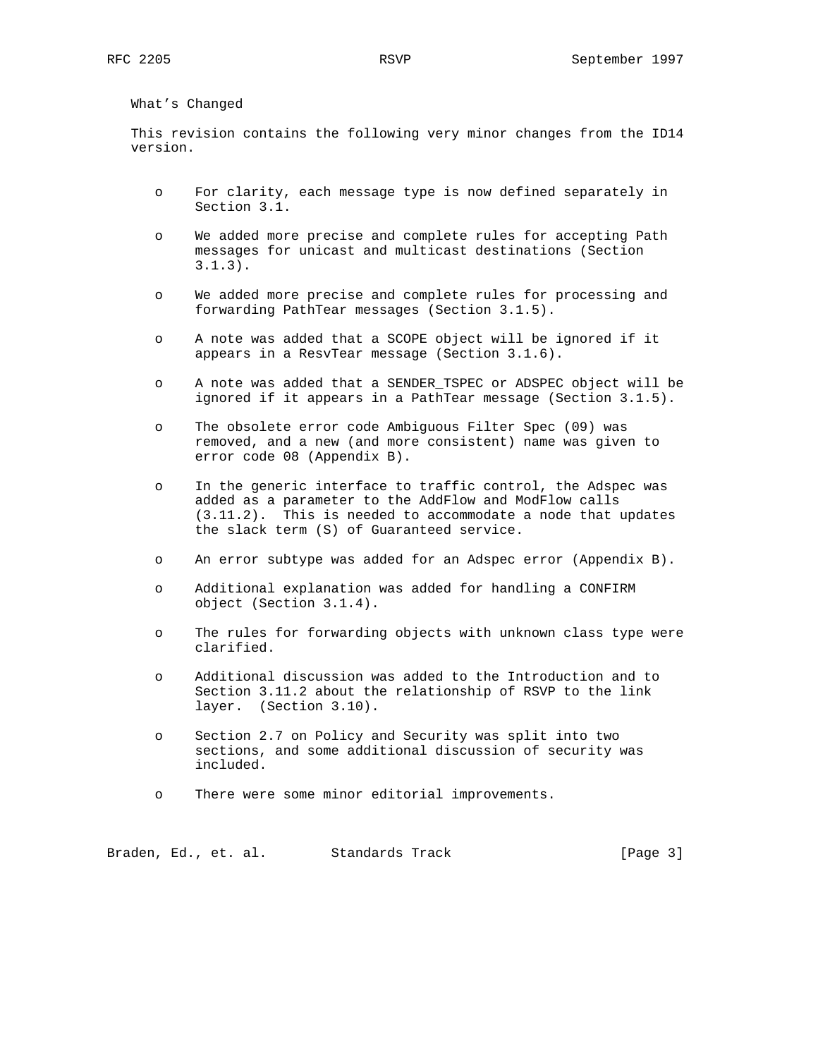## What's Changed

This revision contains the following very minor changes from the ID14 version.

- For clarity, each message type is now defined separately in Section 3.1.
- We added more precise and complete rules for accepting Path messages for unicast and multicast destinations (Section 3.1.3).
- We added more precise and complete rules for processing and forwarding PathTear messages (Section 3.1.5).
- A note was added that a SCOPE object will be ignored if it appears in a ResvTear message (Section 3.1.6).
- A note was added that a SENDER_TSPEC or ADSPEC object will be ignored if it appears in a PathTear message (Section 3.1.5).
- The obsolete error code Ambiguous Filter Spec (09) was removed, and a new (and more consistent) name was given to error code 08 (Appendix B).
- In the generic interface to traffic control, the Adspec was added as a parameter to the AddFlow and ModFlow calls (3.11.2). This is needed to accommodate a node that updates the slack term (S) of Guaranteed service.
- An error subtype was added for an Adspec error (Appendix B).
- Additional explanation was added for handling a CONFIRM object (Section 3.1.4).
- The rules for forwarding objects with unknown class type were clarified.
- Additional discussion was added to the Introduction and to Section 3.11.2 about the relationship of RSVP to the link layer. (Section 3.10).
- Section 2.7 on Policy and Security was split into two sections, and some additional discussion of security was included.
- There were some minor editorial improvements.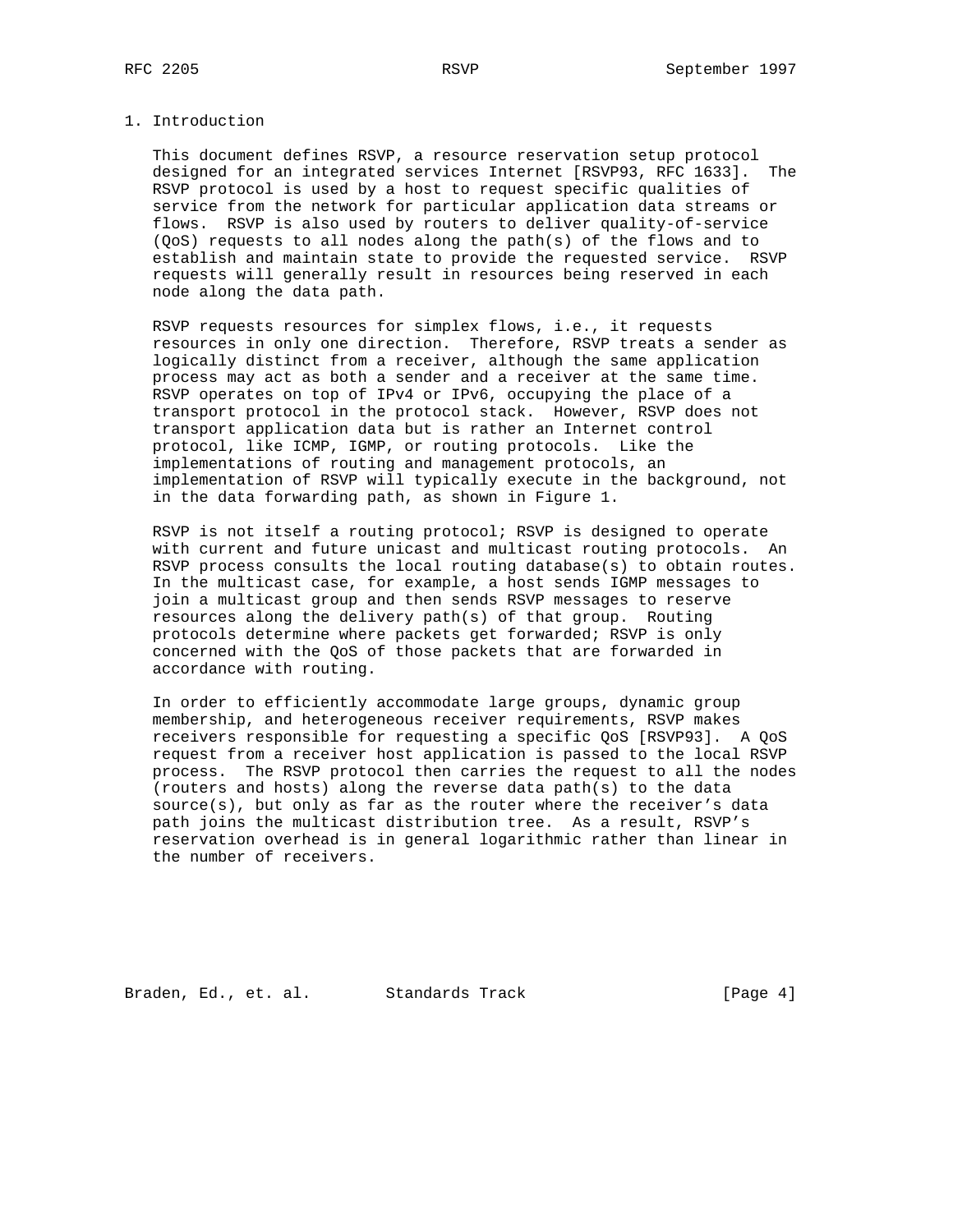# 1. Introduction

This document defines RSVP, a resource reservation setup protocol designed for an integrated services Internet [RSVP93, RFC 1633]. The RSVP protocol is used by a host to request specific qualities of service from the network for particular application data streams or flows. RSVP is also used by routers to deliver quality-of-service (QoS) requests to all nodes along the path(s) of the flows and to establish and maintain state to provide the requested service. RSVP requests will generally result in resources being reserved in each node along the data path.

RSVP requests resources for simplex flows, i.e., it requests resources in only one direction. Therefore, RSVP treats a sender as logically distinct from a receiver, although the same application process may act as both a sender and a receiver at the same time. RSVP operates on top of IPv4 or IPv6, occupying the place of a transport protocol in the protocol stack. However, RSVP does not transport application data but is rather an Internet control protocol, like ICMP, IGMP, or routing protocols. Like the implementations of routing and management protocols, an implementation of RSVP will typically execute in the background, not in the data forwarding path, as shown in Figure 1.

RSVP is not itself a routing protocol; RSVP is designed to operate with current and future unicast and multicast routing protocols. An RSVP process consults the local routing database(s) to obtain routes. In the multicast case, for example, a host sends IGMP messages to join a multicast group and then sends RSVP messages to reserve resources along the delivery path(s) of that group. Routing protocols determine where packets get forwarded; RSVP is only concerned with the QoS of those packets that are forwarded in accordance with routing.

In order to efficiently accommodate large groups, dynamic group membership, and heterogeneous receiver requirements, RSVP makes receivers responsible for requesting a specific QoS [RSVP93]. A QoS request from a receiver host application is passed to the local RSVP process. The RSVP protocol then carries the request to all the nodes (routers and hosts) along the reverse data path(s) to the data source(s), but only as far as the router where the receiver's data path joins the multicast distribution tree. As a result, RSVP's reservation overhead is in general logarithmic rather than linear in the number of receivers.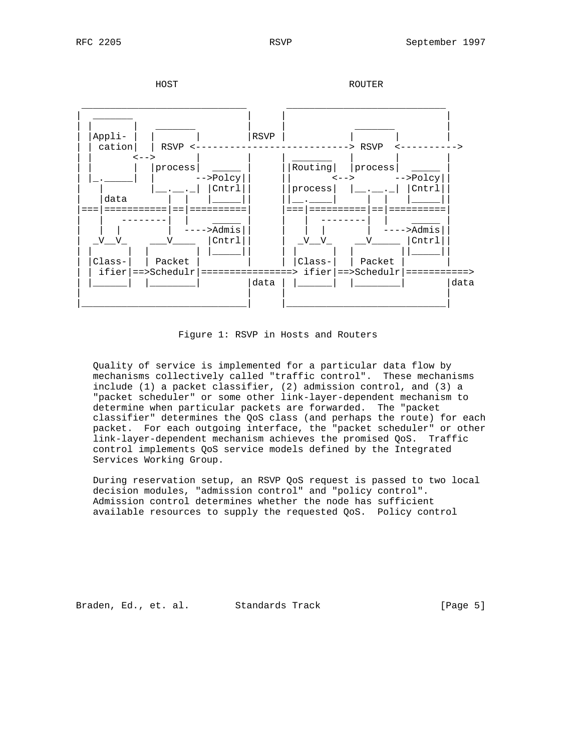```
               HOST                              ROUTER

  _____________________________       ____________________________
 |  _______                    |     |                            |
 | |       |   _______         |     |            _______         |
 | |Appli- |  |       |        |RSVP |           |       |        |
 | | cation|  | RSVP <---------------------------> RSVP  <---------->
 | |       <-->       |        |     | _______   |       |        |
 | |       |  |process|  _____ |     ||Routing|  |process|  _____ |
 | |_._____|  |       -->Polcy||     ||       <-->       -->Polcy||
 |   |        |__.__._| |Cntrl||     ||process|  |__.__._| |Cntrl||
 |   |data       |  |   |_____||     ||__.____|     |  |   |_____||
 |===|===========|==|==========|     |===|==========|==|==========|
 |   |   --------|  |    _____ |     |   |  --------|  |    _____ |
 |   |  |        |  ---->Admis||     |   |  |       |  ---->Admis||
 |  _V__V_    ___V____  |Cntrl||     |  _V__V_    __V_____ |Cntrl||
 | |      |  |        | |_____||     | |      |  |        ||_____||
 | |Class-|  | Packet |        |     | |Class-|  | Packet |       |
 | | ifier|==>Schedulr|================> ifier|==>Schedulr|===========>
 | |______|  |________|        |data | |______|  |________|       |data
 |                             |     |                            |
 |_____________________________|     |____________________________|
```

Figure 1: RSVP in Hosts and Routers

Quality of service is implemented for a particular data flow by mechanisms collectively called "traffic control". These mechanisms include (1) a packet classifier, (2) admission control, and (3) a "packet scheduler" or some other link-layer-dependent mechanism to determine when particular packets are forwarded. The "packet classifier" determines the QoS class (and perhaps the route) for each packet. For each outgoing interface, the "packet scheduler" or other link-layer-dependent mechanism achieves the promised QoS. Traffic control implements QoS service models defined by the Integrated Services Working Group.

During reservation setup, an RSVP QoS request is passed to two local decision modules, "admission control" and "policy control". Admission control determines whether the node has sufficient available resources to supply the requested QoS. Policy control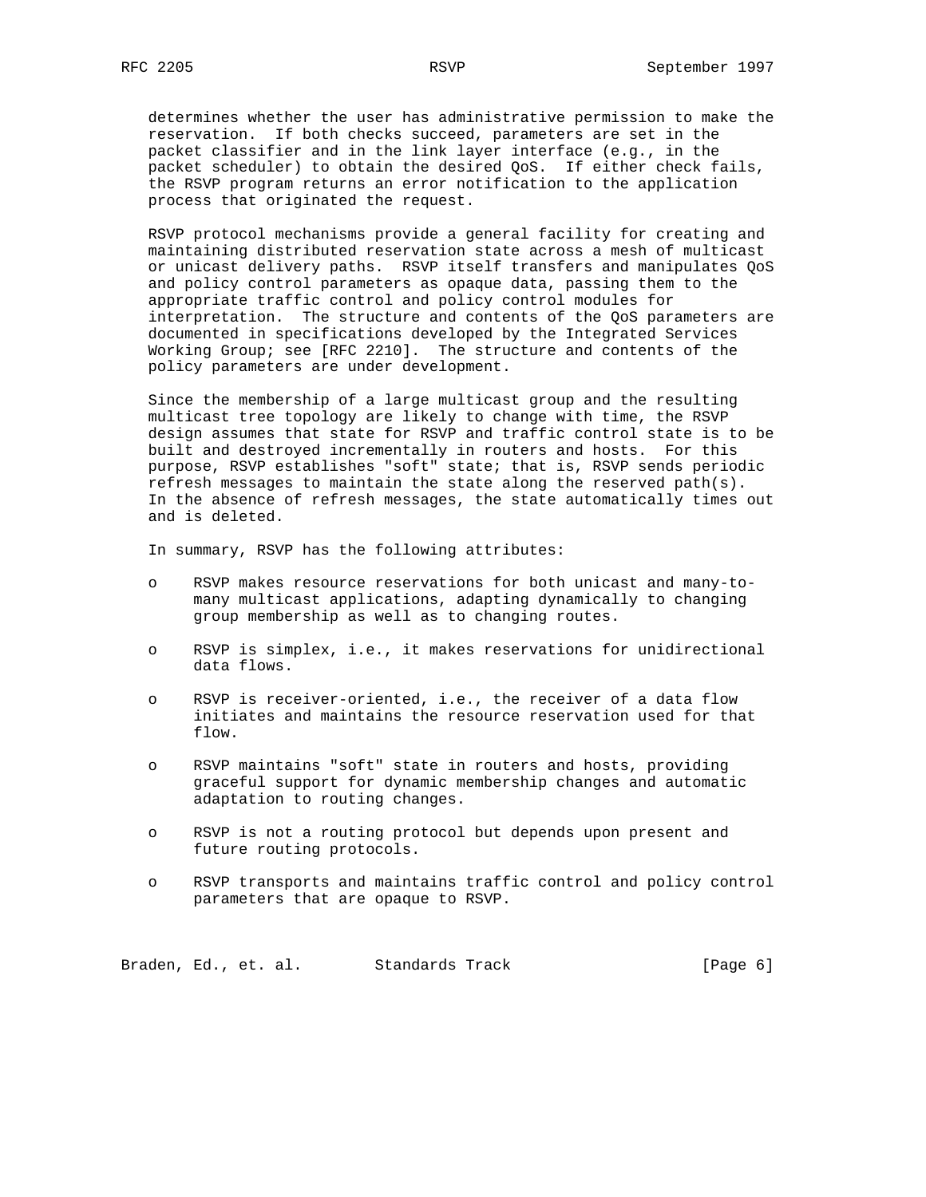determines whether the user has administrative permission to make the reservation. If both checks succeed, parameters are set in the packet classifier and in the link layer interface (e.g., in the packet scheduler) to obtain the desired QoS. If either check fails, the RSVP program returns an error notification to the application process that originated the request.

RSVP protocol mechanisms provide a general facility for creating and maintaining distributed reservation state across a mesh of multicast or unicast delivery paths. RSVP itself transfers and manipulates QoS and policy control parameters as opaque data, passing them to the appropriate traffic control and policy control modules for interpretation. The structure and contents of the QoS parameters are documented in specifications developed by the Integrated Services Working Group; see [RFC 2210]. The structure and contents of the policy parameters are under development.

Since the membership of a large multicast group and the resulting multicast tree topology are likely to change with time, the RSVP design assumes that state for RSVP and traffic control state is to be built and destroyed incrementally in routers and hosts. For this purpose, RSVP establishes "soft" state; that is, RSVP sends periodic refresh messages to maintain the state along the reserved path(s). In the absence of refresh messages, the state automatically times out and is deleted.

In summary, RSVP has the following attributes:

- RSVP makes resource reservations for both unicast and many-to-many multicast applications, adapting dynamically to changing group membership as well as to changing routes.

- RSVP is simplex, i.e., it makes reservations for unidirectional data flows.

- RSVP is receiver-oriented, i.e., the receiver of a data flow initiates and maintains the resource reservation used for that flow.

- RSVP maintains "soft" state in routers and hosts, providing graceful support for dynamic membership changes and automatic adaptation to routing changes.

- RSVP is not a routing protocol but depends upon present and future routing protocols.

- RSVP transports and maintains traffic control and policy control parameters that are opaque to RSVP.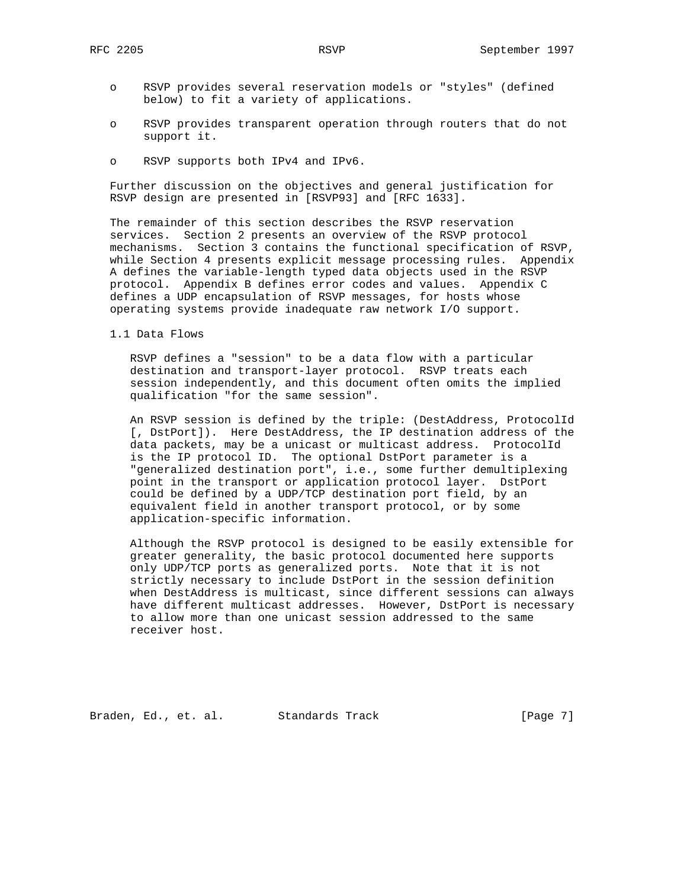- RSVP provides several reservation models or "styles" (defined below) to fit a variety of applications.

- RSVP provides transparent operation through routers that do not support it.

- RSVP supports both IPv4 and IPv6.

Further discussion on the objectives and general justification for RSVP design are presented in [RSVP93] and [RFC 1633].

The remainder of this section describes the RSVP reservation services. Section 2 presents an overview of the RSVP protocol mechanisms. Section 3 contains the functional specification of RSVP, while Section 4 presents explicit message processing rules. Appendix A defines the variable-length typed data objects used in the RSVP protocol. Appendix B defines error codes and values. Appendix C defines a UDP encapsulation of RSVP messages, for hosts whose operating systems provide inadequate raw network I/O support.

## 1.1 Data Flows

RSVP defines a "session" to be a data flow with a particular destination and transport-layer protocol. RSVP treats each session independently, and this document often omits the implied qualification "for the same session".

An RSVP session is defined by the triple: (DestAddress, ProtocolId [, DstPort]). Here DestAddress, the IP destination address of the data packets, may be a unicast or multicast address. ProtocolId is the IP protocol ID. The optional DstPort parameter is a "generalized destination port", i.e., some further demultiplexing point in the transport or application protocol layer. DstPort could be defined by a UDP/TCP destination port field, by an equivalent field in another transport protocol, or by some application-specific information.

Although the RSVP protocol is designed to be easily extensible for greater generality, the basic protocol documented here supports only UDP/TCP ports as generalized ports. Note that it is not strictly necessary to include DstPort in the session definition when DestAddress is multicast, since different sessions can always have different multicast addresses. However, DstPort is necessary to allow more than one unicast session addressed to the same receiver host.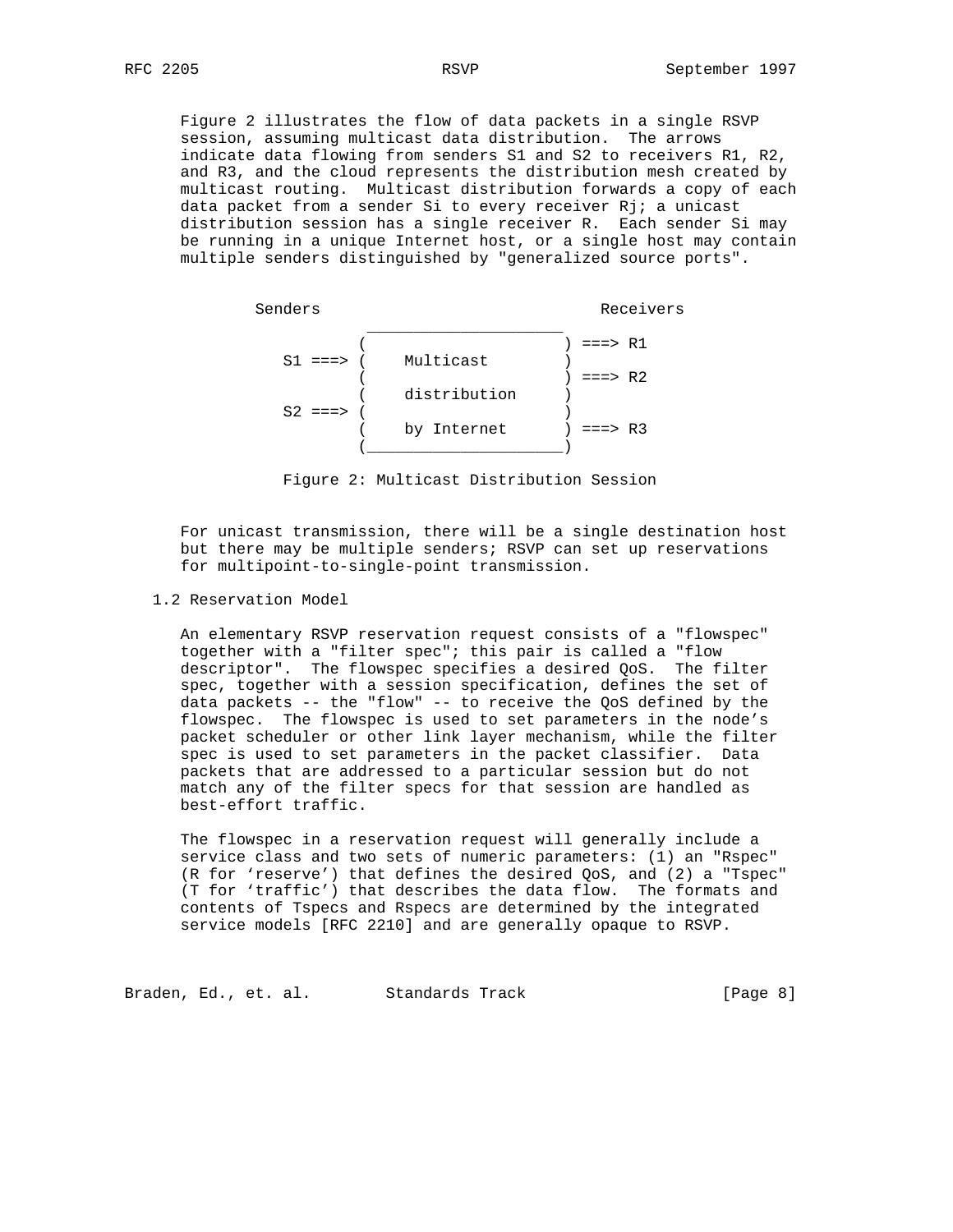Figure 2 illustrates the flow of data packets in a single RSVP session, assuming multicast data distribution. The arrows indicate data flowing from senders S1 and S2 to receivers R1, R2, and R3, and the cloud represents the distribution mesh created by multicast routing. Multicast distribution forwards a copy of each data packet from a sender Si to every receiver Rj; a unicast distribution session has a single receiver R. Each sender Si may be running in a unique Internet host, or a single host may contain multiple senders distinguished by "generalized source ports".

```
       Senders                              Receivers
                       _____________________
                      (                     ) ===> R1
              S1 ===> (    Multicast        )
                      (                     ) ===> R2
                      (    distribution     )
              S2 ===> (                     )
                      (    by Internet      ) ===> R3
                      (_____________________)
```

Figure 2: Multicast Distribution Session

For unicast transmission, there will be a single destination host but there may be multiple senders; RSVP can set up reservations for multipoint-to-single-point transmission.

## 1.2 Reservation Model

An elementary RSVP reservation request consists of a "flowspec" together with a "filter spec"; this pair is called a "flow descriptor". The flowspec specifies a desired QoS. The filter spec, together with a session specification, defines the set of data packets -- the "flow" -- to receive the QoS defined by the flowspec. The flowspec is used to set parameters in the node's packet scheduler or other link layer mechanism, while the filter spec is used to set parameters in the packet classifier. Data packets that are addressed to a particular session but do not match any of the filter specs for that session are handled as best-effort traffic.

The flowspec in a reservation request will generally include a service class and two sets of numeric parameters: (1) an "Rspec" (R for 'reserve') that defines the desired QoS, and (2) a "Tspec" (T for 'traffic') that describes the data flow. The formats and contents of Tspecs and Rspecs are determined by the integrated service models [RFC 2210] and are generally opaque to RSVP.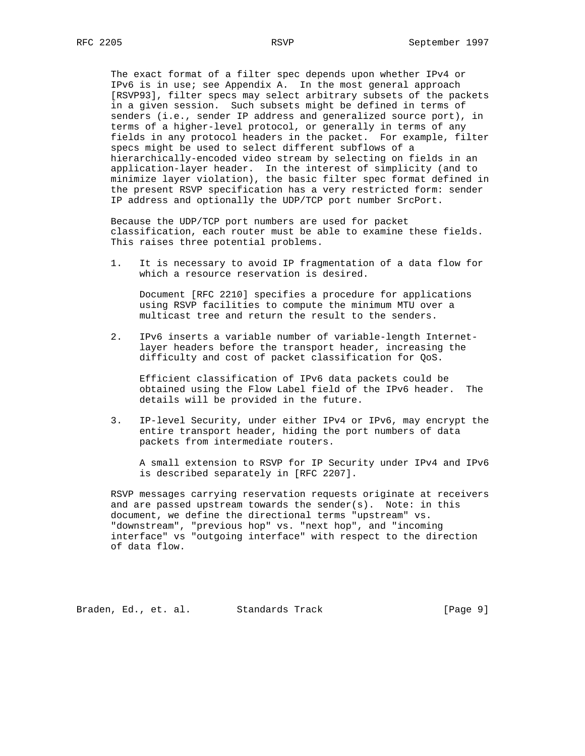The exact format of a filter spec depends upon whether IPv4 or IPv6 is in use; see Appendix A. In the most general approach [RSVP93], filter specs may select arbitrary subsets of the packets in a given session. Such subsets might be defined in terms of senders (i.e., sender IP address and generalized source port), in terms of a higher-level protocol, or generally in terms of any fields in any protocol headers in the packet. For example, filter specs might be used to select different subflows of a hierarchically-encoded video stream by selecting on fields in an application-layer header. In the interest of simplicity (and to minimize layer violation), the basic filter spec format defined in the present RSVP specification has a very restricted form: sender IP address and optionally the UDP/TCP port number SrcPort.

Because the UDP/TCP port numbers are used for packet classification, each router must be able to examine these fields. This raises three potential problems.

1. It is necessary to avoid IP fragmentation of a data flow for which a resource reservation is desired.

   Document [RFC 2210] specifies a procedure for applications using RSVP facilities to compute the minimum MTU over a multicast tree and return the result to the senders.

2. IPv6 inserts a variable number of variable-length Internet-layer headers before the transport header, increasing the difficulty and cost of packet classification for QoS.

   Efficient classification of IPv6 data packets could be obtained using the Flow Label field of the IPv6 header. The details will be provided in the future.

3. IP-level Security, under either IPv4 or IPv6, may encrypt the entire transport header, hiding the port numbers of data packets from intermediate routers.

   A small extension to RSVP for IP Security under IPv4 and IPv6 is described separately in [RFC 2207].

RSVP messages carrying reservation requests originate at receivers and are passed upstream towards the sender(s). Note: in this document, we define the directional terms "upstream" vs. "downstream", "previous hop" vs. "next hop", and "incoming interface" vs "outgoing interface" with respect to the direction of data flow.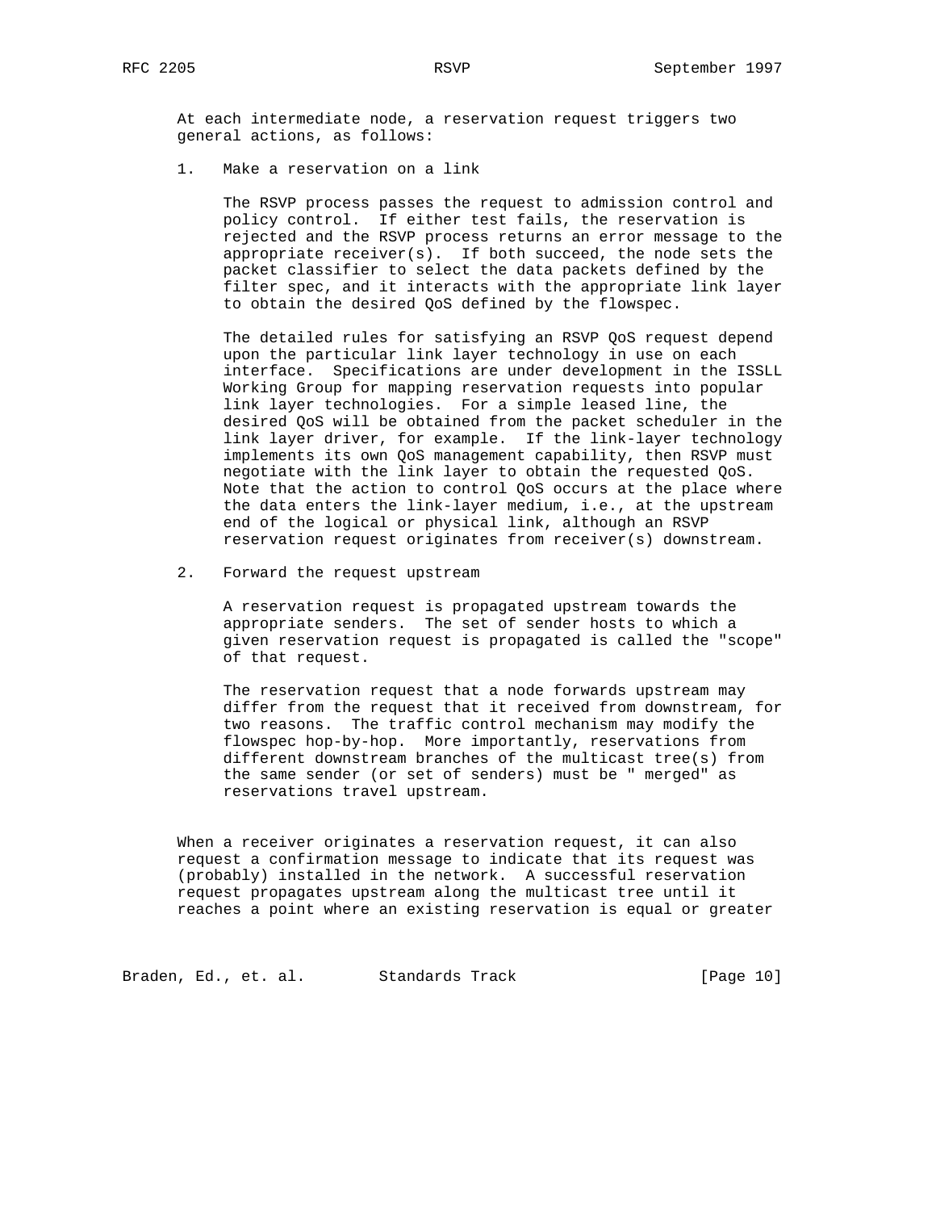At each intermediate node, a reservation request triggers two general actions, as follows:

1. Make a reservation on a link

   The RSVP process passes the request to admission control and policy control. If either test fails, the reservation is rejected and the RSVP process returns an error message to the appropriate receiver(s). If both succeed, the node sets the packet classifier to select the data packets defined by the filter spec, and it interacts with the appropriate link layer to obtain the desired QoS defined by the flowspec.

   The detailed rules for satisfying an RSVP QoS request depend upon the particular link layer technology in use on each interface. Specifications are under development in the ISSLL Working Group for mapping reservation requests into popular link layer technologies. For a simple leased line, the desired QoS will be obtained from the packet scheduler in the link layer driver, for example. If the link-layer technology implements its own QoS management capability, then RSVP must negotiate with the link layer to obtain the requested QoS. Note that the action to control QoS occurs at the place where the data enters the link-layer medium, i.e., at the upstream end of the logical or physical link, although an RSVP reservation request originates from receiver(s) downstream.

2. Forward the request upstream

   A reservation request is propagated upstream towards the appropriate senders. The set of sender hosts to which a given reservation request is propagated is called the "scope" of that request.

   The reservation request that a node forwards upstream may differ from the request that it received from downstream, for two reasons. The traffic control mechanism may modify the flowspec hop-by-hop. More importantly, reservations from different downstream branches of the multicast tree(s) from the same sender (or set of senders) must be " merged" as reservations travel upstream.

When a receiver originates a reservation request, it can also request a confirmation message to indicate that its request was (probably) installed in the network. A successful reservation request propagates upstream along the multicast tree until it reaches a point where an existing reservation is equal or greater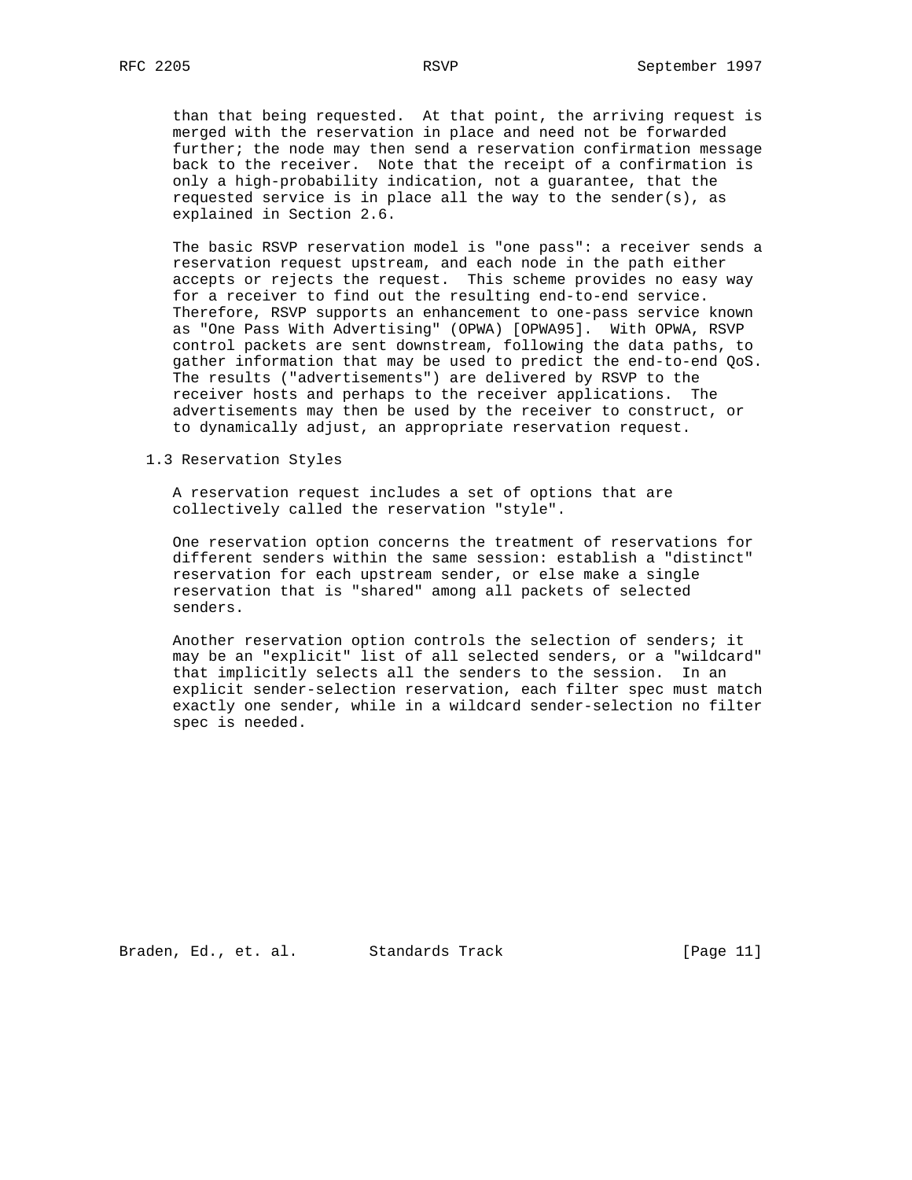than that being requested. At that point, the arriving request is merged with the reservation in place and need not be forwarded further; the node may then send a reservation confirmation message back to the receiver. Note that the receipt of a confirmation is only a high-probability indication, not a guarantee, that the requested service is in place all the way to the sender(s), as explained in Section 2.6.

The basic RSVP reservation model is "one pass": a receiver sends a reservation request upstream, and each node in the path either accepts or rejects the request. This scheme provides no easy way for a receiver to find out the resulting end-to-end service. Therefore, RSVP supports an enhancement to one-pass service known as "One Pass With Advertising" (OPWA) [OPWA95]. With OPWA, RSVP control packets are sent downstream, following the data paths, to gather information that may be used to predict the end-to-end QoS. The results ("advertisements") are delivered by RSVP to the receiver hosts and perhaps to the receiver applications. The advertisements may then be used by the receiver to construct, or to dynamically adjust, an appropriate reservation request.

## 1.3 Reservation Styles

A reservation request includes a set of options that are collectively called the reservation "style".

One reservation option concerns the treatment of reservations for different senders within the same session: establish a "distinct" reservation for each upstream sender, or else make a single reservation that is "shared" among all packets of selected senders.

Another reservation option controls the selection of senders; it may be an "explicit" list of all selected senders, or a "wildcard" that implicitly selects all the senders to the session. In an explicit sender-selection reservation, each filter spec must match exactly one sender, while in a wildcard sender-selection no filter spec is needed.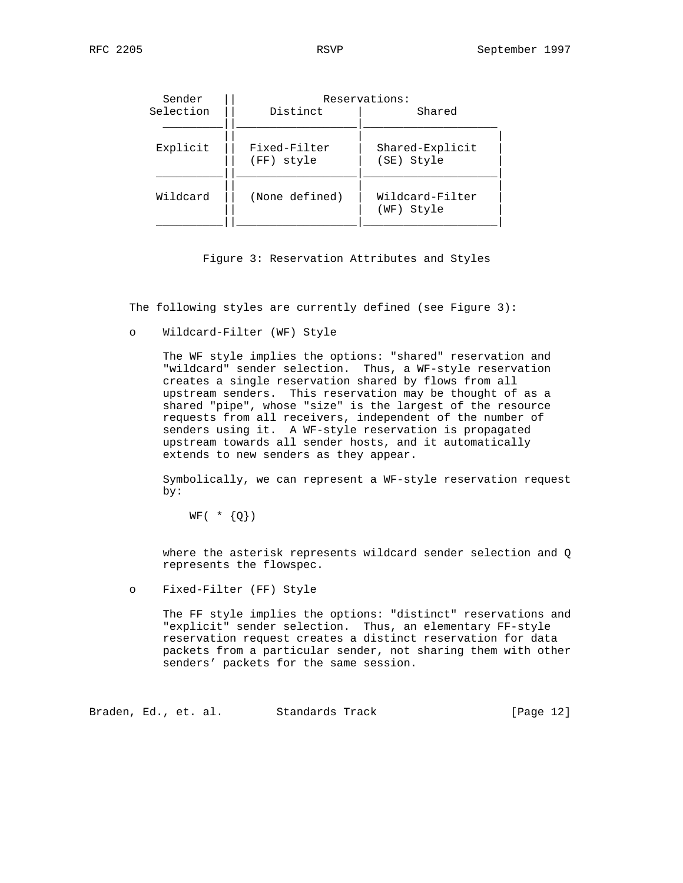| Sender Selection | Reservations: Distinct | Shared |
|---|---|---|
| Explicit | Fixed-Filter (FF) style | Shared-Explicit (SE) Style |
| Wildcard | (None defined) | Wildcard-Filter (WF) Style |

Figure 3: Reservation Attributes and Styles

The following styles are currently defined (see Figure 3):

- Wildcard-Filter (WF) Style

  The WF style implies the options: "shared" reservation and "wildcard" sender selection. Thus, a WF-style reservation creates a single reservation shared by flows from all upstream senders. This reservation may be thought of as a shared "pipe", whose "size" is the largest of the resource requests from all receivers, independent of the number of senders using it. A WF-style reservation is propagated upstream towards all sender hosts, and it automatically extends to new senders as they appear.

  Symbolically, we can represent a WF-style reservation request by:

  ```
  WF( * {Q})
  ```

  where the asterisk represents wildcard sender selection and Q represents the flowspec.

- Fixed-Filter (FF) Style

  The FF style implies the options: "distinct" reservations and "explicit" sender selection. Thus, an elementary FF-style reservation request creates a distinct reservation for data packets from a particular sender, not sharing them with other senders' packets for the same session.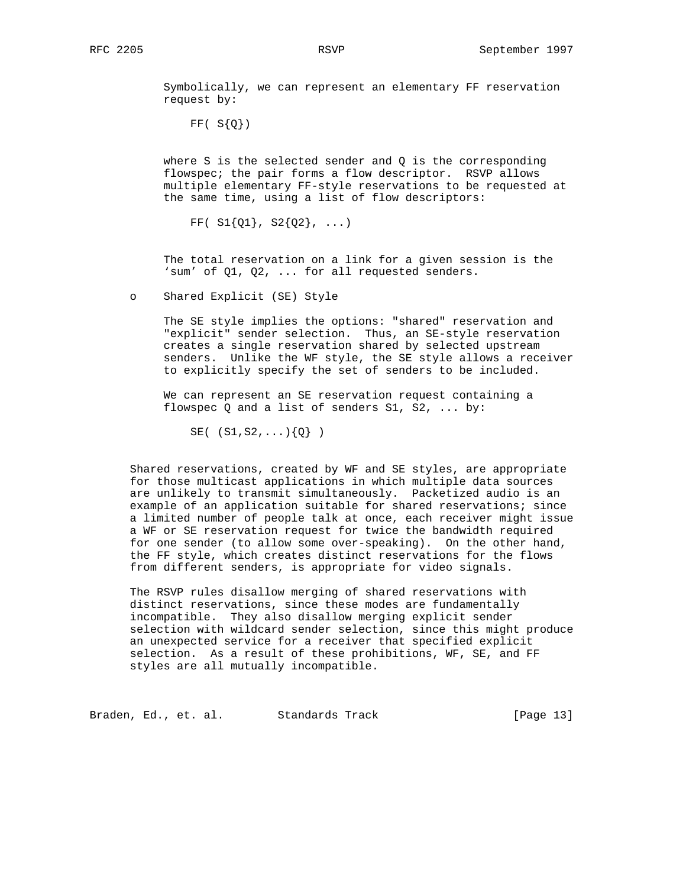Symbolically, we can represent an elementary FF reservation request by:

```
FF( S{Q})
```

where S is the selected sender and Q is the corresponding flowspec; the pair forms a flow descriptor. RSVP allows multiple elementary FF-style reservations to be requested at the same time, using a list of flow descriptors:

```
FF( S1{Q1}, S2{Q2}, ...)
```

The total reservation on a link for a given session is the 'sum' of Q1, Q2, ... for all requested senders.

- Shared Explicit (SE) Style

  The SE style implies the options: "shared" reservation and "explicit" sender selection. Thus, an SE-style reservation creates a single reservation shared by selected upstream senders. Unlike the WF style, the SE style allows a receiver to explicitly specify the set of senders to be included.

  We can represent an SE reservation request containing a flowspec Q and a list of senders S1, S2, ... by:

  ```
  SE( (S1,S2,...){Q} )
  ```

Shared reservations, created by WF and SE styles, are appropriate for those multicast applications in which multiple data sources are unlikely to transmit simultaneously. Packetized audio is an example of an application suitable for shared reservations; since a limited number of people talk at once, each receiver might issue a WF or SE reservation request for twice the bandwidth required for one sender (to allow some over-speaking). On the other hand, the FF style, which creates distinct reservations for the flows from different senders, is appropriate for video signals.

The RSVP rules disallow merging of shared reservations with distinct reservations, since these modes are fundamentally incompatible. They also disallow merging explicit sender selection with wildcard sender selection, since this might produce an unexpected service for a receiver that specified explicit selection. As a result of these prohibitions, WF, SE, and FF styles are all mutually incompatible.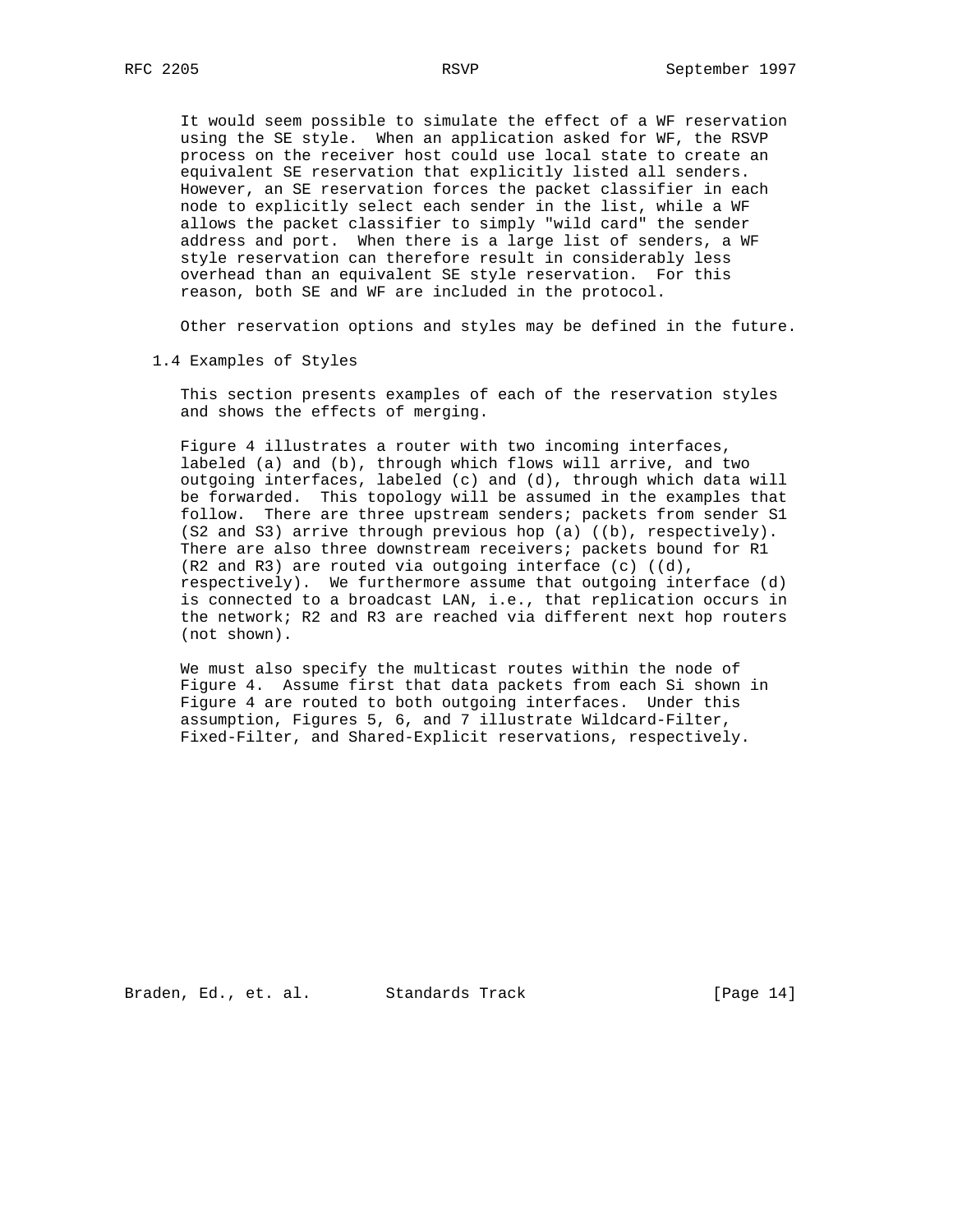It would seem possible to simulate the effect of a WF reservation using the SE style. When an application asked for WF, the RSVP process on the receiver host could use local state to create an equivalent SE reservation that explicitly listed all senders. However, an SE reservation forces the packet classifier in each node to explicitly select each sender in the list, while a WF allows the packet classifier to simply "wild card" the sender address and port. When there is a large list of senders, a WF style reservation can therefore result in considerably less overhead than an equivalent SE style reservation. For this reason, both SE and WF are included in the protocol.

Other reservation options and styles may be defined in the future.

## 1.4 Examples of Styles

This section presents examples of each of the reservation styles and shows the effects of merging.

Figure 4 illustrates a router with two incoming interfaces, labeled (a) and (b), through which flows will arrive, and two outgoing interfaces, labeled (c) and (d), through which data will be forwarded. This topology will be assumed in the examples that follow. There are three upstream senders; packets from sender S1 (S2 and S3) arrive through previous hop (a) ((b), respectively). There are also three downstream receivers; packets bound for R1 (R2 and R3) are routed via outgoing interface (c) ((d), respectively). We furthermore assume that outgoing interface (d) is connected to a broadcast LAN, i.e., that replication occurs in the network; R2 and R3 are reached via different next hop routers (not shown).

We must also specify the multicast routes within the node of Figure 4. Assume first that data packets from each Si shown in Figure 4 are routed to both outgoing interfaces. Under this assumption, Figures 5, 6, and 7 illustrate Wildcard-Filter, Fixed-Filter, and Shared-Explicit reservations, respectively.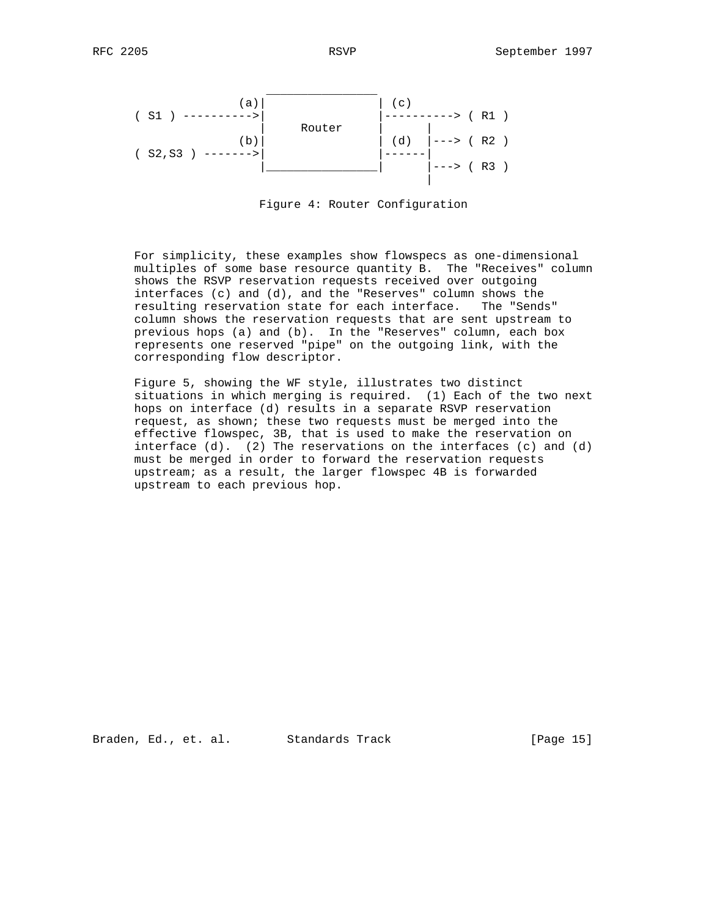```
                  ________________
              (a)|                | (c)
( S1 ) ---------->|                |----------> ( R1 )
                 |     Router     |       |
              (b)|                | (d)   |---> ( R2 )
( S2,S3 ) ------->|                |-------|
                 |________________|       |---> ( R3 )
                                          |
```

Figure 4: Router Configuration

For simplicity, these examples show flowspecs as one-dimensional multiples of some base resource quantity B. The "Receives" column shows the RSVP reservation requests received over outgoing interfaces (c) and (d), and the "Reserves" column shows the resulting reservation state for each interface. The "Sends" column shows the reservation requests that are sent upstream to previous hops (a) and (b). In the "Reserves" column, each box represents one reserved "pipe" on the outgoing link, with the corresponding flow descriptor.

Figure 5, showing the WF style, illustrates two distinct situations in which merging is required. (1) Each of the two next hops on interface (d) results in a separate RSVP reservation request, as shown; these two requests must be merged into the effective flowspec, 3B, that is used to make the reservation on interface (d). (2) The reservations on the interfaces (c) and (d) must be merged in order to forward the reservation requests upstream; as a result, the larger flowspec 4B is forwarded upstream to each previous hop.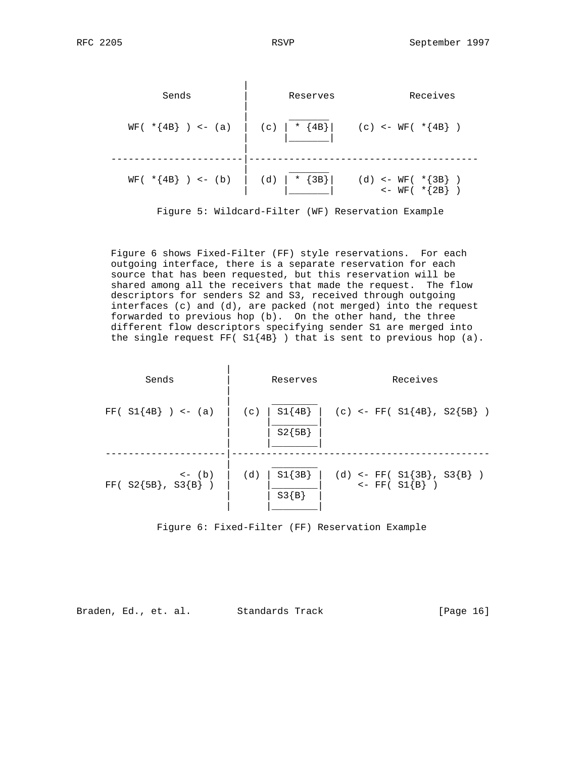```
                        |
          Sends         |       Reserves             Receives
                        |
                        |        _______
   WF( *{4B} ) <- (a)   |  (c) | * {4B}|    (c) <- WF( *{4B} )
                        |      |_______|
                        |
 -----------------------|---------------------------------------
                        |        _______
   WF( *{4B} ) <- (b)   |  (d) | * {3B}|    (d) <- WF( *{3B} )
                        |      |_______|        <- WF( *{2B} )
```

Figure 5: Wildcard-Filter (WF) Reservation Example

Figure 6 shows Fixed-Filter (FF) style reservations. For each outgoing interface, there is a separate reservation for each source that has been requested, but this reservation will be shared among all the receivers that made the request. The flow descriptors for senders S2 and S3, received through outgoing interfaces (c) and (d), are packed (not merged) into the request forwarded to previous hop (b). On the other hand, the three different flow descriptors specifying sender S1 are merged into the single request FF( S1{4B} ) that is sent to previous hop (a).

```
                     |
       Sends         |       Reserves             Receives
                     |
                     |       ________
 FF( S1{4B} ) <- (a) |  (c) | S1{4B} |  (c) <- FF( S1{4B}, S2{5B} )
                     |      |________|
                     |      | S2{5B} |
                     |      |________|
 --------------------|---------------------------------------------
                     |       ________
             <- (b)  |  (d) | S1{3B} |  (d) <- FF( S1{3B}, S3{B} )
 FF( S2{5B}, S3{B} ) |      |________|      <- FF( S1{B} )
                     |      | S3{B}  |
                     |      |________|
```

Figure 6: Fixed-Filter (FF) Reservation Example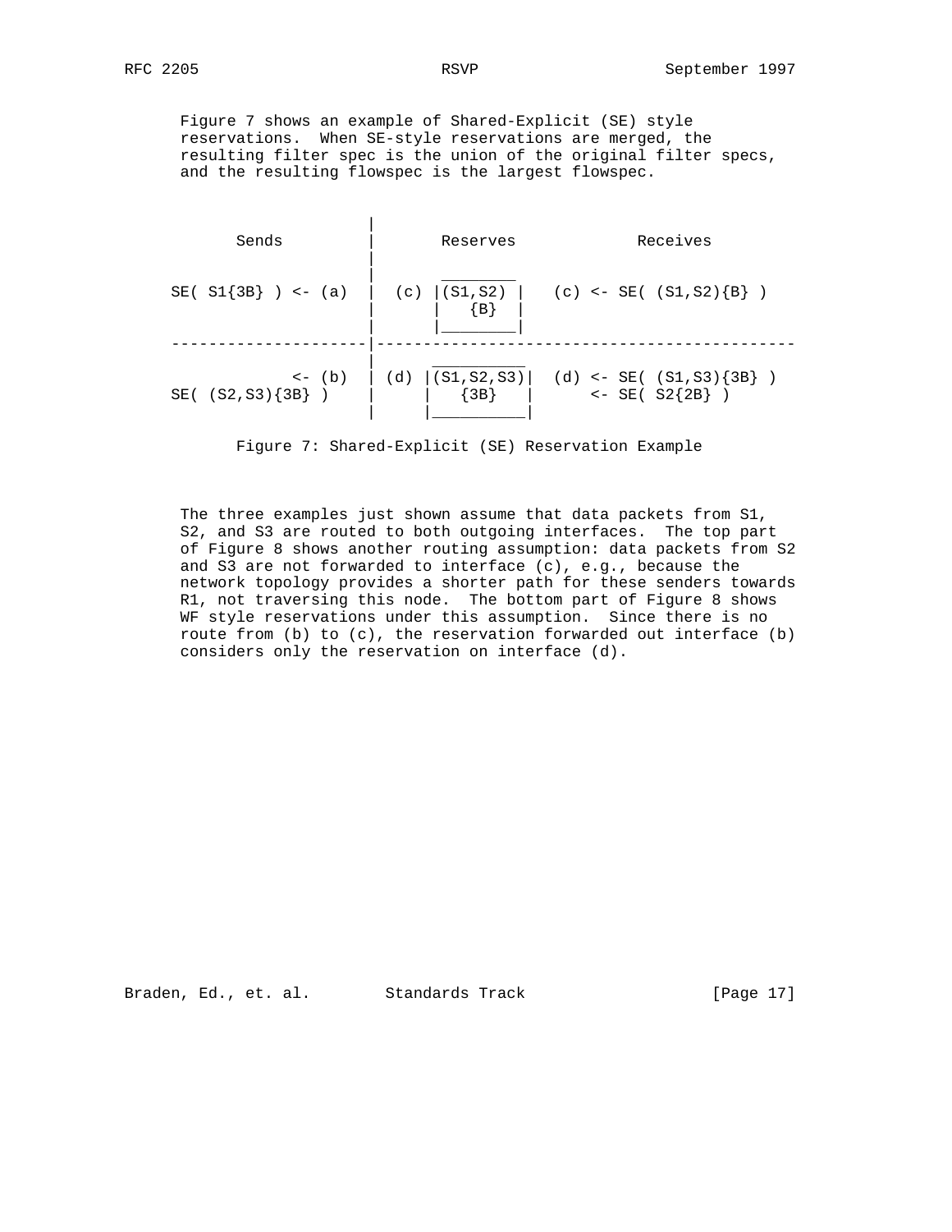Figure 7 shows an example of Shared-Explicit (SE) style reservations. When SE-style reservations are merged, the resulting filter spec is the union of the original filter specs, and the resulting flowspec is the largest flowspec.

```
                     |
       Sends         |       Reserves             Receives
                     |
                     |       ________
 SE( S1{3B} ) <- (a) |  (c) |(S1,S2) |   (c) <- SE( (S1,S2){B} )
                     |      |   {B}  |
                     |      |________|
---------------------|---------------------------------------------
                     |       __________
             <- (b)  | (d) |(S1,S2,S3)|  (d) <- SE( (S1,S3){3B} )
 SE( (S2,S3){3B} )   |     |   {3B}   |      <- SE( S2{2B} )
                     |     |__________|
```

Figure 7: Shared-Explicit (SE) Reservation Example

The three examples just shown assume that data packets from S1, S2, and S3 are routed to both outgoing interfaces. The top part of Figure 8 shows another routing assumption: data packets from S2 and S3 are not forwarded to interface (c), e.g., because the network topology provides a shorter path for these senders towards R1, not traversing this node. The bottom part of Figure 8 shows WF style reservations under this assumption. Since there is no route from (b) to (c), the reservation forwarded out interface (b) considers only the reservation on interface (d).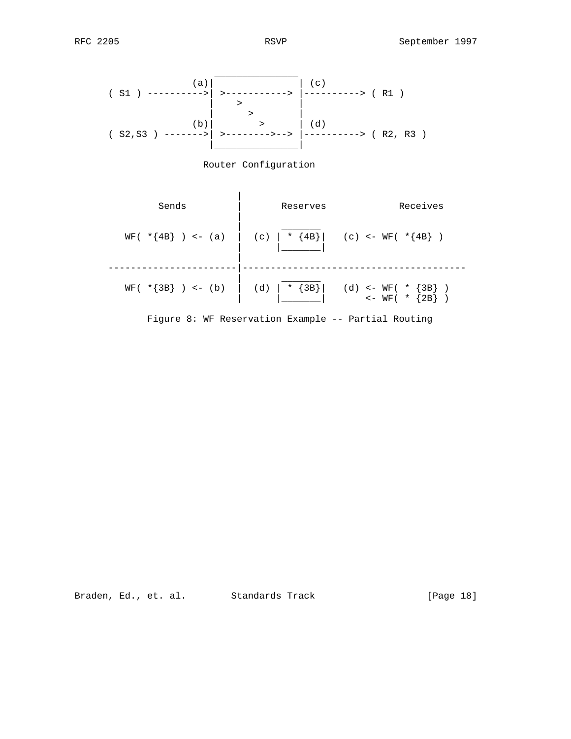```
                  ________________
              (a)|                | (c)
  ( S1 ) ---------->| >-----------> |----------> ( R1 )
                 |    >           |
                 |      >         |
              (b)|        >       | (d)
  ( S2,S3 ) ------->| >-------->--> |----------> ( R2, R3 )
                 |________________|

                Router Configuration


                          |
        Sends             |       Reserves             Receives
                          |
                          |       _______
    WF( *{4B} ) <- (a)    |  (c) | * {4B}|    (c) <- WF( *{4B} )
                          |      |_______|
                          |
  -----------------------|----------------------------------------
                          |       _______
    WF( *{3B} ) <- (b)    |  (d) | * {3B}|    (d) <- WF( * {3B} )
                          |      |_______|        <- WF( * {2B} )

          Figure 8: WF Reservation Example -- Partial Routing
```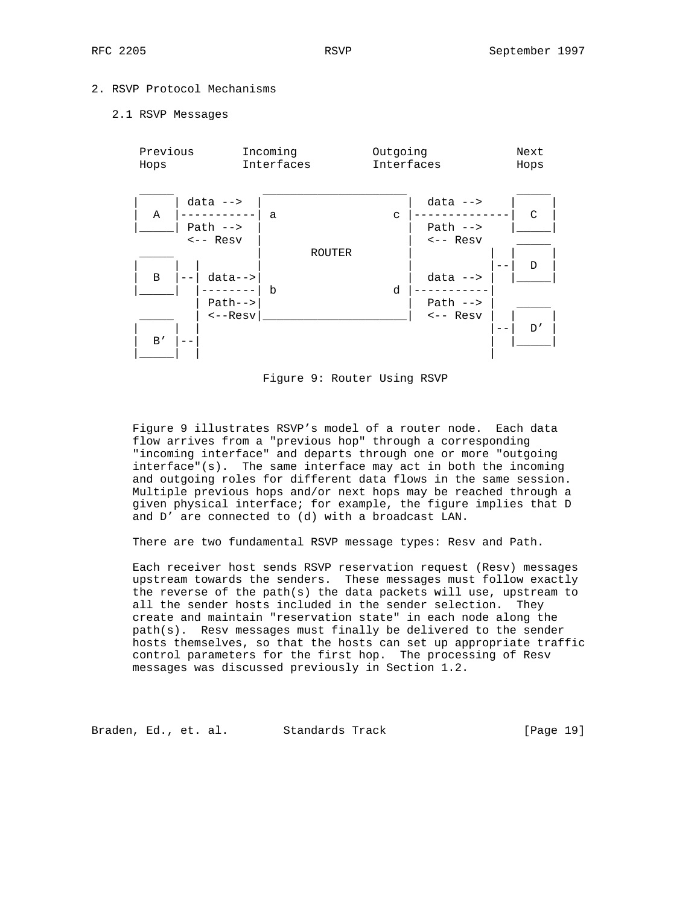# 2. RSVP Protocol Mechanisms

## 2.1 RSVP Messages

```
      Previous       Incoming           Outgoing             Next
      Hops           Interfaces         Interfaces           Hops

      _____         _____________________                  _____
     |     | data -->  |                     |  data -->    |     |
     |  A  |-----------| a                 c |--------------|  C  |
     |_____| Path -->  |                     |  Path -->    |_____|
             <-- Resv  |                     |  <-- Resv     _____
      _____            |        ROUTER       |           |  |     |
     |     |  |        |                     |           |--|  D  |
     |  B  |--| data-->|                     |  data --> |  |_____|
     |_____|  |--------| b                 d |-----------|
              | Path-->|                     |  Path --> |   _____
      _____   | <--Resv|_____________________|  <-- Resv |  |     |
     |     |  |                                          |--|  D'  |
     |  B' |--|                                          |  |_____|
     |_____|  |                                          |
```

Figure 9: Router Using RSVP

Figure 9 illustrates RSVP's model of a router node. Each data flow arrives from a "previous hop" through a corresponding "incoming interface" and departs through one or more "outgoing interface"(s). The same interface may act in both the incoming and outgoing roles for different data flows in the same session. Multiple previous hops and/or next hops may be reached through a given physical interface; for example, the figure implies that D and D' are connected to (d) with a broadcast LAN.

There are two fundamental RSVP message types: Resv and Path.

Each receiver host sends RSVP reservation request (Resv) messages upstream towards the senders. These messages must follow exactly the reverse of the path(s) the data packets will use, upstream to all the sender hosts included in the sender selection. They create and maintain "reservation state" in each node along the path(s). Resv messages must finally be delivered to the sender hosts themselves, so that the hosts can set up appropriate traffic control parameters for the first hop. The processing of Resv messages was discussed previously in Section 1.2.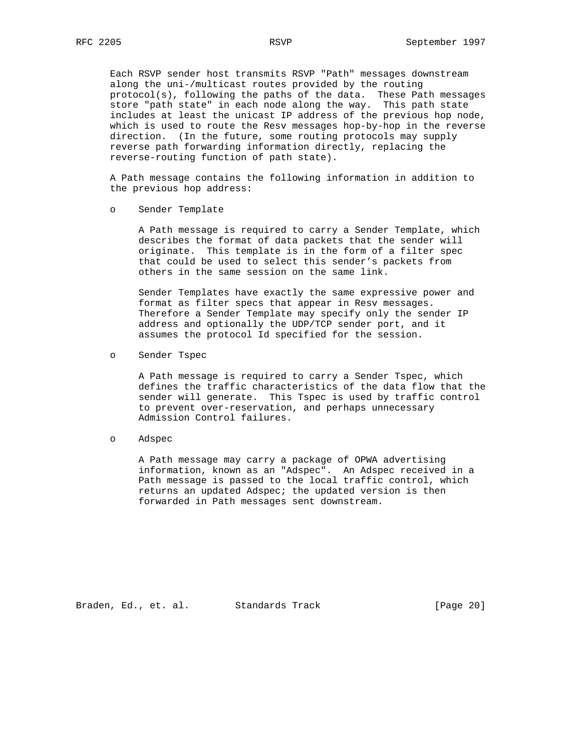Each RSVP sender host transmits RSVP "Path" messages downstream along the uni-/multicast routes provided by the routing protocol(s), following the paths of the data. These Path messages store "path state" in each node along the way. This path state includes at least the unicast IP address of the previous hop node, which is used to route the Resv messages hop-by-hop in the reverse direction. (In the future, some routing protocols may supply reverse path forwarding information directly, replacing the reverse-routing function of path state).

A Path message contains the following information in addition to the previous hop address:

- Sender Template

  A Path message is required to carry a Sender Template, which describes the format of data packets that the sender will originate. This template is in the form of a filter spec that could be used to select this sender's packets from others in the same session on the same link.

  Sender Templates have exactly the same expressive power and format as filter specs that appear in Resv messages. Therefore a Sender Template may specify only the sender IP address and optionally the UDP/TCP sender port, and it assumes the protocol Id specified for the session.

- Sender Tspec

  A Path message is required to carry a Sender Tspec, which defines the traffic characteristics of the data flow that the sender will generate. This Tspec is used by traffic control to prevent over-reservation, and perhaps unnecessary Admission Control failures.

- Adspec

  A Path message may carry a package of OPWA advertising information, known as an "Adspec". An Adspec received in a Path message is passed to the local traffic control, which returns an updated Adspec; the updated version is then forwarded in Path messages sent downstream.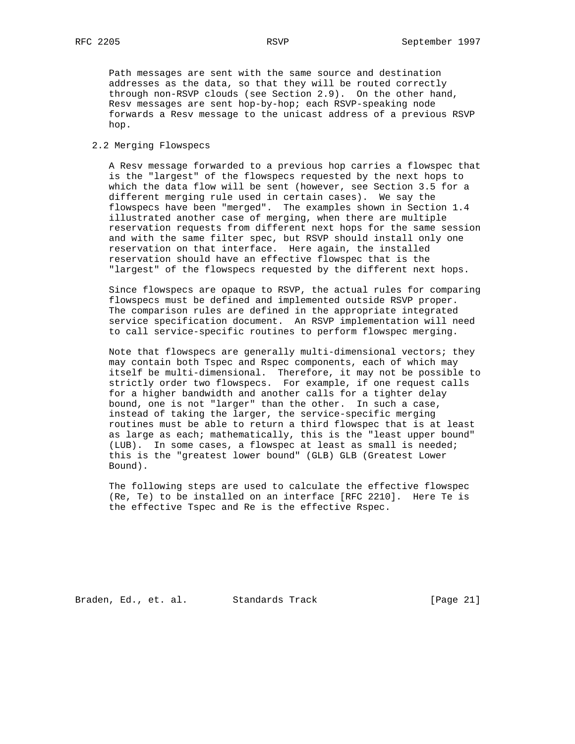Path messages are sent with the same source and destination addresses as the data, so that they will be routed correctly through non-RSVP clouds (see Section 2.9). On the other hand, Resv messages are sent hop-by-hop; each RSVP-speaking node forwards a Resv message to the unicast address of a previous RSVP hop.

## 2.2 Merging Flowspecs

A Resv message forwarded to a previous hop carries a flowspec that is the "largest" of the flowspecs requested by the next hops to which the data flow will be sent (however, see Section 3.5 for a different merging rule used in certain cases). We say the flowspecs have been "merged". The examples shown in Section 1.4 illustrated another case of merging, when there are multiple reservation requests from different next hops for the same session and with the same filter spec, but RSVP should install only one reservation on that interface. Here again, the installed reservation should have an effective flowspec that is the "largest" of the flowspecs requested by the different next hops.

Since flowspecs are opaque to RSVP, the actual rules for comparing flowspecs must be defined and implemented outside RSVP proper. The comparison rules are defined in the appropriate integrated service specification document. An RSVP implementation will need to call service-specific routines to perform flowspec merging.

Note that flowspecs are generally multi-dimensional vectors; they may contain both Tspec and Rspec components, each of which may itself be multi-dimensional. Therefore, it may not be possible to strictly order two flowspecs. For example, if one request calls for a higher bandwidth and another calls for a tighter delay bound, one is not "larger" than the other. In such a case, instead of taking the larger, the service-specific merging routines must be able to return a third flowspec that is at least as large as each; mathematically, this is the "least upper bound" (LUB). In some cases, a flowspec at least as small is needed; this is the "greatest lower bound" (GLB) GLB (Greatest Lower Bound).

The following steps are used to calculate the effective flowspec (Re, Te) to be installed on an interface [RFC 2210]. Here Te is the effective Tspec and Re is the effective Rspec.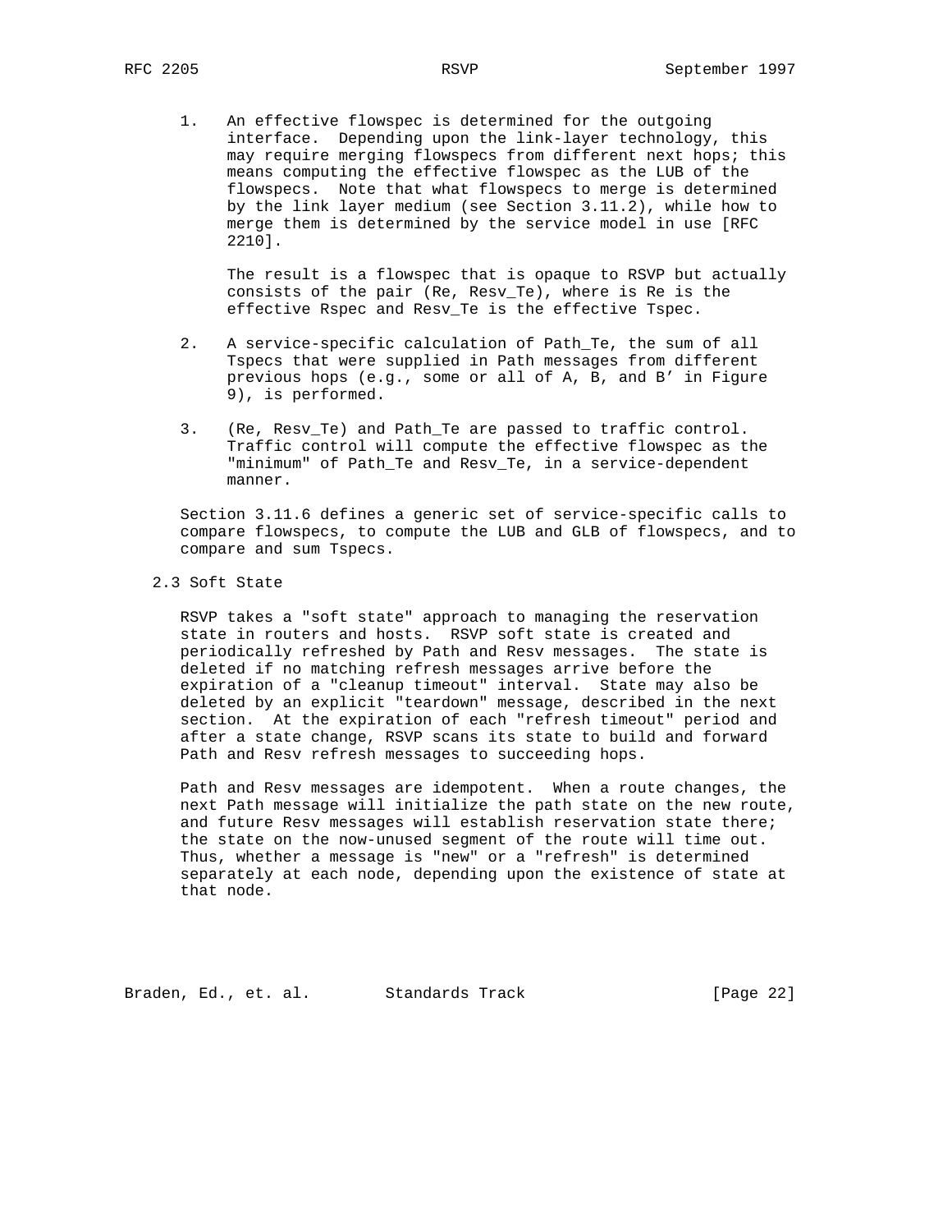1. An effective flowspec is determined for the outgoing interface. Depending upon the link-layer technology, this may require merging flowspecs from different next hops; this means computing the effective flowspec as the LUB of the flowspecs. Note that what flowspecs to merge is determined by the link layer medium (see Section 3.11.2), while how to merge them is determined by the service model in use [RFC 2210].

   The result is a flowspec that is opaque to RSVP but actually consists of the pair (Re, Resv_Te), where is Re is the effective Rspec and Resv_Te is the effective Tspec.

2. A service-specific calculation of Path_Te, the sum of all Tspecs that were supplied in Path messages from different previous hops (e.g., some or all of A, B, and B' in Figure 9), is performed.

3. (Re, Resv_Te) and Path_Te are passed to traffic control. Traffic control will compute the effective flowspec as the "minimum" of Path_Te and Resv_Te, in a service-dependent manner.

Section 3.11.6 defines a generic set of service-specific calls to compare flowspecs, to compute the LUB and GLB of flowspecs, and to compare and sum Tspecs.

## 2.3 Soft State

RSVP takes a "soft state" approach to managing the reservation state in routers and hosts. RSVP soft state is created and periodically refreshed by Path and Resv messages. The state is deleted if no matching refresh messages arrive before the expiration of a "cleanup timeout" interval. State may also be deleted by an explicit "teardown" message, described in the next section. At the expiration of each "refresh timeout" period and after a state change, RSVP scans its state to build and forward Path and Resv refresh messages to succeeding hops.

Path and Resv messages are idempotent. When a route changes, the next Path message will initialize the path state on the new route, and future Resv messages will establish reservation state there; the state on the now-unused segment of the route will time out. Thus, whether a message is "new" or a "refresh" is determined separately at each node, depending upon the existence of state at that node.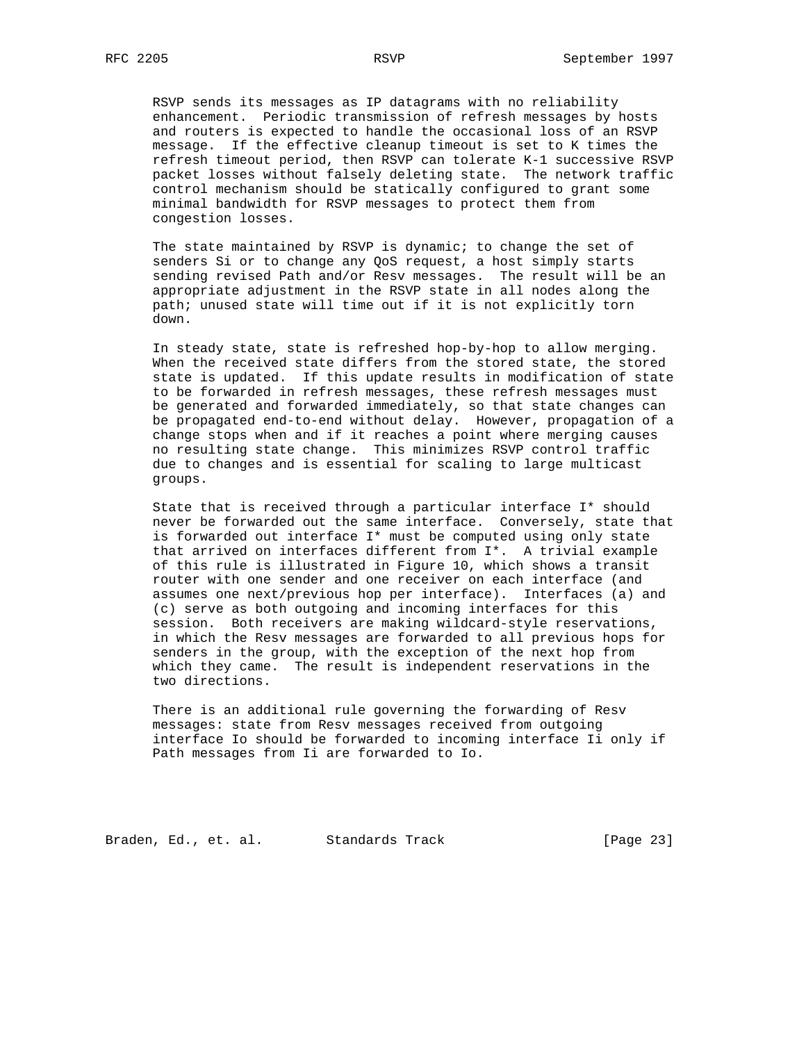RSVP sends its messages as IP datagrams with no reliability enhancement. Periodic transmission of refresh messages by hosts and routers is expected to handle the occasional loss of an RSVP message. If the effective cleanup timeout is set to K times the refresh timeout period, then RSVP can tolerate K-1 successive RSVP packet losses without falsely deleting state. The network traffic control mechanism should be statically configured to grant some minimal bandwidth for RSVP messages to protect them from congestion losses.

The state maintained by RSVP is dynamic; to change the set of senders Si or to change any QoS request, a host simply starts sending revised Path and/or Resv messages. The result will be an appropriate adjustment in the RSVP state in all nodes along the path; unused state will time out if it is not explicitly torn down.

In steady state, state is refreshed hop-by-hop to allow merging. When the received state differs from the stored state, the stored state is updated. If this update results in modification of state to be forwarded in refresh messages, these refresh messages must be generated and forwarded immediately, so that state changes can be propagated end-to-end without delay. However, propagation of a change stops when and if it reaches a point where merging causes no resulting state change. This minimizes RSVP control traffic due to changes and is essential for scaling to large multicast groups.

State that is received through a particular interface I* should never be forwarded out the same interface. Conversely, state that is forwarded out interface I* must be computed using only state that arrived on interfaces different from I*. A trivial example of this rule is illustrated in Figure 10, which shows a transit router with one sender and one receiver on each interface (and assumes one next/previous hop per interface). Interfaces (a) and (c) serve as both outgoing and incoming interfaces for this session. Both receivers are making wildcard-style reservations, in which the Resv messages are forwarded to all previous hops for senders in the group, with the exception of the next hop from which they came. The result is independent reservations in the two directions.

There is an additional rule governing the forwarding of Resv messages: state from Resv messages received from outgoing interface Io should be forwarded to incoming interface Ii only if Path messages from Ii are forwarded to Io.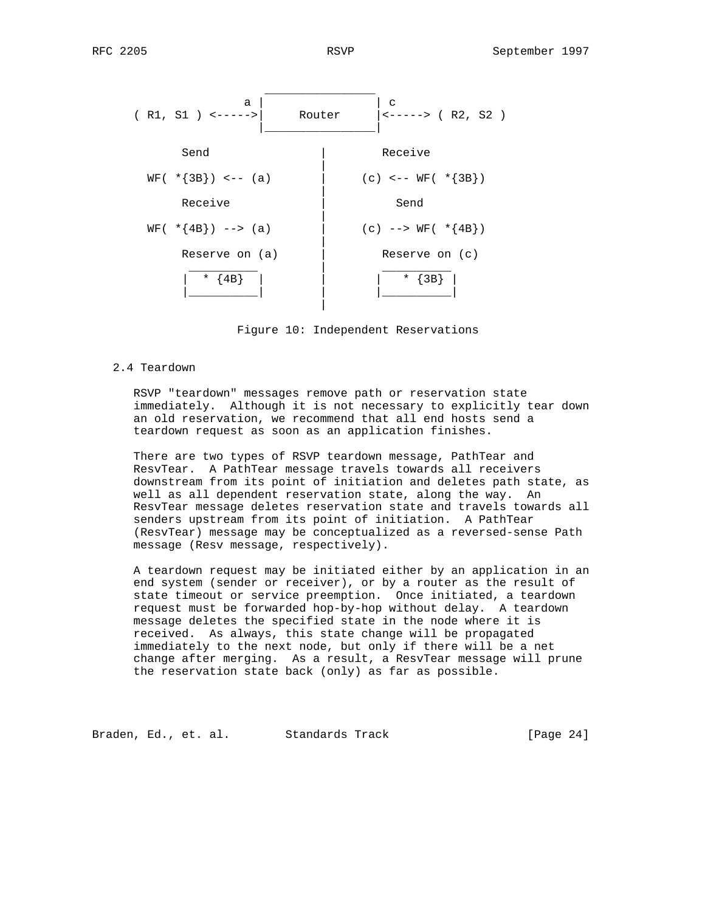```
                   ________________
                a |                | c
  ( R1, S1 ) <----->|     Router     |<-----> ( R2, S2 )
                  |________________|

        Send               |        Receive
                           |
    WF( *{3B}) <-- (a)     |     (c) <-- WF( *{3B})
                           |
        Receive            |          Send
                           |
    WF( *{4B}) --> (a)     |     (c) --> WF( *{4B})
                           |
        Reserve on (a)     |        Reserve on (c)
         __________        |         __________
        |  * {4B}  |       |        |  * {3B}  |
        |__________|       |        |__________|
                           |
```

Figure 10: Independent Reservations

## 2.4 Teardown

RSVP "teardown" messages remove path or reservation state immediately. Although it is not necessary to explicitly tear down an old reservation, we recommend that all end hosts send a teardown request as soon as an application finishes.

There are two types of RSVP teardown message, PathTear and ResvTear. A PathTear message travels towards all receivers downstream from its point of initiation and deletes path state, as well as all dependent reservation state, along the way. An ResvTear message deletes reservation state and travels towards all senders upstream from its point of initiation. A PathTear (ResvTear) message may be conceptualized as a reversed-sense Path message (Resv message, respectively).

A teardown request may be initiated either by an application in an end system (sender or receiver), or by a router as the result of state timeout or service preemption. Once initiated, a teardown request must be forwarded hop-by-hop without delay. A teardown message deletes the specified state in the node where it is received. As always, this state change will be propagated immediately to the next node, but only if there will be a net change after merging. As a result, a ResvTear message will prune the reservation state back (only) as far as possible.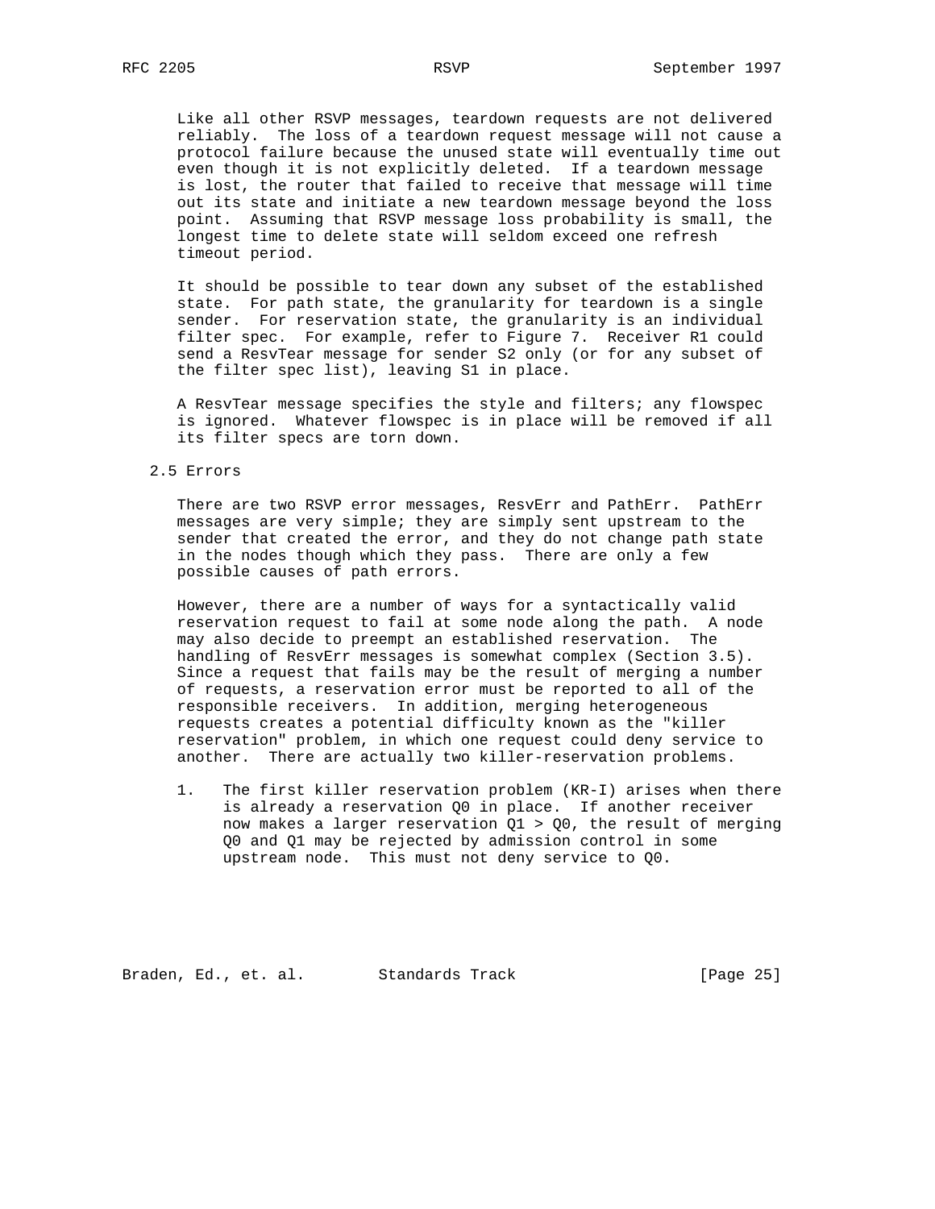Like all other RSVP messages, teardown requests are not delivered reliably. The loss of a teardown request message will not cause a protocol failure because the unused state will eventually time out even though it is not explicitly deleted. If a teardown message is lost, the router that failed to receive that message will time out its state and initiate a new teardown message beyond the loss point. Assuming that RSVP message loss probability is small, the longest time to delete state will seldom exceed one refresh timeout period.

It should be possible to tear down any subset of the established state. For path state, the granularity for teardown is a single sender. For reservation state, the granularity is an individual filter spec. For example, refer to Figure 7. Receiver R1 could send a ResvTear message for sender S2 only (or for any subset of the filter spec list), leaving S1 in place.

A ResvTear message specifies the style and filters; any flowspec is ignored. Whatever flowspec is in place will be removed if all its filter specs are torn down.

## 2.5 Errors

There are two RSVP error messages, ResvErr and PathErr. PathErr messages are very simple; they are simply sent upstream to the sender that created the error, and they do not change path state in the nodes though which they pass. There are only a few possible causes of path errors.

However, there are a number of ways for a syntactically valid reservation request to fail at some node along the path. A node may also decide to preempt an established reservation. The handling of ResvErr messages is somewhat complex (Section 3.5). Since a request that fails may be the result of merging a number of requests, a reservation error must be reported to all of the responsible receivers. In addition, merging heterogeneous requests creates a potential difficulty known as the "killer reservation" problem, in which one request could deny service to another. There are actually two killer-reservation problems.

1. The first killer reservation problem (KR-I) arises when there is already a reservation Q0 in place. If another receiver now makes a larger reservation Q1 > Q0, the result of merging Q0 and Q1 may be rejected by admission control in some upstream node. This must not deny service to Q0.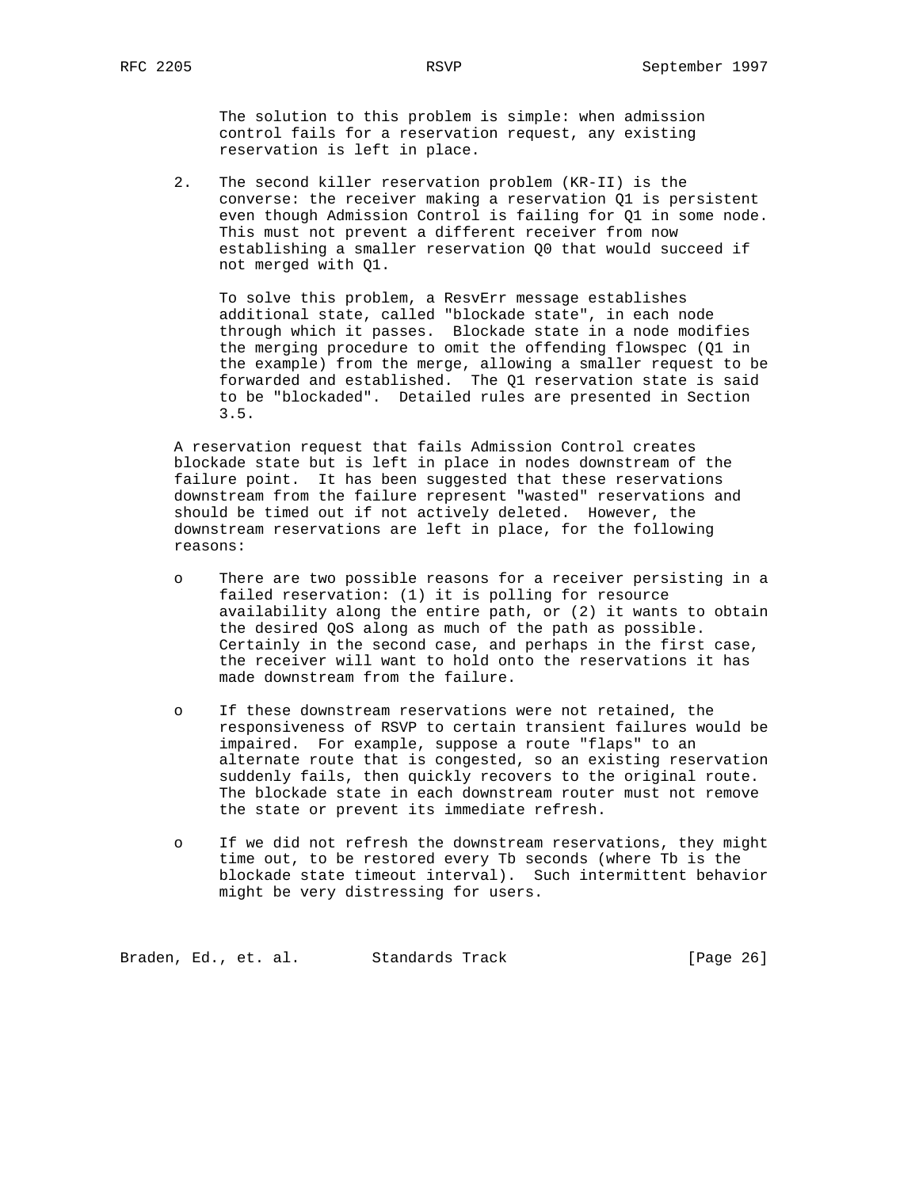The solution to this problem is simple: when admission control fails for a reservation request, any existing reservation is left in place.

2. The second killer reservation problem (KR-II) is the converse: the receiver making a reservation Q1 is persistent even though Admission Control is failing for Q1 in some node. This must not prevent a different receiver from now establishing a smaller reservation Q0 that would succeed if not merged with Q1.

   To solve this problem, a ResvErr message establishes additional state, called "blockade state", in each node through which it passes. Blockade state in a node modifies the merging procedure to omit the offending flowspec (Q1 in the example) from the merge, allowing a smaller request to be forwarded and established. The Q1 reservation state is said to be "blockaded". Detailed rules are presented in Section 3.5.

A reservation request that fails Admission Control creates blockade state but is left in place in nodes downstream of the failure point. It has been suggested that these reservations downstream from the failure represent "wasted" reservations and should be timed out if not actively deleted. However, the downstream reservations are left in place, for the following reasons:

- There are two possible reasons for a receiver persisting in a failed reservation: (1) it is polling for resource availability along the entire path, or (2) it wants to obtain the desired QoS along as much of the path as possible. Certainly in the second case, and perhaps in the first case, the receiver will want to hold onto the reservations it has made downstream from the failure.

- If these downstream reservations were not retained, the responsiveness of RSVP to certain transient failures would be impaired. For example, suppose a route "flaps" to an alternate route that is congested, so an existing reservation suddenly fails, then quickly recovers to the original route. The blockade state in each downstream router must not remove the state or prevent its immediate refresh.

- If we did not refresh the downstream reservations, they might time out, to be restored every Tb seconds (where Tb is the blockade state timeout interval). Such intermittent behavior might be very distressing for users.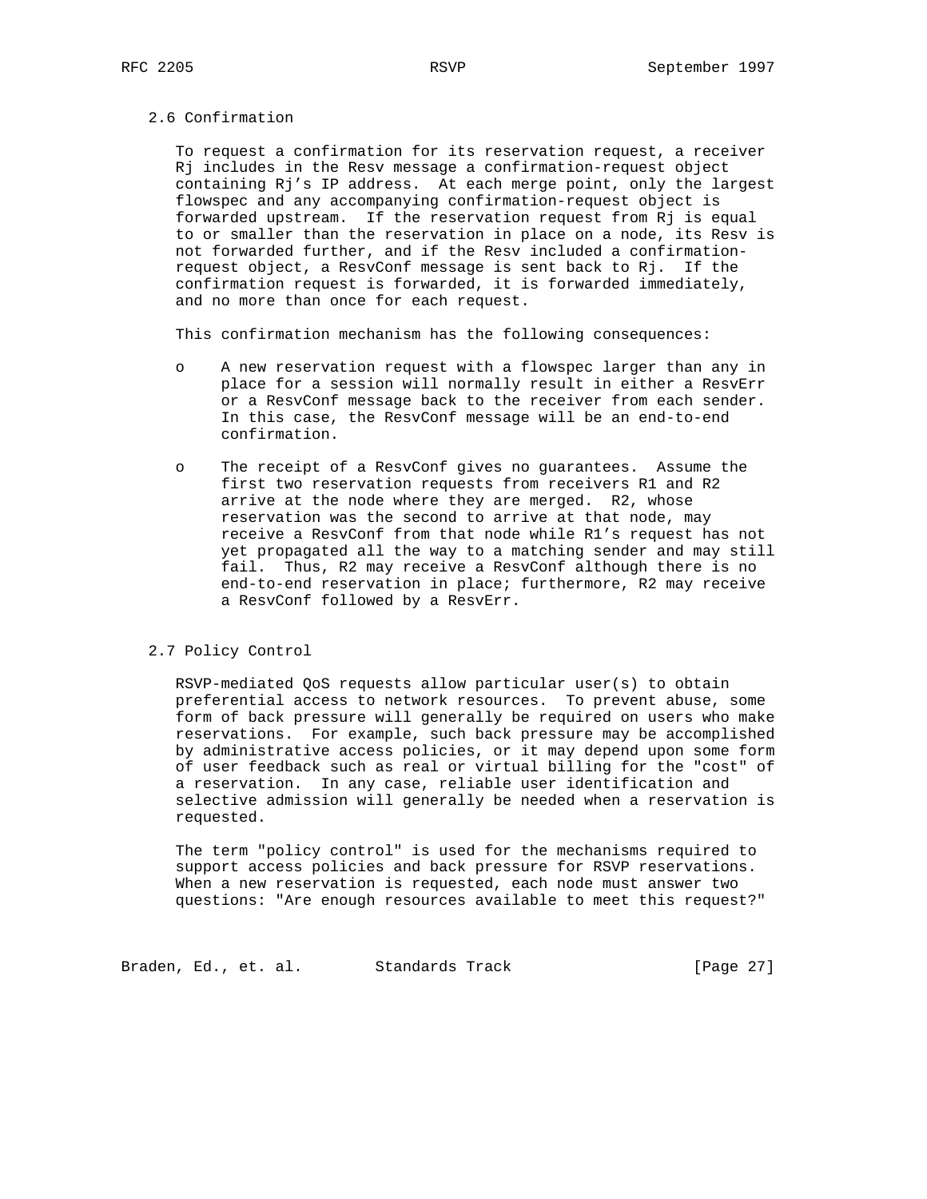### 2.6 Confirmation

To request a confirmation for its reservation request, a receiver Rj includes in the Resv message a confirmation-request object containing Rj's IP address. At each merge point, only the largest flowspec and any accompanying confirmation-request object is forwarded upstream. If the reservation request from Rj is equal to or smaller than the reservation in place on a node, its Resv is not forwarded further, and if the Resv included a confirmation-request object, a ResvConf message is sent back to Rj. If the confirmation request is forwarded, it is forwarded immediately, and no more than once for each request.

This confirmation mechanism has the following consequences:

- A new reservation request with a flowspec larger than any in place for a session will normally result in either a ResvErr or a ResvConf message back to the receiver from each sender. In this case, the ResvConf message will be an end-to-end confirmation.

- The receipt of a ResvConf gives no guarantees. Assume the first two reservation requests from receivers R1 and R2 arrive at the node where they are merged. R2, whose reservation was the second to arrive at that node, may receive a ResvConf from that node while R1's request has not yet propagated all the way to a matching sender and may still fail. Thus, R2 may receive a ResvConf although there is no end-to-end reservation in place; furthermore, R2 may receive a ResvConf followed by a ResvErr.

### 2.7 Policy Control

RSVP-mediated QoS requests allow particular user(s) to obtain preferential access to network resources. To prevent abuse, some form of back pressure will generally be required on users who make reservations. For example, such back pressure may be accomplished by administrative access policies, or it may depend upon some form of user feedback such as real or virtual billing for the "cost" of a reservation. In any case, reliable user identification and selective admission will generally be needed when a reservation is requested.

The term "policy control" is used for the mechanisms required to support access policies and back pressure for RSVP reservations. When a new reservation is requested, each node must answer two questions: "Are enough resources available to meet this request?"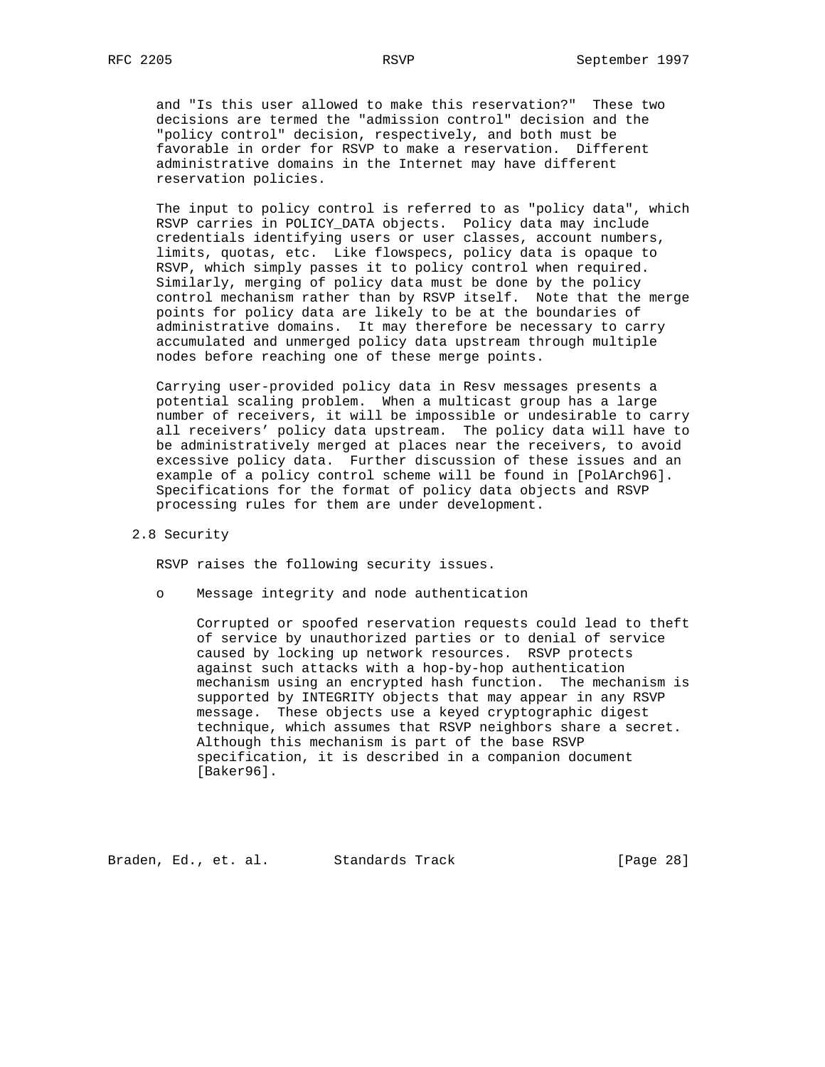and "Is this user allowed to make this reservation?" These two decisions are termed the "admission control" decision and the "policy control" decision, respectively, and both must be favorable in order for RSVP to make a reservation. Different administrative domains in the Internet may have different reservation policies.

The input to policy control is referred to as "policy data", which RSVP carries in POLICY_DATA objects. Policy data may include credentials identifying users or user classes, account numbers, limits, quotas, etc. Like flowspecs, policy data is opaque to RSVP, which simply passes it to policy control when required. Similarly, merging of policy data must be done by the policy control mechanism rather than by RSVP itself. Note that the merge points for policy data are likely to be at the boundaries of administrative domains. It may therefore be necessary to carry accumulated and unmerged policy data upstream through multiple nodes before reaching one of these merge points.

Carrying user-provided policy data in Resv messages presents a potential scaling problem. When a multicast group has a large number of receivers, it will be impossible or undesirable to carry all receivers' policy data upstream. The policy data will have to be administratively merged at places near the receivers, to avoid excessive policy data. Further discussion of these issues and an example of a policy control scheme will be found in [PolArch96]. Specifications for the format of policy data objects and RSVP processing rules for them are under development.

## 2.8 Security

RSVP raises the following security issues.

- Message integrity and node authentication

  Corrupted or spoofed reservation requests could lead to theft of service by unauthorized parties or to denial of service caused by locking up network resources. RSVP protects against such attacks with a hop-by-hop authentication mechanism using an encrypted hash function. The mechanism is supported by INTEGRITY objects that may appear in any RSVP message. These objects use a keyed cryptographic digest technique, which assumes that RSVP neighbors share a secret. Although this mechanism is part of the base RSVP specification, it is described in a companion document [Baker96].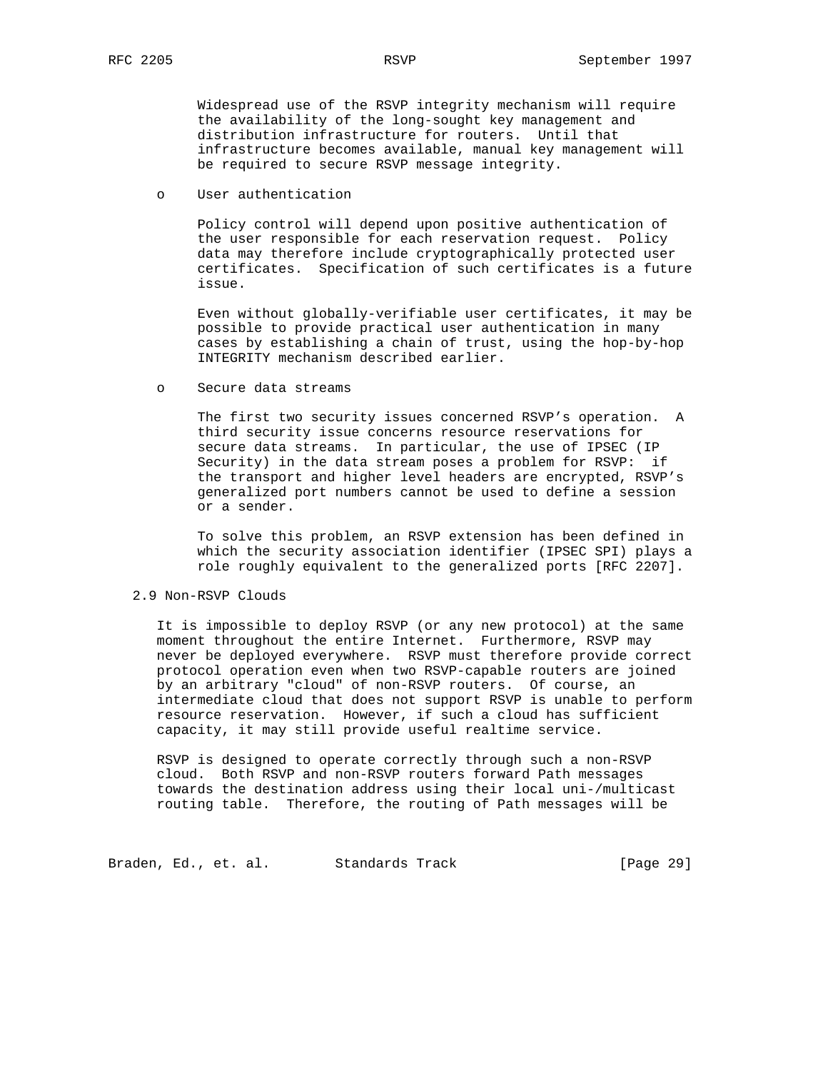Widespread use of the RSVP integrity mechanism will require the availability of the long-sought key management and distribution infrastructure for routers. Until that infrastructure becomes available, manual key management will be required to secure RSVP message integrity.

- User authentication

  Policy control will depend upon positive authentication of the user responsible for each reservation request. Policy data may therefore include cryptographically protected user certificates. Specification of such certificates is a future issue.

  Even without globally-verifiable user certificates, it may be possible to provide practical user authentication in many cases by establishing a chain of trust, using the hop-by-hop INTEGRITY mechanism described earlier.

- Secure data streams

  The first two security issues concerned RSVP's operation. A third security issue concerns resource reservations for secure data streams. In particular, the use of IPSEC (IP Security) in the data stream poses a problem for RSVP: if the transport and higher level headers are encrypted, RSVP's generalized port numbers cannot be used to define a session or a sender.

  To solve this problem, an RSVP extension has been defined in which the security association identifier (IPSEC SPI) plays a role roughly equivalent to the generalized ports [RFC 2207].

## 2.9 Non-RSVP Clouds

It is impossible to deploy RSVP (or any new protocol) at the same moment throughout the entire Internet. Furthermore, RSVP may never be deployed everywhere. RSVP must therefore provide correct protocol operation even when two RSVP-capable routers are joined by an arbitrary "cloud" of non-RSVP routers. Of course, an intermediate cloud that does not support RSVP is unable to perform resource reservation. However, if such a cloud has sufficient capacity, it may still provide useful realtime service.

RSVP is designed to operate correctly through such a non-RSVP cloud. Both RSVP and non-RSVP routers forward Path messages towards the destination address using their local uni-/multicast routing table. Therefore, the routing of Path messages will be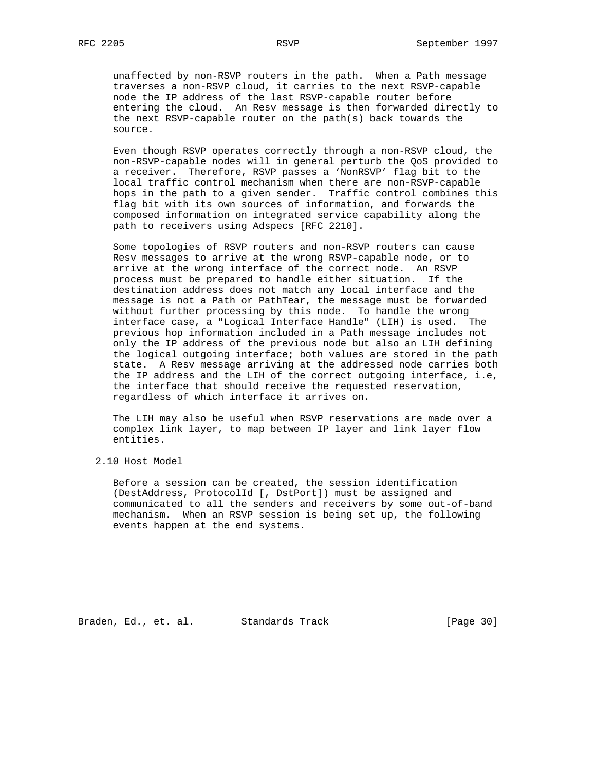unaffected by non-RSVP routers in the path. When a Path message traverses a non-RSVP cloud, it carries to the next RSVP-capable node the IP address of the last RSVP-capable router before entering the cloud. An Resv message is then forwarded directly to the next RSVP-capable router on the path(s) back towards the source.

Even though RSVP operates correctly through a non-RSVP cloud, the non-RSVP-capable nodes will in general perturb the QoS provided to a receiver. Therefore, RSVP passes a 'NonRSVP' flag bit to the local traffic control mechanism when there are non-RSVP-capable hops in the path to a given sender. Traffic control combines this flag bit with its own sources of information, and forwards the composed information on integrated service capability along the path to receivers using Adspecs [RFC 2210].

Some topologies of RSVP routers and non-RSVP routers can cause Resv messages to arrive at the wrong RSVP-capable node, or to arrive at the wrong interface of the correct node. An RSVP process must be prepared to handle either situation. If the destination address does not match any local interface and the message is not a Path or PathTear, the message must be forwarded without further processing by this node. To handle the wrong interface case, a "Logical Interface Handle" (LIH) is used. The previous hop information included in a Path message includes not only the IP address of the previous node but also an LIH defining the logical outgoing interface; both values are stored in the path state. A Resv message arriving at the addressed node carries both the IP address and the LIH of the correct outgoing interface, i.e, the interface that should receive the requested reservation, regardless of which interface it arrives on.

The LIH may also be useful when RSVP reservations are made over a complex link layer, to map between IP layer and link layer flow entities.

## 2.10 Host Model

Before a session can be created, the session identification (DestAddress, ProtocolId [, DstPort]) must be assigned and communicated to all the senders and receivers by some out-of-band mechanism. When an RSVP session is being set up, the following events happen at the end systems.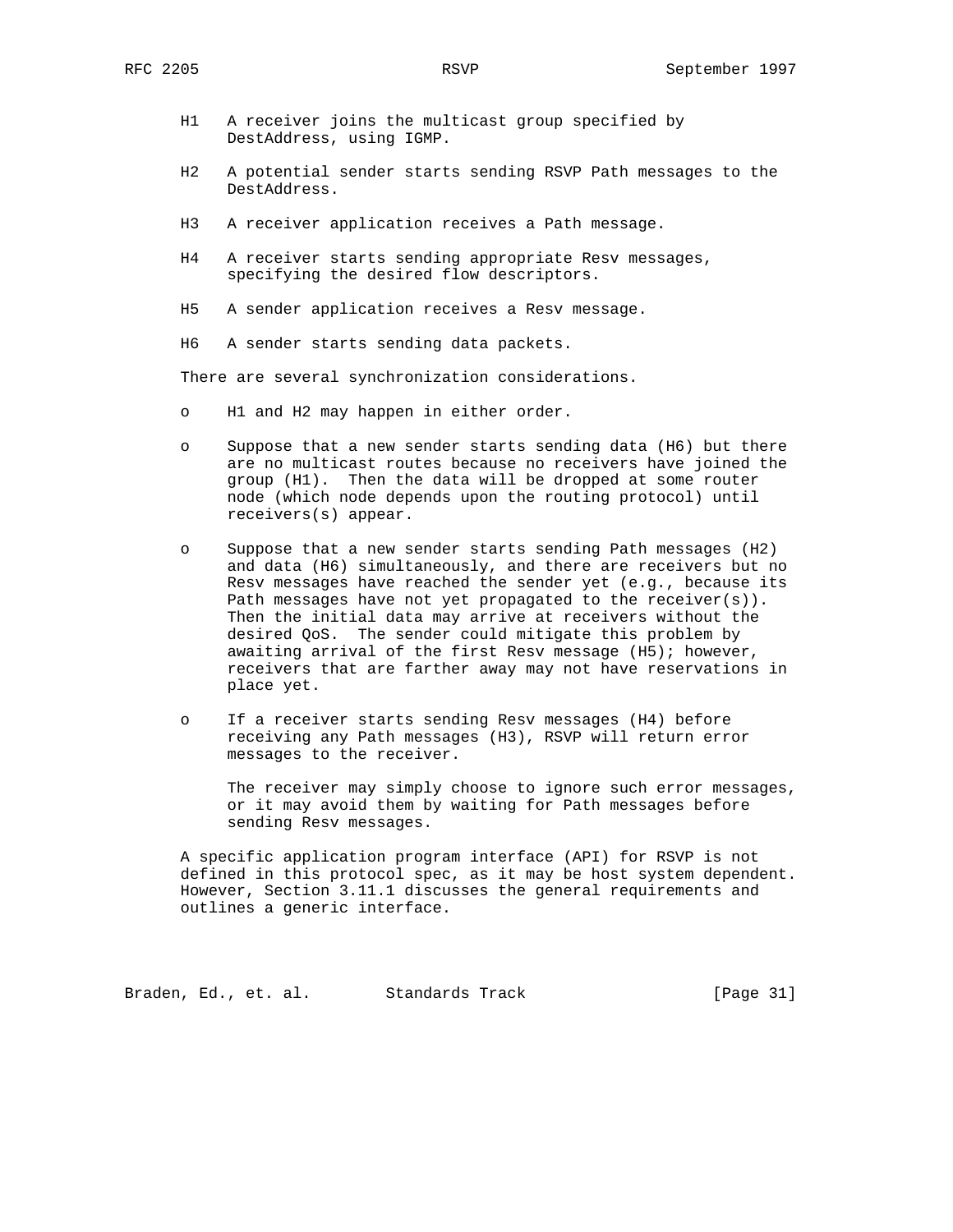H1 A receiver joins the multicast group specified by DestAddress, using IGMP.

H2 A potential sender starts sending RSVP Path messages to the DestAddress.

H3 A receiver application receives a Path message.

H4 A receiver starts sending appropriate Resv messages, specifying the desired flow descriptors.

H5 A sender application receives a Resv message.

H6 A sender starts sending data packets.

There are several synchronization considerations.

- H1 and H2 may happen in either order.

- Suppose that a new sender starts sending data (H6) but there are no multicast routes because no receivers have joined the group (H1). Then the data will be dropped at some router node (which node depends upon the routing protocol) until receivers(s) appear.

- Suppose that a new sender starts sending Path messages (H2) and data (H6) simultaneously, and there are receivers but no Resv messages have reached the sender yet (e.g., because its Path messages have not yet propagated to the receiver(s)). Then the initial data may arrive at receivers without the desired QoS. The sender could mitigate this problem by awaiting arrival of the first Resv message (H5); however, receivers that are farther away may not have reservations in place yet.

- If a receiver starts sending Resv messages (H4) before receiving any Path messages (H3), RSVP will return error messages to the receiver.

  The receiver may simply choose to ignore such error messages, or it may avoid them by waiting for Path messages before sending Resv messages.

A specific application program interface (API) for RSVP is not defined in this protocol spec, as it may be host system dependent. However, Section 3.11.1 discusses the general requirements and outlines a generic interface.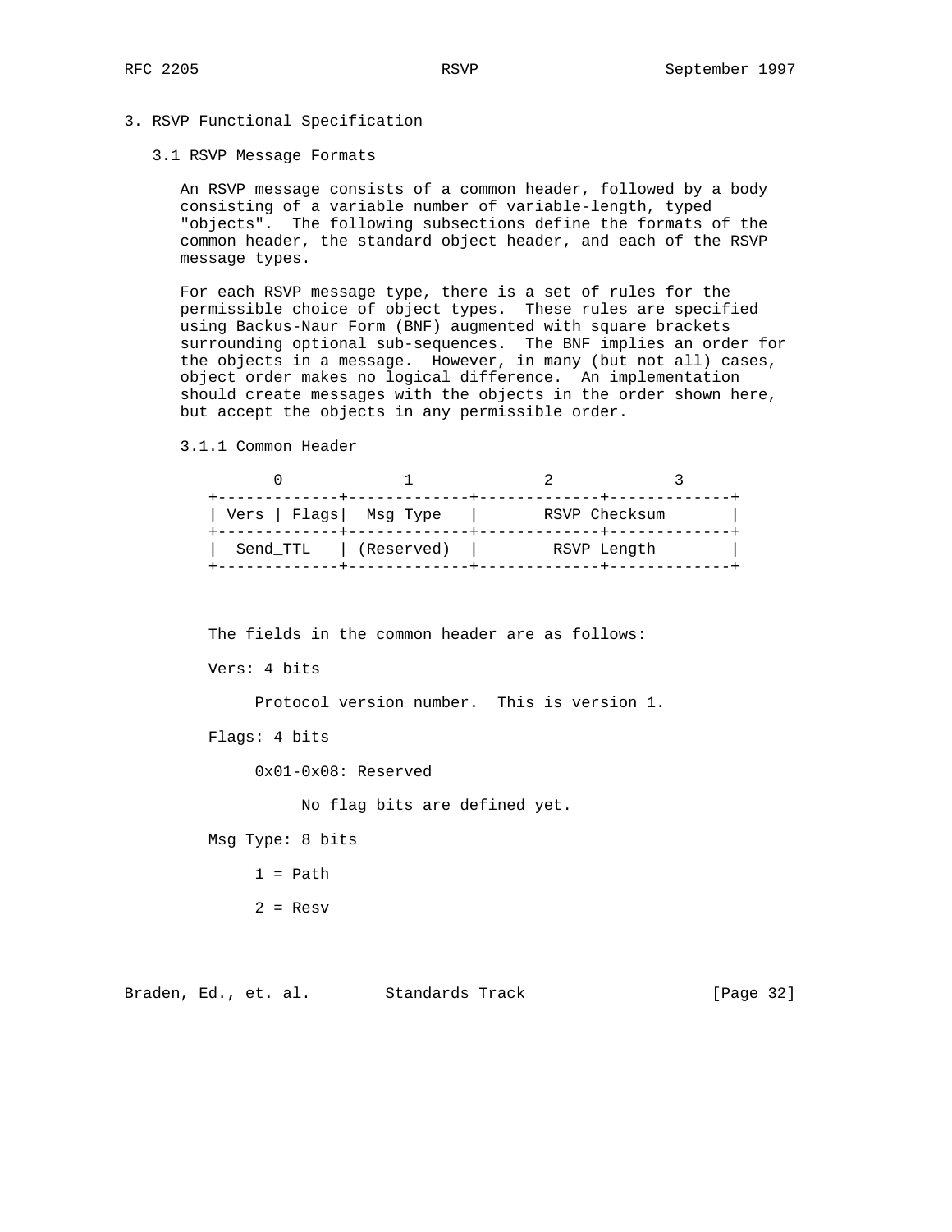# 3. RSVP Functional Specification

## 3.1 RSVP Message Formats

An RSVP message consists of a common header, followed by a body consisting of a variable number of variable-length, typed "objects". The following subsections define the formats of the common header, the standard object header, and each of the RSVP message types.

For each RSVP message type, there is a set of rules for the permissible choice of object types. These rules are specified using Backus-Naur Form (BNF) augmented with square brackets surrounding optional sub-sequences. The BNF implies an order for the objects in a message. However, in many (but not all) cases, object order makes no logical difference. An implementation should create messages with the objects in the order shown here, but accept the objects in any permissible order.

### 3.1.1 Common Header

```
       0             1              2             3
+-------------+-------------+-------------+-------------+
| Vers | Flags|  Msg Type   |       RSVP Checksum       |
+-------------+-------------+-------------+-------------+
|  Send_TTL   | (Reserved)  |        RSVP Length        |
+-------------+-------------+-------------+-------------+
```

The fields in the common header are as follows:

Vers: 4 bits

Protocol version number. This is version 1.

Flags: 4 bits

0x01-0x08: Reserved

No flag bits are defined yet.

Msg Type: 8 bits

1 = Path

2 = Resv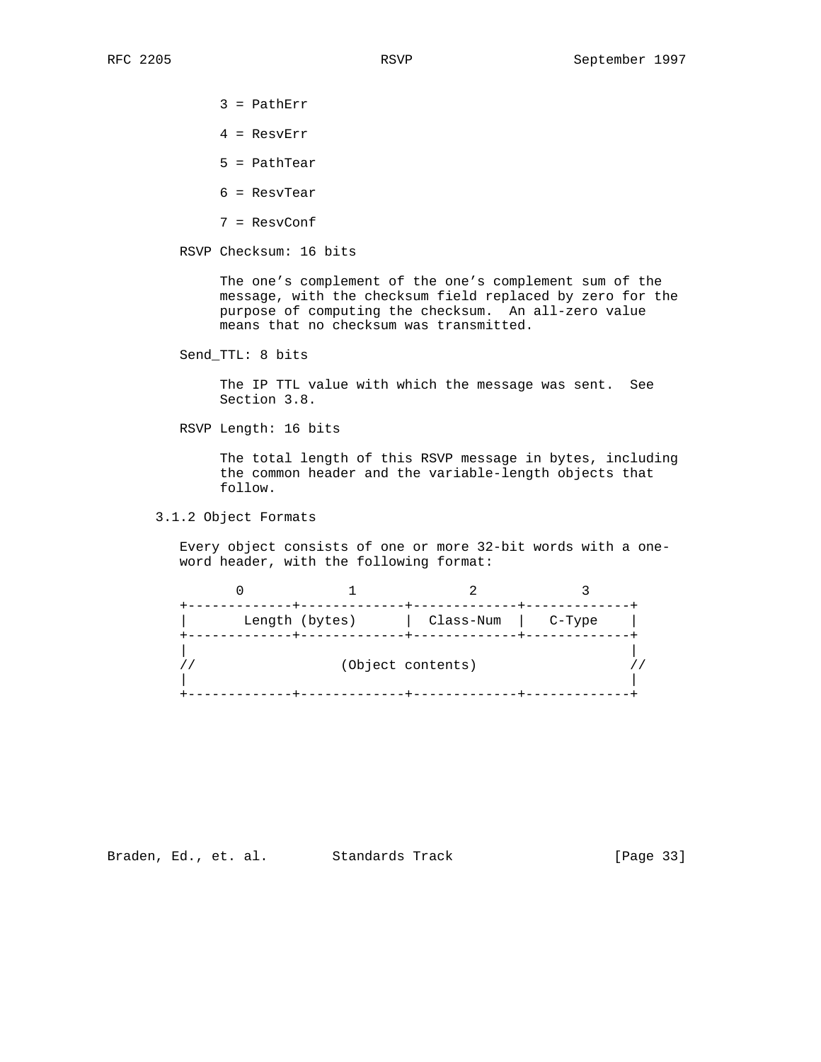3 = PathErr

4 = ResvErr

5 = PathTear

6 = ResvTear

7 = ResvConf

RSVP Checksum: 16 bits

The one's complement of the one's complement sum of the message, with the checksum field replaced by zero for the purpose of computing the checksum. An all-zero value means that no checksum was transmitted.

Send_TTL: 8 bits

The IP TTL value with which the message was sent. See Section 3.8.

RSVP Length: 16 bits

The total length of this RSVP message in bytes, including the common header and the variable-length objects that follow.

### 3.1.2 Object Formats

Every object consists of one or more 32-bit words with a one-word header, with the following format:

```
        0             1              2             3
+-------------+-------------+-------------+-------------+
|       Length (bytes)      |  Class-Num  |   C-Type    |
+-------------+-------------+-------------+-------------+
|                                                       |
//                  (Object contents)                   //
|                                                       |
+-------------+-------------+-------------+-------------+
```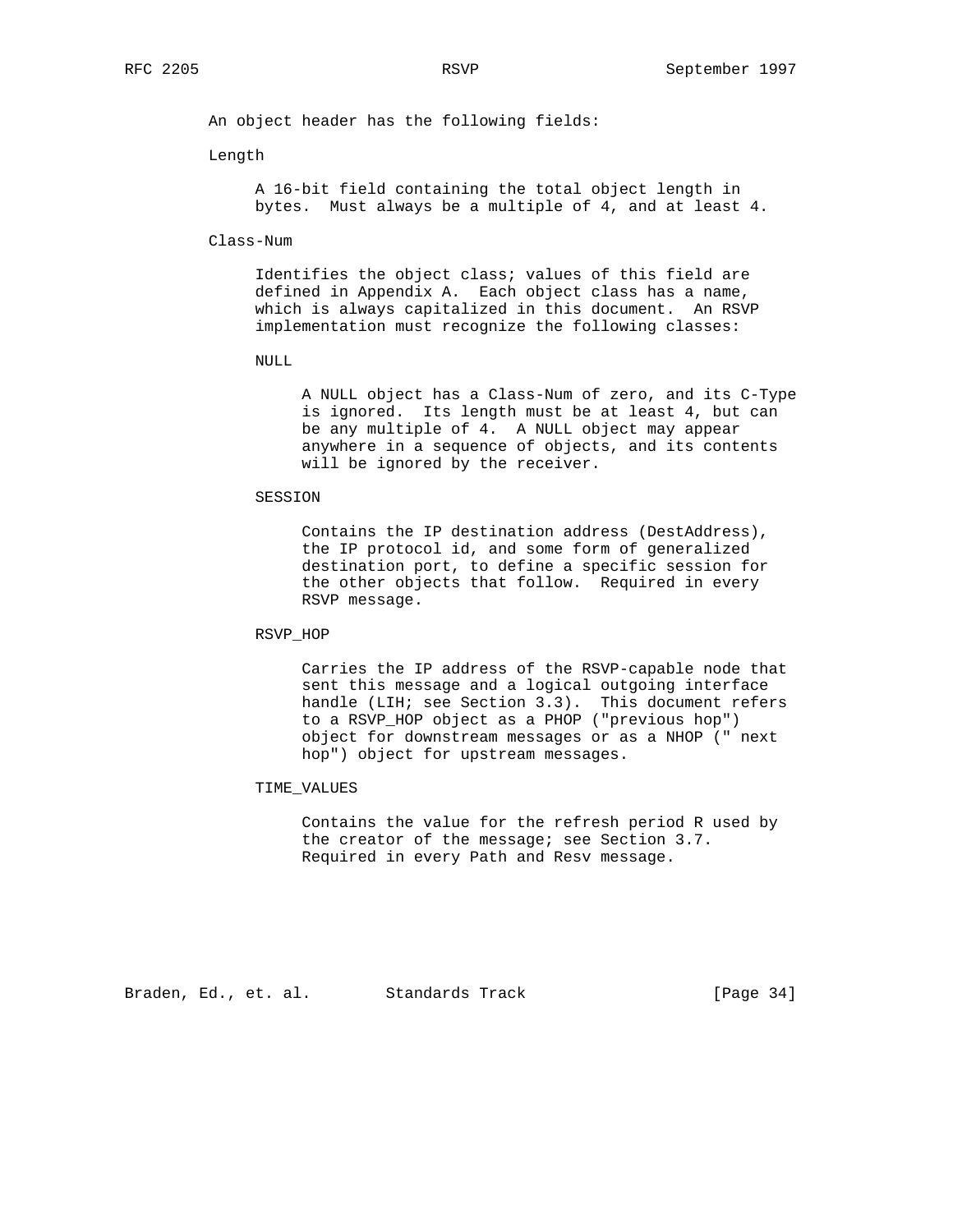An object header has the following fields:

Length

A 16-bit field containing the total object length in bytes. Must always be a multiple of 4, and at least 4.

Class-Num

Identifies the object class; values of this field are defined in Appendix A. Each object class has a name, which is always capitalized in this document. An RSVP implementation must recognize the following classes:

NULL

A NULL object has a Class-Num of zero, and its C-Type is ignored. Its length must be at least 4, but can be any multiple of 4. A NULL object may appear anywhere in a sequence of objects, and its contents will be ignored by the receiver.

SESSION

Contains the IP destination address (DestAddress), the IP protocol id, and some form of generalized destination port, to define a specific session for the other objects that follow. Required in every RSVP message.

RSVP_HOP

Carries the IP address of the RSVP-capable node that sent this message and a logical outgoing interface handle (LIH; see Section 3.3). This document refers to a RSVP_HOP object as a PHOP ("previous hop") object for downstream messages or as a NHOP (" next hop") object for upstream messages.

TIME_VALUES

Contains the value for the refresh period R used by the creator of the message; see Section 3.7. Required in every Path and Resv message.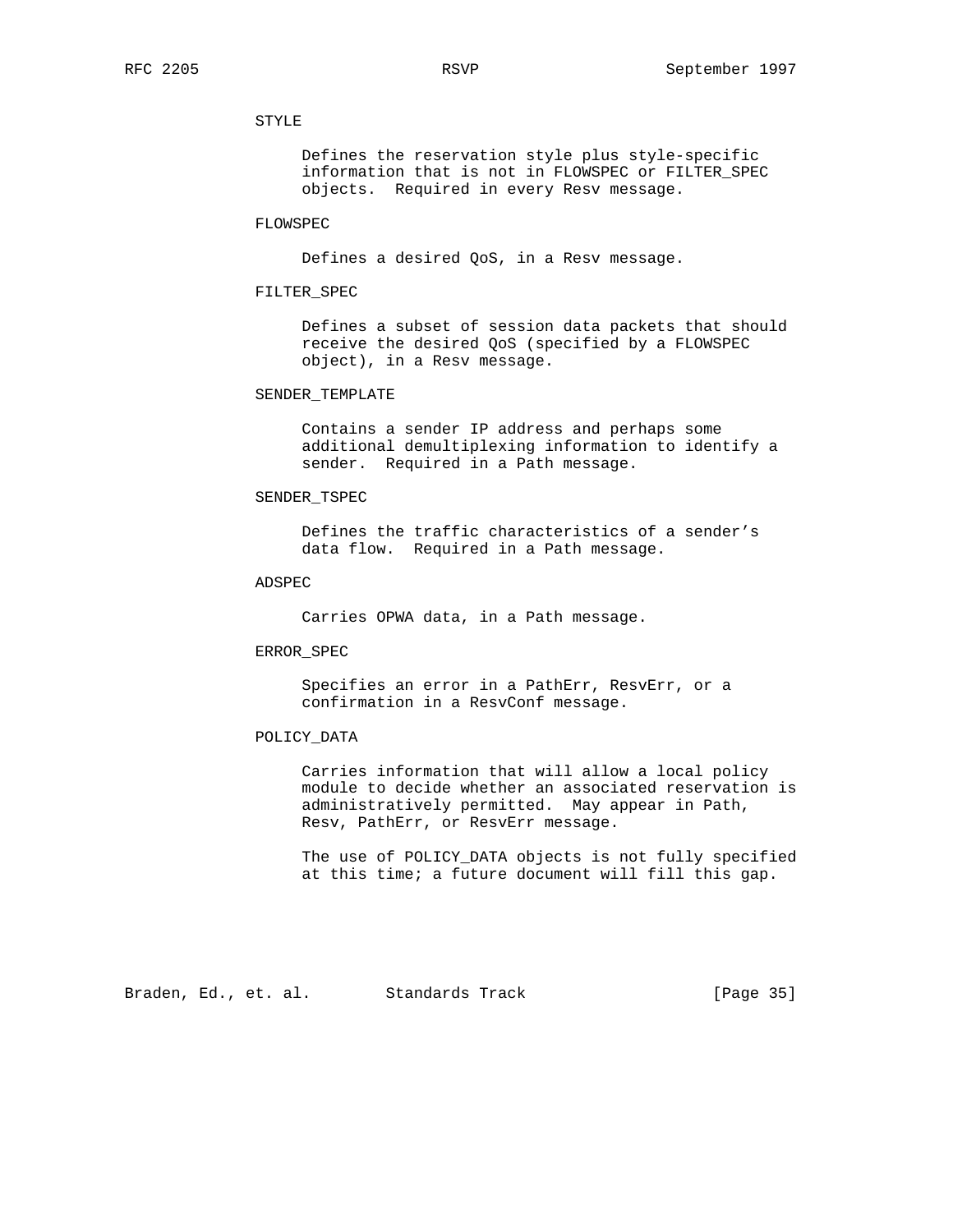STYLE

Defines the reservation style plus style-specific information that is not in FLOWSPEC or FILTER_SPEC objects. Required in every Resv message.

FLOWSPEC

Defines a desired QoS, in a Resv message.

FILTER_SPEC

Defines a subset of session data packets that should receive the desired QoS (specified by a FLOWSPEC object), in a Resv message.

SENDER_TEMPLATE

Contains a sender IP address and perhaps some additional demultiplexing information to identify a sender. Required in a Path message.

SENDER_TSPEC

Defines the traffic characteristics of a sender's data flow. Required in a Path message.

ADSPEC

Carries OPWA data, in a Path message.

ERROR_SPEC

Specifies an error in a PathErr, ResvErr, or a confirmation in a ResvConf message.

POLICY_DATA

Carries information that will allow a local policy module to decide whether an associated reservation is administratively permitted. May appear in Path, Resv, PathErr, or ResvErr message.

The use of POLICY_DATA objects is not fully specified at this time; a future document will fill this gap.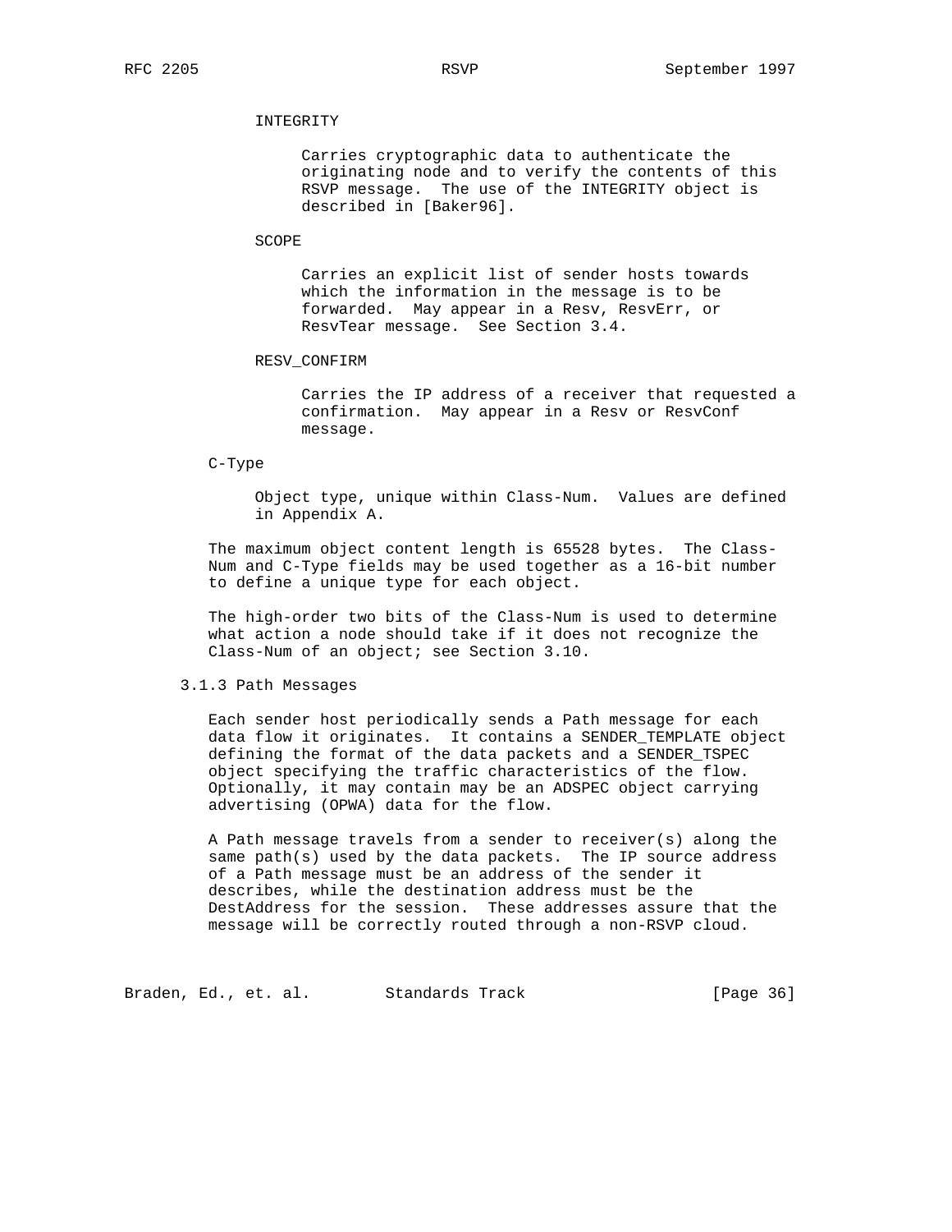INTEGRITY

Carries cryptographic data to authenticate the originating node and to verify the contents of this RSVP message. The use of the INTEGRITY object is described in [Baker96].

SCOPE

Carries an explicit list of sender hosts towards which the information in the message is to be forwarded. May appear in a Resv, ResvErr, or ResvTear message. See Section 3.4.

RESV_CONFIRM

Carries the IP address of a receiver that requested a confirmation. May appear in a Resv or ResvConf message.

C-Type

Object type, unique within Class-Num. Values are defined in Appendix A.

The maximum object content length is 65528 bytes. The Class-Num and C-Type fields may be used together as a 16-bit number to define a unique type for each object.

The high-order two bits of the Class-Num is used to determine what action a node should take if it does not recognize the Class-Num of an object; see Section 3.10.

### 3.1.3 Path Messages

Each sender host periodically sends a Path message for each data flow it originates. It contains a SENDER_TEMPLATE object defining the format of the data packets and a SENDER_TSPEC object specifying the traffic characteristics of the flow. Optionally, it may contain may be an ADSPEC object carrying advertising (OPWA) data for the flow.

A Path message travels from a sender to receiver(s) along the same path(s) used by the data packets. The IP source address of a Path message must be an address of the sender it describes, while the destination address must be the DestAddress for the session. These addresses assure that the message will be correctly routed through a non-RSVP cloud.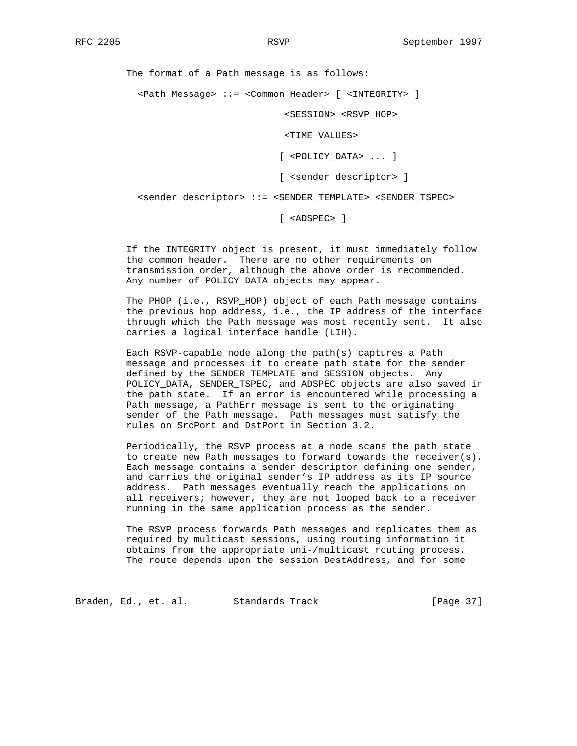The format of a Path message is as follows:

```
<Path Message> ::= <Common Header> [ <INTEGRITY> ]

                          <SESSION> <RSVP_HOP>

                          <TIME_VALUES>

                         [ <POLICY_DATA> ... ]

                         [ <sender descriptor> ]

<sender descriptor> ::= <SENDER_TEMPLATE> <SENDER_TSPEC>

                         [ <ADSPEC> ]
```

If the INTEGRITY object is present, it must immediately follow the common header. There are no other requirements on transmission order, although the above order is recommended. Any number of POLICY_DATA objects may appear.

The PHOP (i.e., RSVP_HOP) object of each Path message contains the previous hop address, i.e., the IP address of the interface through which the Path message was most recently sent. It also carries a logical interface handle (LIH).

Each RSVP-capable node along the path(s) captures a Path message and processes it to create path state for the sender defined by the SENDER_TEMPLATE and SESSION objects. Any POLICY_DATA, SENDER_TSPEC, and ADSPEC objects are also saved in the path state. If an error is encountered while processing a Path message, a PathErr message is sent to the originating sender of the Path message. Path messages must satisfy the rules on SrcPort and DstPort in Section 3.2.

Periodically, the RSVP process at a node scans the path state to create new Path messages to forward towards the receiver(s). Each message contains a sender descriptor defining one sender, and carries the original sender's IP address as its IP source address. Path messages eventually reach the applications on all receivers; however, they are not looped back to a receiver running in the same application process as the sender.

The RSVP process forwards Path messages and replicates them as required by multicast sessions, using routing information it obtains from the appropriate uni-/multicast routing process. The route depends upon the session DestAddress, and for some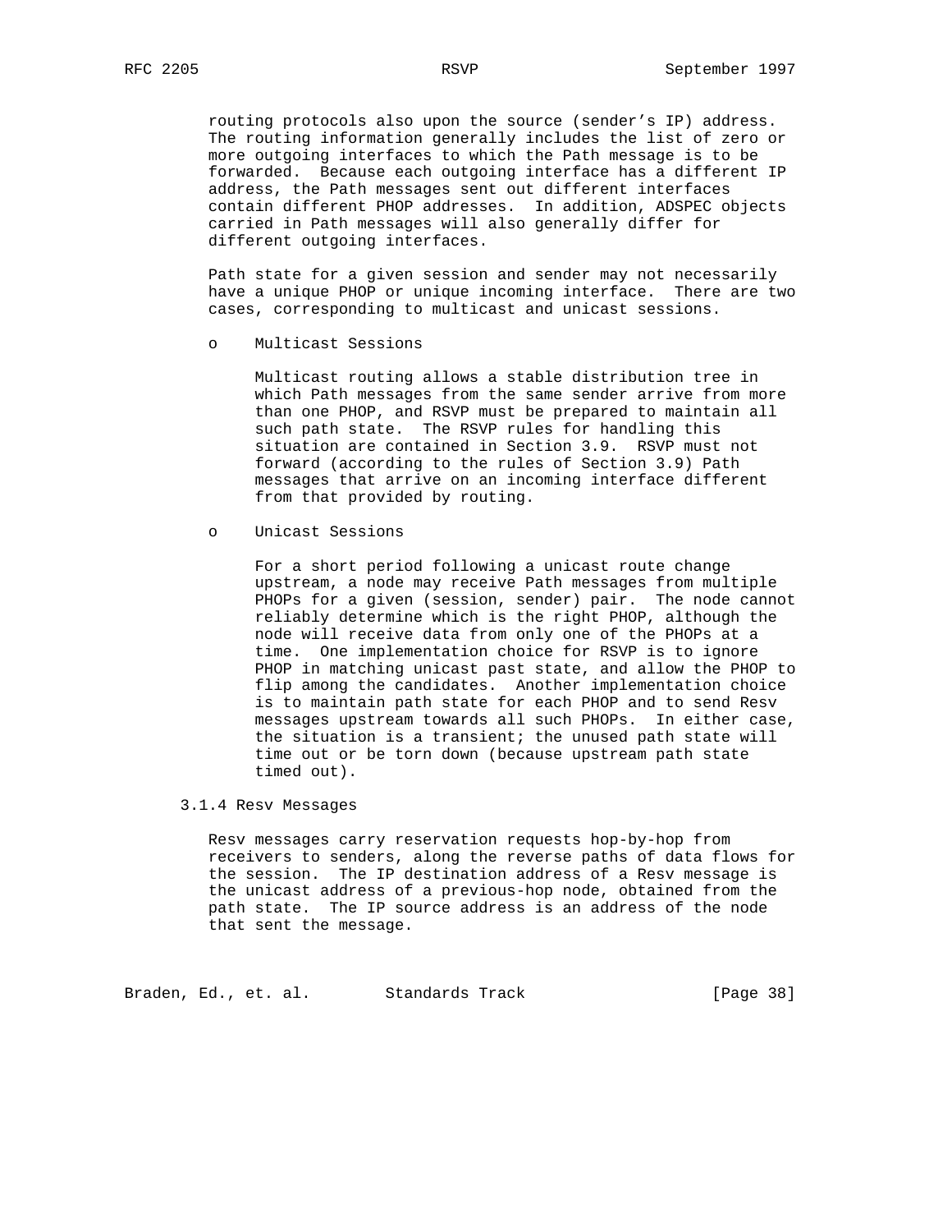routing protocols also upon the source (sender's IP) address. The routing information generally includes the list of zero or more outgoing interfaces to which the Path message is to be forwarded. Because each outgoing interface has a different IP address, the Path messages sent out different interfaces contain different PHOP addresses. In addition, ADSPEC objects carried in Path messages will also generally differ for different outgoing interfaces.

Path state for a given session and sender may not necessarily have a unique PHOP or unique incoming interface. There are two cases, corresponding to multicast and unicast sessions.

- Multicast Sessions

  Multicast routing allows a stable distribution tree in which Path messages from the same sender arrive from more than one PHOP, and RSVP must be prepared to maintain all such path state. The RSVP rules for handling this situation are contained in Section 3.9. RSVP must not forward (according to the rules of Section 3.9) Path messages that arrive on an incoming interface different from that provided by routing.

- Unicast Sessions

  For a short period following a unicast route change upstream, a node may receive Path messages from multiple PHOPs for a given (session, sender) pair. The node cannot reliably determine which is the right PHOP, although the node will receive data from only one of the PHOPs at a time. One implementation choice for RSVP is to ignore PHOP in matching unicast past state, and allow the PHOP to flip among the candidates. Another implementation choice is to maintain path state for each PHOP and to send Resv messages upstream towards all such PHOPs. In either case, the situation is a transient; the unused path state will time out or be torn down (because upstream path state timed out).

### 3.1.4 Resv Messages

Resv messages carry reservation requests hop-by-hop from receivers to senders, along the reverse paths of data flows for the session. The IP destination address of a Resv message is the unicast address of a previous-hop node, obtained from the path state. The IP source address is an address of the node that sent the message.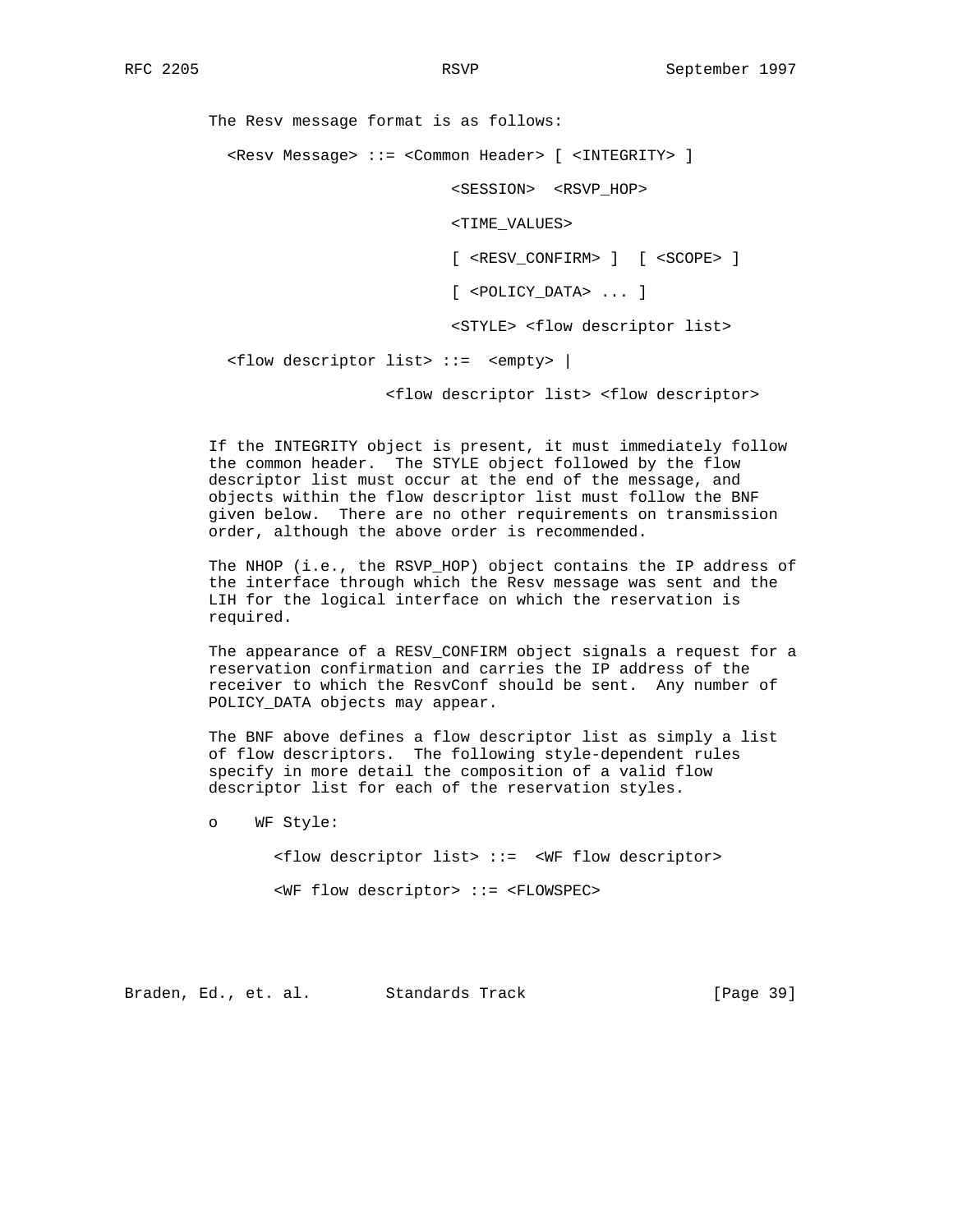The Resv message format is as follows:

```
<Resv Message> ::= <Common Header> [ <INTEGRITY> ]

                        <SESSION>  <RSVP_HOP>

                        <TIME_VALUES>

                        [ <RESV_CONFIRM> ]  [ <SCOPE> ]

                        [ <POLICY_DATA> ... ]

                        <STYLE> <flow descriptor list>

<flow descriptor list> ::=  <empty> |

                 <flow descriptor list> <flow descriptor>
```

If the INTEGRITY object is present, it must immediately follow the common header. The STYLE object followed by the flow descriptor list must occur at the end of the message, and objects within the flow descriptor list must follow the BNF given below. There are no other requirements on transmission order, although the above order is recommended.

The NHOP (i.e., the RSVP_HOP) object contains the IP address of the interface through which the Resv message was sent and the LIH for the logical interface on which the reservation is required.

The appearance of a RESV_CONFIRM object signals a request for a reservation confirmation and carries the IP address of the receiver to which the ResvConf should be sent. Any number of POLICY_DATA objects may appear.

The BNF above defines a flow descriptor list as simply a list of flow descriptors. The following style-dependent rules specify in more detail the composition of a valid flow descriptor list for each of the reservation styles.

- WF Style:

```
<flow descriptor list> ::=  <WF flow descriptor>

<WF flow descriptor> ::= <FLOWSPEC>
```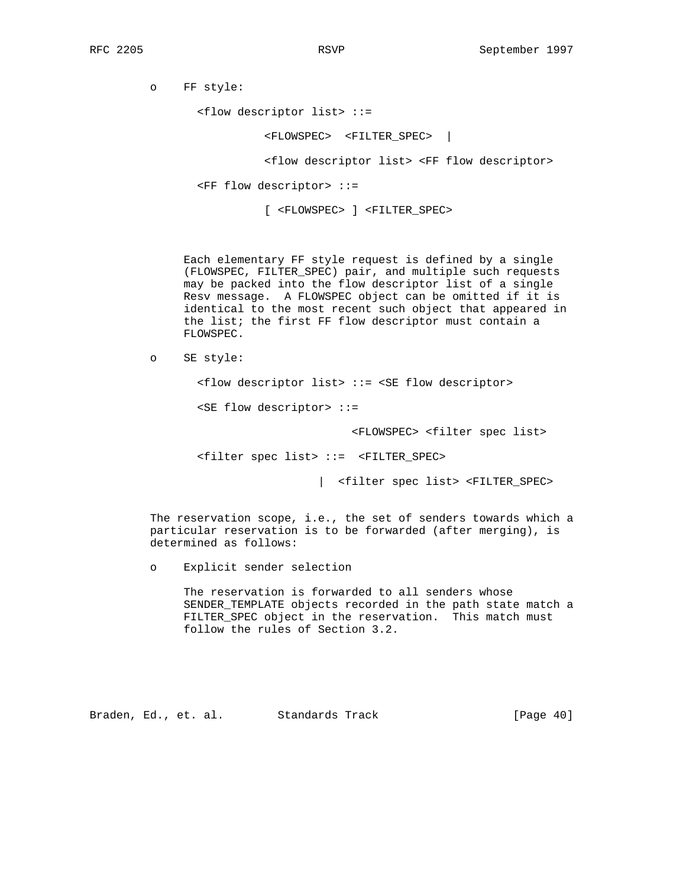o FF style:

```
<flow descriptor list> ::=

          <FLOWSPEC>  <FILTER_SPEC>  |

          <flow descriptor list> <FF flow descriptor>

<FF flow descriptor> ::=

          [ <FLOWSPEC> ] <FILTER_SPEC>
```

Each elementary FF style request is defined by a single (FLOWSPEC, FILTER_SPEC) pair, and multiple such requests may be packed into the flow descriptor list of a single Resv message. A FLOWSPEC object can be omitted if it is identical to the most recent such object that appeared in the list; the first FF flow descriptor must contain a FLOWSPEC.

o SE style:

```
<flow descriptor list> ::= <SE flow descriptor>

<SE flow descriptor> ::=

                      <FLOWSPEC> <filter spec list>

<filter spec list> ::=  <FILTER_SPEC>

                   |  <filter spec list> <FILTER_SPEC>
```

The reservation scope, i.e., the set of senders towards which a particular reservation is to be forwarded (after merging), is determined as follows:

o Explicit sender selection

  The reservation is forwarded to all senders whose SENDER_TEMPLATE objects recorded in the path state match a FILTER_SPEC object in the reservation. This match must follow the rules of Section 3.2.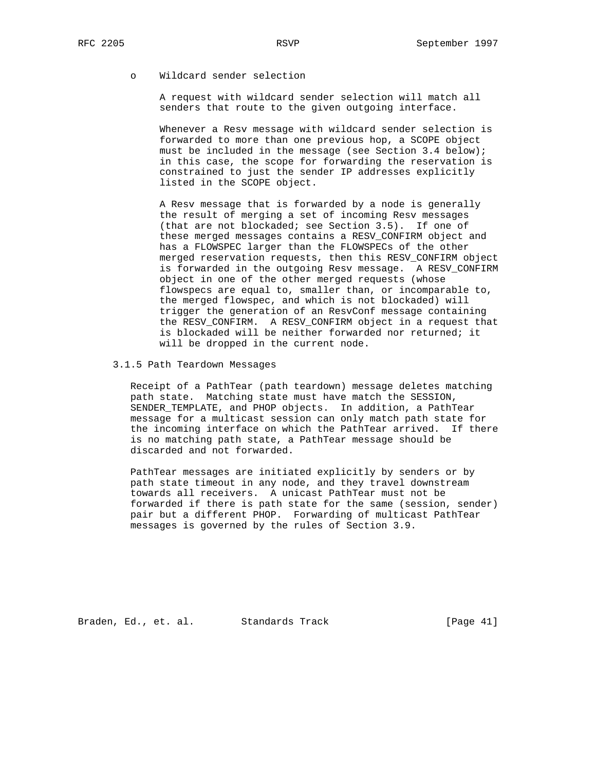- o Wildcard sender selection

  A request with wildcard sender selection will match all senders that route to the given outgoing interface.

  Whenever a Resv message with wildcard sender selection is forwarded to more than one previous hop, a SCOPE object must be included in the message (see Section 3.4 below); in this case, the scope for forwarding the reservation is constrained to just the sender IP addresses explicitly listed in the SCOPE object.

  A Resv message that is forwarded by a node is generally the result of merging a set of incoming Resv messages (that are not blockaded; see Section 3.5). If one of these merged messages contains a RESV_CONFIRM object and has a FLOWSPEC larger than the FLOWSPECs of the other merged reservation requests, then this RESV_CONFIRM object is forwarded in the outgoing Resv message. A RESV_CONFIRM object in one of the other merged requests (whose flowspecs are equal to, smaller than, or incomparable to, the merged flowspec, and which is not blockaded) will trigger the generation of an ResvConf message containing the RESV_CONFIRM. A RESV_CONFIRM object in a request that is blockaded will be neither forwarded nor returned; it will be dropped in the current node.

### 3.1.5 Path Teardown Messages

Receipt of a PathTear (path teardown) message deletes matching path state. Matching state must have match the SESSION, SENDER_TEMPLATE, and PHOP objects. In addition, a PathTear message for a multicast session can only match path state for the incoming interface on which the PathTear arrived. If there is no matching path state, a PathTear message should be discarded and not forwarded.

PathTear messages are initiated explicitly by senders or by path state timeout in any node, and they travel downstream towards all receivers. A unicast PathTear must not be forwarded if there is path state for the same (session, sender) pair but a different PHOP. Forwarding of multicast PathTear messages is governed by the rules of Section 3.9.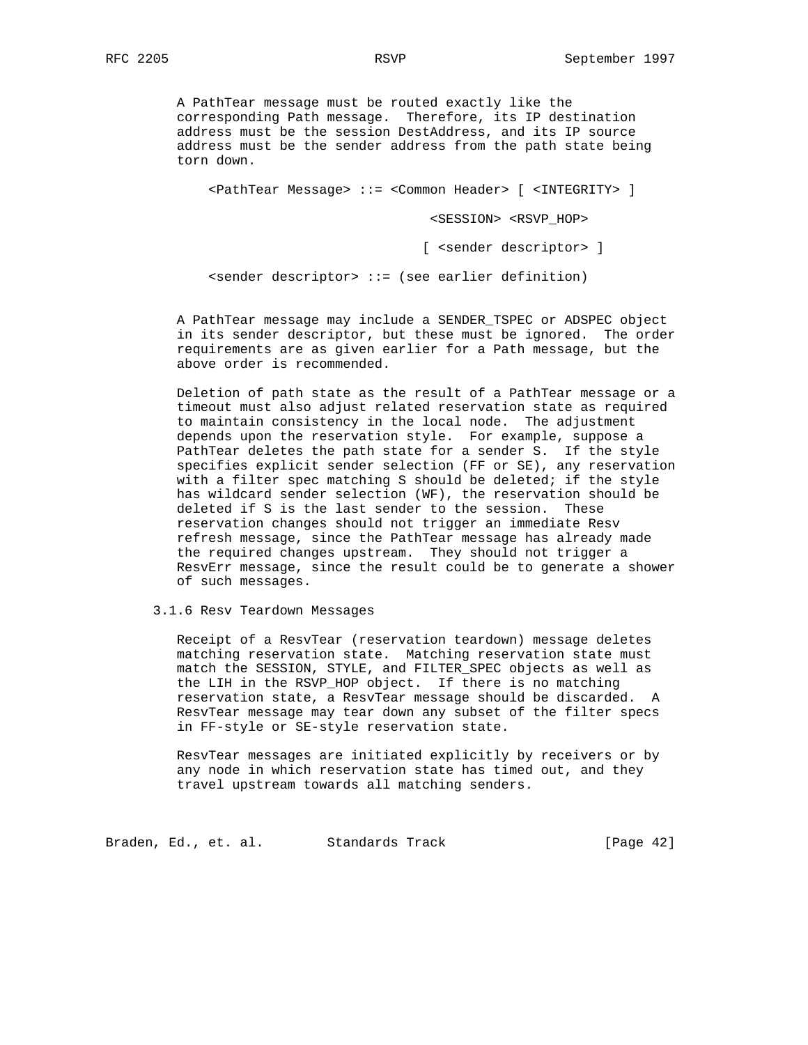A PathTear message must be routed exactly like the corresponding Path message. Therefore, its IP destination address must be the session DestAddress, and its IP source address must be the sender address from the path state being torn down.

```
<PathTear Message> ::= <Common Header> [ <INTEGRITY> ]

                            <SESSION> <RSVP_HOP>

                           [ <sender descriptor> ]

<sender descriptor> ::= (see earlier definition)
```

A PathTear message may include a SENDER_TSPEC or ADSPEC object in its sender descriptor, but these must be ignored. The order requirements are as given earlier for a Path message, but the above order is recommended.

Deletion of path state as the result of a PathTear message or a timeout must also adjust related reservation state as required to maintain consistency in the local node. The adjustment depends upon the reservation style. For example, suppose a PathTear deletes the path state for a sender S. If the style specifies explicit sender selection (FF or SE), any reservation with a filter spec matching S should be deleted; if the style has wildcard sender selection (WF), the reservation should be deleted if S is the last sender to the session. These reservation changes should not trigger an immediate Resv refresh message, since the PathTear message has already made the required changes upstream. They should not trigger a ResvErr message, since the result could be to generate a shower of such messages.

### 3.1.6 Resv Teardown Messages

Receipt of a ResvTear (reservation teardown) message deletes matching reservation state. Matching reservation state must match the SESSION, STYLE, and FILTER_SPEC objects as well as the LIH in the RSVP_HOP object. If there is no matching reservation state, a ResvTear message should be discarded. A ResvTear message may tear down any subset of the filter specs in FF-style or SE-style reservation state.

ResvTear messages are initiated explicitly by receivers or by any node in which reservation state has timed out, and they travel upstream towards all matching senders.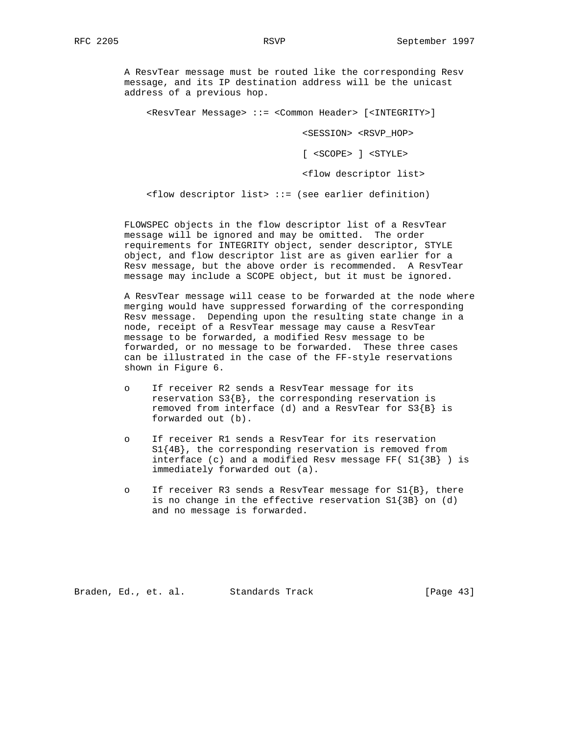A ResvTear message must be routed like the corresponding Resv message, and its IP destination address will be the unicast address of a previous hop.

```
<ResvTear Message> ::= <Common Header> [<INTEGRITY>]

                            <SESSION> <RSVP_HOP>

                            [ <SCOPE> ] <STYLE>

                            <flow descriptor list>

<flow descriptor list> ::= (see earlier definition)
```

FLOWSPEC objects in the flow descriptor list of a ResvTear message will be ignored and may be omitted. The order requirements for INTEGRITY object, sender descriptor, STYLE object, and flow descriptor list are as given earlier for a Resv message, but the above order is recommended. A ResvTear message may include a SCOPE object, but it must be ignored.

A ResvTear message will cease to be forwarded at the node where merging would have suppressed forwarding of the corresponding Resv message. Depending upon the resulting state change in a node, receipt of a ResvTear message may cause a ResvTear message to be forwarded, a modified Resv message to be forwarded, or no message to be forwarded. These three cases can be illustrated in the case of the FF-style reservations shown in Figure 6.

- If receiver R2 sends a ResvTear message for its reservation S3{B}, the corresponding reservation is removed from interface (d) and a ResvTear for S3{B} is forwarded out (b).
- If receiver R1 sends a ResvTear for its reservation S1{4B}, the corresponding reservation is removed from interface (c) and a modified Resv message FF( S1{3B} ) is immediately forwarded out (a).
- If receiver R3 sends a ResvTear message for S1{B}, there is no change in the effective reservation S1{3B} on (d) and no message is forwarded.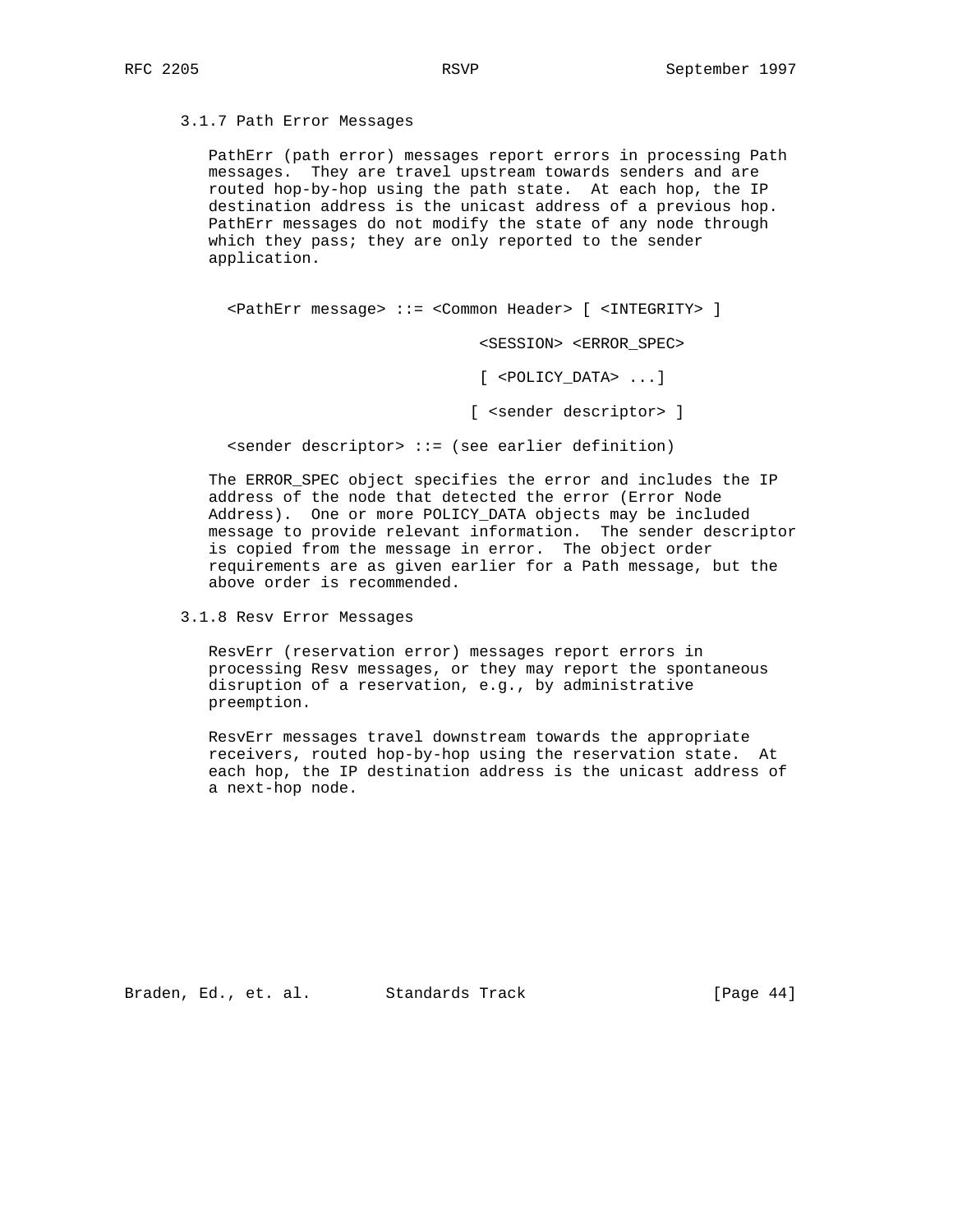### 3.1.7 Path Error Messages

PathErr (path error) messages report errors in processing Path messages. They are travel upstream towards senders and are routed hop-by-hop using the path state. At each hop, the IP destination address is the unicast address of a previous hop. PathErr messages do not modify the state of any node through which they pass; they are only reported to the sender application.

```
<PathErr message> ::= <Common Header> [ <INTEGRITY> ]

                              <SESSION> <ERROR_SPEC>

                              [ <POLICY_DATA> ...]

                             [ <sender descriptor> ]

<sender descriptor> ::= (see earlier definition)
```

The ERROR_SPEC object specifies the error and includes the IP address of the node that detected the error (Error Node Address). One or more POLICY_DATA objects may be included message to provide relevant information. The sender descriptor is copied from the message in error. The object order requirements are as given earlier for a Path message, but the above order is recommended.

### 3.1.8 Resv Error Messages

ResvErr (reservation error) messages report errors in processing Resv messages, or they may report the spontaneous disruption of a reservation, e.g., by administrative preemption.

ResvErr messages travel downstream towards the appropriate receivers, routed hop-by-hop using the reservation state. At each hop, the IP destination address is the unicast address of a next-hop node.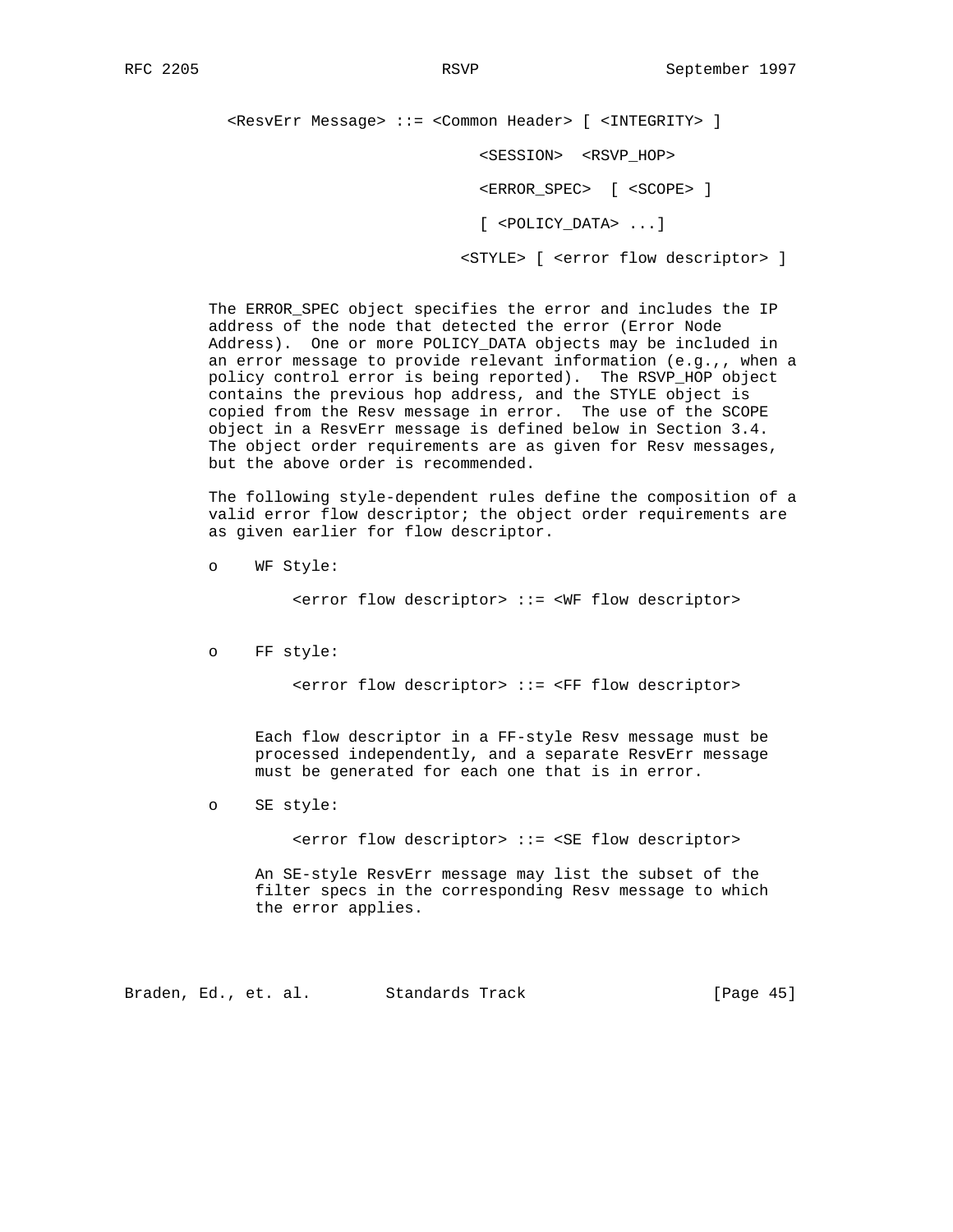```
<ResvErr Message> ::= <Common Header> [ <INTEGRITY> ]

                          <SESSION>  <RSVP_HOP>

                          <ERROR_SPEC>  [ <SCOPE> ]

                          [ <POLICY_DATA> ...]

                        <STYLE> [ <error flow descriptor> ]
```

The ERROR_SPEC object specifies the error and includes the IP address of the node that detected the error (Error Node Address). One or more POLICY_DATA objects may be included in an error message to provide relevant information (e.g.,, when a policy control error is being reported). The RSVP_HOP object contains the previous hop address, and the STYLE object is copied from the Resv message in error. The use of the SCOPE object in a ResvErr message is defined below in Section 3.4. The object order requirements are as given for Resv messages, but the above order is recommended.

The following style-dependent rules define the composition of a valid error flow descriptor; the object order requirements are as given earlier for flow descriptor.

- WF Style:

  ```
  <error flow descriptor> ::= <WF flow descriptor>
  ```

- FF style:

  ```
  <error flow descriptor> ::= <FF flow descriptor>
  ```

  Each flow descriptor in a FF-style Resv message must be processed independently, and a separate ResvErr message must be generated for each one that is in error.

- SE style:

  ```
  <error flow descriptor> ::= <SE flow descriptor>
  ```

  An SE-style ResvErr message may list the subset of the filter specs in the corresponding Resv message to which the error applies.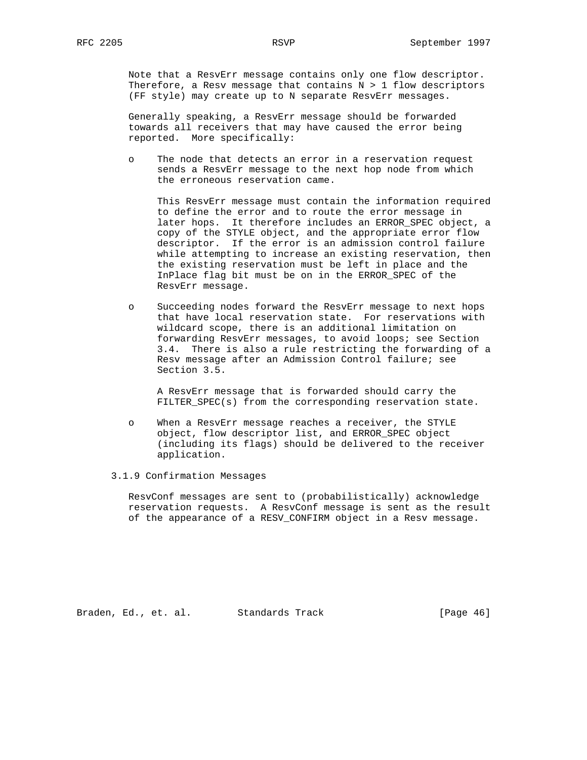Note that a ResvErr message contains only one flow descriptor. Therefore, a Resv message that contains N > 1 flow descriptors (FF style) may create up to N separate ResvErr messages.

Generally speaking, a ResvErr message should be forwarded towards all receivers that may have caused the error being reported. More specifically:

- The node that detects an error in a reservation request sends a ResvErr message to the next hop node from which the erroneous reservation came.

  This ResvErr message must contain the information required to define the error and to route the error message in later hops. It therefore includes an ERROR_SPEC object, a copy of the STYLE object, and the appropriate error flow descriptor. If the error is an admission control failure while attempting to increase an existing reservation, then the existing reservation must be left in place and the InPlace flag bit must be on in the ERROR_SPEC of the ResvErr message.

- Succeeding nodes forward the ResvErr message to next hops that have local reservation state. For reservations with wildcard scope, there is an additional limitation on forwarding ResvErr messages, to avoid loops; see Section 3.4. There is also a rule restricting the forwarding of a Resv message after an Admission Control failure; see Section 3.5.

  A ResvErr message that is forwarded should carry the FILTER_SPEC(s) from the corresponding reservation state.

- When a ResvErr message reaches a receiver, the STYLE object, flow descriptor list, and ERROR_SPEC object (including its flags) should be delivered to the receiver application.

### 3.1.9 Confirmation Messages

ResvConf messages are sent to (probabilistically) acknowledge reservation requests. A ResvConf message is sent as the result of the appearance of a RESV_CONFIRM object in a Resv message.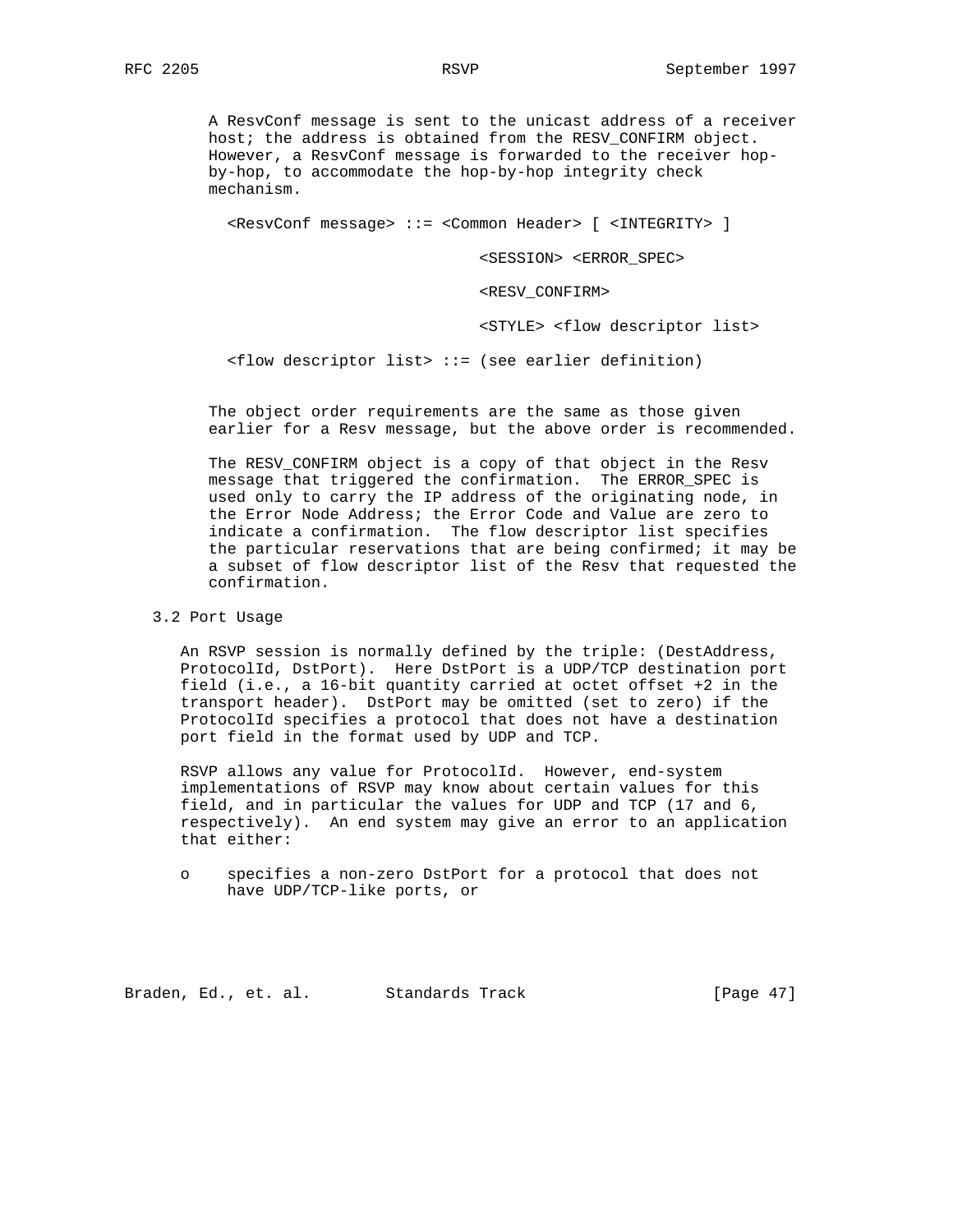A ResvConf message is sent to the unicast address of a receiver host; the address is obtained from the RESV_CONFIRM object. However, a ResvConf message is forwarded to the receiver hop-by-hop, to accommodate the hop-by-hop integrity check mechanism.

```
<ResvConf message> ::= <Common Header> [ <INTEGRITY> ]

                            <SESSION> <ERROR_SPEC>

                            <RESV_CONFIRM>

                            <STYLE> <flow descriptor list>

<flow descriptor list> ::= (see earlier definition)
```

The object order requirements are the same as those given earlier for a Resv message, but the above order is recommended.

The RESV_CONFIRM object is a copy of that object in the Resv message that triggered the confirmation. The ERROR_SPEC is used only to carry the IP address of the originating node, in the Error Node Address; the Error Code and Value are zero to indicate a confirmation. The flow descriptor list specifies the particular reservations that are being confirmed; it may be a subset of flow descriptor list of the Resv that requested the confirmation.

## 3.2 Port Usage

An RSVP session is normally defined by the triple: (DestAddress, ProtocolId, DstPort). Here DstPort is a UDP/TCP destination port field (i.e., a 16-bit quantity carried at octet offset +2 in the transport header). DstPort may be omitted (set to zero) if the ProtocolId specifies a protocol that does not have a destination port field in the format used by UDP and TCP.

RSVP allows any value for ProtocolId. However, end-system implementations of RSVP may know about certain values for this field, and in particular the values for UDP and TCP (17 and 6, respectively). An end system may give an error to an application that either:

- specifies a non-zero DstPort for a protocol that does not have UDP/TCP-like ports, or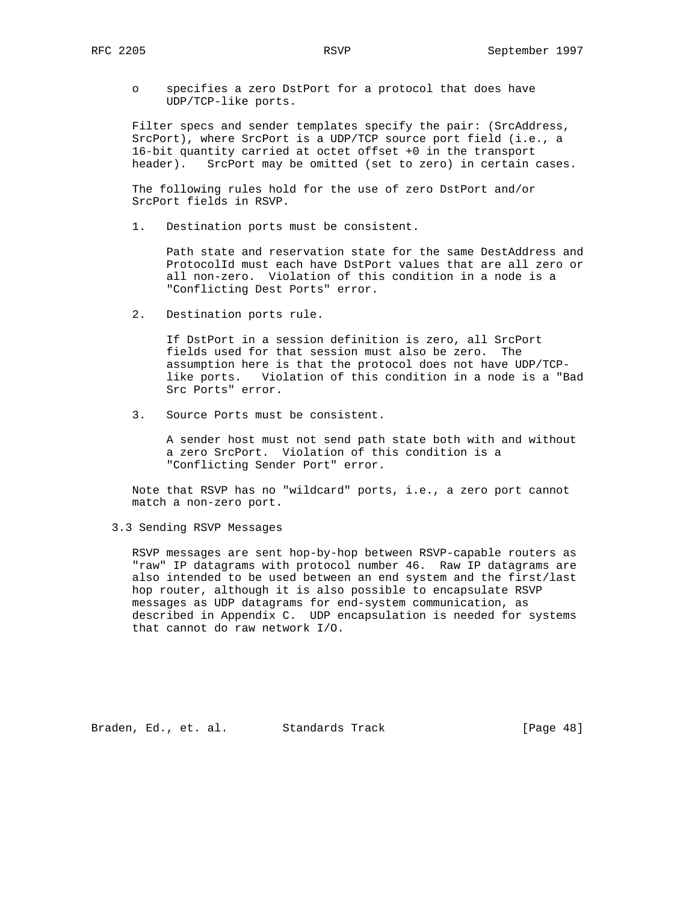- specifies a zero DstPort for a protocol that does have UDP/TCP-like ports.

Filter specs and sender templates specify the pair: (SrcAddress, SrcPort), where SrcPort is a UDP/TCP source port field (i.e., a 16-bit quantity carried at octet offset +0 in the transport header). SrcPort may be omitted (set to zero) in certain cases.

The following rules hold for the use of zero DstPort and/or SrcPort fields in RSVP.

1. Destination ports must be consistent.

   Path state and reservation state for the same DestAddress and ProtocolId must each have DstPort values that are all zero or all non-zero. Violation of this condition in a node is a "Conflicting Dest Ports" error.

2. Destination ports rule.

   If DstPort in a session definition is zero, all SrcPort fields used for that session must also be zero. The assumption here is that the protocol does not have UDP/TCP-like ports. Violation of this condition in a node is a "Bad Src Ports" error.

3. Source Ports must be consistent.

   A sender host must not send path state both with and without a zero SrcPort. Violation of this condition is a "Conflicting Sender Port" error.

Note that RSVP has no "wildcard" ports, i.e., a zero port cannot match a non-zero port.

## 3.3 Sending RSVP Messages

RSVP messages are sent hop-by-hop between RSVP-capable routers as "raw" IP datagrams with protocol number 46. Raw IP datagrams are also intended to be used between an end system and the first/last hop router, although it is also possible to encapsulate RSVP messages as UDP datagrams for end-system communication, as described in Appendix C. UDP encapsulation is needed for systems that cannot do raw network I/O.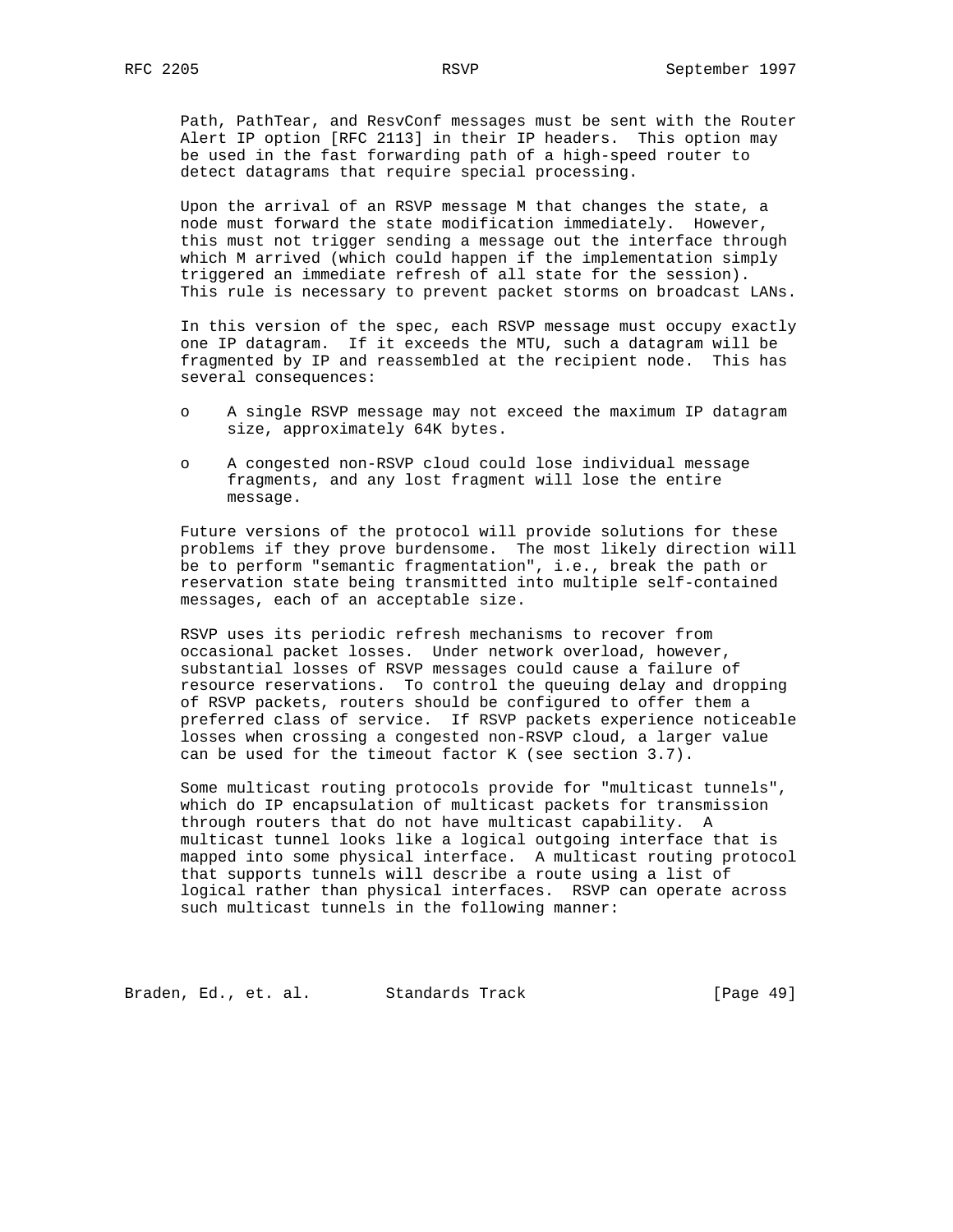Path, PathTear, and ResvConf messages must be sent with the Router Alert IP option [RFC 2113] in their IP headers. This option may be used in the fast forwarding path of a high-speed router to detect datagrams that require special processing.

Upon the arrival of an RSVP message M that changes the state, a node must forward the state modification immediately. However, this must not trigger sending a message out the interface through which M arrived (which could happen if the implementation simply triggered an immediate refresh of all state for the session). This rule is necessary to prevent packet storms on broadcast LANs.

In this version of the spec, each RSVP message must occupy exactly one IP datagram. If it exceeds the MTU, such a datagram will be fragmented by IP and reassembled at the recipient node. This has several consequences:

- A single RSVP message may not exceed the maximum IP datagram size, approximately 64K bytes.
- A congested non-RSVP cloud could lose individual message fragments, and any lost fragment will lose the entire message.

Future versions of the protocol will provide solutions for these problems if they prove burdensome. The most likely direction will be to perform "semantic fragmentation", i.e., break the path or reservation state being transmitted into multiple self-contained messages, each of an acceptable size.

RSVP uses its periodic refresh mechanisms to recover from occasional packet losses. Under network overload, however, substantial losses of RSVP messages could cause a failure of resource reservations. To control the queuing delay and dropping of RSVP packets, routers should be configured to offer them a preferred class of service. If RSVP packets experience noticeable losses when crossing a congested non-RSVP cloud, a larger value can be used for the timeout factor K (see section 3.7).

Some multicast routing protocols provide for "multicast tunnels", which do IP encapsulation of multicast packets for transmission through routers that do not have multicast capability. A multicast tunnel looks like a logical outgoing interface that is mapped into some physical interface. A multicast routing protocol that supports tunnels will describe a route using a list of logical rather than physical interfaces. RSVP can operate across such multicast tunnels in the following manner: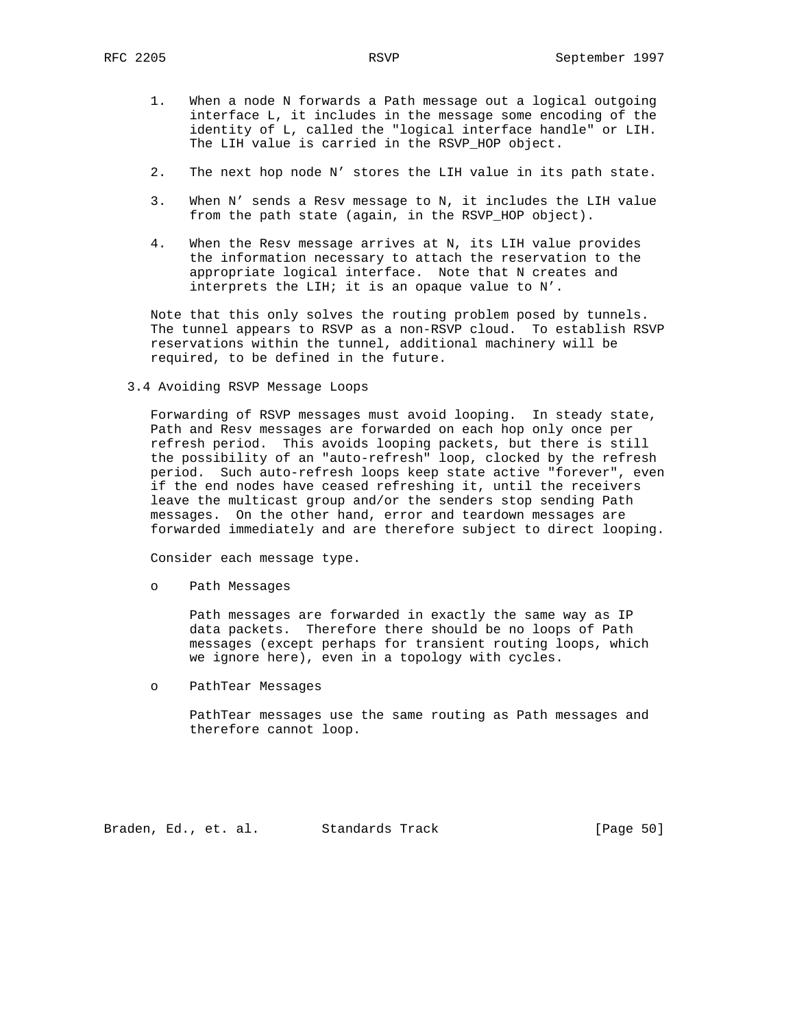1. When a node N forwards a Path message out a logical outgoing interface L, it includes in the message some encoding of the identity of L, called the "logical interface handle" or LIH. The LIH value is carried in the RSVP_HOP object.

2. The next hop node N' stores the LIH value in its path state.

3. When N' sends a Resv message to N, it includes the LIH value from the path state (again, in the RSVP_HOP object).

4. When the Resv message arrives at N, its LIH value provides the information necessary to attach the reservation to the appropriate logical interface. Note that N creates and interprets the LIH; it is an opaque value to N'.

Note that this only solves the routing problem posed by tunnels. The tunnel appears to RSVP as a non-RSVP cloud. To establish RSVP reservations within the tunnel, additional machinery will be required, to be defined in the future.

### 3.4 Avoiding RSVP Message Loops

Forwarding of RSVP messages must avoid looping. In steady state, Path and Resv messages are forwarded on each hop only once per refresh period. This avoids looping packets, but there is still the possibility of an "auto-refresh" loop, clocked by the refresh period. Such auto-refresh loops keep state active "forever", even if the end nodes have ceased refreshing it, until the receivers leave the multicast group and/or the senders stop sending Path messages. On the other hand, error and teardown messages are forwarded immediately and are therefore subject to direct looping.

Consider each message type.

- Path Messages

  Path messages are forwarded in exactly the same way as IP data packets. Therefore there should be no loops of Path messages (except perhaps for transient routing loops, which we ignore here), even in a topology with cycles.

- PathTear Messages

  PathTear messages use the same routing as Path messages and therefore cannot loop.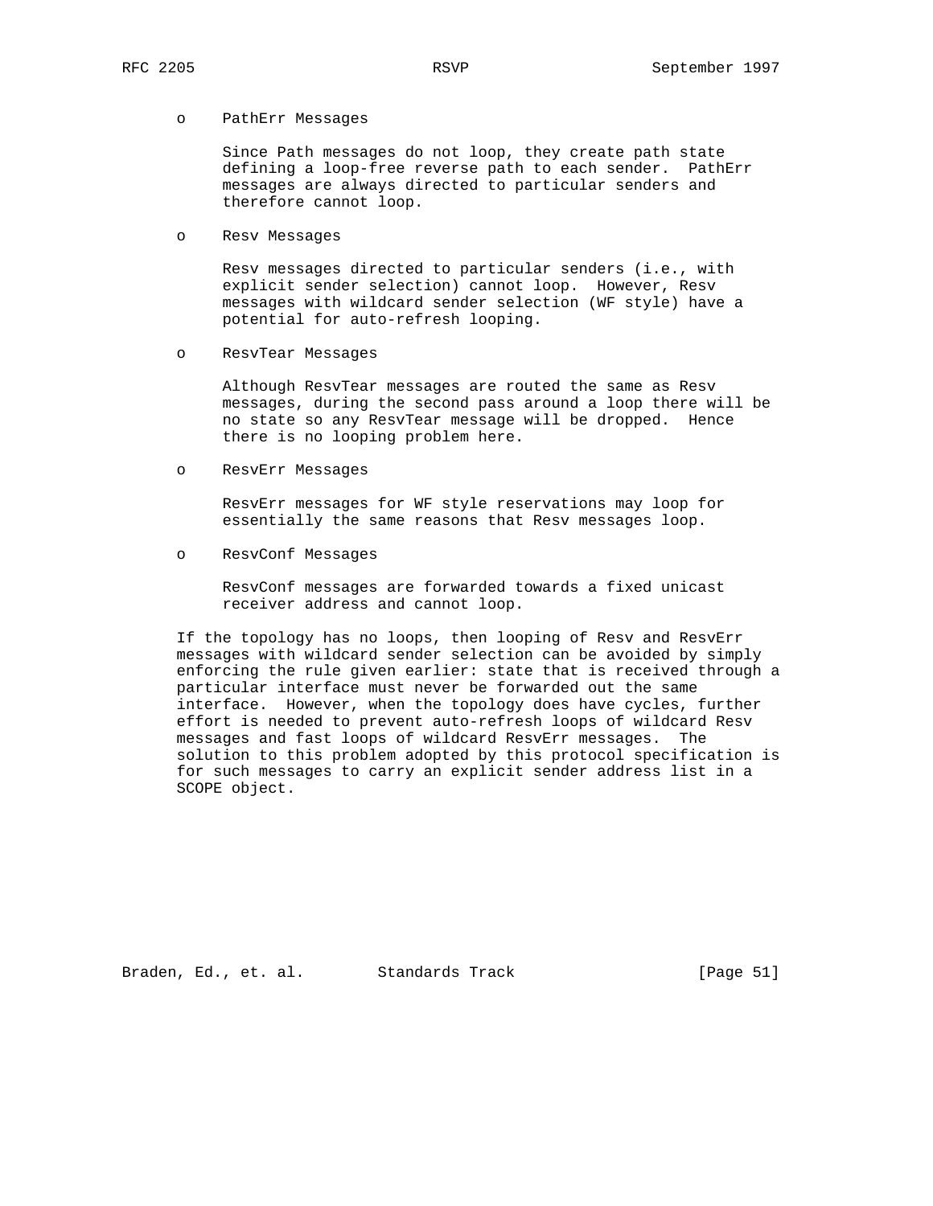- PathErr Messages

  Since Path messages do not loop, they create path state defining a loop-free reverse path to each sender. PathErr messages are always directed to particular senders and therefore cannot loop.

- Resv Messages

  Resv messages directed to particular senders (i.e., with explicit sender selection) cannot loop. However, Resv messages with wildcard sender selection (WF style) have a potential for auto-refresh looping.

- ResvTear Messages

  Although ResvTear messages are routed the same as Resv messages, during the second pass around a loop there will be no state so any ResvTear message will be dropped. Hence there is no looping problem here.

- ResvErr Messages

  ResvErr messages for WF style reservations may loop for essentially the same reasons that Resv messages loop.

- ResvConf Messages

  ResvConf messages are forwarded towards a fixed unicast receiver address and cannot loop.

If the topology has no loops, then looping of Resv and ResvErr messages with wildcard sender selection can be avoided by simply enforcing the rule given earlier: state that is received through a particular interface must never be forwarded out the same interface. However, when the topology does have cycles, further effort is needed to prevent auto-refresh loops of wildcard Resv messages and fast loops of wildcard ResvErr messages. The solution to this problem adopted by this protocol specification is for such messages to carry an explicit sender address list in a SCOPE object.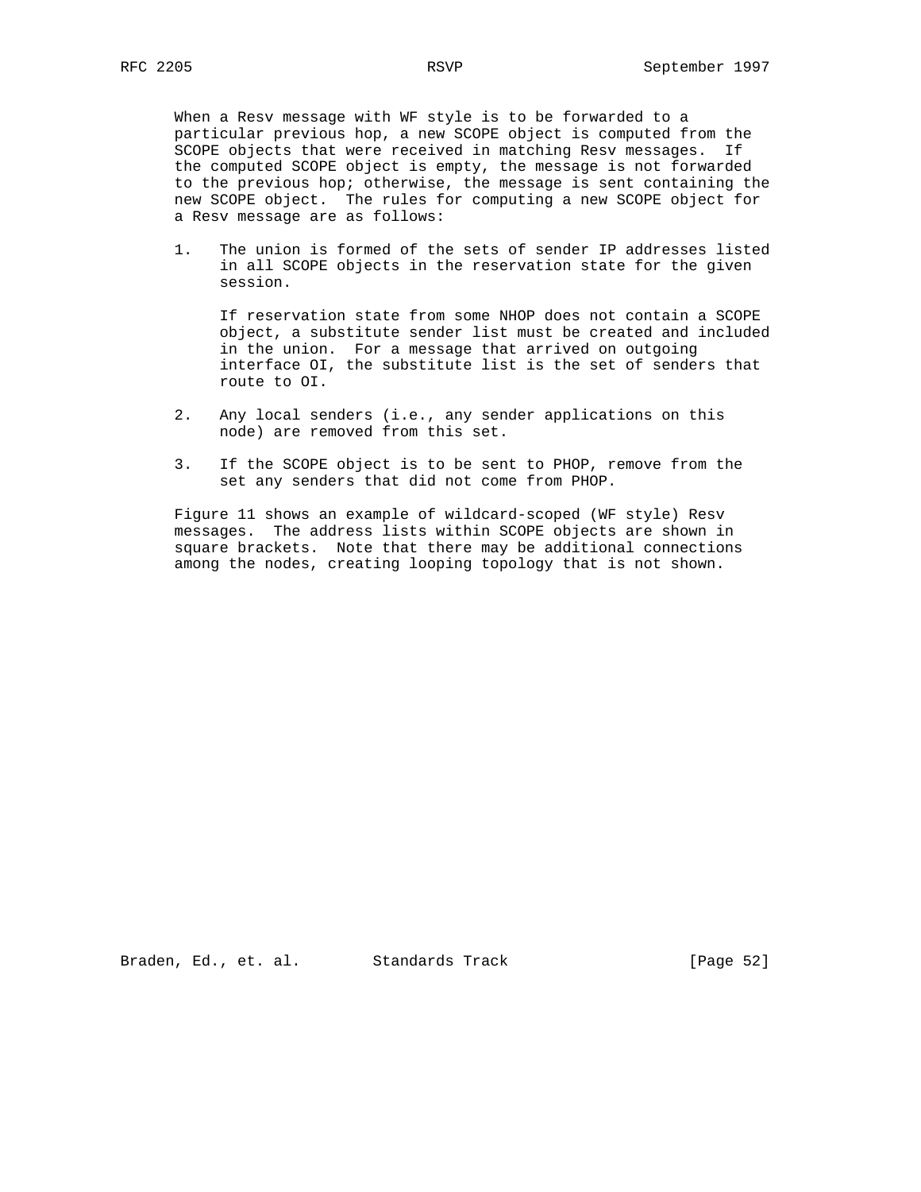When a Resv message with WF style is to be forwarded to a particular previous hop, a new SCOPE object is computed from the SCOPE objects that were received in matching Resv messages. If the computed SCOPE object is empty, the message is not forwarded to the previous hop; otherwise, the message is sent containing the new SCOPE object. The rules for computing a new SCOPE object for a Resv message are as follows:

1. The union is formed of the sets of sender IP addresses listed in all SCOPE objects in the reservation state for the given session.

   If reservation state from some NHOP does not contain a SCOPE object, a substitute sender list must be created and included in the union. For a message that arrived on outgoing interface OI, the substitute list is the set of senders that route to OI.

2. Any local senders (i.e., any sender applications on this node) are removed from this set.

3. If the SCOPE object is to be sent to PHOP, remove from the set any senders that did not come from PHOP.

Figure 11 shows an example of wildcard-scoped (WF style) Resv messages. The address lists within SCOPE objects are shown in square brackets. Note that there may be additional connections among the nodes, creating looping topology that is not shown.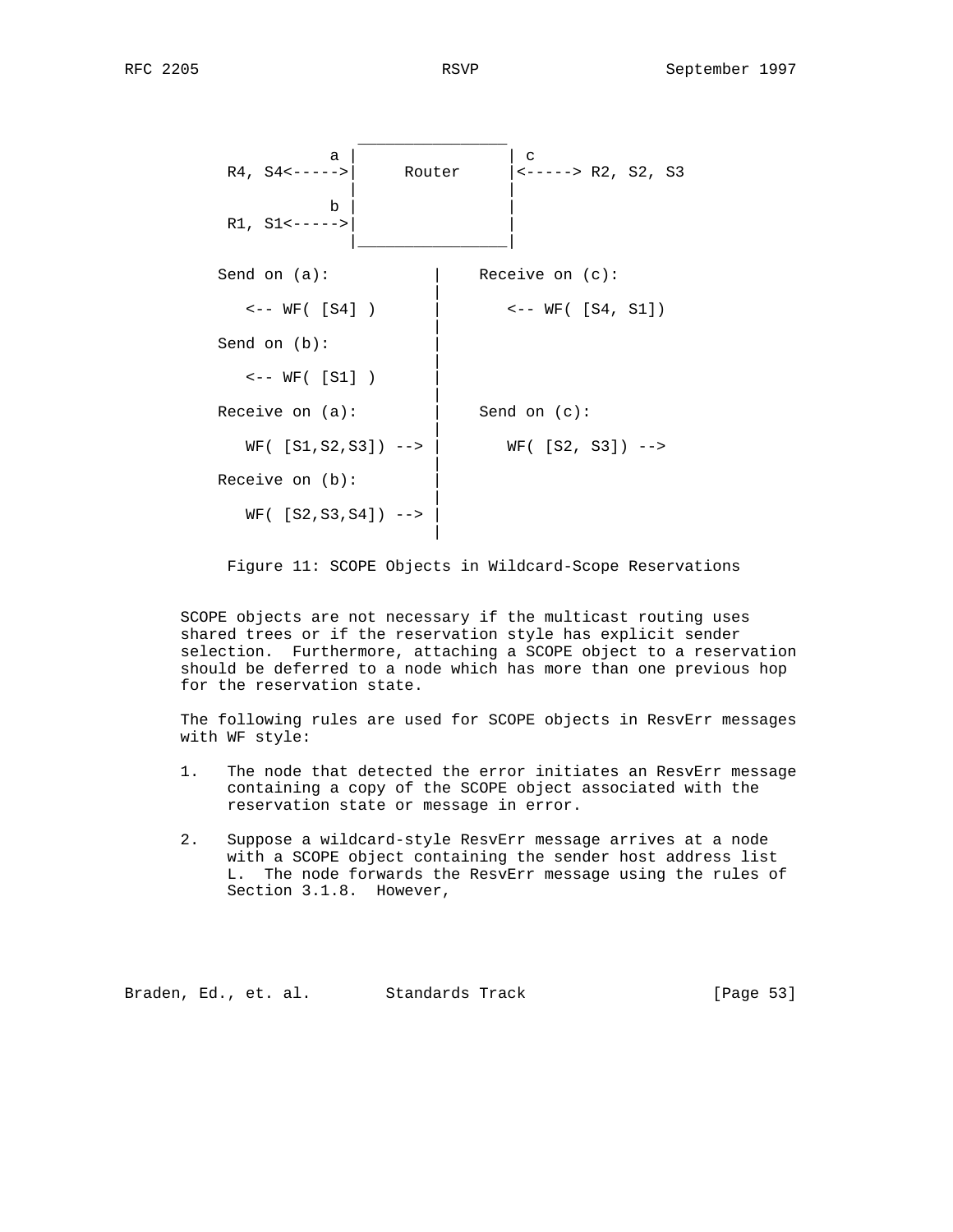```
                    ________________
                a |                | c
      R4, S4<----->|     Router     |<-----> R2, S2, S3
                   |                |
                b |                |
      R1, S1<----->|                |
                   |________________|

      Send on (a):            |    Receive on (c):
                              |
         <-- WF( [S4] )       |       <-- WF( [S4, S1])
                              |
      Send on (b):            |
                              |
         <-- WF( [S1] )       |
                              |
      Receive on (a):         |    Send on (c):
                              |
         WF( [S1,S2,S3]) -->  |       WF( [S2, S3]) -->
                              |
      Receive on (b):         |
                              |
         WF( [S2,S3,S4]) -->  |
                              |
```

Figure 11: SCOPE Objects in Wildcard-Scope Reservations

SCOPE objects are not necessary if the multicast routing uses shared trees or if the reservation style has explicit sender selection. Furthermore, attaching a SCOPE object to a reservation should be deferred to a node which has more than one previous hop for the reservation state.

The following rules are used for SCOPE objects in ResvErr messages with WF style:

1. The node that detected the error initiates an ResvErr message containing a copy of the SCOPE object associated with the reservation state or message in error.

2. Suppose a wildcard-style ResvErr message arrives at a node with a SCOPE object containing the sender host address list L. The node forwards the ResvErr message using the rules of Section 3.1.8. However,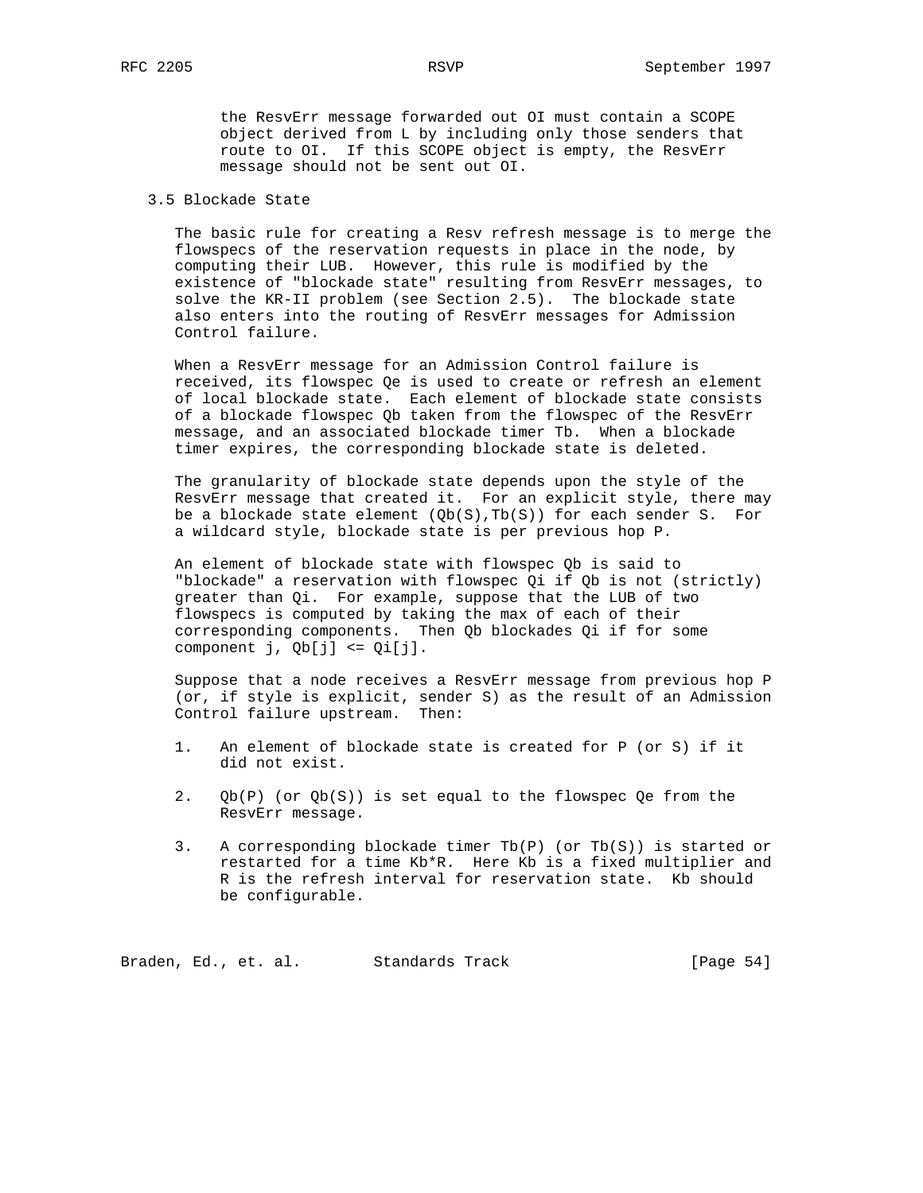the ResvErr message forwarded out OI must contain a SCOPE object derived from L by including only those senders that route to OI. If this SCOPE object is empty, the ResvErr message should not be sent out OI.

## 3.5 Blockade State

The basic rule for creating a Resv refresh message is to merge the flowspecs of the reservation requests in place in the node, by computing their LUB. However, this rule is modified by the existence of "blockade state" resulting from ResvErr messages, to solve the KR-II problem (see Section 2.5). The blockade state also enters into the routing of ResvErr messages for Admission Control failure.

When a ResvErr message for an Admission Control failure is received, its flowspec Qe is used to create or refresh an element of local blockade state. Each element of blockade state consists of a blockade flowspec Qb taken from the flowspec of the ResvErr message, and an associated blockade timer Tb. When a blockade timer expires, the corresponding blockade state is deleted.

The granularity of blockade state depends upon the style of the ResvErr message that created it. For an explicit style, there may be a blockade state element (Qb(S),Tb(S)) for each sender S. For a wildcard style, blockade state is per previous hop P.

An element of blockade state with flowspec Qb is said to "blockade" a reservation with flowspec Qi if Qb is not (strictly) greater than Qi. For example, suppose that the LUB of two flowspecs is computed by taking the max of each of their corresponding components. Then Qb blockades Qi if for some component j, Qb[j] <= Qi[j].

Suppose that a node receives a ResvErr message from previous hop P (or, if style is explicit, sender S) as the result of an Admission Control failure upstream. Then:

1. An element of blockade state is created for P (or S) if it did not exist.

2. Qb(P) (or Qb(S)) is set equal to the flowspec Qe from the ResvErr message.

3. A corresponding blockade timer Tb(P) (or Tb(S)) is started or restarted for a time Kb*R. Here Kb is a fixed multiplier and R is the refresh interval for reservation state. Kb should be configurable.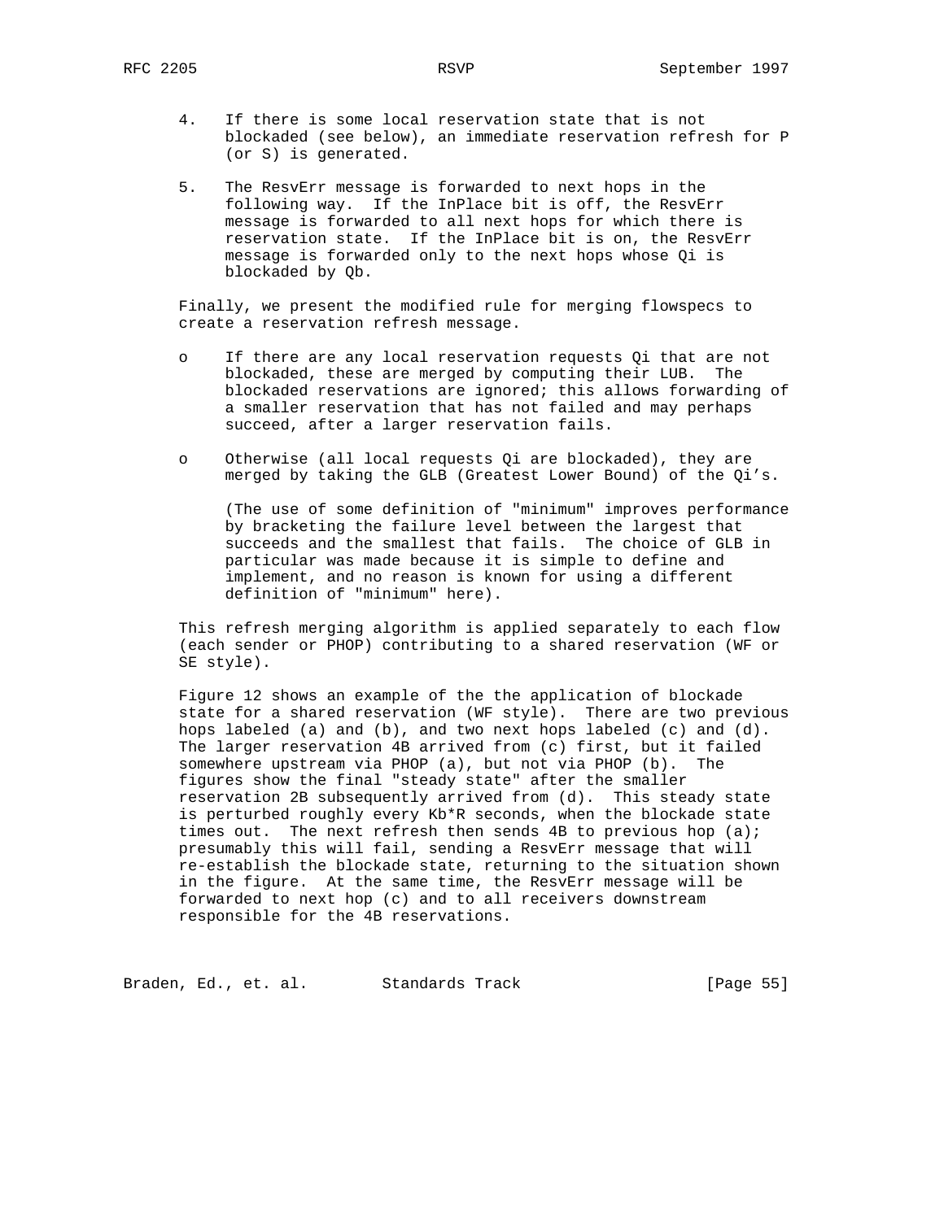4. If there is some local reservation state that is not blockaded (see below), an immediate reservation refresh for P (or S) is generated.

5. The ResvErr message is forwarded to next hops in the following way. If the InPlace bit is off, the ResvErr message is forwarded to all next hops for which there is reservation state. If the InPlace bit is on, the ResvErr message is forwarded only to the next hops whose Qi is blockaded by Qb.

Finally, we present the modified rule for merging flowspecs to create a reservation refresh message.

- If there are any local reservation requests Qi that are not blockaded, these are merged by computing their LUB. The blockaded reservations are ignored; this allows forwarding of a smaller reservation that has not failed and may perhaps succeed, after a larger reservation fails.

- Otherwise (all local requests Qi are blockaded), they are merged by taking the GLB (Greatest Lower Bound) of the Qi's.

  (The use of some definition of "minimum" improves performance by bracketing the failure level between the largest that succeeds and the smallest that fails. The choice of GLB in particular was made because it is simple to define and implement, and no reason is known for using a different definition of "minimum" here).

This refresh merging algorithm is applied separately to each flow (each sender or PHOP) contributing to a shared reservation (WF or SE style).

Figure 12 shows an example of the the application of blockade state for a shared reservation (WF style). There are two previous hops labeled (a) and (b), and two next hops labeled (c) and (d). The larger reservation 4B arrived from (c) first, but it failed somewhere upstream via PHOP (a), but not via PHOP (b). The figures show the final "steady state" after the smaller reservation 2B subsequently arrived from (d). This steady state is perturbed roughly every Kb*R seconds, when the blockade state times out. The next refresh then sends 4B to previous hop (a); presumably this will fail, sending a ResvErr message that will re-establish the blockade state, returning to the situation shown in the figure. At the same time, the ResvErr message will be forwarded to next hop (c) and to all receivers downstream responsible for the 4B reservations.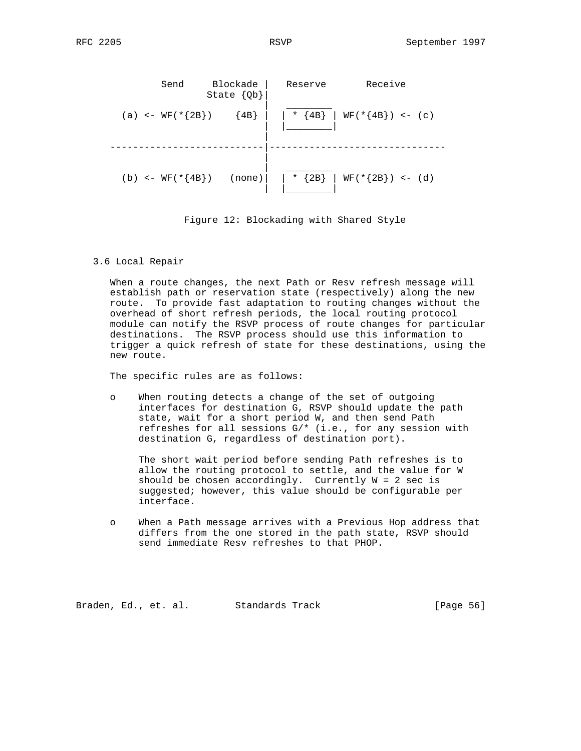```
          Send     Blockade |   Reserve       Receive
                   State {Qb}|
                             |   ________
      (a) <- WF(*{2B})    {4B} |  | * {4B} | WF(*{4B}) <- (c)
                             |  |________|
                             |
    ---------------------------|-------------------------------
                             |
                             |   ________
      (b) <- WF(*{4B})   (none)|  | * {2B} | WF(*{2B}) <- (d)
                             |  |________|
```

Figure 12: Blockading with Shared Style

## 3.6 Local Repair

When a route changes, the next Path or Resv refresh message will establish path or reservation state (respectively) along the new route. To provide fast adaptation to routing changes without the overhead of short refresh periods, the local routing protocol module can notify the RSVP process of route changes for particular destinations. The RSVP process should use this information to trigger a quick refresh of state for these destinations, using the new route.

The specific rules are as follows:

- When routing detects a change of the set of outgoing interfaces for destination G, RSVP should update the path state, wait for a short period W, and then send Path refreshes for all sessions G/* (i.e., for any session with destination G, regardless of destination port).

  The short wait period before sending Path refreshes is to allow the routing protocol to settle, and the value for W should be chosen accordingly. Currently W = 2 sec is suggested; however, this value should be configurable per interface.

- When a Path message arrives with a Previous Hop address that differs from the one stored in the path state, RSVP should send immediate Resv refreshes to that PHOP.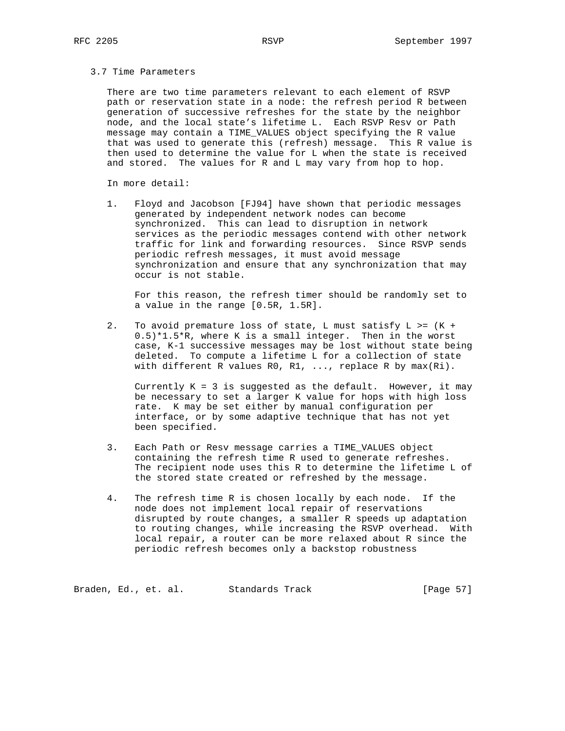### 3.7 Time Parameters

There are two time parameters relevant to each element of RSVP path or reservation state in a node: the refresh period R between generation of successive refreshes for the state by the neighbor node, and the local state's lifetime L. Each RSVP Resv or Path message may contain a TIME_VALUES object specifying the R value that was used to generate this (refresh) message. This R value is then used to determine the value for L when the state is received and stored. The values for R and L may vary from hop to hop.

In more detail:

1. Floyd and Jacobson [FJ94] have shown that periodic messages generated by independent network nodes can become synchronized. This can lead to disruption in network services as the periodic messages contend with other network traffic for link and forwarding resources. Since RSVP sends periodic refresh messages, it must avoid message synchronization and ensure that any synchronization that may occur is not stable.

   For this reason, the refresh timer should be randomly set to a value in the range $[0.5R, 1.5R]$.

2. To avoid premature loss of state, L must satisfy $L \geq (K + 0.5)*1.5*R$, where K is a small integer. Then in the worst case, K-1 successive messages may be lost without state being deleted. To compute a lifetime L for a collection of state with different R values R0, R1, ..., replace R by max(Ri).

   Currently $K = 3$ is suggested as the default. However, it may be necessary to set a larger K value for hops with high loss rate. K may be set either by manual configuration per interface, or by some adaptive technique that has not yet been specified.

3. Each Path or Resv message carries a TIME_VALUES object containing the refresh time R used to generate refreshes. The recipient node uses this R to determine the lifetime L of the stored state created or refreshed by the message.

4. The refresh time R is chosen locally by each node. If the node does not implement local repair of reservations disrupted by route changes, a smaller R speeds up adaptation to routing changes, while increasing the RSVP overhead. With local repair, a router can be more relaxed about R since the periodic refresh becomes only a backstop robustness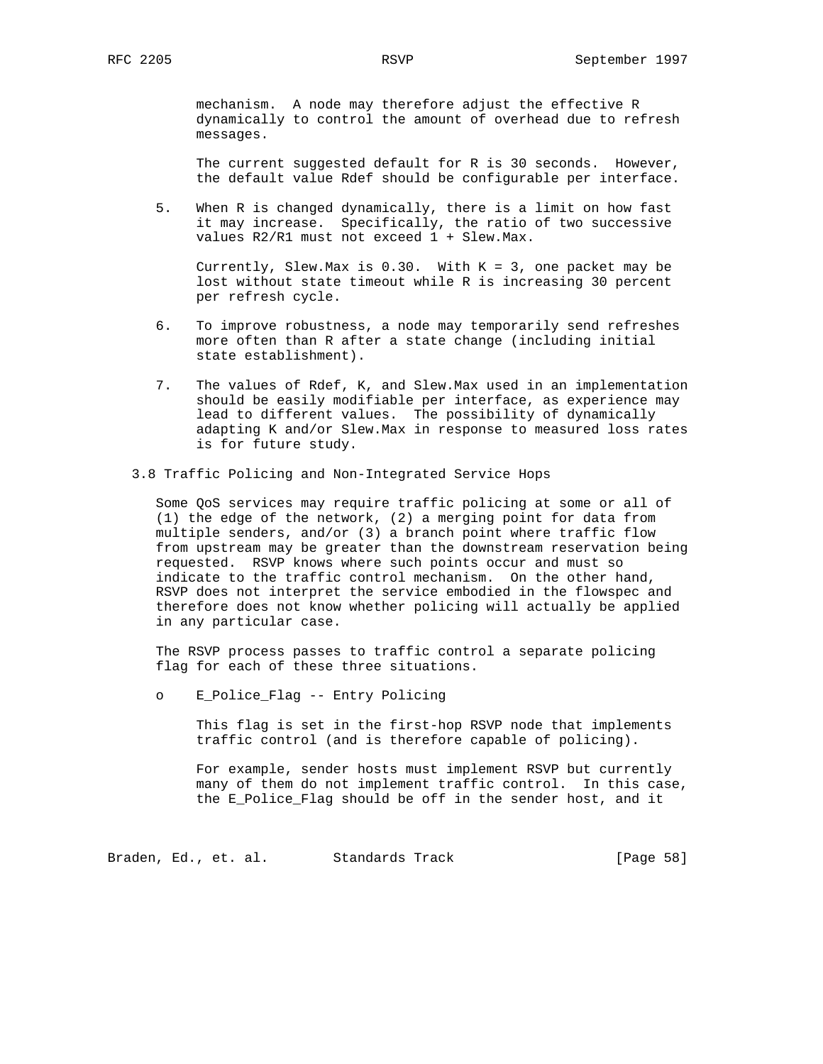mechanism. A node may therefore adjust the effective R dynamically to control the amount of overhead due to refresh messages.

The current suggested default for R is 30 seconds. However, the default value Rdef should be configurable per interface.

5. When R is changed dynamically, there is a limit on how fast it may increase. Specifically, the ratio of two successive values R2/R1 must not exceed 1 + Slew.Max.

   Currently, Slew.Max is 0.30. With K = 3, one packet may be lost without state timeout while R is increasing 30 percent per refresh cycle.

6. To improve robustness, a node may temporarily send refreshes more often than R after a state change (including initial state establishment).

7. The values of Rdef, K, and Slew.Max used in an implementation should be easily modifiable per interface, as experience may lead to different values. The possibility of dynamically adapting K and/or Slew.Max in response to measured loss rates is for future study.

## 3.8 Traffic Policing and Non-Integrated Service Hops

Some QoS services may require traffic policing at some or all of (1) the edge of the network, (2) a merging point for data from multiple senders, and/or (3) a branch point where traffic flow from upstream may be greater than the downstream reservation being requested. RSVP knows where such points occur and must so indicate to the traffic control mechanism. On the other hand, RSVP does not interpret the service embodied in the flowspec and therefore does not know whether policing will actually be applied in any particular case.

The RSVP process passes to traffic control a separate policing flag for each of these three situations.

- E_Police_Flag -- Entry Policing

  This flag is set in the first-hop RSVP node that implements traffic control (and is therefore capable of policing).

  For example, sender hosts must implement RSVP but currently many of them do not implement traffic control. In this case, the E_Police_Flag should be off in the sender host, and it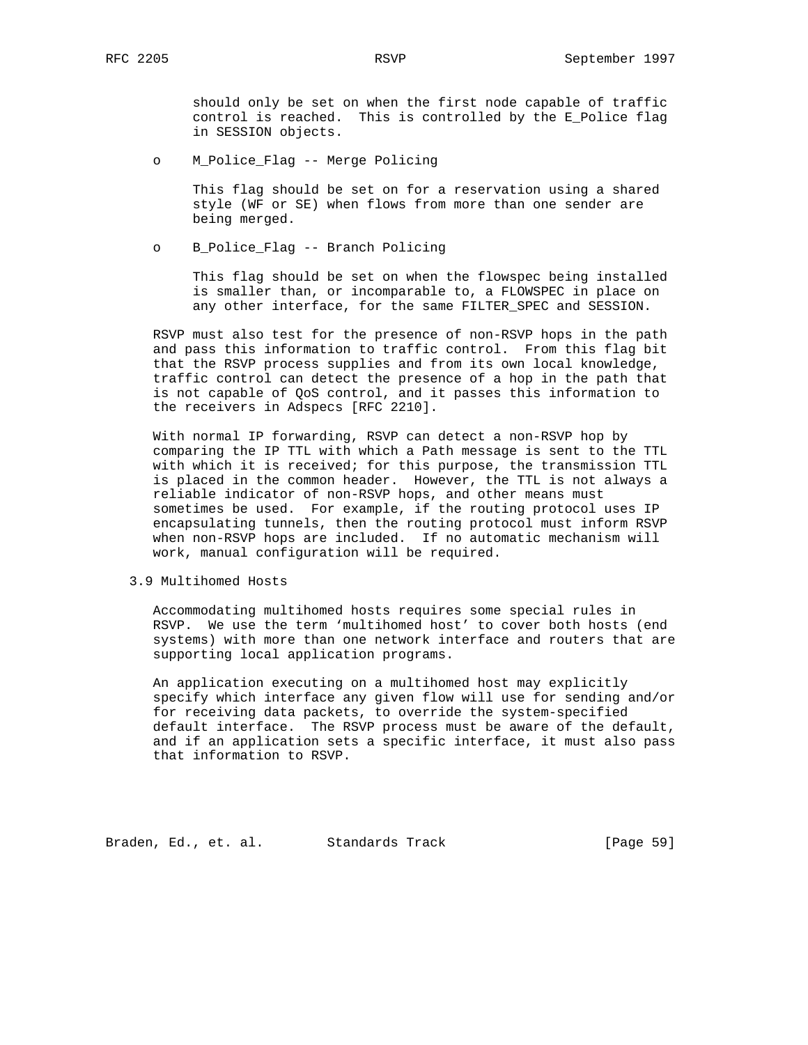should only be set on when the first node capable of traffic control is reached. This is controlled by the E_Police flag in SESSION objects.

- M_Police_Flag -- Merge Policing

  This flag should be set on for a reservation using a shared style (WF or SE) when flows from more than one sender are being merged.

- B_Police_Flag -- Branch Policing

  This flag should be set on when the flowspec being installed is smaller than, or incomparable to, a FLOWSPEC in place on any other interface, for the same FILTER_SPEC and SESSION.

RSVP must also test for the presence of non-RSVP hops in the path and pass this information to traffic control. From this flag bit that the RSVP process supplies and from its own local knowledge, traffic control can detect the presence of a hop in the path that is not capable of QoS control, and it passes this information to the receivers in Adspecs [RFC 2210].

With normal IP forwarding, RSVP can detect a non-RSVP hop by comparing the IP TTL with which a Path message is sent to the TTL with which it is received; for this purpose, the transmission TTL is placed in the common header. However, the TTL is not always a reliable indicator of non-RSVP hops, and other means must sometimes be used. For example, if the routing protocol uses IP encapsulating tunnels, then the routing protocol must inform RSVP when non-RSVP hops are included. If no automatic mechanism will work, manual configuration will be required.

### 3.9 Multihomed Hosts

Accommodating multihomed hosts requires some special rules in RSVP. We use the term ‘multihomed host’ to cover both hosts (end systems) with more than one network interface and routers that are supporting local application programs.

An application executing on a multihomed host may explicitly specify which interface any given flow will use for sending and/or for receiving data packets, to override the system-specified default interface. The RSVP process must be aware of the default, and if an application sets a specific interface, it must also pass that information to RSVP.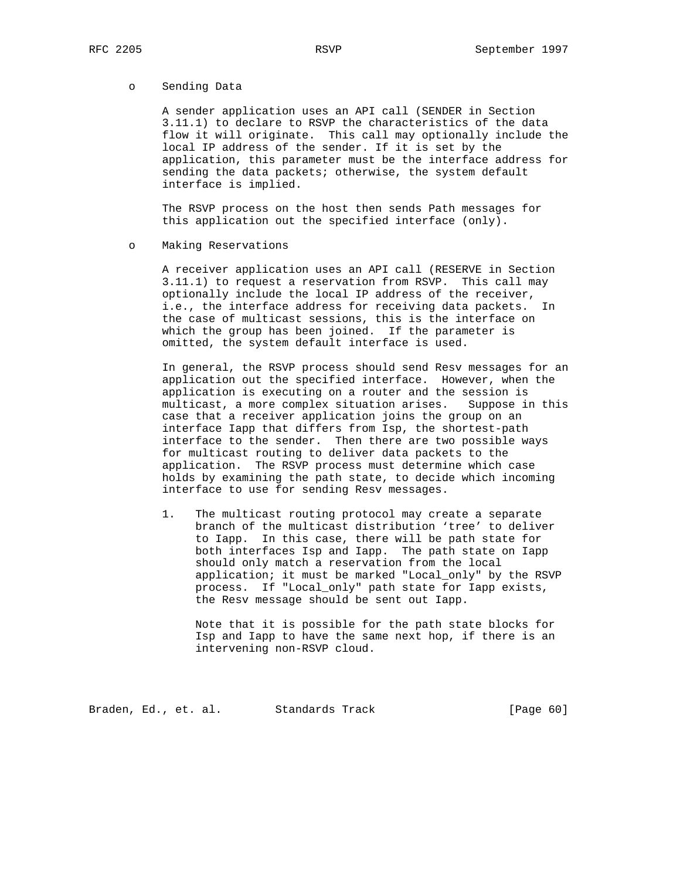- Sending Data

  A sender application uses an API call (SENDER in Section 3.11.1) to declare to RSVP the characteristics of the data flow it will originate. This call may optionally include the local IP address of the sender. If it is set by the application, this parameter must be the interface address for sending the data packets; otherwise, the system default interface is implied.

  The RSVP process on the host then sends Path messages for this application out the specified interface (only).

- Making Reservations

  A receiver application uses an API call (RESERVE in Section 3.11.1) to request a reservation from RSVP. This call may optionally include the local IP address of the receiver, i.e., the interface address for receiving data packets. In the case of multicast sessions, this is the interface on which the group has been joined. If the parameter is omitted, the system default interface is used.

  In general, the RSVP process should send Resv messages for an application out the specified interface. However, when the application is executing on a router and the session is multicast, a more complex situation arises. Suppose in this case that a receiver application joins the group on an interface Iapp that differs from Isp, the shortest-path interface to the sender. Then there are two possible ways for multicast routing to deliver data packets to the application. The RSVP process must determine which case holds by examining the path state, to decide which incoming interface to use for sending Resv messages.

  1. The multicast routing protocol may create a separate branch of the multicast distribution 'tree' to deliver to Iapp. In this case, there will be path state for both interfaces Isp and Iapp. The path state on Iapp should only match a reservation from the local application; it must be marked "Local_only" by the RSVP process. If "Local_only" path state for Iapp exists, the Resv message should be sent out Iapp.

     Note that it is possible for the path state blocks for Isp and Iapp to have the same next hop, if there is an intervening non-RSVP cloud.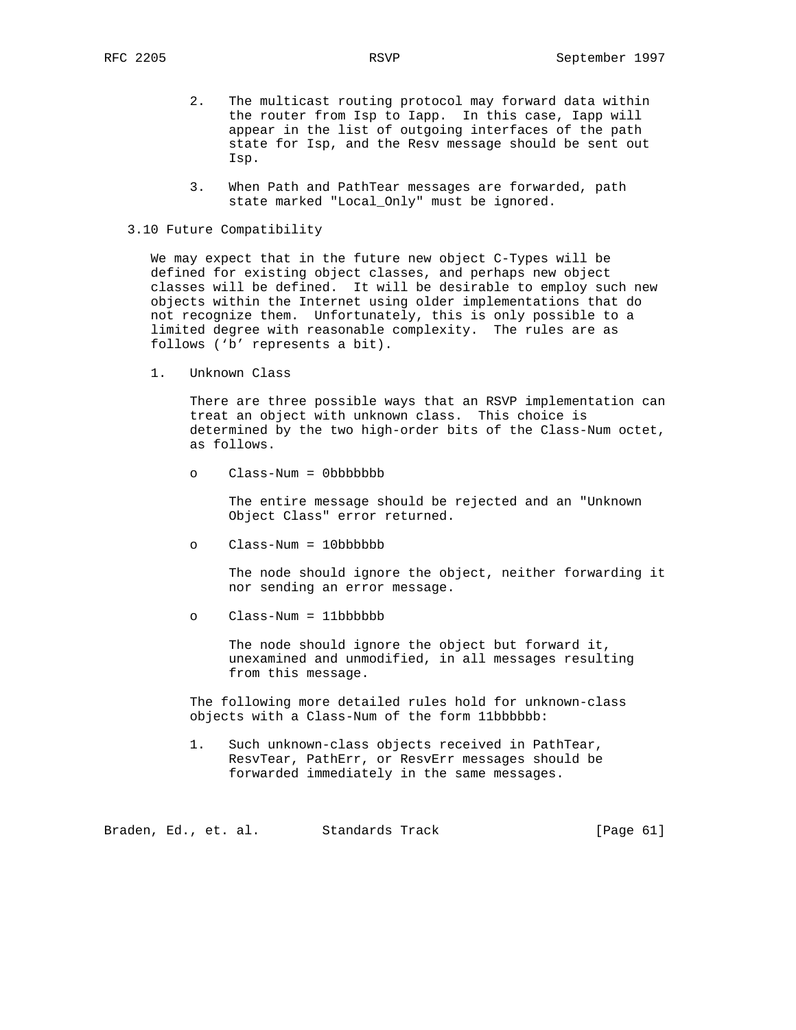2. The multicast routing protocol may forward data within the router from Isp to Iapp. In this case, Iapp will appear in the list of outgoing interfaces of the path state for Isp, and the Resv message should be sent out Isp.

3. When Path and PathTear messages are forwarded, path state marked "Local_Only" must be ignored.

## 3.10 Future Compatibility

We may expect that in the future new object C-Types will be defined for existing object classes, and perhaps new object classes will be defined. It will be desirable to employ such new objects within the Internet using older implementations that do not recognize them. Unfortunately, this is only possible to a limited degree with reasonable complexity. The rules are as follows ('b' represents a bit).

1. Unknown Class

   There are three possible ways that an RSVP implementation can treat an object with unknown class. This choice is determined by the two high-order bits of the Class-Num octet, as follows.

   - Class-Num = 0bbbbbbb

     The entire message should be rejected and an "Unknown Object Class" error returned.

   - Class-Num = 10bbbbbb

     The node should ignore the object, neither forwarding it nor sending an error message.

   - Class-Num = 11bbbbbb

     The node should ignore the object but forward it, unexamined and unmodified, in all messages resulting from this message.

   The following more detailed rules hold for unknown-class objects with a Class-Num of the form 11bbbbbb:

   1. Such unknown-class objects received in PathTear, ResvTear, PathErr, or ResvErr messages should be forwarded immediately in the same messages.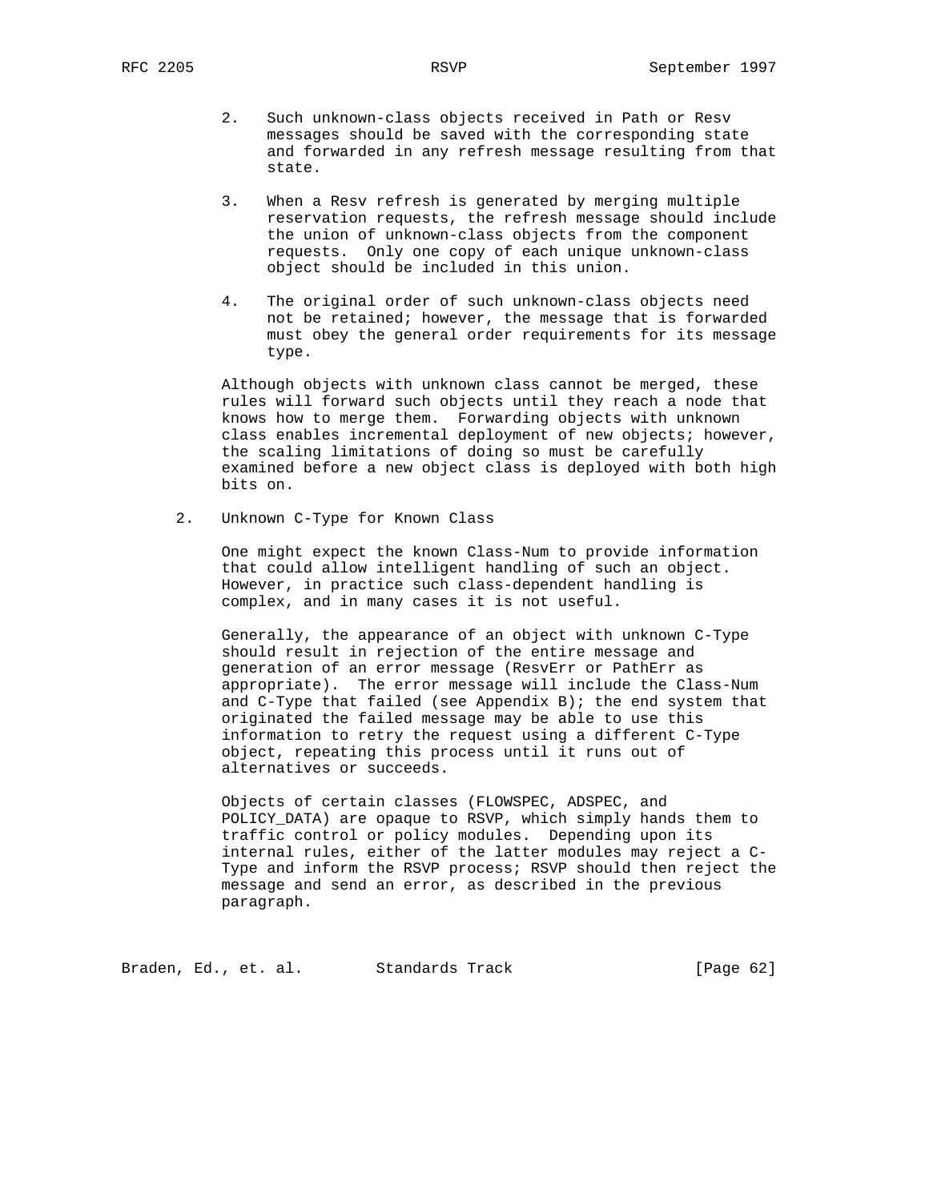2. Such unknown-class objects received in Path or Resv messages should be saved with the corresponding state and forwarded in any refresh message resulting from that state.

3. When a Resv refresh is generated by merging multiple reservation requests, the refresh message should include the union of unknown-class objects from the component requests. Only one copy of each unique unknown-class object should be included in this union.

4. The original order of such unknown-class objects need not be retained; however, the message that is forwarded must obey the general order requirements for its message type.

Although objects with unknown class cannot be merged, these rules will forward such objects until they reach a node that knows how to merge them. Forwarding objects with unknown class enables incremental deployment of new objects; however, the scaling limitations of doing so must be carefully examined before a new object class is deployed with both high bits on.

2. Unknown C-Type for Known Class

One might expect the known Class-Num to provide information that could allow intelligent handling of such an object. However, in practice such class-dependent handling is complex, and in many cases it is not useful.

Generally, the appearance of an object with unknown C-Type should result in rejection of the entire message and generation of an error message (ResvErr or PathErr as appropriate). The error message will include the Class-Num and C-Type that failed (see Appendix B); the end system that originated the failed message may be able to use this information to retry the request using a different C-Type object, repeating this process until it runs out of alternatives or succeeds.

Objects of certain classes (FLOWSPEC, ADSPEC, and POLICY_DATA) are opaque to RSVP, which simply hands them to traffic control or policy modules. Depending upon its internal rules, either of the latter modules may reject a C-Type and inform the RSVP process; RSVP should then reject the message and send an error, as described in the previous paragraph.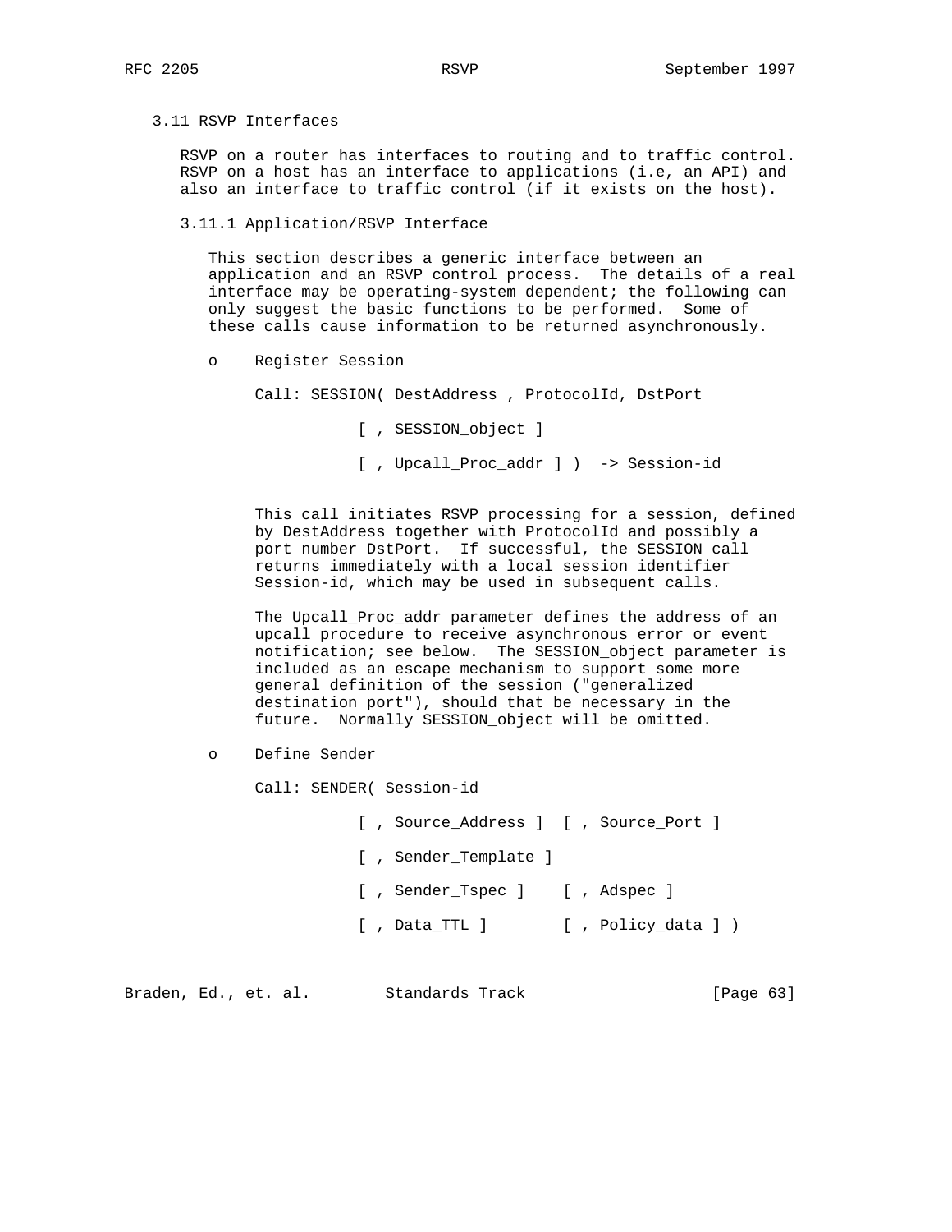### 3.11 RSVP Interfaces

RSVP on a router has interfaces to routing and to traffic control. RSVP on a host has an interface to applications (i.e, an API) and also an interface to traffic control (if it exists on the host).

#### 3.11.1 Application/RSVP Interface

This section describes a generic interface between an application and an RSVP control process. The details of a real interface may be operating-system dependent; the following can only suggest the basic functions to be performed. Some of these calls cause information to be returned asynchronously.

- Register Session

  ```
  Call: SESSION( DestAddress , ProtocolId, DstPort

                 [ , SESSION_object ]

                 [ , Upcall_Proc_addr ] )  -> Session-id
  ```

  This call initiates RSVP processing for a session, defined by DestAddress together with ProtocolId and possibly a port number DstPort. If successful, the SESSION call returns immediately with a local session identifier Session-id, which may be used in subsequent calls.

  The Upcall_Proc_addr parameter defines the address of an upcall procedure to receive asynchronous error or event notification; see below. The SESSION_object parameter is included as an escape mechanism to support some more general definition of the session ("generalized destination port"), should that be necessary in the future. Normally SESSION_object will be omitted.

- Define Sender

  ```
  Call: SENDER( Session-id

                 [ , Source_Address ]  [ , Source_Port ]

                 [ , Sender_Template ]

                 [ , Sender_Tspec ]    [ , Adspec ]

                 [ , Data_TTL ]        [ , Policy_data ] )
  ```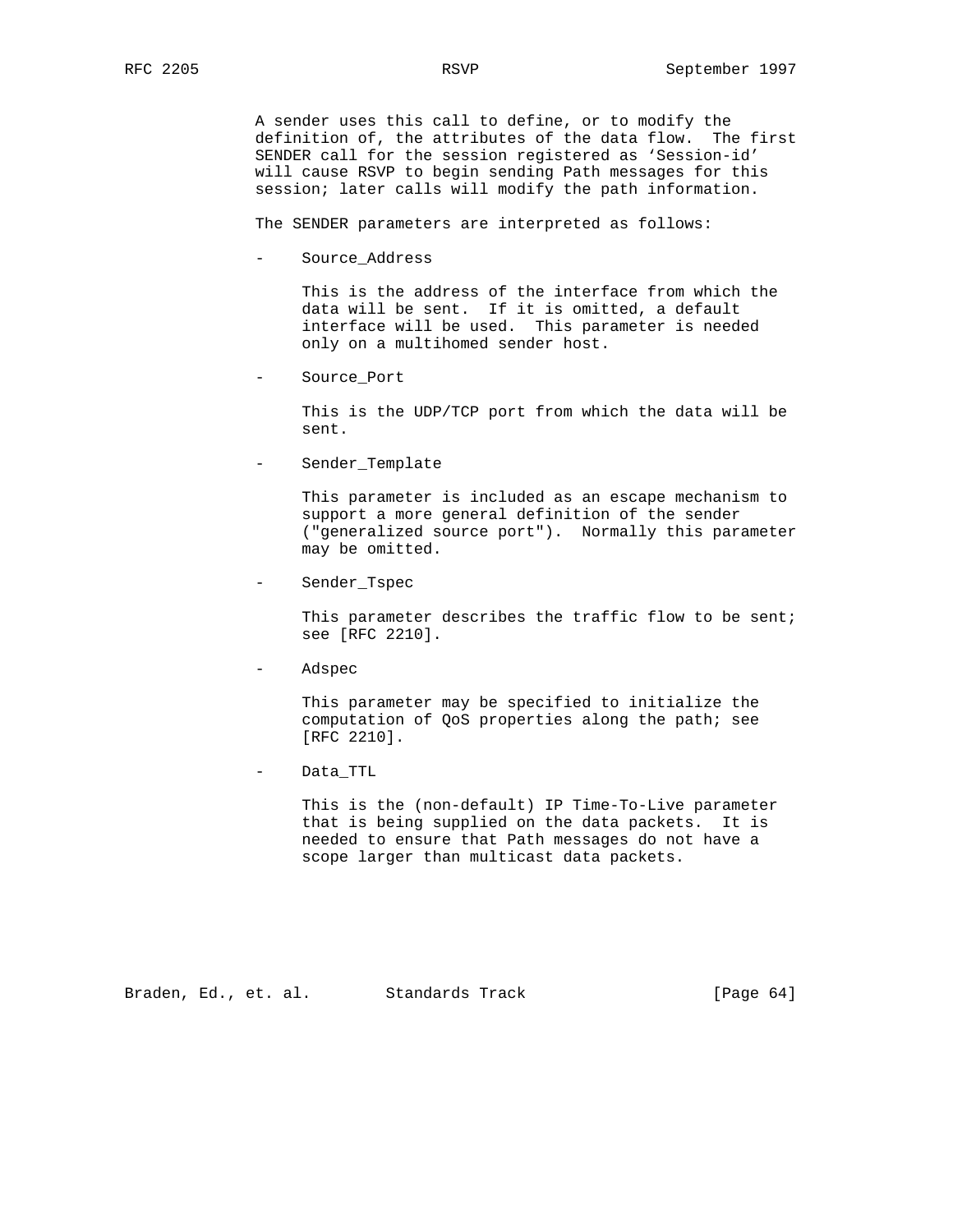A sender uses this call to define, or to modify the definition of, the attributes of the data flow. The first SENDER call for the session registered as 'Session-id' will cause RSVP to begin sending Path messages for this session; later calls will modify the path information.

The SENDER parameters are interpreted as follows:

- Source_Address

  This is the address of the interface from which the data will be sent. If it is omitted, a default interface will be used. This parameter is needed only on a multihomed sender host.

- Source_Port

  This is the UDP/TCP port from which the data will be sent.

- Sender_Template

  This parameter is included as an escape mechanism to support a more general definition of the sender ("generalized source port"). Normally this parameter may be omitted.

- Sender_Tspec

  This parameter describes the traffic flow to be sent; see [RFC 2210].

- Adspec

  This parameter may be specified to initialize the computation of QoS properties along the path; see [RFC 2210].

- Data_TTL

  This is the (non-default) IP Time-To-Live parameter that is being supplied on the data packets. It is needed to ensure that Path messages do not have a scope larger than multicast data packets.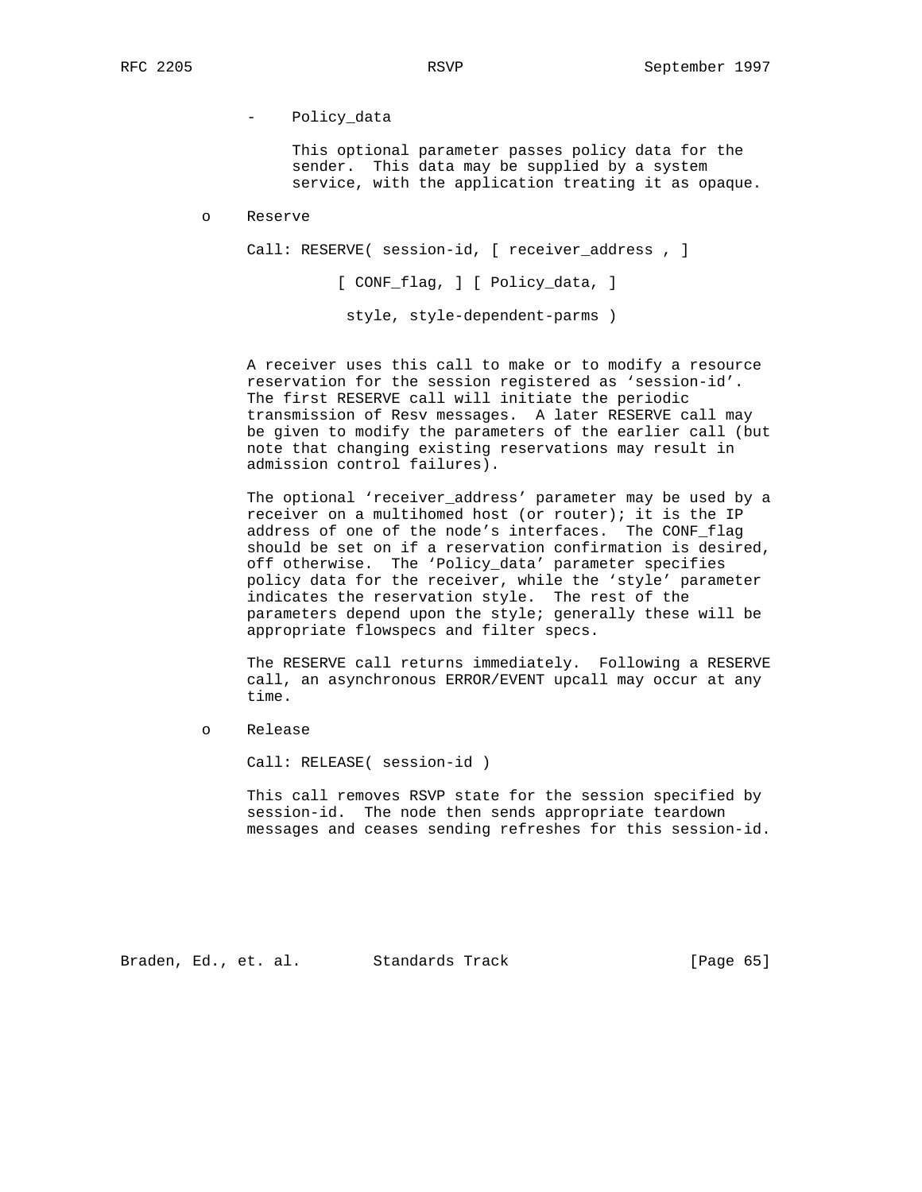- Policy_data

  This optional parameter passes policy data for the sender. This data may be supplied by a system service, with the application treating it as opaque.

- Reserve

  ```
  Call: RESERVE( session-id, [ receiver_address , ]

            [ CONF_flag, ] [ Policy_data, ]

             style, style-dependent-parms )
  ```

  A receiver uses this call to make or to modify a resource reservation for the session registered as 'session-id'. The first RESERVE call will initiate the periodic transmission of Resv messages. A later RESERVE call may be given to modify the parameters of the earlier call (but note that changing existing reservations may result in admission control failures).

  The optional 'receiver_address' parameter may be used by a receiver on a multihomed host (or router); it is the IP address of one of the node's interfaces. The CONF_flag should be set on if a reservation confirmation is desired, off otherwise. The 'Policy_data' parameter specifies policy data for the receiver, while the 'style' parameter indicates the reservation style. The rest of the parameters depend upon the style; generally these will be appropriate flowspecs and filter specs.

  The RESERVE call returns immediately. Following a RESERVE call, an asynchronous ERROR/EVENT upcall may occur at any time.

- Release

  ```
  Call: RELEASE( session-id )
  ```

  This call removes RSVP state for the session specified by session-id. The node then sends appropriate teardown messages and ceases sending refreshes for this session-id.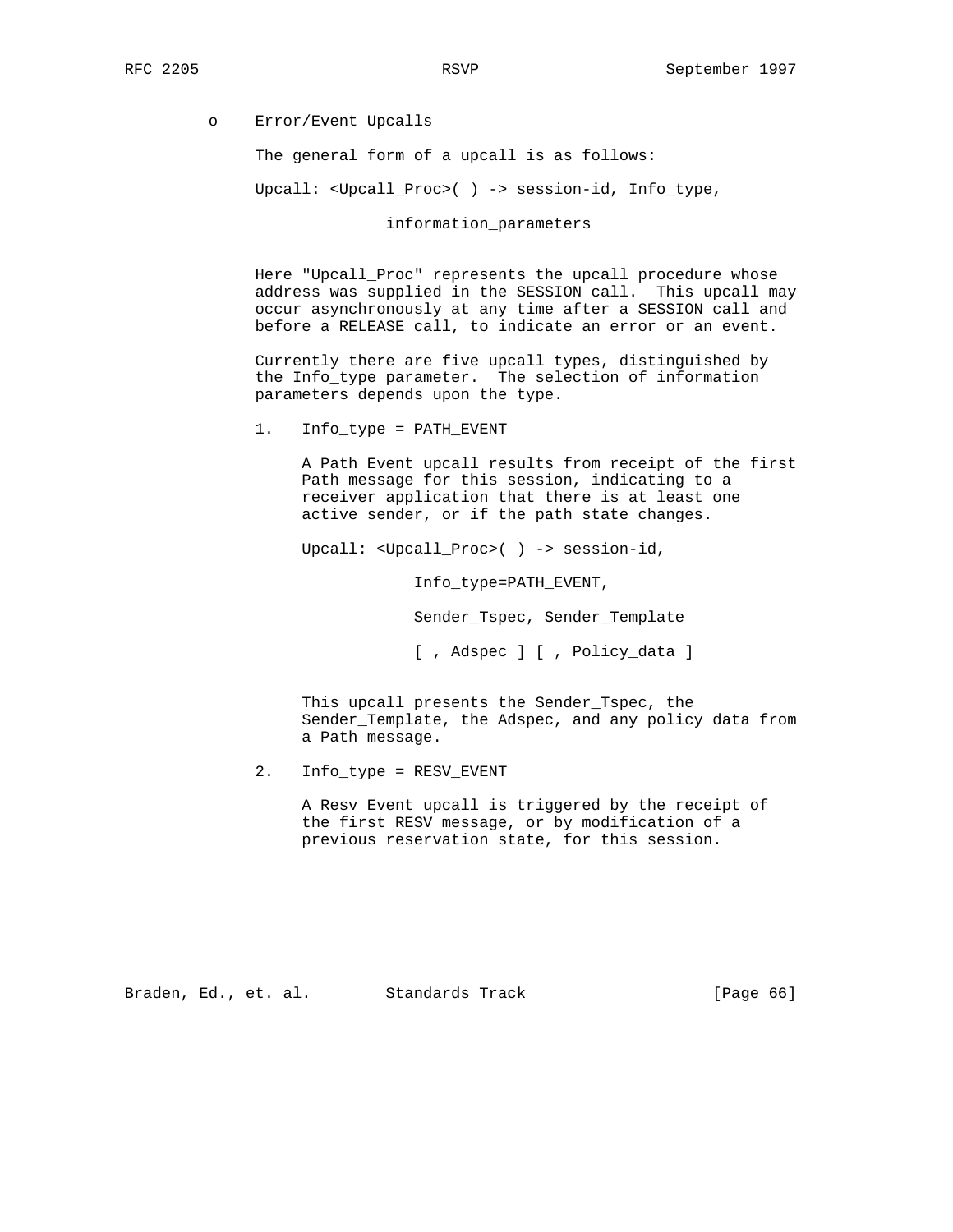- Error/Event Upcalls

  The general form of a upcall is as follows:

  ```
  Upcall: <Upcall_Proc>( ) -> session-id, Info_type,

                 information_parameters
  ```

  Here "Upcall_Proc" represents the upcall procedure whose address was supplied in the SESSION call. This upcall may occur asynchronously at any time after a SESSION call and before a RELEASE call, to indicate an error or an event.

  Currently there are five upcall types, distinguished by the Info_type parameter. The selection of information parameters depends upon the type.

  1. Info_type = PATH_EVENT

     A Path Event upcall results from receipt of the first Path message for this session, indicating to a receiver application that there is at least one active sender, or if the path state changes.

     ```
     Upcall: <Upcall_Proc>( ) -> session-id,

                 Info_type=PATH_EVENT,

                 Sender_Tspec, Sender_Template

                 [ , Adspec ] [ , Policy_data ]
     ```

     This upcall presents the Sender_Tspec, the Sender_Template, the Adspec, and any policy data from a Path message.

  2. Info_type = RESV_EVENT

     A Resv Event upcall is triggered by the receipt of the first RESV message, or by modification of a previous reservation state, for this session.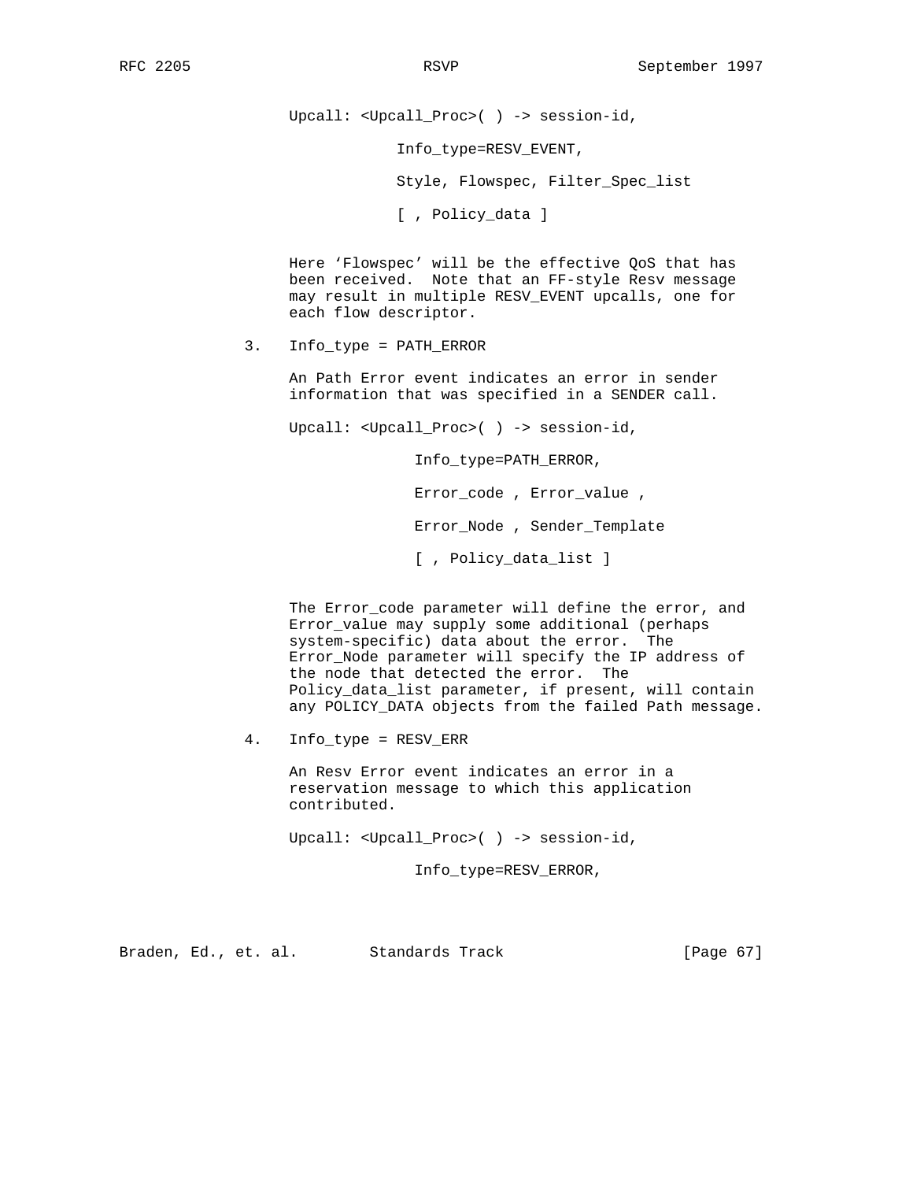```
Upcall: <Upcall_Proc>( ) -> session-id,

            Info_type=RESV_EVENT,

            Style, Flowspec, Filter_Spec_list

            [ , Policy_data ]
```

Here ‘Flowspec’ will be the effective QoS that has been received. Note that an FF-style Resv message may result in multiple RESV_EVENT upcalls, one for each flow descriptor.

3. Info_type = PATH_ERROR

   An Path Error event indicates an error in sender information that was specified in a SENDER call.

```
Upcall: <Upcall_Proc>( ) -> session-id,

              Info_type=PATH_ERROR,

              Error_code , Error_value ,

              Error_Node , Sender_Template

              [ , Policy_data_list ]
```

   The Error_code parameter will define the error, and Error_value may supply some additional (perhaps system-specific) data about the error. The Error_Node parameter will specify the IP address of the node that detected the error. The Policy_data_list parameter, if present, will contain any POLICY_DATA objects from the failed Path message.

4. Info_type = RESV_ERR

   An Resv Error event indicates an error in a reservation message to which this application contributed.

```
Upcall: <Upcall_Proc>( ) -> session-id,

              Info_type=RESV_ERROR,
```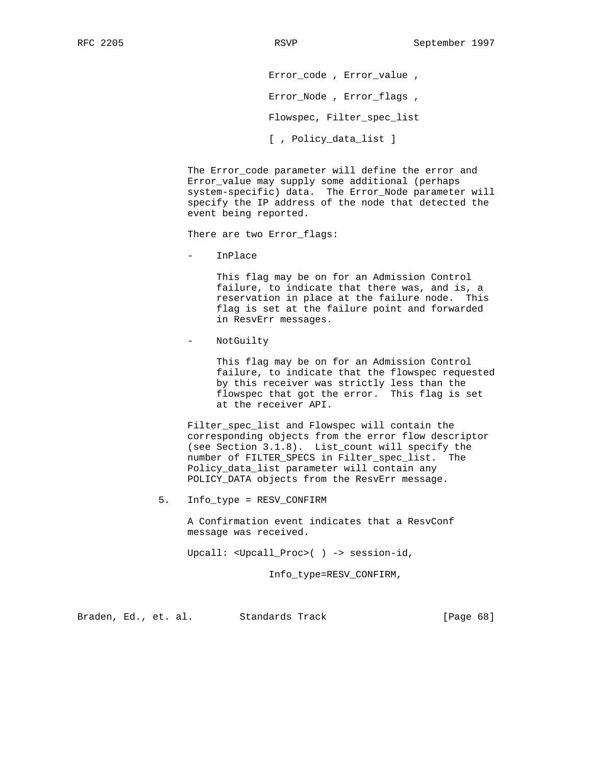```
Error_code , Error_value ,

Error_Node , Error_flags ,

Flowspec, Filter_spec_list

[ , Policy_data_list ]
```

The Error_code parameter will define the error and Error_value may supply some additional (perhaps system-specific) data. The Error_Node parameter will specify the IP address of the node that detected the event being reported.

There are two Error_flags:

- InPlace

  This flag may be on for an Admission Control failure, to indicate that there was, and is, a reservation in place at the failure node. This flag is set at the failure point and forwarded in ResvErr messages.

- NotGuilty

  This flag may be on for an Admission Control failure, to indicate that the flowspec requested by this receiver was strictly less than the flowspec that got the error. This flag is set at the receiver API.

Filter_spec_list and Flowspec will contain the corresponding objects from the error flow descriptor (see Section 3.1.8). List_count will specify the number of FILTER_SPECS in Filter_spec_list. The Policy_data_list parameter will contain any POLICY_DATA objects from the ResvErr message.

5. Info_type = RESV_CONFIRM

   A Confirmation event indicates that a ResvConf message was received.

```
Upcall: <Upcall_Proc>( ) -> session-id,

              Info_type=RESV_CONFIRM,
```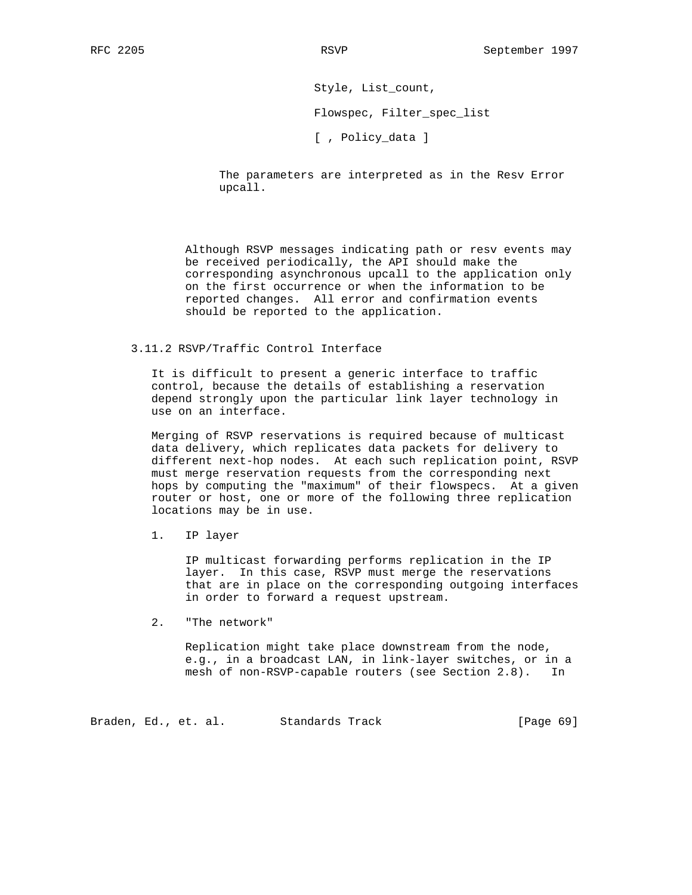Style, List_count,

Flowspec, Filter_spec_list

[ , Policy_data ]

The parameters are interpreted as in the Resv Error upcall.

Although RSVP messages indicating path or resv events may be received periodically, the API should make the corresponding asynchronous upcall to the application only on the first occurrence or when the information to be reported changes. All error and confirmation events should be reported to the application.

### 3.11.2 RSVP/Traffic Control Interface

It is difficult to present a generic interface to traffic control, because the details of establishing a reservation depend strongly upon the particular link layer technology in use on an interface.

Merging of RSVP reservations is required because of multicast data delivery, which replicates data packets for delivery to different next-hop nodes. At each such replication point, RSVP must merge reservation requests from the corresponding next hops by computing the "maximum" of their flowspecs. At a given router or host, one or more of the following three replication locations may be in use.

1. IP layer

   IP multicast forwarding performs replication in the IP layer. In this case, RSVP must merge the reservations that are in place on the corresponding outgoing interfaces in order to forward a request upstream.

2. "The network"

   Replication might take place downstream from the node, e.g., in a broadcast LAN, in link-layer switches, or in a mesh of non-RSVP-capable routers (see Section 2.8). In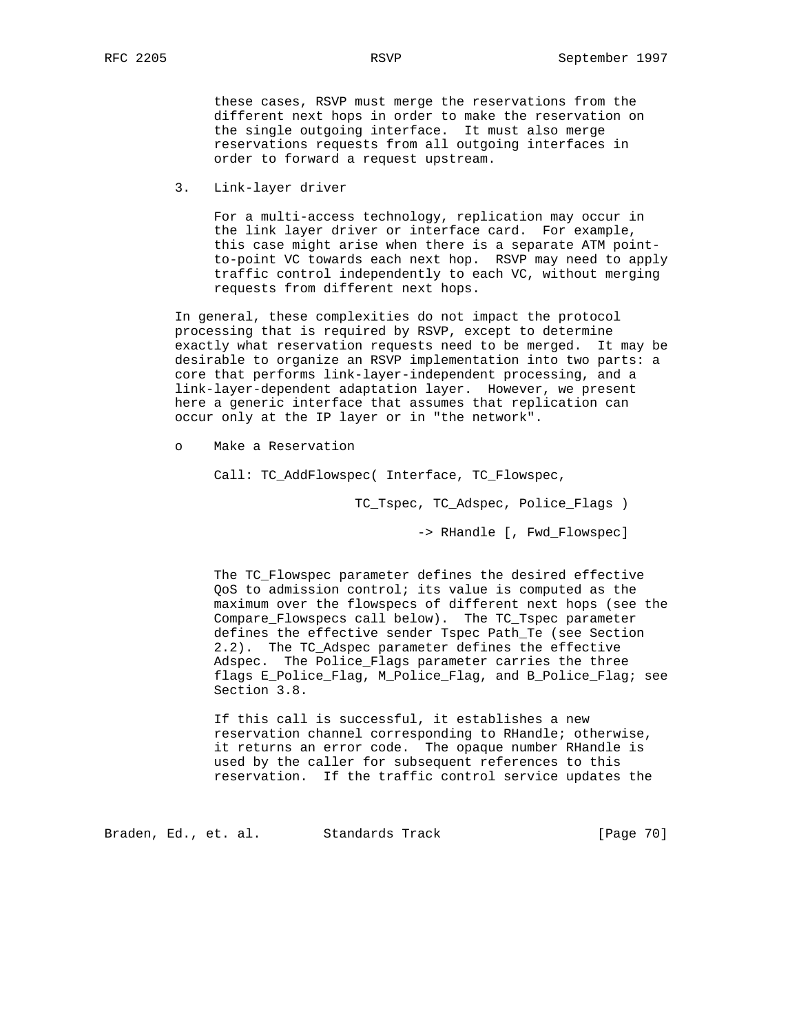these cases, RSVP must merge the reservations from the different next hops in order to make the reservation on the single outgoing interface. It must also merge reservations requests from all outgoing interfaces in order to forward a request upstream.

3. Link-layer driver

   For a multi-access technology, replication may occur in the link layer driver or interface card. For example, this case might arise when there is a separate ATM point-to-point VC towards each next hop. RSVP may need to apply traffic control independently to each VC, without merging requests from different next hops.

In general, these complexities do not impact the protocol processing that is required by RSVP, except to determine exactly what reservation requests need to be merged. It may be desirable to organize an RSVP implementation into two parts: a core that performs link-layer-independent processing, and a link-layer-dependent adaptation layer. However, we present here a generic interface that assumes that replication can occur only at the IP layer or in "the network".

o Make a Reservation

```
Call: TC_AddFlowspec( Interface, TC_Flowspec,

                  TC_Tspec, TC_Adspec, Police_Flags )

                           -> RHandle [, Fwd_Flowspec]
```

The TC_Flowspec parameter defines the desired effective QoS to admission control; its value is computed as the maximum over the flowspecs of different next hops (see the Compare_Flowspecs call below). The TC_Tspec parameter defines the effective sender Tspec Path_Te (see Section 2.2). The TC_Adspec parameter defines the effective Adspec. The Police_Flags parameter carries the three flags E_Police_Flag, M_Police_Flag, and B_Police_Flag; see Section 3.8.

If this call is successful, it establishes a new reservation channel corresponding to RHandle; otherwise, it returns an error code. The opaque number RHandle is used by the caller for subsequent references to this reservation. If the traffic control service updates the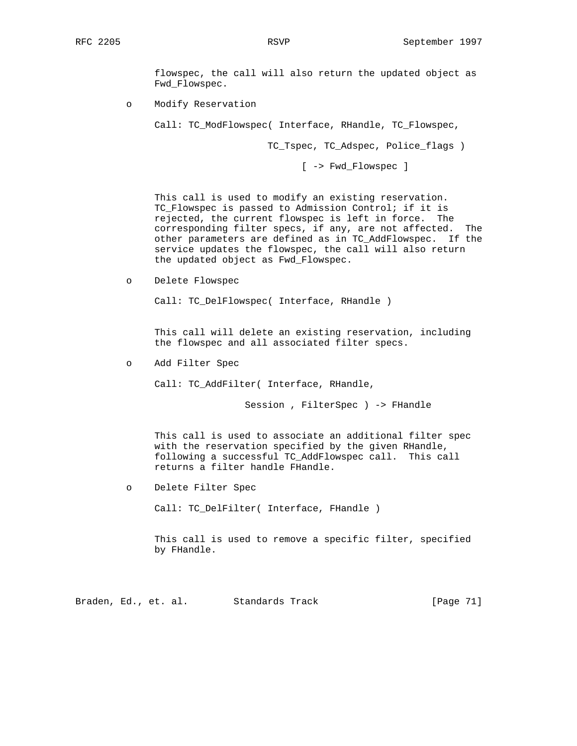flowspec, the call will also return the updated object as Fwd_Flowspec.

- Modify Reservation

  ```
  Call: TC_ModFlowspec( Interface, RHandle, TC_Flowspec,

                        TC_Tspec, TC_Adspec, Police_flags )

                             [ -> Fwd_Flowspec ]
  ```

  This call is used to modify an existing reservation. TC_Flowspec is passed to Admission Control; if it is rejected, the current flowspec is left in force. The corresponding filter specs, if any, are not affected. The other parameters are defined as in TC_AddFlowspec. If the service updates the flowspec, the call will also return the updated object as Fwd_Flowspec.

- Delete Flowspec

  ```
  Call: TC_DelFlowspec( Interface, RHandle )
  ```

  This call will delete an existing reservation, including the flowspec and all associated filter specs.

- Add Filter Spec

  ```
  Call: TC_AddFilter( Interface, RHandle,

                  Session , FilterSpec ) -> FHandle
  ```

  This call is used to associate an additional filter spec with the reservation specified by the given RHandle, following a successful TC_AddFlowspec call. This call returns a filter handle FHandle.

- Delete Filter Spec

  ```
  Call: TC_DelFilter( Interface, FHandle )
  ```

  This call is used to remove a specific filter, specified by FHandle.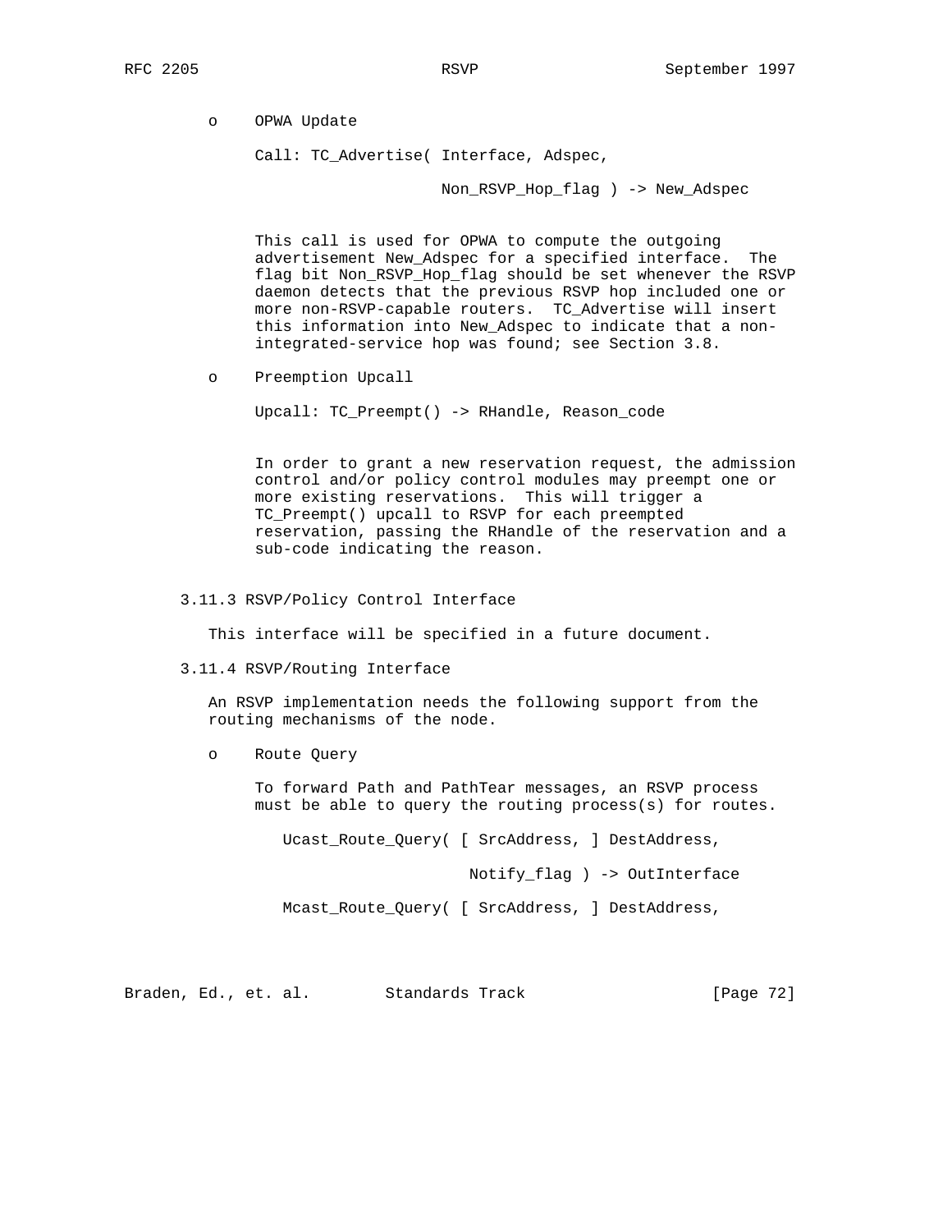- OPWA Update

  Call: TC_Advertise( Interface, Adspec,

  Non_RSVP_Hop_flag ) -> New_Adspec

  This call is used for OPWA to compute the outgoing advertisement New_Adspec for a specified interface. The flag bit Non_RSVP_Hop_flag should be set whenever the RSVP daemon detects that the previous RSVP hop included one or more non-RSVP-capable routers. TC_Advertise will insert this information into New_Adspec to indicate that a non-integrated-service hop was found; see Section 3.8.

- Preemption Upcall

  Upcall: TC_Preempt() -> RHandle, Reason_code

  In order to grant a new reservation request, the admission control and/or policy control modules may preempt one or more existing reservations. This will trigger a TC_Preempt() upcall to RSVP for each preempted reservation, passing the RHandle of the reservation and a sub-code indicating the reason.

### 3.11.3 RSVP/Policy Control Interface

This interface will be specified in a future document.

### 3.11.4 RSVP/Routing Interface

An RSVP implementation needs the following support from the routing mechanisms of the node.

- Route Query

  To forward Path and PathTear messages, an RSVP process must be able to query the routing process(s) for routes.

  ```
  Ucast_Route_Query( [ SrcAddress, ] DestAddress,

                          Notify_flag ) -> OutInterface

  Mcast_Route_Query( [ SrcAddress, ] DestAddress,
  ```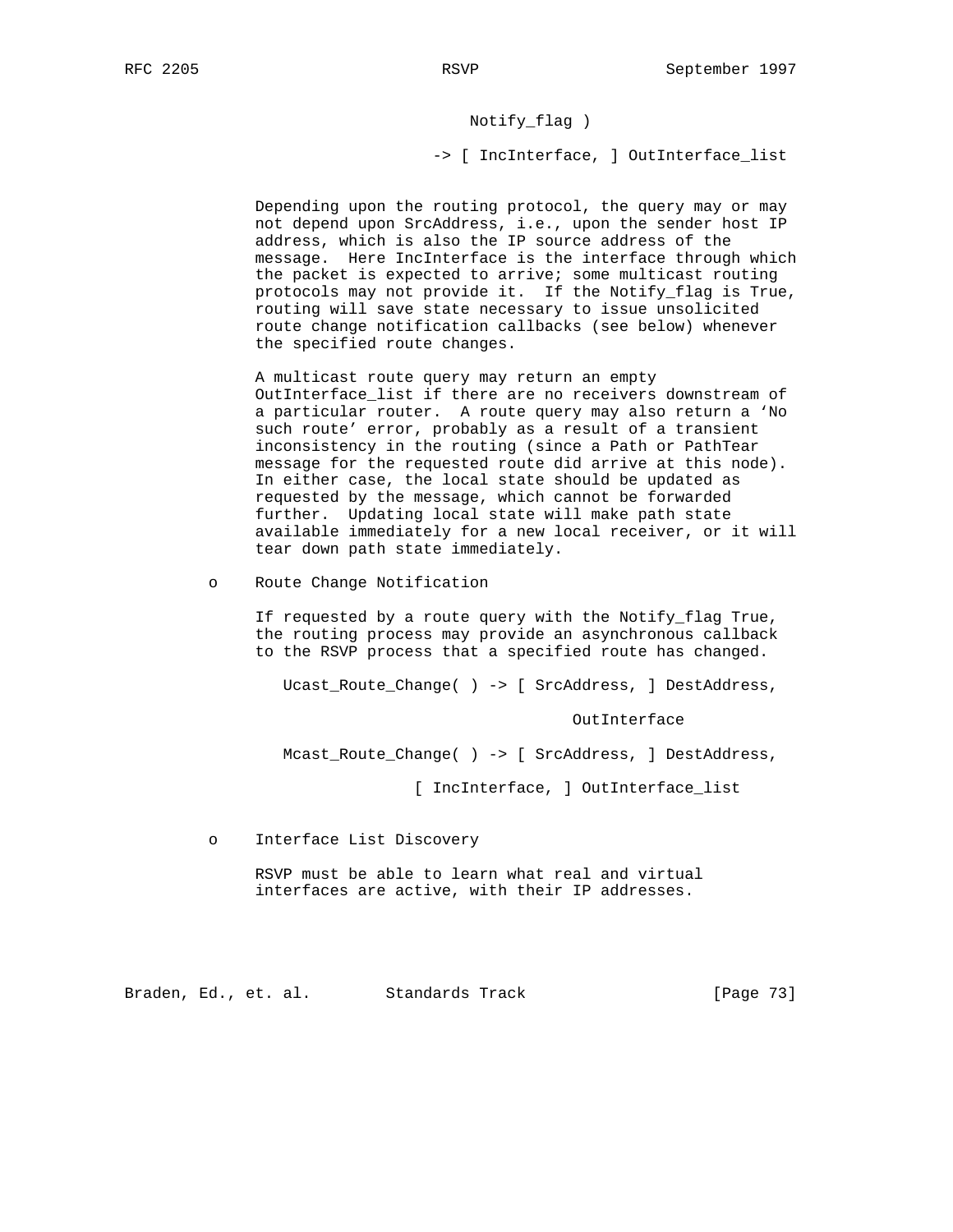```
                     Notify_flag )

                  -> [ IncInterface, ] OutInterface_list
```

Depending upon the routing protocol, the query may or may not depend upon SrcAddress, i.e., upon the sender host IP address, which is also the IP source address of the message. Here IncInterface is the interface through which the packet is expected to arrive; some multicast routing protocols may not provide it. If the Notify_flag is True, routing will save state necessary to issue unsolicited route change notification callbacks (see below) whenever the specified route changes.

A multicast route query may return an empty OutInterface_list if there are no receivers downstream of a particular router. A route query may also return a 'No such route' error, probably as a result of a transient inconsistency in the routing (since a Path or PathTear message for the requested route did arrive at this node). In either case, the local state should be updated as requested by the message, which cannot be forwarded further. Updating local state will make path state available immediately for a new local receiver, or it will tear down path state immediately.

- Route Change Notification

  If requested by a route query with the Notify_flag True, the routing process may provide an asynchronous callback to the RSVP process that a specified route has changed.

  ```
  Ucast_Route_Change( ) -> [ SrcAddress, ] DestAddress,

                                 OutInterface

  Mcast_Route_Change( ) -> [ SrcAddress, ] DestAddress,

                 [ IncInterface, ] OutInterface_list
  ```

- Interface List Discovery

  RSVP must be able to learn what real and virtual interfaces are active, with their IP addresses.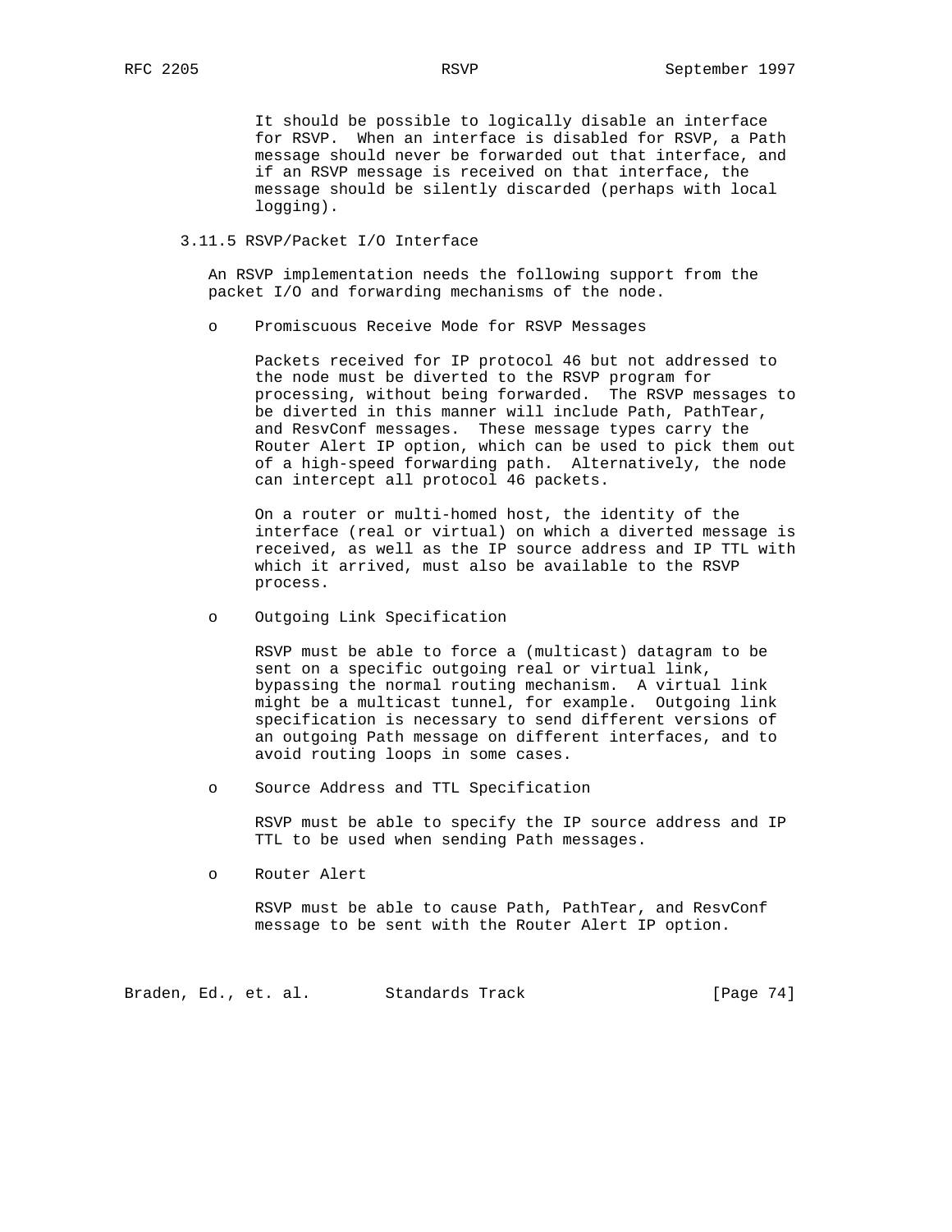It should be possible to logically disable an interface for RSVP. When an interface is disabled for RSVP, a Path message should never be forwarded out that interface, and if an RSVP message is received on that interface, the message should be silently discarded (perhaps with local logging).

### 3.11.5 RSVP/Packet I/O Interface

An RSVP implementation needs the following support from the packet I/O and forwarding mechanisms of the node.

- Promiscuous Receive Mode for RSVP Messages

  Packets received for IP protocol 46 but not addressed to the node must be diverted to the RSVP program for processing, without being forwarded. The RSVP messages to be diverted in this manner will include Path, PathTear, and ResvConf messages. These message types carry the Router Alert IP option, which can be used to pick them out of a high-speed forwarding path. Alternatively, the node can intercept all protocol 46 packets.

  On a router or multi-homed host, the identity of the interface (real or virtual) on which a diverted message is received, as well as the IP source address and IP TTL with which it arrived, must also be available to the RSVP process.

- Outgoing Link Specification

  RSVP must be able to force a (multicast) datagram to be sent on a specific outgoing real or virtual link, bypassing the normal routing mechanism. A virtual link might be a multicast tunnel, for example. Outgoing link specification is necessary to send different versions of an outgoing Path message on different interfaces, and to avoid routing loops in some cases.

- Source Address and TTL Specification

  RSVP must be able to specify the IP source address and IP TTL to be used when sending Path messages.

- Router Alert

  RSVP must be able to cause Path, PathTear, and ResvConf message to be sent with the Router Alert IP option.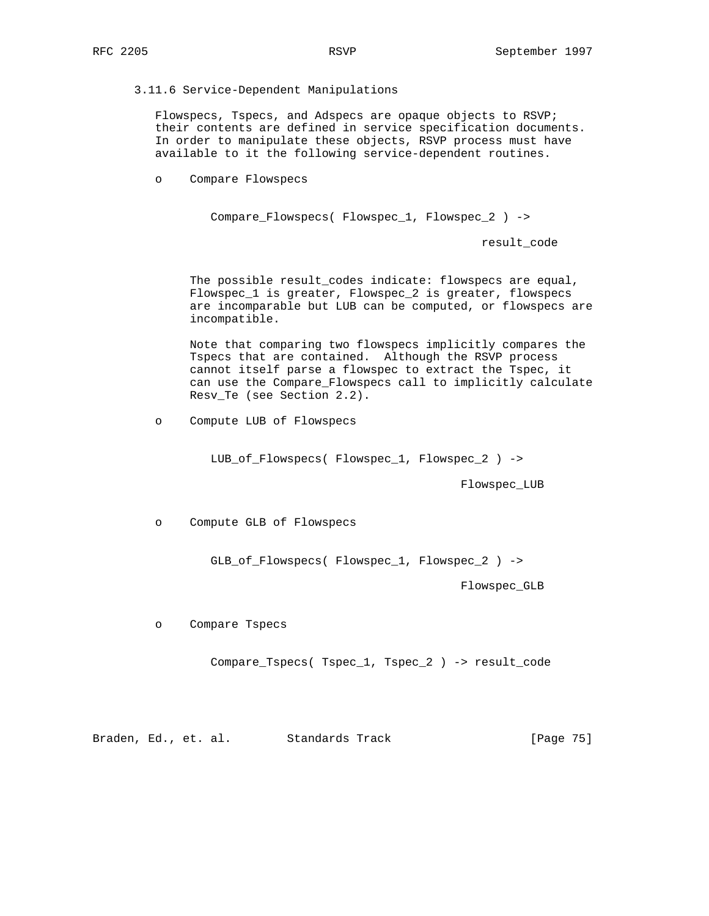### 3.11.6 Service-Dependent Manipulations

Flowspecs, Tspecs, and Adspecs are opaque objects to RSVP; their contents are defined in service specification documents. In order to manipulate these objects, RSVP process must have available to it the following service-dependent routines.

- Compare Flowspecs

  ```
  Compare_Flowspecs( Flowspec_1, Flowspec_2 ) ->

                                          result_code
  ```

  The possible result_codes indicate: flowspecs are equal, Flowspec_1 is greater, Flowspec_2 is greater, flowspecs are incomparable but LUB can be computed, or flowspecs are incompatible.

  Note that comparing two flowspecs implicitly compares the Tspecs that are contained. Although the RSVP process cannot itself parse a flowspec to extract the Tspec, it can use the Compare_Flowspecs call to implicitly calculate Resv_Te (see Section 2.2).

- Compute LUB of Flowspecs

  ```
  LUB_of_Flowspecs( Flowspec_1, Flowspec_2 ) ->

                                       Flowspec_LUB
  ```

- Compute GLB of Flowspecs

  ```
  GLB_of_Flowspecs( Flowspec_1, Flowspec_2 ) ->

                                       Flowspec_GLB
  ```

- Compare Tspecs

  ```
  Compare_Tspecs( Tspec_1, Tspec_2 ) -> result_code
  ```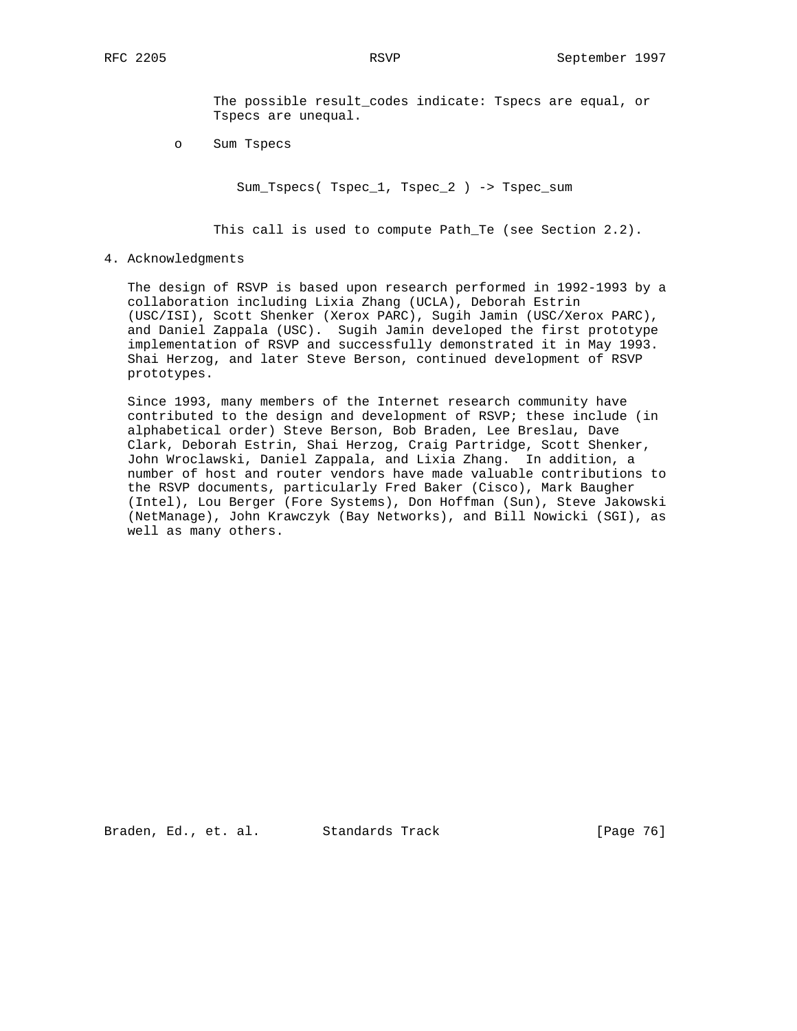The possible result_codes indicate: Tspecs are equal, or Tspecs are unequal.

- Sum Tspecs

```
Sum_Tspecs( Tspec_1, Tspec_2 ) -> Tspec_sum
```

This call is used to compute Path_Te (see Section 2.2).

## 4. Acknowledgments

The design of RSVP is based upon research performed in 1992-1993 by a collaboration including Lixia Zhang (UCLA), Deborah Estrin (USC/ISI), Scott Shenker (Xerox PARC), Sugih Jamin (USC/Xerox PARC), and Daniel Zappala (USC). Sugih Jamin developed the first prototype implementation of RSVP and successfully demonstrated it in May 1993. Shai Herzog, and later Steve Berson, continued development of RSVP prototypes.

Since 1993, many members of the Internet research community have contributed to the design and development of RSVP; these include (in alphabetical order) Steve Berson, Bob Braden, Lee Breslau, Dave Clark, Deborah Estrin, Shai Herzog, Craig Partridge, Scott Shenker, John Wroclawski, Daniel Zappala, and Lixia Zhang. In addition, a number of host and router vendors have made valuable contributions to the RSVP documents, particularly Fred Baker (Cisco), Mark Baugher (Intel), Lou Berger (Fore Systems), Don Hoffman (Sun), Steve Jakowski (NetManage), John Krawczyk (Bay Networks), and Bill Nowicki (SGI), as well as many others.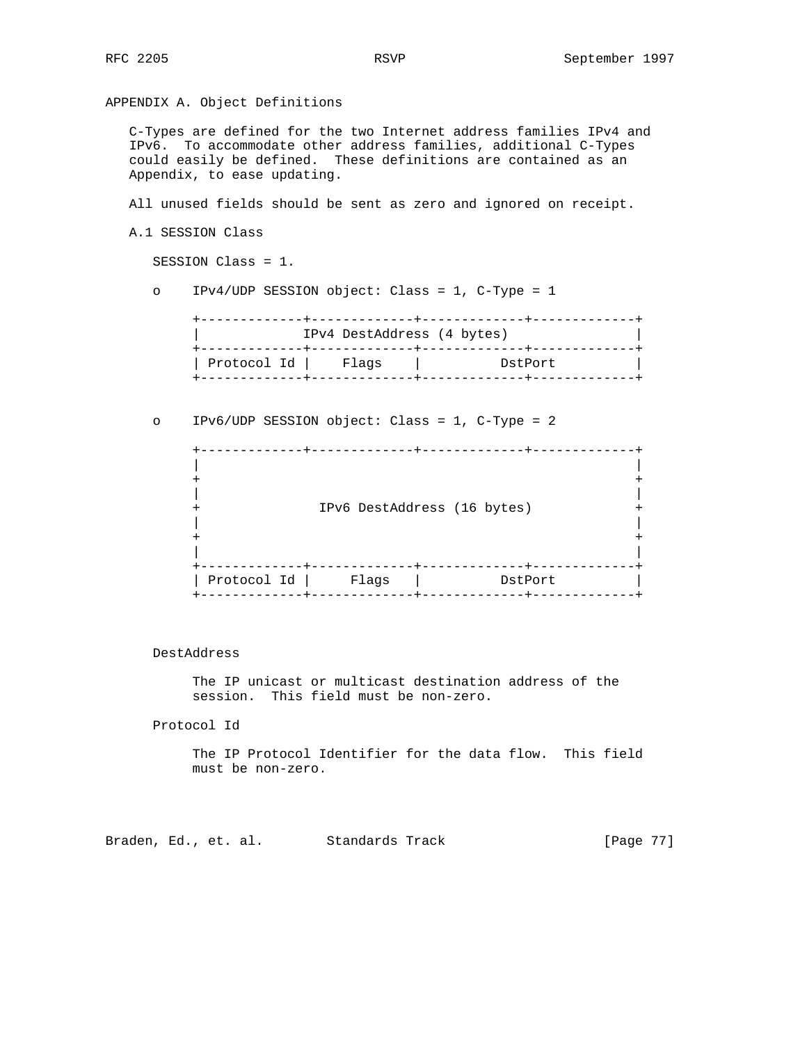# APPENDIX A. Object Definitions

C-Types are defined for the two Internet address families IPv4 and IPv6. To accommodate other address families, additional C-Types could easily be defined. These definitions are contained as an Appendix, to ease updating.

All unused fields should be sent as zero and ignored on receipt.

## A.1 SESSION Class

SESSION Class = 1.

- IPv4/UDP SESSION object: Class = 1, C-Type = 1

```
+-------------+-------------+-------------+-------------+
|             IPv4 DestAddress (4 bytes)                |
+-------------+-------------+-------------+-------------+
| Protocol Id |    Flags    |          DstPort          |
+-------------+-------------+-------------+-------------+
```

- IPv6/UDP SESSION object: Class = 1, C-Type = 2

```
+-------------+-------------+-------------+-------------+
|                                                       |
+                                                       +
|                                                       |
+               IPv6 DestAddress (16 bytes)             +
|                                                       |
+                                                       +
|                                                       |
+-------------+-------------+-------------+-------------+
| Protocol Id |     Flags   |          DstPort          |
+-------------+-------------+-------------+-------------+
```

DestAddress

The IP unicast or multicast destination address of the session. This field must be non-zero.

Protocol Id

The IP Protocol Identifier for the data flow. This field must be non-zero.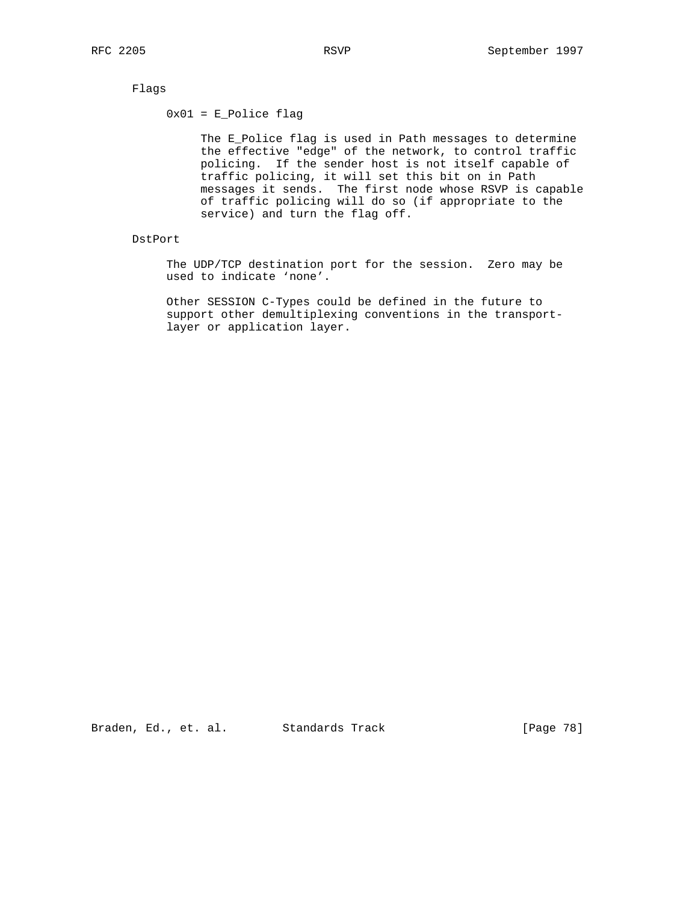Flags

0x01 = E_Police flag

The E_Police flag is used in Path messages to determine the effective "edge" of the network, to control traffic policing. If the sender host is not itself capable of traffic policing, it will set this bit on in Path messages it sends. The first node whose RSVP is capable of traffic policing will do so (if appropriate to the service) and turn the flag off.

DstPort

The UDP/TCP destination port for the session. Zero may be used to indicate 'none'.

Other SESSION C-Types could be defined in the future to support other demultiplexing conventions in the transport-layer or application layer.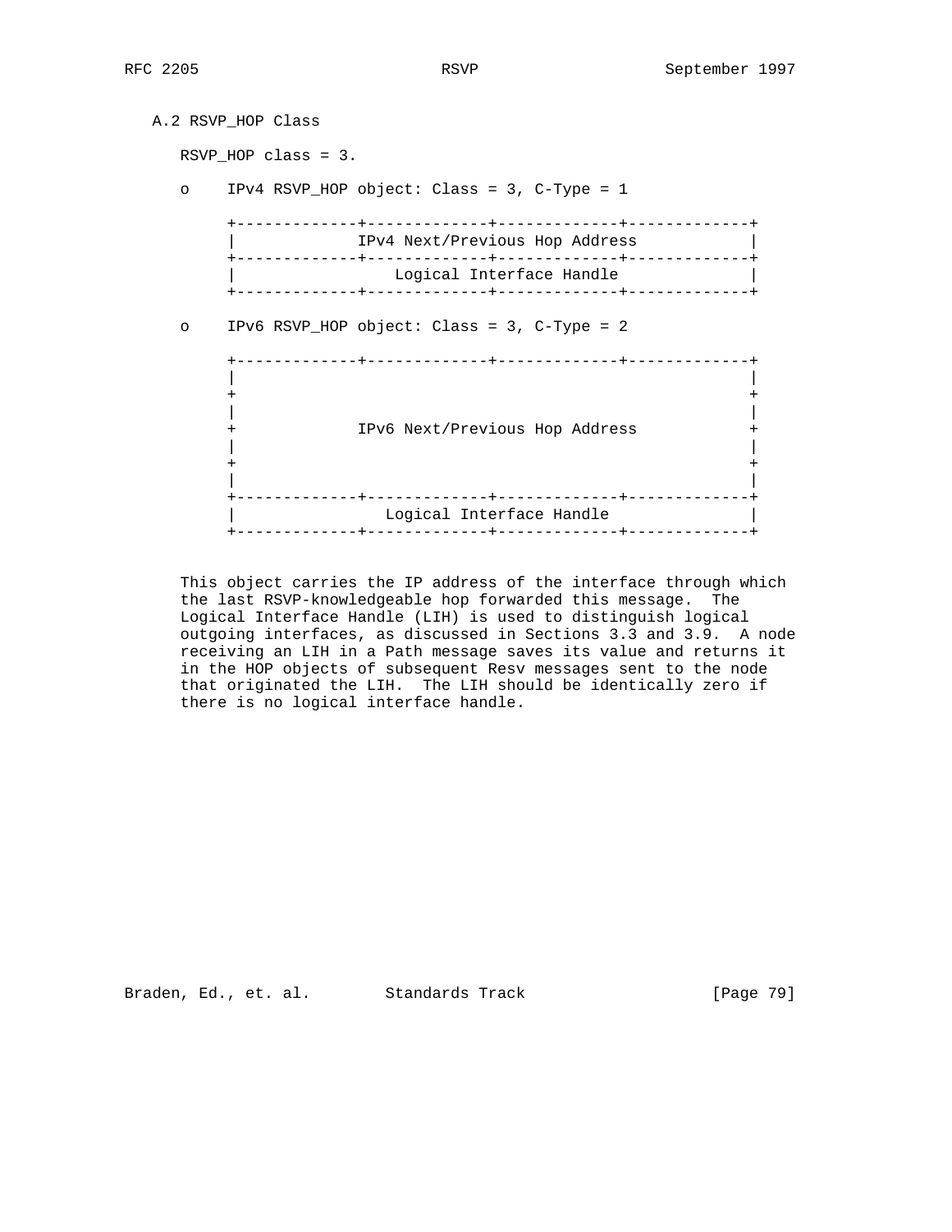### A.2 RSVP_HOP Class

RSVP_HOP class = 3.

- IPv4 RSVP_HOP object: Class = 3, C-Type = 1

```
+-------------+-------------+-------------+-------------+
|             IPv4 Next/Previous Hop Address            |
+-------------+-------------+-------------+-------------+
|                 Logical Interface Handle              |
+-------------+-------------+-------------+-------------+
```

- IPv6 RSVP_HOP object: Class = 3, C-Type = 2

```
+-------------+-------------+-------------+-------------+
|                                                       |
+                                                       +
|                                                       |
+             IPv6 Next/Previous Hop Address            +
|                                                       |
+                                                       +
|                                                       |
+-------------+-------------+-------------+-------------+
|                Logical Interface Handle               |
+-------------+-------------+-------------+-------------+
```

This object carries the IP address of the interface through which the last RSVP-knowledgeable hop forwarded this message. The Logical Interface Handle (LIH) is used to distinguish logical outgoing interfaces, as discussed in Sections 3.3 and 3.9. A node receiving an LIH in a Path message saves its value and returns it in the HOP objects of subsequent Resv messages sent to the node that originated the LIH. The LIH should be identically zero if there is no logical interface handle.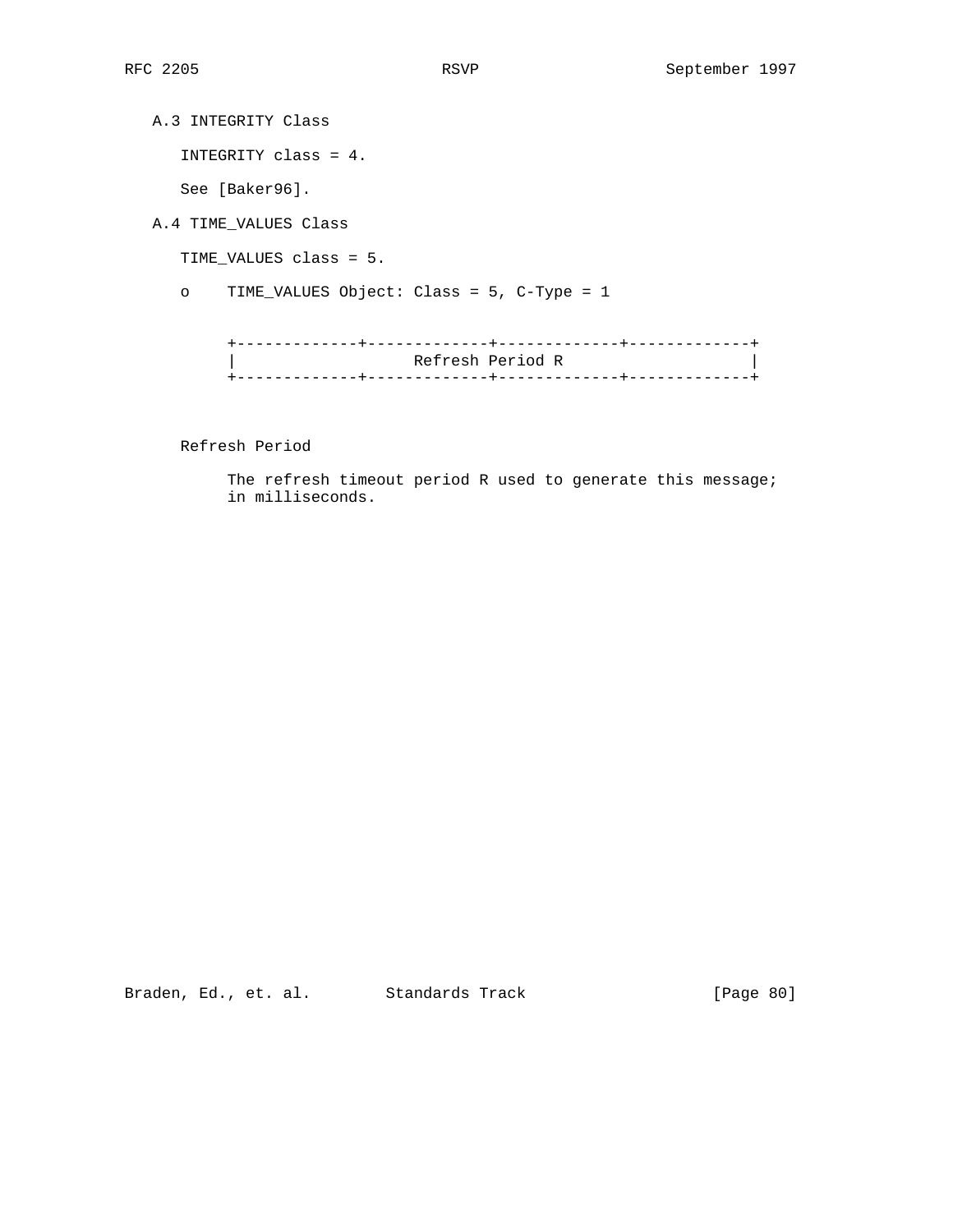## A.3 INTEGRITY Class

INTEGRITY class = 4.

See [Baker96].

## A.4 TIME_VALUES Class

TIME_VALUES class = 5.

- TIME_VALUES Object: Class = 5, C-Type = 1

```
+-------------+-------------+-------------+-------------+
|                   Refresh Period R                    |
+-------------+-------------+-------------+-------------+
```

Refresh Period

The refresh timeout period R used to generate this message; in milliseconds.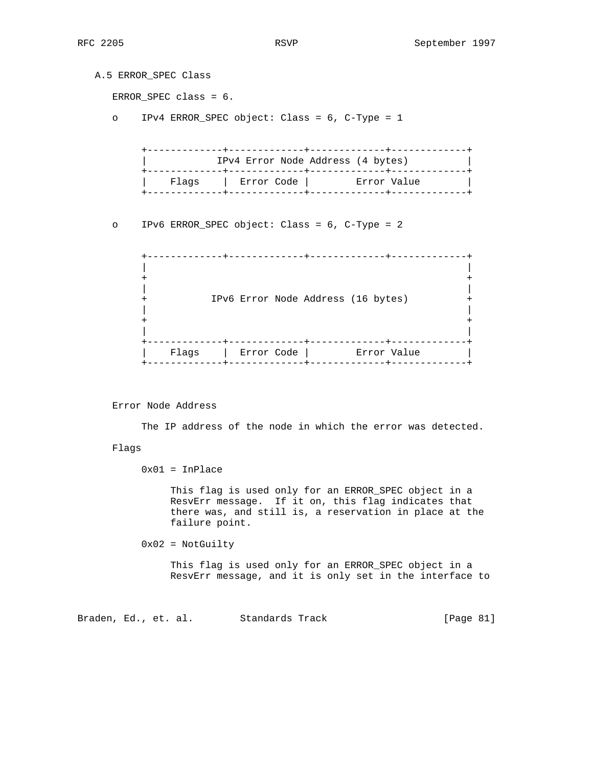### A.5 ERROR_SPEC Class

ERROR_SPEC class = 6.

- IPv4 ERROR_SPEC object: Class = 6, C-Type = 1

```
+-------------+-------------+-------------+-------------+
|            IPv4 Error Node Address (4 bytes)          |
+-------------+-------------+-------------+-------------+
|    Flags    |  Error Code |        Error Value        |
+-------------+-------------+-------------+-------------+
```

- IPv6 ERROR_SPEC object: Class = 6, C-Type = 2

```
+-------------+-------------+-------------+-------------+
|                                                       |
+                                                       +
|                                                       |
+           IPv6 Error Node Address (16 bytes)          +
|                                                       |
+                                                       +
|                                                       |
+-------------+-------------+-------------+-------------+
|    Flags    |  Error Code |        Error Value        |
+-------------+-------------+-------------+-------------+
```

Error Node Address

The IP address of the node in which the error was detected.

Flags

0x01 = InPlace

This flag is used only for an ERROR_SPEC object in a ResvErr message. If it on, this flag indicates that there was, and still is, a reservation in place at the failure point.

0x02 = NotGuilty

This flag is used only for an ERROR_SPEC object in a ResvErr message, and it is only set in the interface to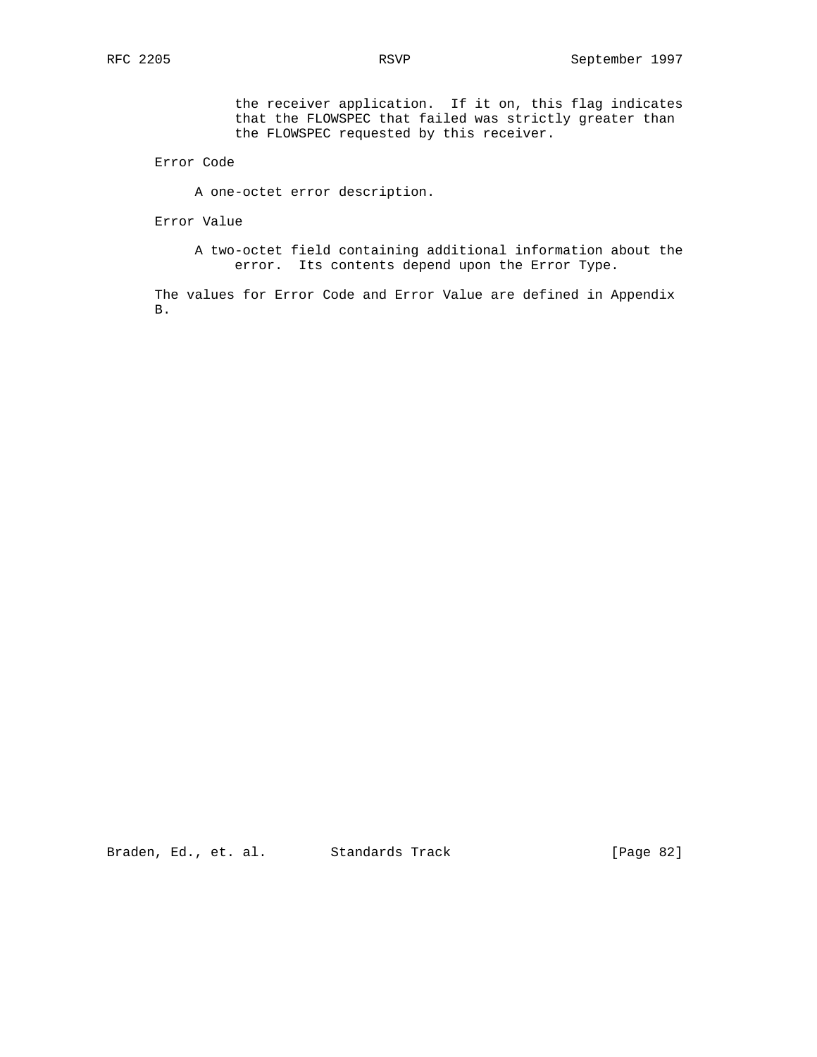the receiver application. If it on, this flag indicates that the FLOWSPEC that failed was strictly greater than the FLOWSPEC requested by this receiver.

Error Code

A one-octet error description.

Error Value

A two-octet field containing additional information about the error. Its contents depend upon the Error Type.

The values for Error Code and Error Value are defined in Appendix B.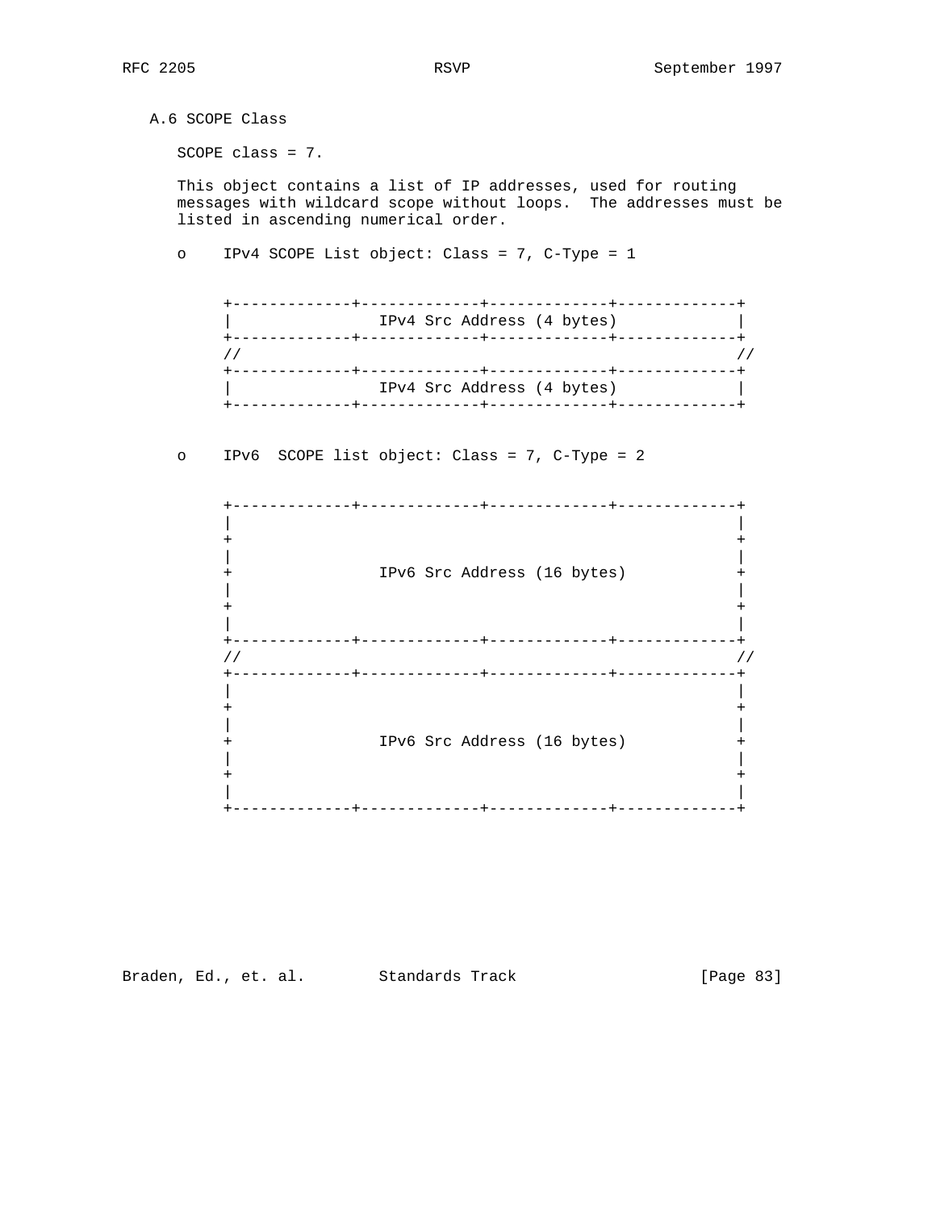### A.6 SCOPE Class

SCOPE class = 7.

This object contains a list of IP addresses, used for routing messages with wildcard scope without loops. The addresses must be listed in ascending numerical order.

- IPv4 SCOPE List object: Class = 7, C-Type = 1

```
+-------------+-------------+-------------+-------------+
|                IPv4 Src Address (4 bytes)             |
+-------------+-------------+-------------+-------------+
//                                                      //
+-------------+-------------+-------------+-------------+
|                IPv4 Src Address (4 bytes)             |
+-------------+-------------+-------------+-------------+
```

- IPv6  SCOPE list object: Class = 7, C-Type = 2

```
+-------------+-------------+-------------+-------------+
|                                                       |
+                                                       +
|                                                       |
+                IPv6 Src Address (16 bytes)            +
|                                                       |
+                                                       +
|                                                       |
+-------------+-------------+-------------+-------------+
//                                                      //
+-------------+-------------+-------------+-------------+
|                                                       |
+                                                       +
|                                                       |
+                IPv6 Src Address (16 bytes)            +
|                                                       |
+                                                       +
|                                                       |
+-------------+-------------+-------------+-------------+
```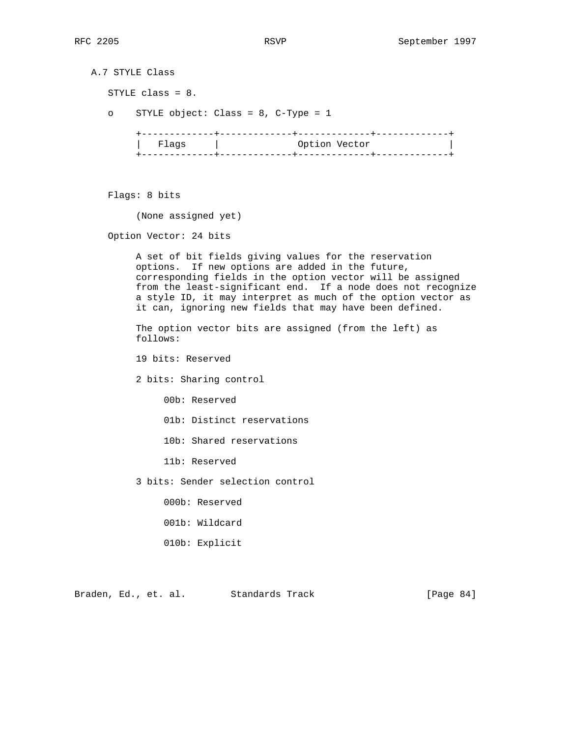## A.7 STYLE Class

STYLE class = 8.

- STYLE object: Class = 8, C-Type = 1

```
+-------------+-------------+-------------+-------------+
|   Flags     |              Option Vector              |
+-------------+-------------+-------------+-------------+
```

Flags: 8 bits

(None assigned yet)

Option Vector: 24 bits

A set of bit fields giving values for the reservation options. If new options are added in the future, corresponding fields in the option vector will be assigned from the least-significant end. If a node does not recognize a style ID, it may interpret as much of the option vector as it can, ignoring new fields that may have been defined.

The option vector bits are assigned (from the left) as follows:

19 bits: Reserved

2 bits: Sharing control

00b: Reserved

01b: Distinct reservations

10b: Shared reservations

11b: Reserved

3 bits: Sender selection control

000b: Reserved

001b: Wildcard

010b: Explicit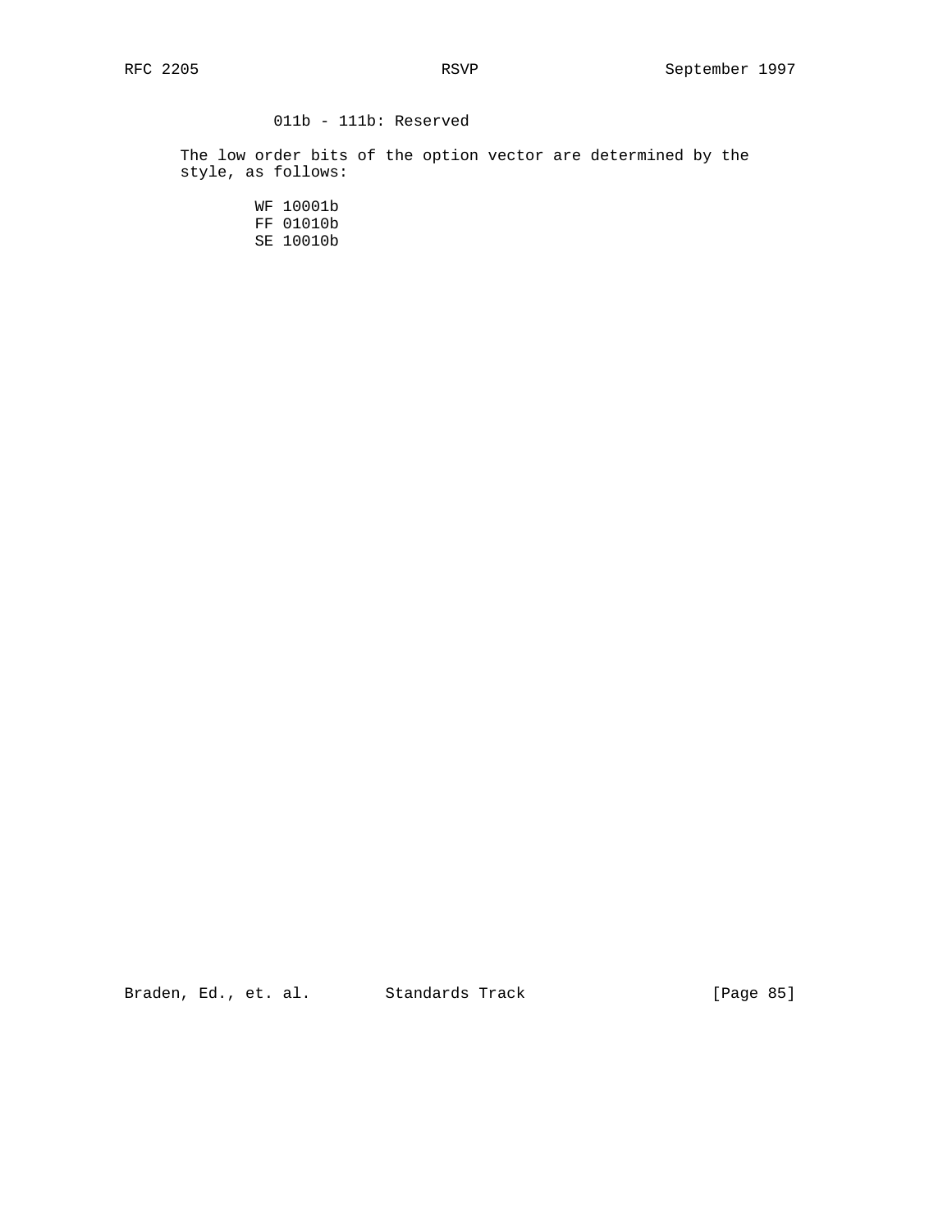011b - 111b: Reserved

The low order bits of the option vector are determined by the style, as follows:

```
WF 10001b
FF 01010b
SE 10010b
```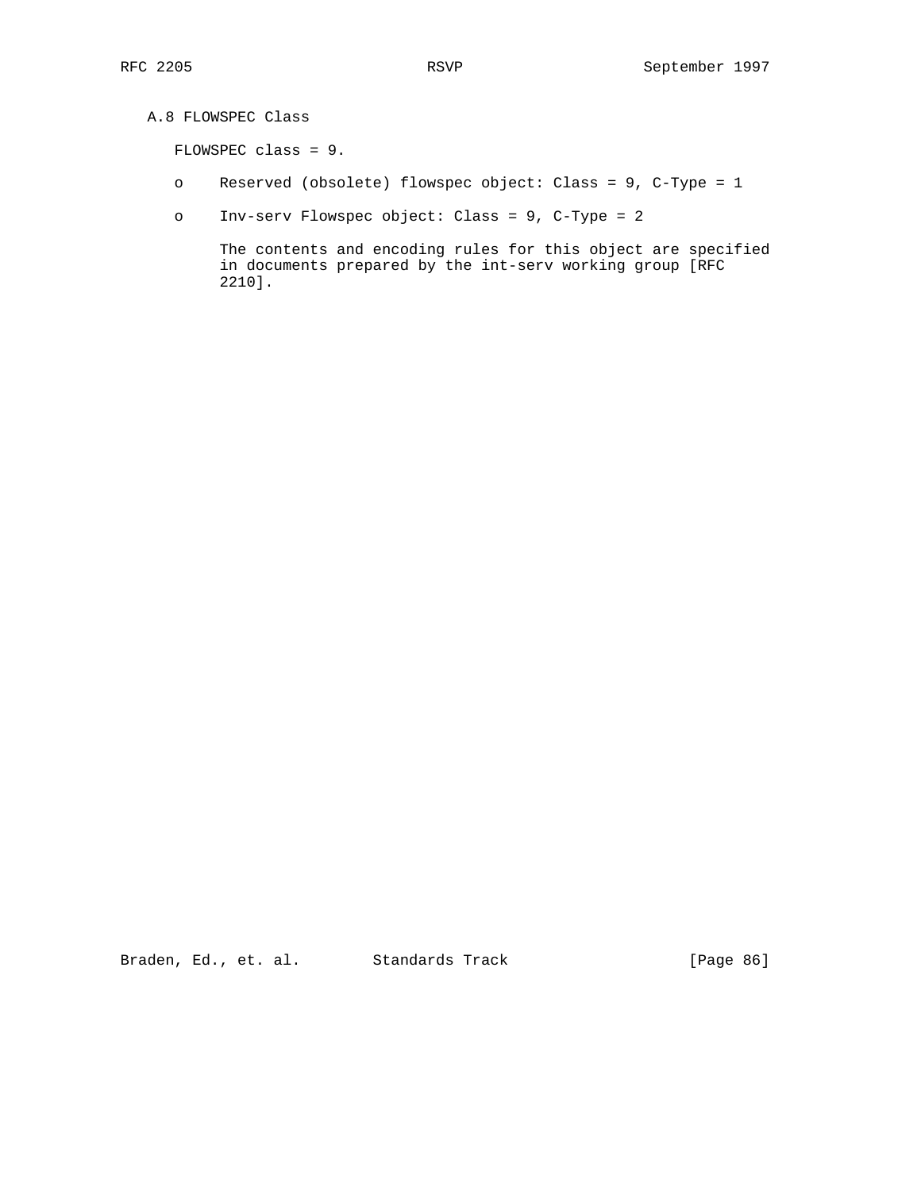### A.8 FLOWSPEC Class

FLOWSPEC class = 9.

- Reserved (obsolete) flowspec object: Class = 9, C-Type = 1

- Inv-serv Flowspec object: Class = 9, C-Type = 2

  The contents and encoding rules for this object are specified in documents prepared by the int-serv working group [RFC 2210].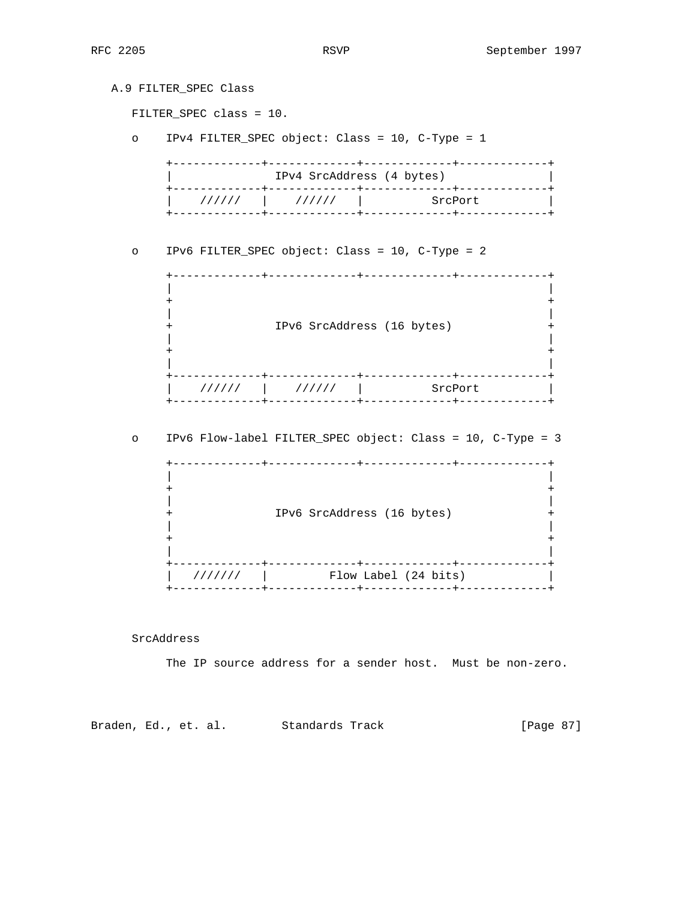### A.9 FILTER_SPEC Class

FILTER_SPEC class = 10.

- IPv4 FILTER_SPEC object: Class = 10, C-Type = 1

```
+-------------+-------------+-------------+-------------+
|               IPv4 SrcAddress (4 bytes)               |
+-------------+-------------+-------------+-------------+
|    //////   |    //////   |          SrcPort          |
+-------------+-------------+-------------+-------------+
```

- IPv6 FILTER_SPEC object: Class = 10, C-Type = 2

```
+-------------+-------------+-------------+-------------+
|                                                       |
+                                                       +
|                                                       |
+               IPv6 SrcAddress (16 bytes)              +
|                                                       |
+                                                       +
|                                                       |
+-------------+-------------+-------------+-------------+
|    //////   |    //////   |          SrcPort          |
+-------------+-------------+-------------+-------------+
```

- IPv6 Flow-label FILTER_SPEC object: Class = 10, C-Type = 3

```
+-------------+-------------+-------------+-------------+
|                                                       |
+                                                       +
|                                                       |
+               IPv6 SrcAddress (16 bytes)              +
|                                                       |
+                                                       +
|                                                       |
+-------------+-------------+-------------+-------------+
|   ///////   |         Flow Label (24 bits)            |
+-------------+-------------+-------------+-------------+
```

SrcAddress

The IP source address for a sender host. Must be non-zero.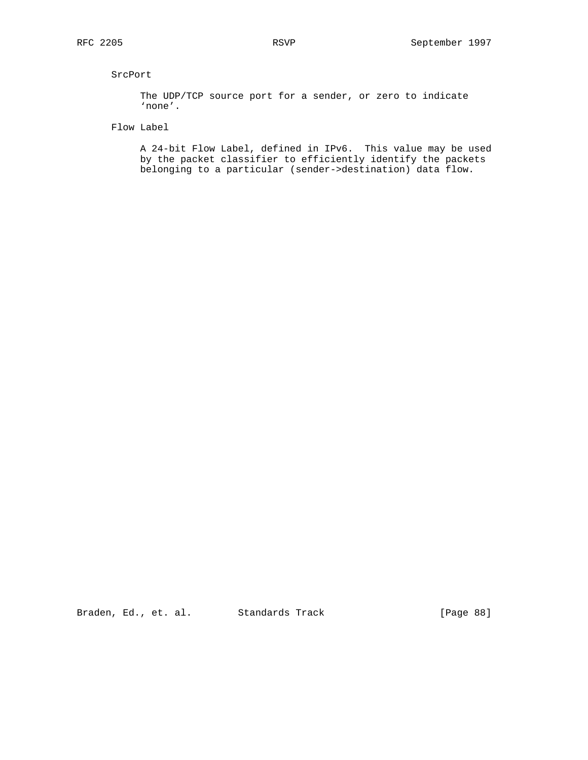SrcPort

The UDP/TCP source port for a sender, or zero to indicate 'none'.

Flow Label

A 24-bit Flow Label, defined in IPv6. This value may be used by the packet classifier to efficiently identify the packets belonging to a particular (sender->destination) data flow.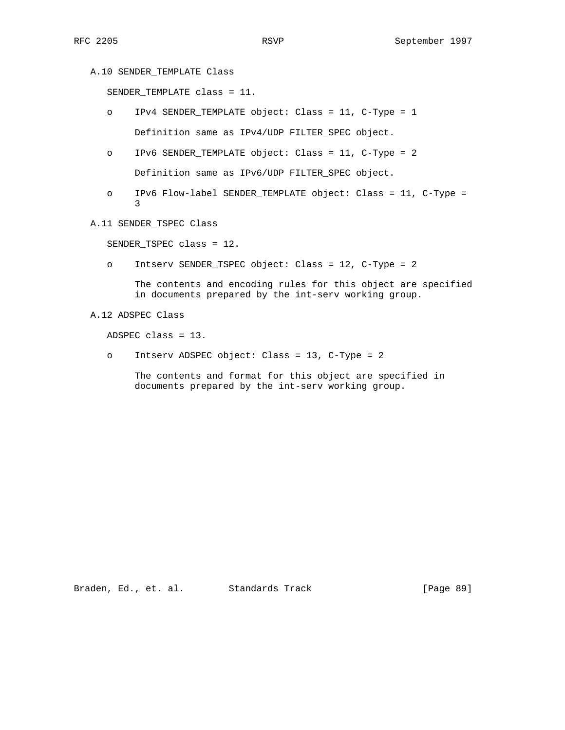### A.10 SENDER_TEMPLATE Class

SENDER_TEMPLATE class = 11.

- IPv4 SENDER_TEMPLATE object: Class = 11, C-Type = 1

  Definition same as IPv4/UDP FILTER_SPEC object.

- IPv6 SENDER_TEMPLATE object: Class = 11, C-Type = 2

  Definition same as IPv6/UDP FILTER_SPEC object.

- IPv6 Flow-label SENDER_TEMPLATE object: Class = 11, C-Type = 3

### A.11 SENDER_TSPEC Class

SENDER_TSPEC class = 12.

- Intserv SENDER_TSPEC object: Class = 12, C-Type = 2

  The contents and encoding rules for this object are specified in documents prepared by the int-serv working group.

### A.12 ADSPEC Class

ADSPEC class = 13.

- Intserv ADSPEC object: Class = 13, C-Type = 2

  The contents and format for this object are specified in documents prepared by the int-serv working group.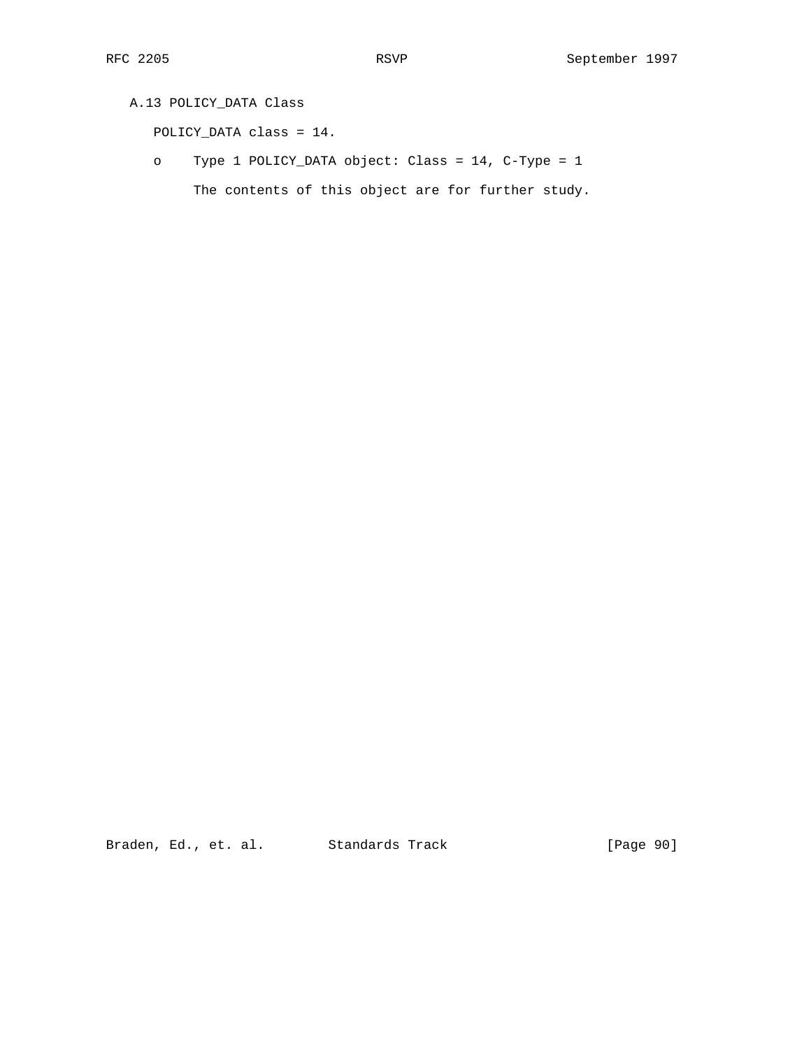## A.13 POLICY_DATA Class

POLICY_DATA class = 14.

- Type 1 POLICY_DATA object: Class = 14, C-Type = 1

  The contents of this object are for further study.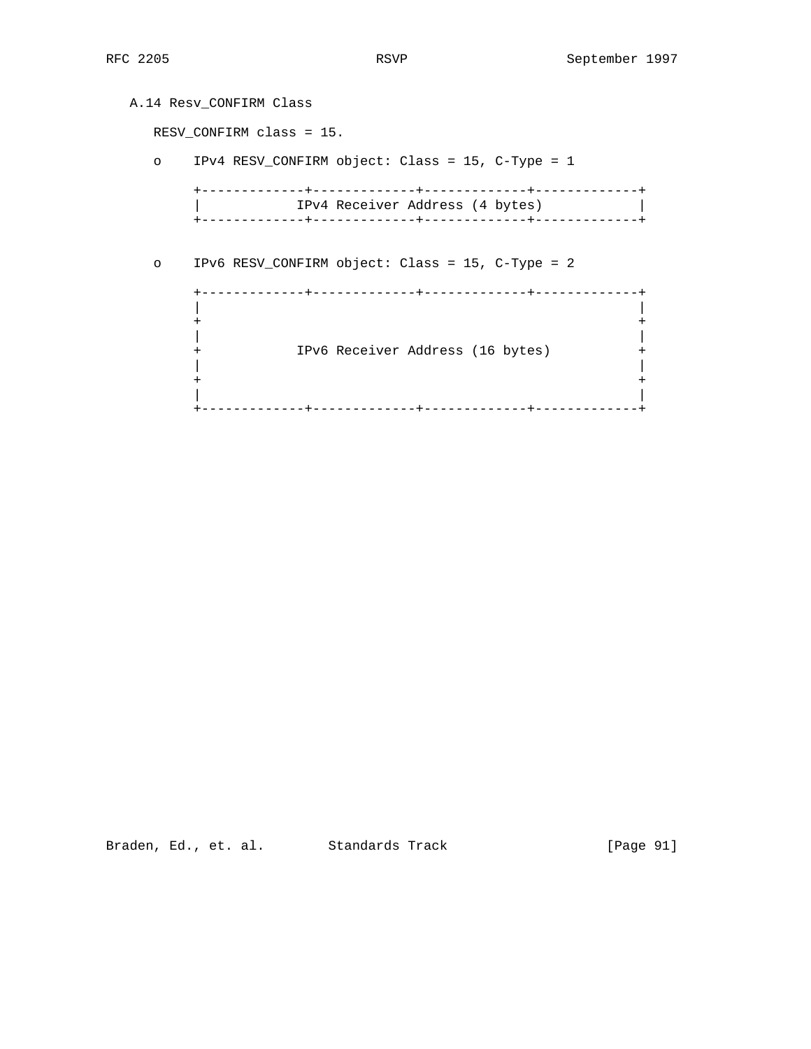## A.14 Resv_CONFIRM Class

RESV_CONFIRM class = 15.

- IPv4 RESV_CONFIRM object: Class = 15, C-Type = 1

```
+-------------+-------------+-------------+-------------+
|            IPv4 Receiver Address (4 bytes)            |
+-------------+-------------+-------------+-------------+
```

- IPv6 RESV_CONFIRM object: Class = 15, C-Type = 2

```
+-------------+-------------+-------------+-------------+
|                                                       |
+                                                       +
|                                                       |
+            IPv6 Receiver Address (16 bytes)           +
|                                                       |
+                                                       +
|                                                       |
+-------------+-------------+-------------+-------------+
```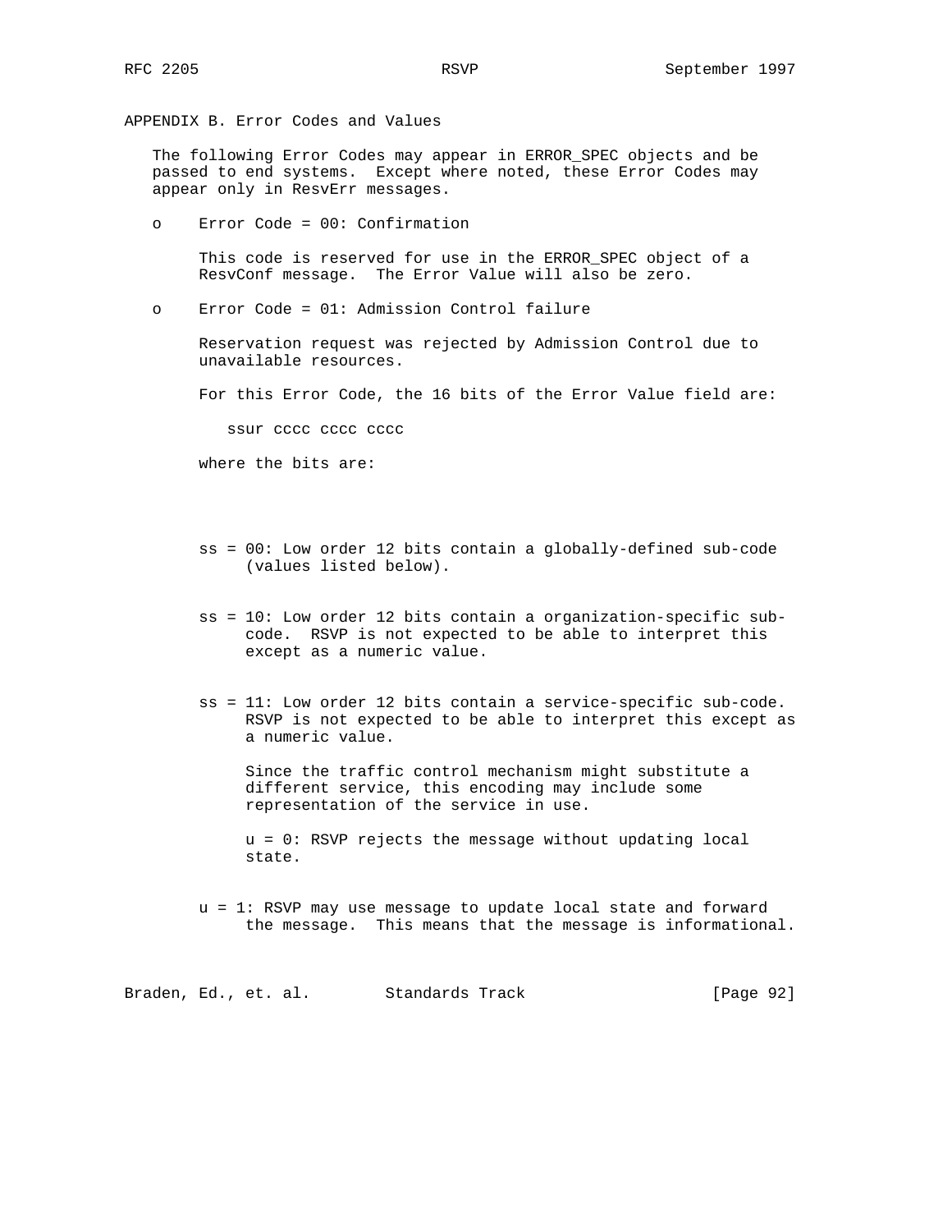## APPENDIX B. Error Codes and Values

The following Error Codes may appear in ERROR_SPEC objects and be passed to end systems. Except where noted, these Error Codes may appear only in ResvErr messages.

- Error Code = 00: Confirmation

  This code is reserved for use in the ERROR_SPEC object of a ResvConf message. The Error Value will also be zero.

- Error Code = 01: Admission Control failure

  Reservation request was rejected by Admission Control due to unavailable resources.

  For this Error Code, the 16 bits of the Error Value field are:

  ```
  ssur cccc cccc cccc
  ```

  where the bits are:

  ss = 00: Low order 12 bits contain a globally-defined sub-code (values listed below).

  ss = 10: Low order 12 bits contain a organization-specific sub-code. RSVP is not expected to be able to interpret this except as a numeric value.

  ss = 11: Low order 12 bits contain a service-specific sub-code. RSVP is not expected to be able to interpret this except as a numeric value.

  Since the traffic control mechanism might substitute a different service, this encoding may include some representation of the service in use.

  u = 0: RSVP rejects the message without updating local state.

  u = 1: RSVP may use message to update local state and forward the message. This means that the message is informational.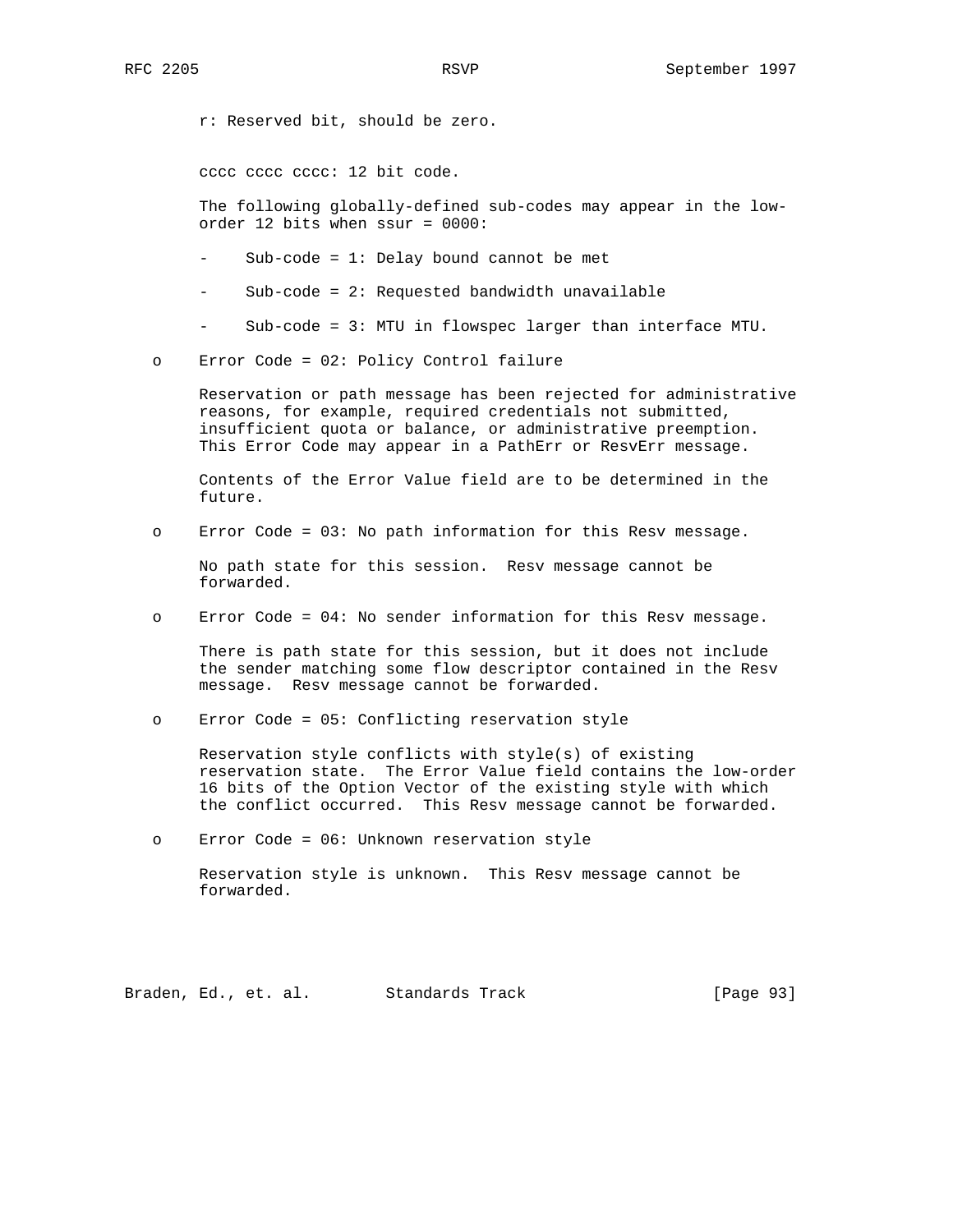r: Reserved bit, should be zero.

cccc cccc cccc: 12 bit code.

The following globally-defined sub-codes may appear in the low-order 12 bits when ssur = 0000:

- Sub-code = 1: Delay bound cannot be met
- Sub-code = 2: Requested bandwidth unavailable
- Sub-code = 3: MTU in flowspec larger than interface MTU.

- Error Code = 02: Policy Control failure

  Reservation or path message has been rejected for administrative reasons, for example, required credentials not submitted, insufficient quota or balance, or administrative preemption. This Error Code may appear in a PathErr or ResvErr message.

  Contents of the Error Value field are to be determined in the future.

- Error Code = 03: No path information for this Resv message.

  No path state for this session. Resv message cannot be forwarded.

- Error Code = 04: No sender information for this Resv message.

  There is path state for this session, but it does not include the sender matching some flow descriptor contained in the Resv message. Resv message cannot be forwarded.

- Error Code = 05: Conflicting reservation style

  Reservation style conflicts with style(s) of existing reservation state. The Error Value field contains the low-order 16 bits of the Option Vector of the existing style with which the conflict occurred. This Resv message cannot be forwarded.

- Error Code = 06: Unknown reservation style

  Reservation style is unknown. This Resv message cannot be forwarded.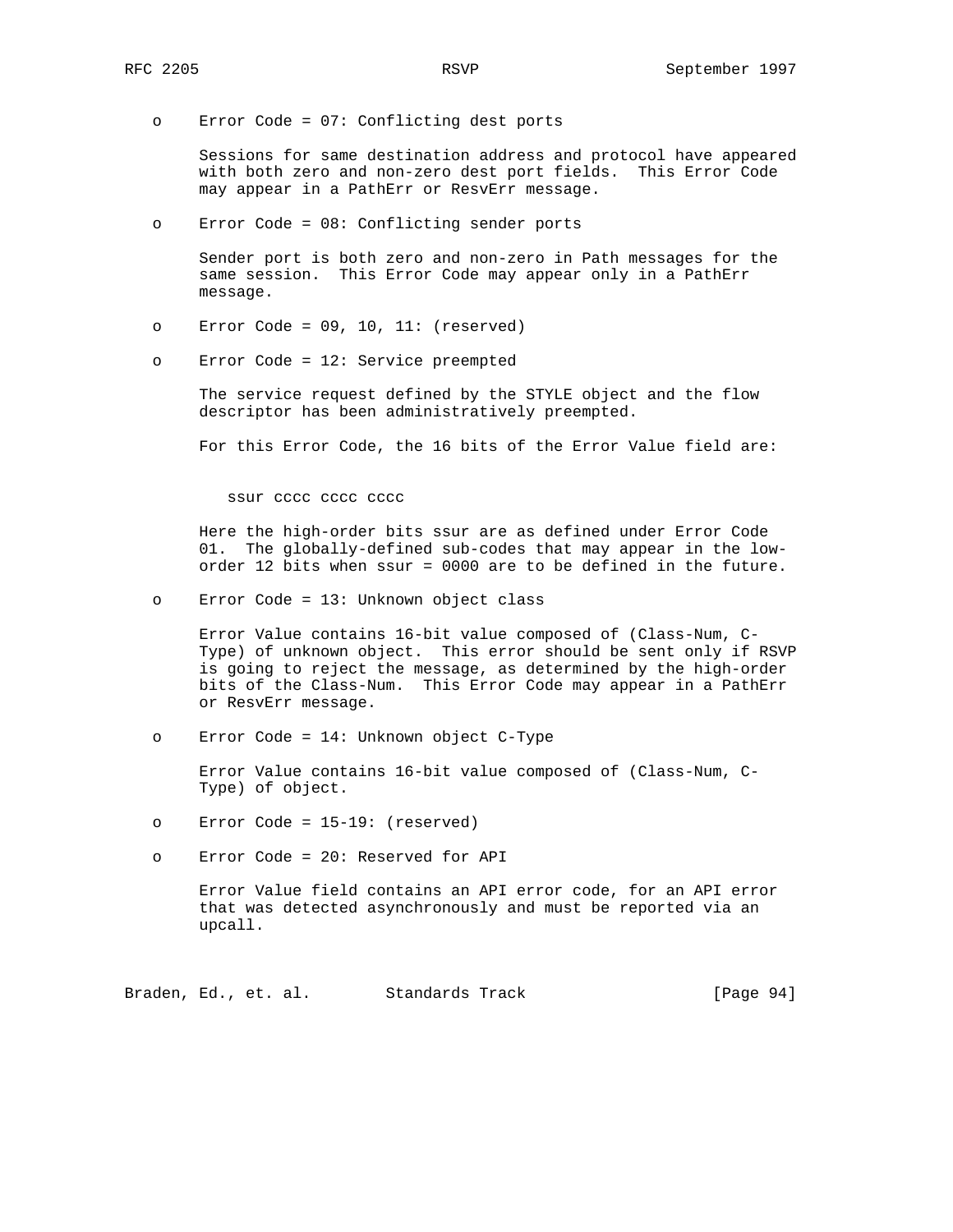- Error Code = 07: Conflicting dest ports

  Sessions for same destination address and protocol have appeared with both zero and non-zero dest port fields. This Error Code may appear in a PathErr or ResvErr message.

- Error Code = 08: Conflicting sender ports

  Sender port is both zero and non-zero in Path messages for the same session. This Error Code may appear only in a PathErr message.

- Error Code = 09, 10, 11: (reserved)

- Error Code = 12: Service preempted

  The service request defined by the STYLE object and the flow descriptor has been administratively preempted.

  For this Error Code, the 16 bits of the Error Value field are:

  ```
  ssur cccc cccc cccc
  ```

  Here the high-order bits ssur are as defined under Error Code 01. The globally-defined sub-codes that may appear in the low-order 12 bits when ssur = 0000 are to be defined in the future.

- Error Code = 13: Unknown object class

  Error Value contains 16-bit value composed of (Class-Num, C-Type) of unknown object. This error should be sent only if RSVP is going to reject the message, as determined by the high-order bits of the Class-Num. This Error Code may appear in a PathErr or ResvErr message.

- Error Code = 14: Unknown object C-Type

  Error Value contains 16-bit value composed of (Class-Num, C-Type) of object.

- Error Code = 15-19: (reserved)

- Error Code = 20: Reserved for API

  Error Value field contains an API error code, for an API error that was detected asynchronously and must be reported via an upcall.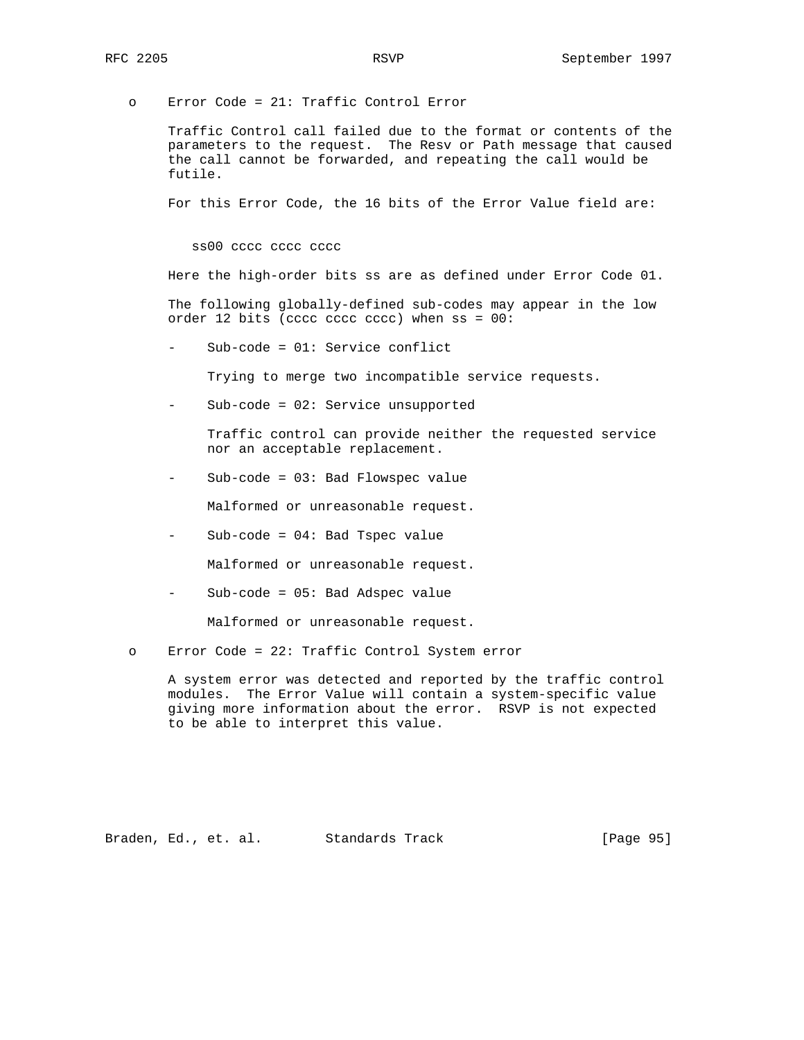- Error Code = 21: Traffic Control Error

  Traffic Control call failed due to the format or contents of the parameters to the request. The Resv or Path message that caused the call cannot be forwarded, and repeating the call would be futile.

  For this Error Code, the 16 bits of the Error Value field are:

  ```
  ss00 cccc cccc cccc
  ```

  Here the high-order bits ss are as defined under Error Code 01.

  The following globally-defined sub-codes may appear in the low order 12 bits (cccc cccc cccc) when ss = 00:

  - Sub-code = 01: Service conflict

    Trying to merge two incompatible service requests.

  - Sub-code = 02: Service unsupported

    Traffic control can provide neither the requested service nor an acceptable replacement.

  - Sub-code = 03: Bad Flowspec value

    Malformed or unreasonable request.

  - Sub-code = 04: Bad Tspec value

    Malformed or unreasonable request.

  - Sub-code = 05: Bad Adspec value

    Malformed or unreasonable request.

- Error Code = 22: Traffic Control System error

  A system error was detected and reported by the traffic control modules. The Error Value will contain a system-specific value giving more information about the error. RSVP is not expected to be able to interpret this value.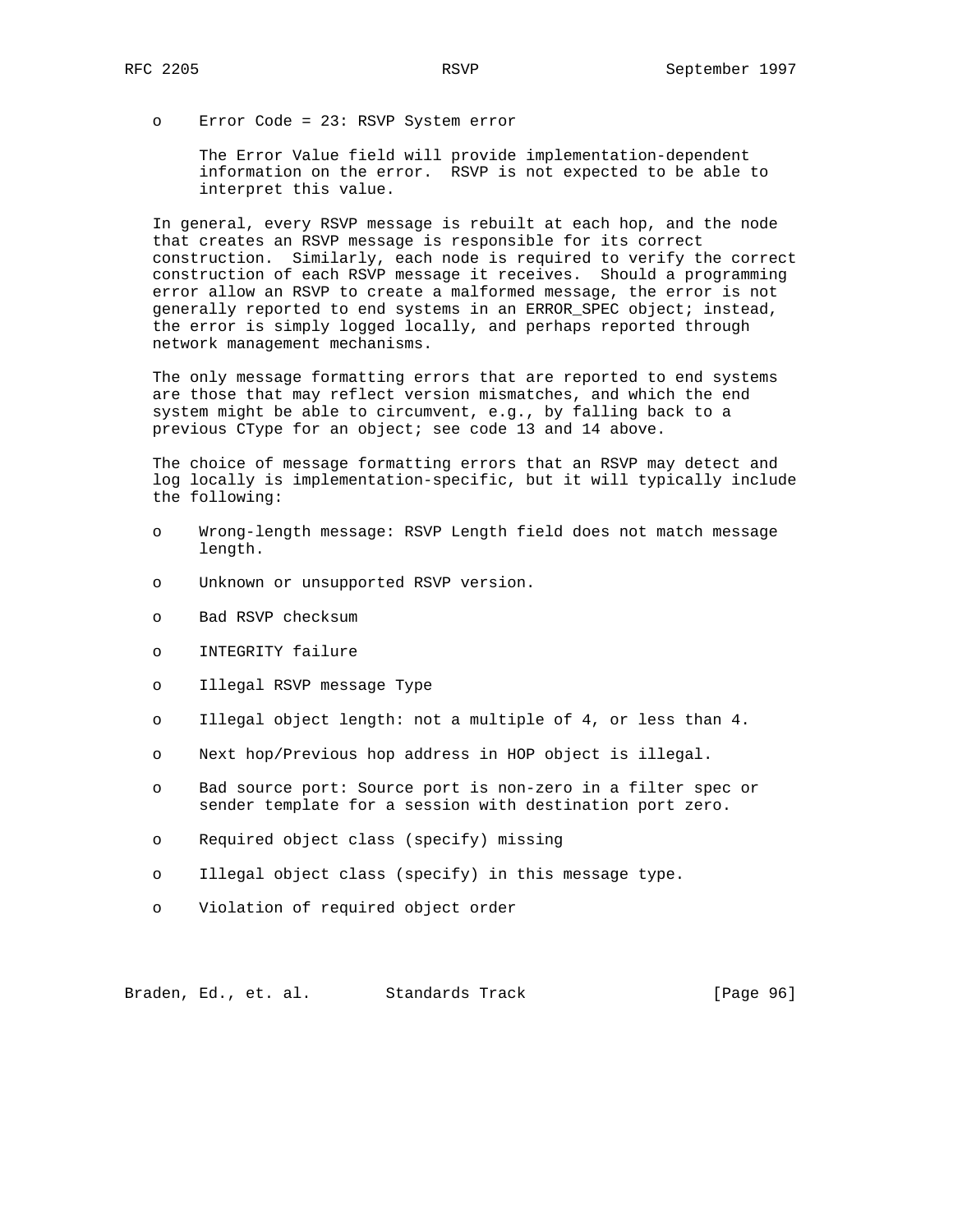- Error Code = 23: RSVP System error

  The Error Value field will provide implementation-dependent information on the error. RSVP is not expected to be able to interpret this value.

In general, every RSVP message is rebuilt at each hop, and the node that creates an RSVP message is responsible for its correct construction. Similarly, each node is required to verify the correct construction of each RSVP message it receives. Should a programming error allow an RSVP to create a malformed message, the error is not generally reported to end systems in an ERROR_SPEC object; instead, the error is simply logged locally, and perhaps reported through network management mechanisms.

The only message formatting errors that are reported to end systems are those that may reflect version mismatches, and which the end system might be able to circumvent, e.g., by falling back to a previous CType for an object; see code 13 and 14 above.

The choice of message formatting errors that an RSVP may detect and log locally is implementation-specific, but it will typically include the following:

- Wrong-length message: RSVP Length field does not match message length.
- Unknown or unsupported RSVP version.
- Bad RSVP checksum
- INTEGRITY failure
- Illegal RSVP message Type
- Illegal object length: not a multiple of 4, or less than 4.
- Next hop/Previous hop address in HOP object is illegal.
- Bad source port: Source port is non-zero in a filter spec or sender template for a session with destination port zero.
- Required object class (specify) missing
- Illegal object class (specify) in this message type.
- Violation of required object order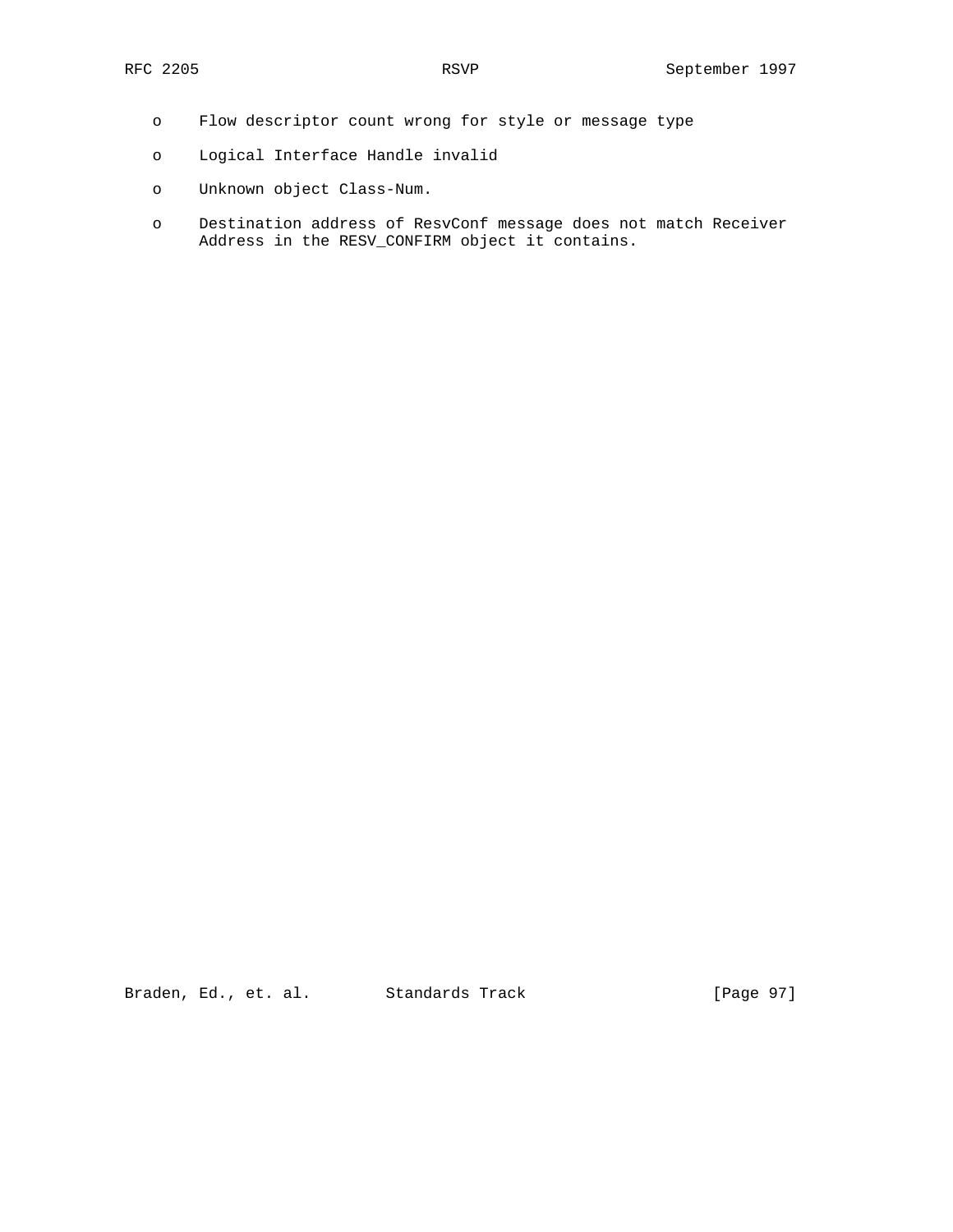- Flow descriptor count wrong for style or message type

- Logical Interface Handle invalid

- Unknown object Class-Num.

- Destination address of ResvConf message does not match Receiver Address in the RESV_CONFIRM object it contains.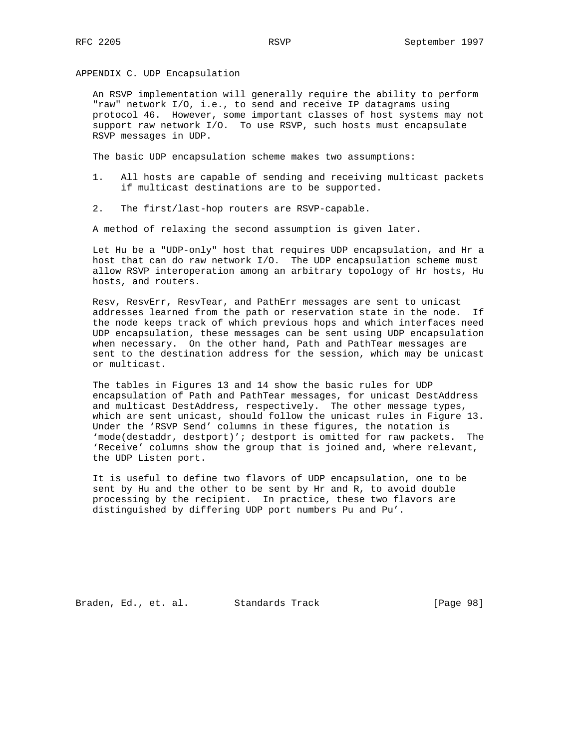## APPENDIX C. UDP Encapsulation

An RSVP implementation will generally require the ability to perform "raw" network I/O, i.e., to send and receive IP datagrams using protocol 46. However, some important classes of host systems may not support raw network I/O. To use RSVP, such hosts must encapsulate RSVP messages in UDP.

The basic UDP encapsulation scheme makes two assumptions:

1. All hosts are capable of sending and receiving multicast packets if multicast destinations are to be supported.

2. The first/last-hop routers are RSVP-capable.

A method of relaxing the second assumption is given later.

Let Hu be a "UDP-only" host that requires UDP encapsulation, and Hr a host that can do raw network I/O. The UDP encapsulation scheme must allow RSVP interoperation among an arbitrary topology of Hr hosts, Hu hosts, and routers.

Resv, ResvErr, ResvTear, and PathErr messages are sent to unicast addresses learned from the path or reservation state in the node. If the node keeps track of which previous hops and which interfaces need UDP encapsulation, these messages can be sent using UDP encapsulation when necessary. On the other hand, Path and PathTear messages are sent to the destination address for the session, which may be unicast or multicast.

The tables in Figures 13 and 14 show the basic rules for UDP encapsulation of Path and PathTear messages, for unicast DestAddress and multicast DestAddress, respectively. The other message types, which are sent unicast, should follow the unicast rules in Figure 13. Under the 'RSVP Send' columns in these figures, the notation is 'mode(destaddr, destport)'; destport is omitted for raw packets. The 'Receive' columns show the group that is joined and, where relevant, the UDP Listen port.

It is useful to define two flavors of UDP encapsulation, one to be sent by Hu and the other to be sent by Hr and R, to avoid double processing by the recipient. In practice, these two flavors are distinguished by differing UDP port numbers Pu and Pu'.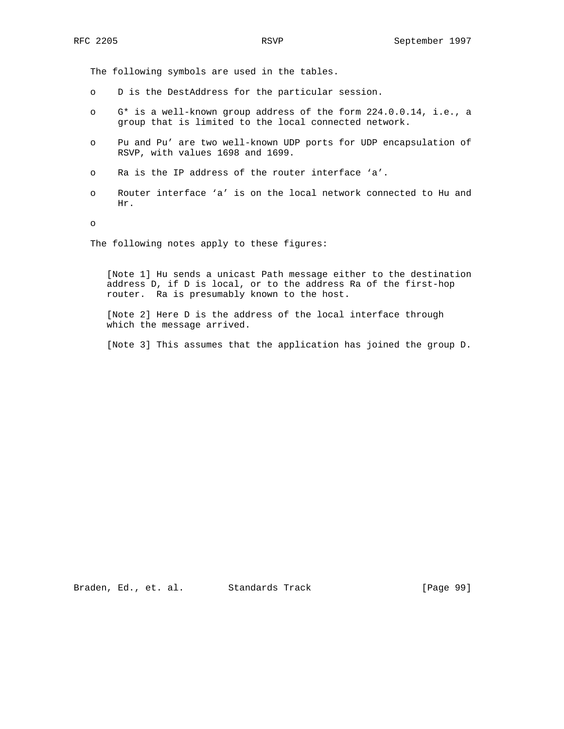The following symbols are used in the tables.

- D is the DestAddress for the particular session.
- G* is a well-known group address of the form 224.0.0.14, i.e., a group that is limited to the local connected network.
- Pu and Pu' are two well-known UDP ports for UDP encapsulation of RSVP, with values 1698 and 1699.
- Ra is the IP address of the router interface 'a'.
- Router interface 'a' is on the local network connected to Hu and Hr.
- 

The following notes apply to these figures:

[Note 1] Hu sends a unicast Path message either to the destination address D, if D is local, or to the address Ra of the first-hop router. Ra is presumably known to the host.

[Note 2] Here D is the address of the local interface through which the message arrived.

[Note 3] This assumes that the application has joined the group D.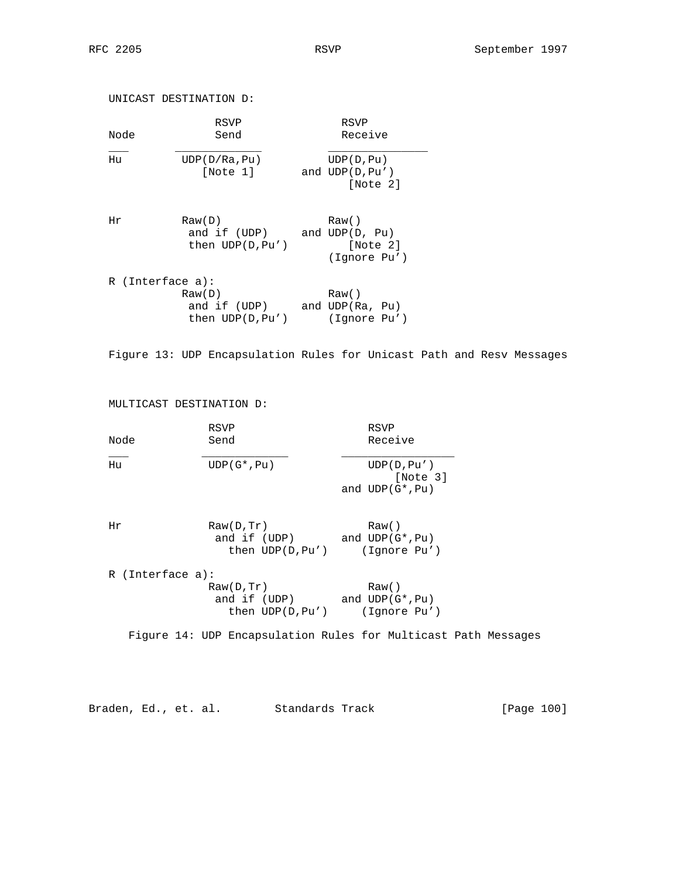```
   UNICAST DESTINATION D:

                RSVP               RSVP
   Node         Send               Receive
   ___       _____________       _______________
   Hu        UDP(D/Ra,Pu)         UDP(D,Pu)
                [Note 1]       and UDP(D,Pu')
                                     [Note 2]


   Hr        Raw(D)               Raw()
              and if (UDP)     and UDP(D, Pu)
              then UDP(D,Pu')       [Note 2]
                                  (Ignore Pu')

   R (Interface a):
             Raw(D)               Raw()
              and if (UDP)     and UDP(Ra, Pu)
              then UDP(D,Pu')     (Ignore Pu')

   Figure 13: UDP Encapsulation Rules for Unicast Path and Resv Messages


   MULTICAST DESTINATION D:

                  RSVP                     RSVP
   Node           Send                     Receive
   ___        _____________          _________________
   Hu         UDP(G*,Pu)                UDP(D,Pu')
                                             [Note 3]
                                     and UDP(G*,Pu)


   Hr         Raw(D,Tr)                 Raw()
               and if (UDP)          and UDP(G*,Pu)
                 then UDP(D,Pu')       (Ignore Pu')

   R (Interface a):
              Raw(D,Tr)                 Raw()
               and if (UDP)          and UDP(G*,Pu)
                 then UDP(D,Pu')       (Ignore Pu')

      Figure 14: UDP Encapsulation Rules for Multicast Path Messages
```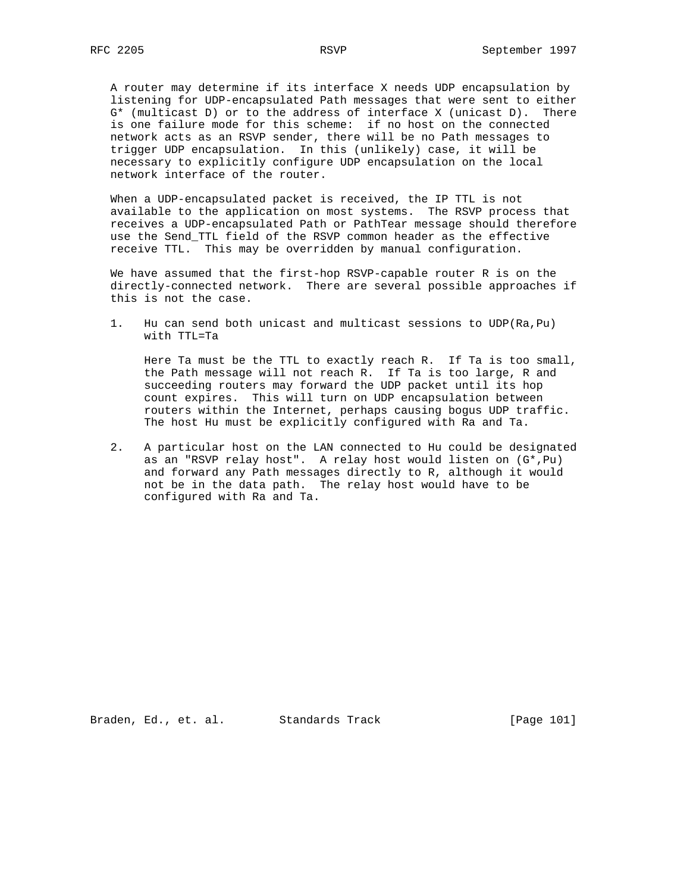A router may determine if its interface X needs UDP encapsulation by listening for UDP-encapsulated Path messages that were sent to either G* (multicast D) or to the address of interface X (unicast D). There is one failure mode for this scheme: if no host on the connected network acts as an RSVP sender, there will be no Path messages to trigger UDP encapsulation. In this (unlikely) case, it will be necessary to explicitly configure UDP encapsulation on the local network interface of the router.

When a UDP-encapsulated packet is received, the IP TTL is not available to the application on most systems. The RSVP process that receives a UDP-encapsulated Path or PathTear message should therefore use the Send_TTL field of the RSVP common header as the effective receive TTL. This may be overridden by manual configuration.

We have assumed that the first-hop RSVP-capable router R is on the directly-connected network. There are several possible approaches if this is not the case.

1. Hu can send both unicast and multicast sessions to UDP(Ra,Pu) with TTL=Ta

   Here Ta must be the TTL to exactly reach R. If Ta is too small, the Path message will not reach R. If Ta is too large, R and succeeding routers may forward the UDP packet until its hop count expires. This will turn on UDP encapsulation between routers within the Internet, perhaps causing bogus UDP traffic. The host Hu must be explicitly configured with Ra and Ta.

2. A particular host on the LAN connected to Hu could be designated as an "RSVP relay host". A relay host would listen on (G*,Pu) and forward any Path messages directly to R, although it would not be in the data path. The relay host would have to be configured with Ra and Ta.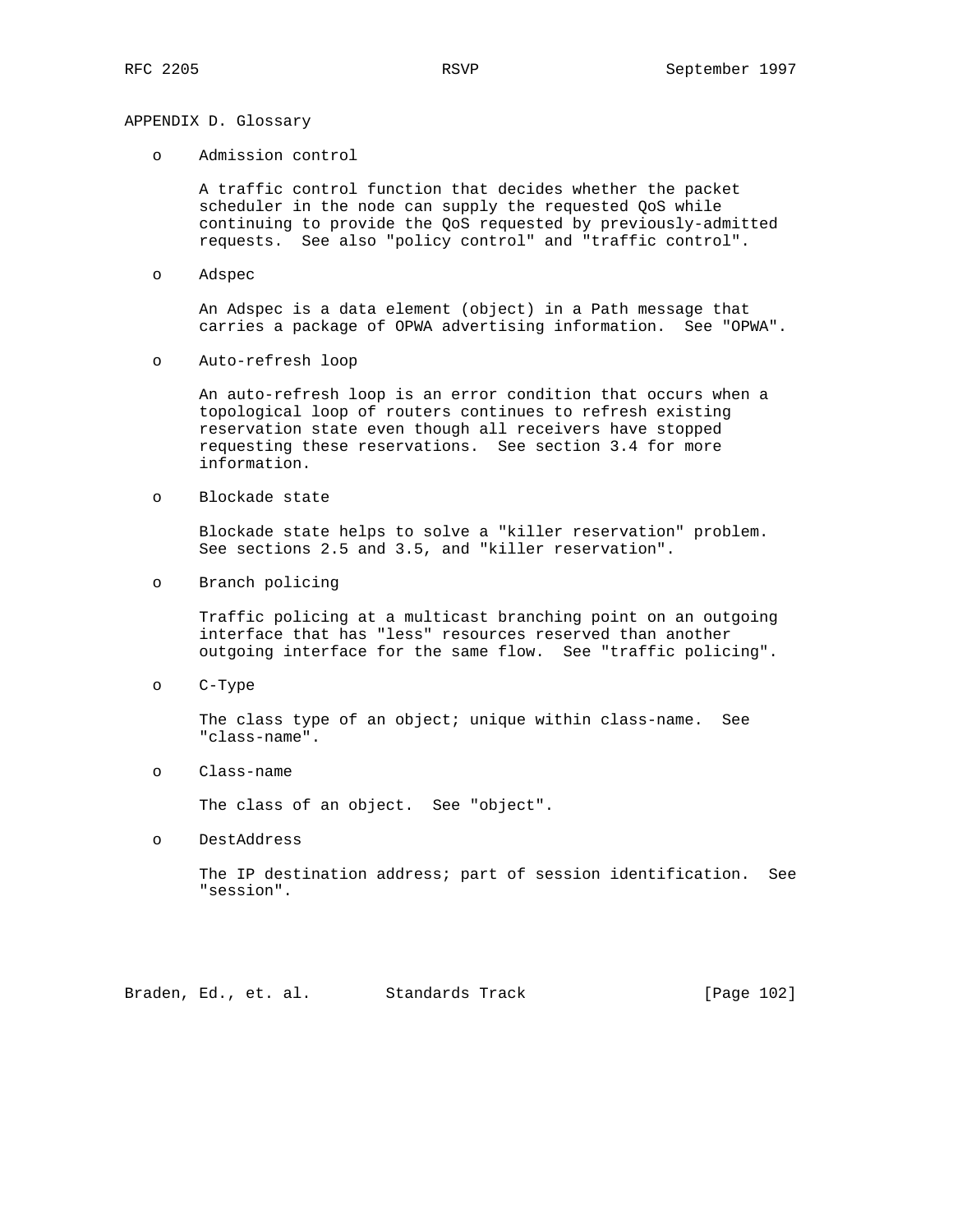## APPENDIX D. Glossary

- **Admission control**

  A traffic control function that decides whether the packet scheduler in the node can supply the requested QoS while continuing to provide the QoS requested by previously-admitted requests. See also "policy control" and "traffic control".

- **Adspec**

  An Adspec is a data element (object) in a Path message that carries a package of OPWA advertising information. See "OPWA".

- **Auto-refresh loop**

  An auto-refresh loop is an error condition that occurs when a topological loop of routers continues to refresh existing reservation state even though all receivers have stopped requesting these reservations. See section 3.4 for more information.

- **Blockade state**

  Blockade state helps to solve a "killer reservation" problem. See sections 2.5 and 3.5, and "killer reservation".

- **Branch policing**

  Traffic policing at a multicast branching point on an outgoing interface that has "less" resources reserved than another outgoing interface for the same flow. See "traffic policing".

- **C-Type**

  The class type of an object; unique within class-name. See "class-name".

- **Class-name**

  The class of an object. See "object".

- **DestAddress**

  The IP destination address; part of session identification. See "session".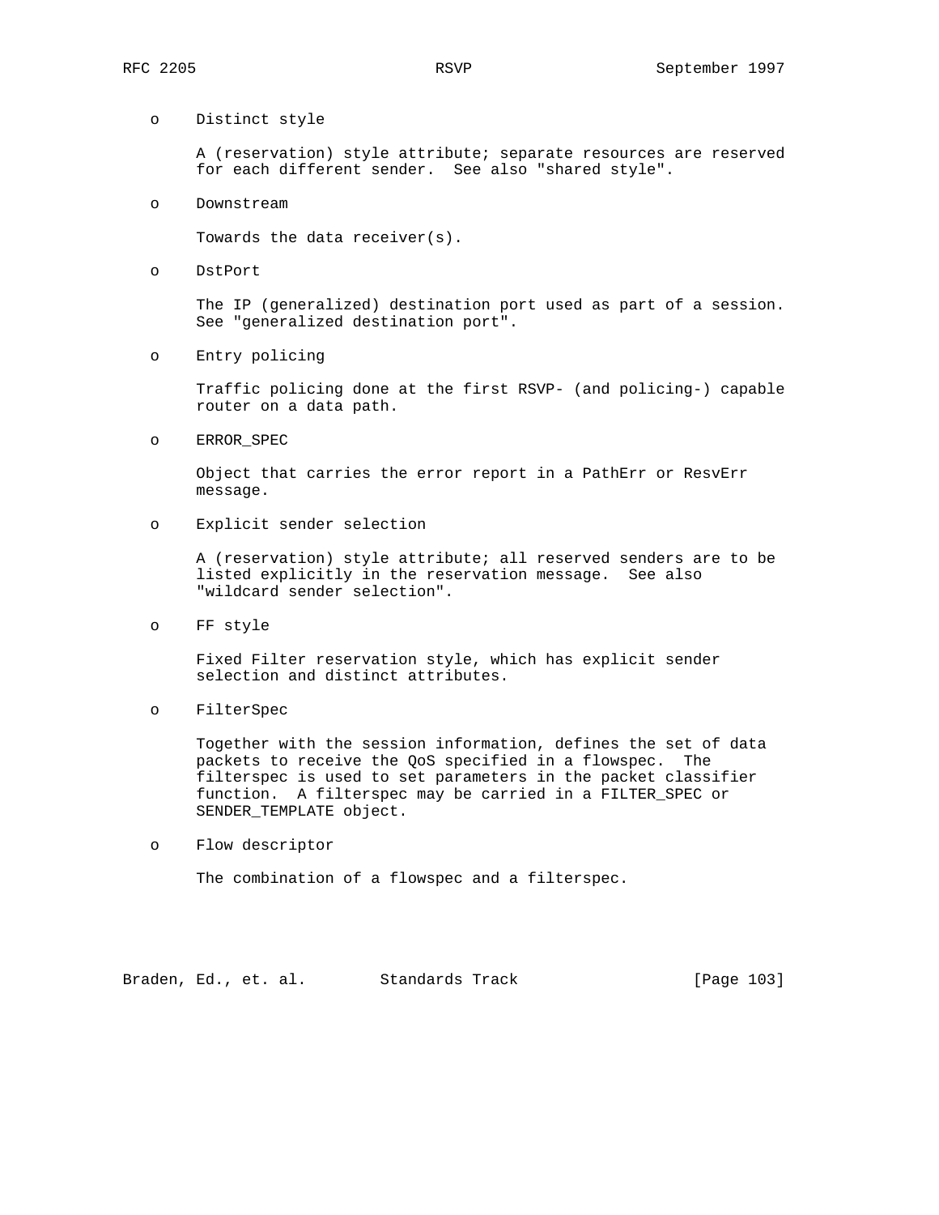- Distinct style

  A (reservation) style attribute; separate resources are reserved for each different sender. See also "shared style".

- Downstream

  Towards the data receiver(s).

- DstPort

  The IP (generalized) destination port used as part of a session. See "generalized destination port".

- Entry policing

  Traffic policing done at the first RSVP- (and policing-) capable router on a data path.

- ERROR_SPEC

  Object that carries the error report in a PathErr or ResvErr message.

- Explicit sender selection

  A (reservation) style attribute; all reserved senders are to be listed explicitly in the reservation message. See also "wildcard sender selection".

- FF style

  Fixed Filter reservation style, which has explicit sender selection and distinct attributes.

- FilterSpec

  Together with the session information, defines the set of data packets to receive the QoS specified in a flowspec. The filterspec is used to set parameters in the packet classifier function. A filterspec may be carried in a FILTER_SPEC or SENDER_TEMPLATE object.

- Flow descriptor

  The combination of a flowspec and a filterspec.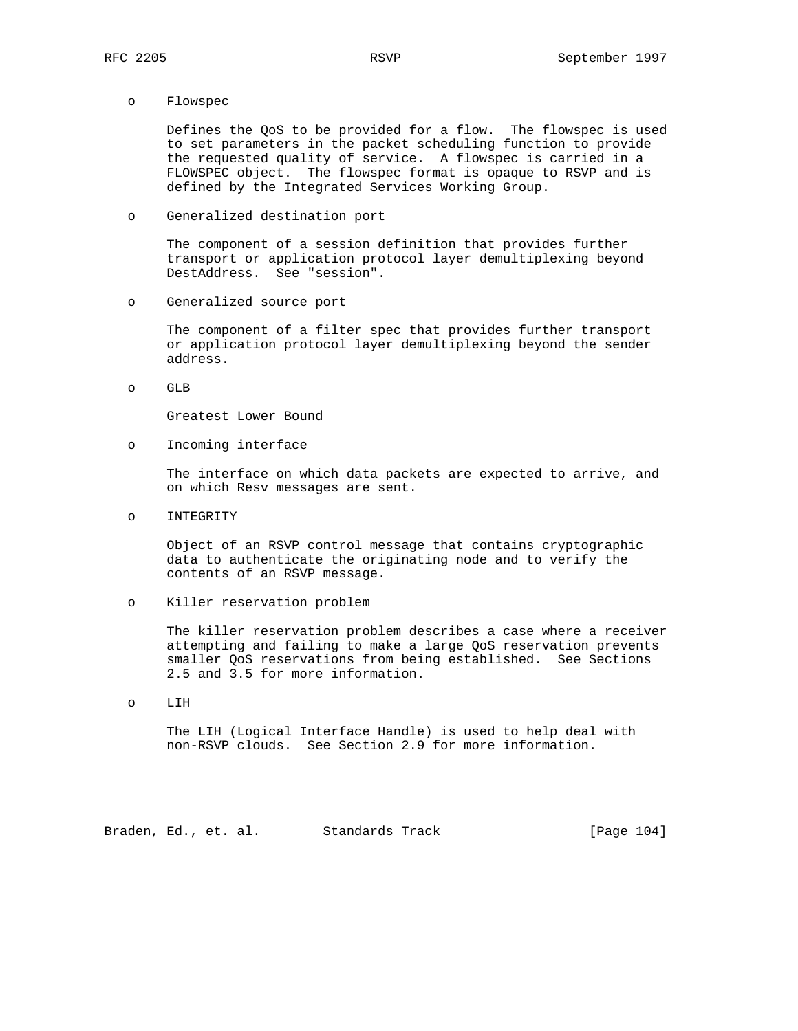- Flowspec

  Defines the QoS to be provided for a flow. The flowspec is used to set parameters in the packet scheduling function to provide the requested quality of service. A flowspec is carried in a FLOWSPEC object. The flowspec format is opaque to RSVP and is defined by the Integrated Services Working Group.

- Generalized destination port

  The component of a session definition that provides further transport or application protocol layer demultiplexing beyond DestAddress. See "session".

- Generalized source port

  The component of a filter spec that provides further transport or application protocol layer demultiplexing beyond the sender address.

- GLB

  Greatest Lower Bound

- Incoming interface

  The interface on which data packets are expected to arrive, and on which Resv messages are sent.

- INTEGRITY

  Object of an RSVP control message that contains cryptographic data to authenticate the originating node and to verify the contents of an RSVP message.

- Killer reservation problem

  The killer reservation problem describes a case where a receiver attempting and failing to make a large QoS reservation prevents smaller QoS reservations from being established. See Sections 2.5 and 3.5 for more information.

- LIH

  The LIH (Logical Interface Handle) is used to help deal with non-RSVP clouds. See Section 2.9 for more information.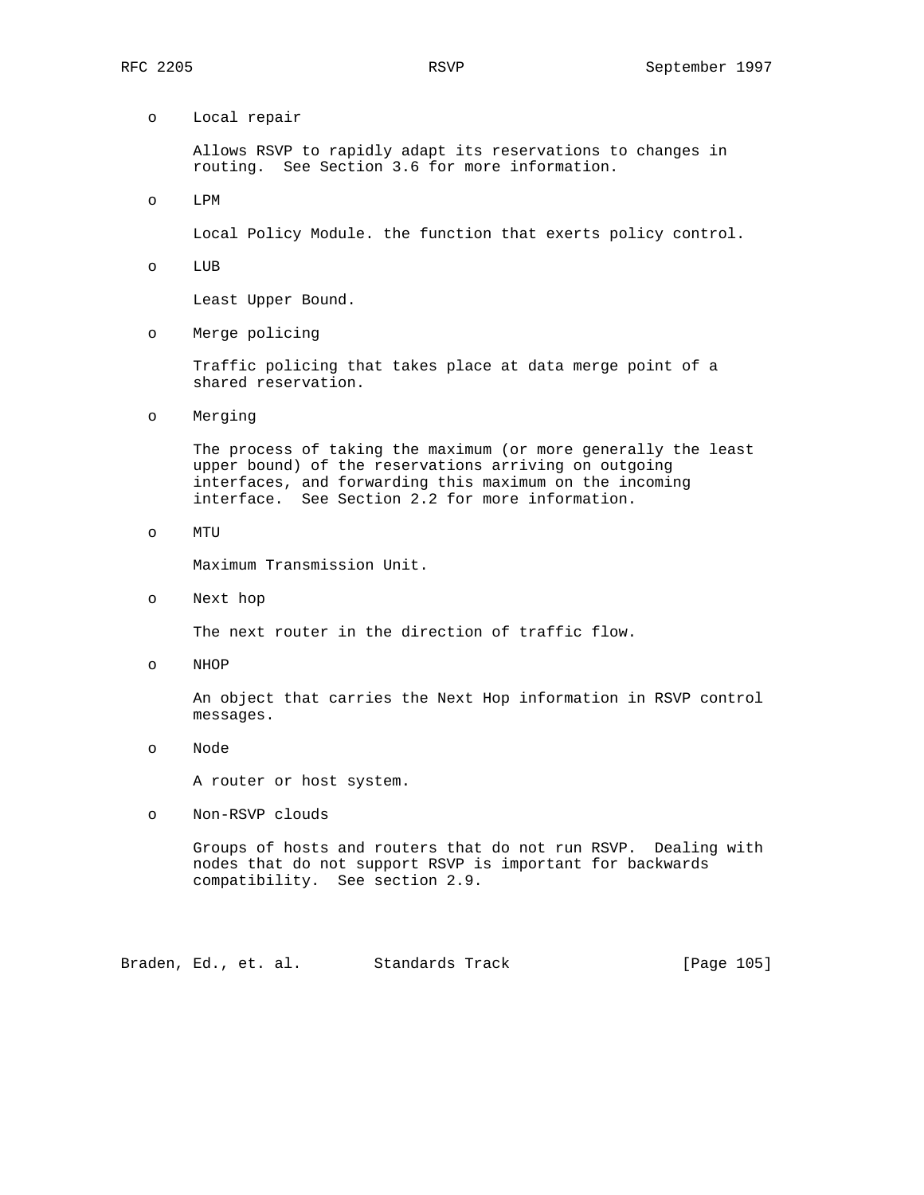- Local repair

  Allows RSVP to rapidly adapt its reservations to changes in routing. See Section 3.6 for more information.

- LPM

  Local Policy Module. the function that exerts policy control.

- LUB

  Least Upper Bound.

- Merge policing

  Traffic policing that takes place at data merge point of a shared reservation.

- Merging

  The process of taking the maximum (or more generally the least upper bound) of the reservations arriving on outgoing interfaces, and forwarding this maximum on the incoming interface. See Section 2.2 for more information.

- MTU

  Maximum Transmission Unit.

- Next hop

  The next router in the direction of traffic flow.

- NHOP

  An object that carries the Next Hop information in RSVP control messages.

- Node

  A router or host system.

- Non-RSVP clouds

  Groups of hosts and routers that do not run RSVP. Dealing with nodes that do not support RSVP is important for backwards compatibility. See section 2.9.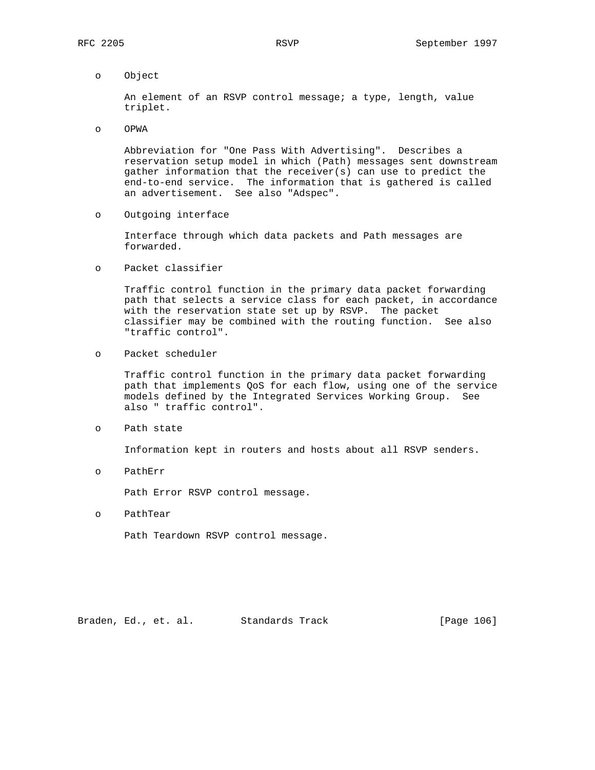- Object

  An element of an RSVP control message; a type, length, value triplet.

- OPWA

  Abbreviation for "One Pass With Advertising". Describes a reservation setup model in which (Path) messages sent downstream gather information that the receiver(s) can use to predict the end-to-end service. The information that is gathered is called an advertisement. See also "Adspec".

- Outgoing interface

  Interface through which data packets and Path messages are forwarded.

- Packet classifier

  Traffic control function in the primary data packet forwarding path that selects a service class for each packet, in accordance with the reservation state set up by RSVP. The packet classifier may be combined with the routing function. See also "traffic control".

- Packet scheduler

  Traffic control function in the primary data packet forwarding path that implements QoS for each flow, using one of the service models defined by the Integrated Services Working Group. See also " traffic control".

- Path state

  Information kept in routers and hosts about all RSVP senders.

- PathErr

  Path Error RSVP control message.

- PathTear

  Path Teardown RSVP control message.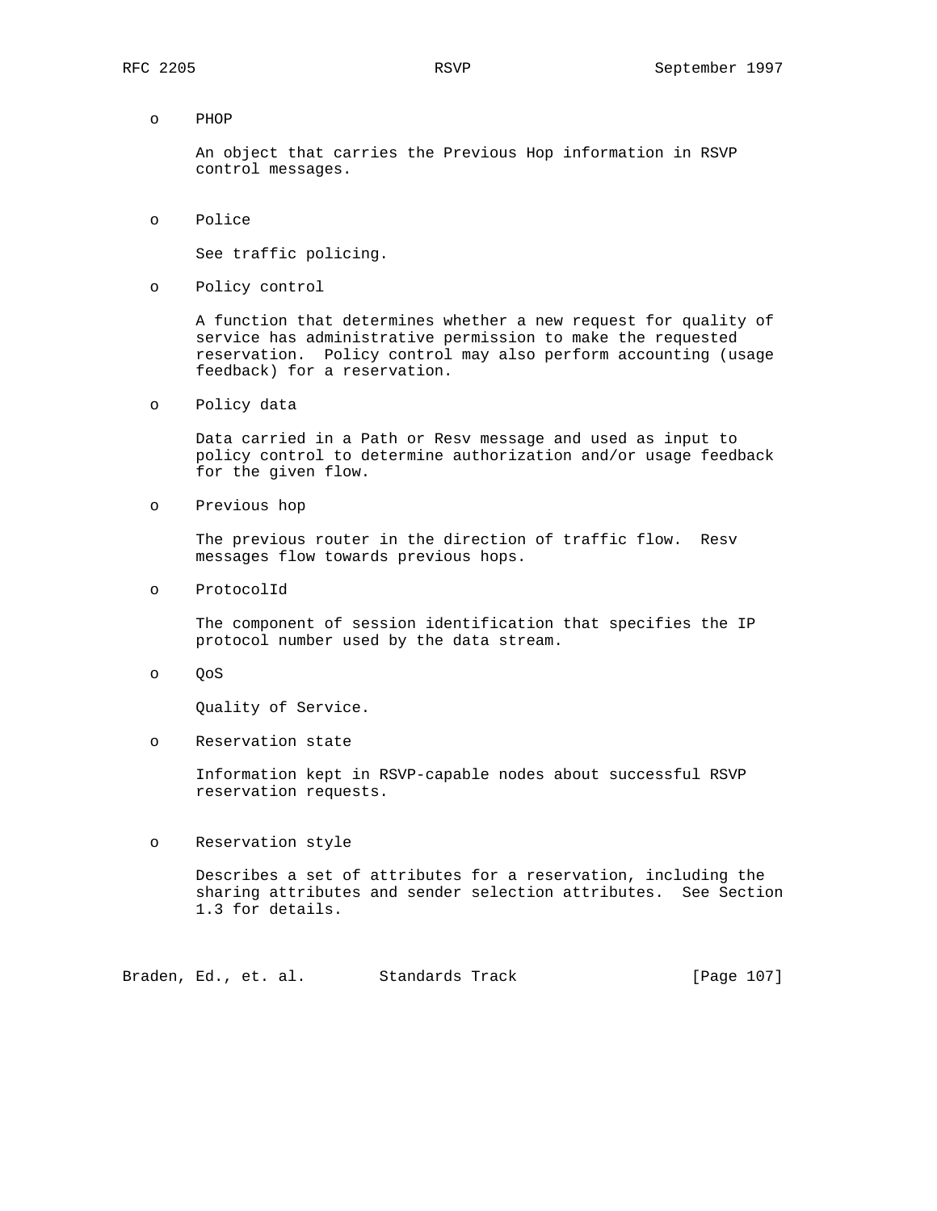- PHOP

  An object that carries the Previous Hop information in RSVP control messages.

- Police

  See traffic policing.

- Policy control

  A function that determines whether a new request for quality of service has administrative permission to make the requested reservation. Policy control may also perform accounting (usage feedback) for a reservation.

- Policy data

  Data carried in a Path or Resv message and used as input to policy control to determine authorization and/or usage feedback for the given flow.

- Previous hop

  The previous router in the direction of traffic flow. Resv messages flow towards previous hops.

- ProtocolId

  The component of session identification that specifies the IP protocol number used by the data stream.

- QoS

  Quality of Service.

- Reservation state

  Information kept in RSVP-capable nodes about successful RSVP reservation requests.

- Reservation style

  Describes a set of attributes for a reservation, including the sharing attributes and sender selection attributes. See Section 1.3 for details.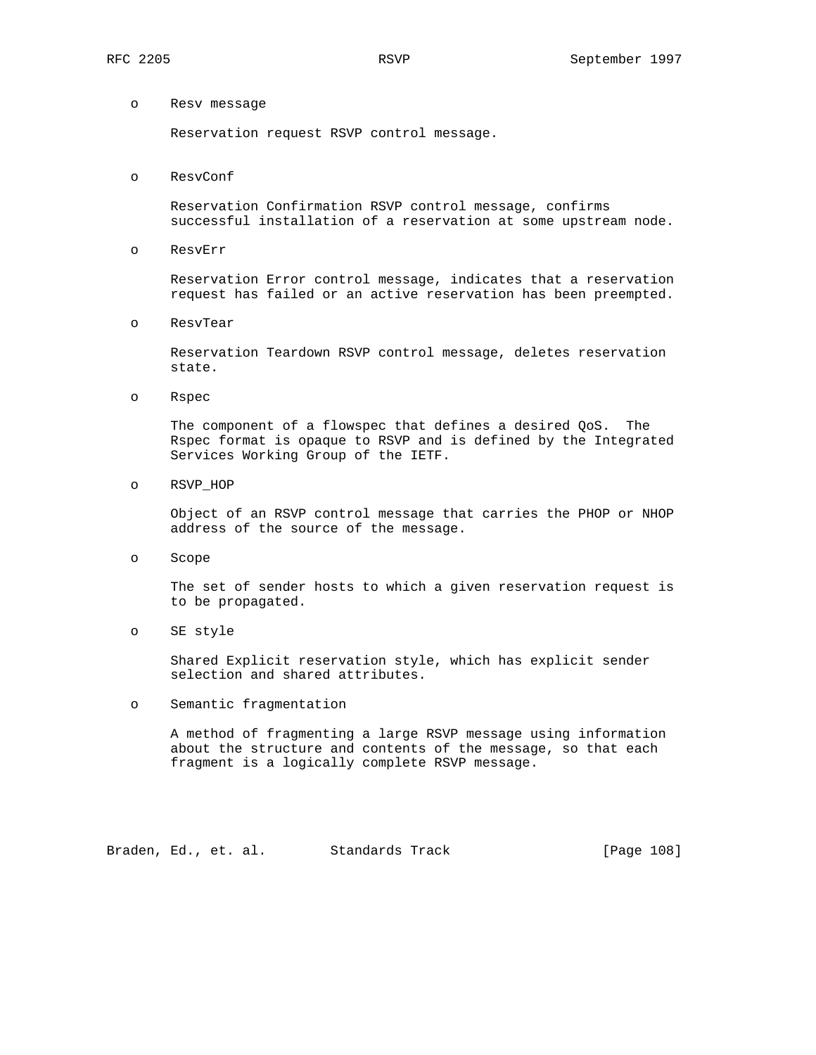- Resv message

  Reservation request RSVP control message.

- ResvConf

  Reservation Confirmation RSVP control message, confirms successful installation of a reservation at some upstream node.

- ResvErr

  Reservation Error control message, indicates that a reservation request has failed or an active reservation has been preempted.

- ResvTear

  Reservation Teardown RSVP control message, deletes reservation state.

- Rspec

  The component of a flowspec that defines a desired QoS. The Rspec format is opaque to RSVP and is defined by the Integrated Services Working Group of the IETF.

- RSVP_HOP

  Object of an RSVP control message that carries the PHOP or NHOP address of the source of the message.

- Scope

  The set of sender hosts to which a given reservation request is to be propagated.

- SE style

  Shared Explicit reservation style, which has explicit sender selection and shared attributes.

- Semantic fragmentation

  A method of fragmenting a large RSVP message using information about the structure and contents of the message, so that each fragment is a logically complete RSVP message.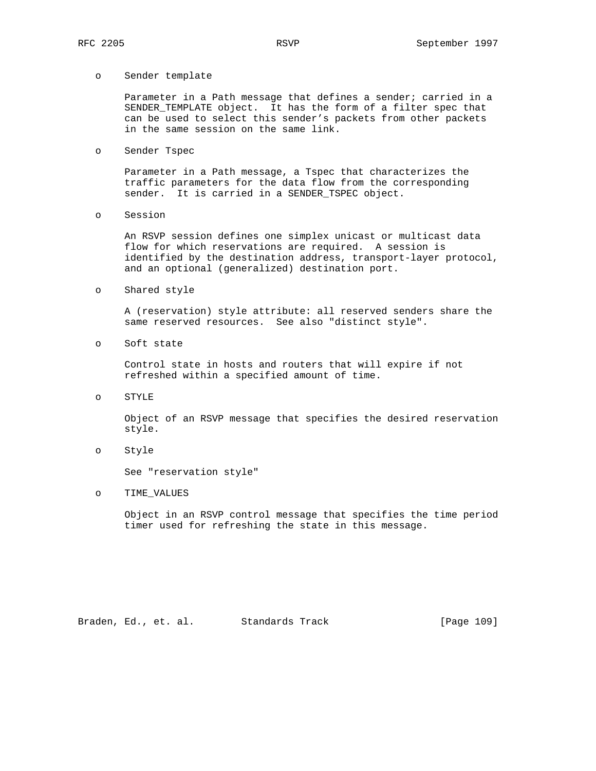- Sender template

  Parameter in a Path message that defines a sender; carried in a SENDER_TEMPLATE object. It has the form of a filter spec that can be used to select this sender's packets from other packets in the same session on the same link.

- Sender Tspec

  Parameter in a Path message, a Tspec that characterizes the traffic parameters for the data flow from the corresponding sender. It is carried in a SENDER_TSPEC object.

- Session

  An RSVP session defines one simplex unicast or multicast data flow for which reservations are required. A session is identified by the destination address, transport-layer protocol, and an optional (generalized) destination port.

- Shared style

  A (reservation) style attribute: all reserved senders share the same reserved resources. See also "distinct style".

- Soft state

  Control state in hosts and routers that will expire if not refreshed within a specified amount of time.

- STYLE

  Object of an RSVP message that specifies the desired reservation style.

- Style

  See "reservation style"

- TIME_VALUES

  Object in an RSVP control message that specifies the time period timer used for refreshing the state in this message.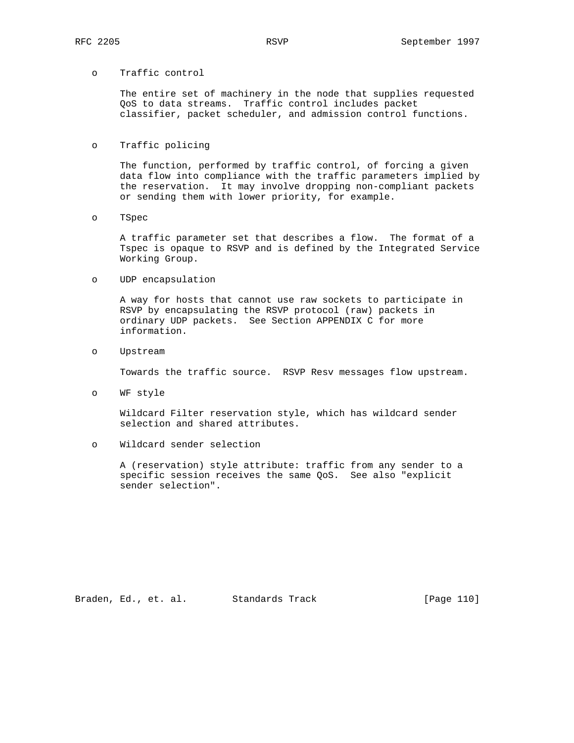- **Traffic control**

  The entire set of machinery in the node that supplies requested QoS to data streams. Traffic control includes packet classifier, packet scheduler, and admission control functions.

- **Traffic policing**

  The function, performed by traffic control, of forcing a given data flow into compliance with the traffic parameters implied by the reservation. It may involve dropping non-compliant packets or sending them with lower priority, for example.

- **TSpec**

  A traffic parameter set that describes a flow. The format of a Tspec is opaque to RSVP and is defined by the Integrated Service Working Group.

- **UDP encapsulation**

  A way for hosts that cannot use raw sockets to participate in RSVP by encapsulating the RSVP protocol (raw) packets in ordinary UDP packets. See Section APPENDIX C for more information.

- **Upstream**

  Towards the traffic source. RSVP Resv messages flow upstream.

- **WF style**

  Wildcard Filter reservation style, which has wildcard sender selection and shared attributes.

- **Wildcard sender selection**

  A (reservation) style attribute: traffic from any sender to a specific session receives the same QoS. See also "explicit sender selection".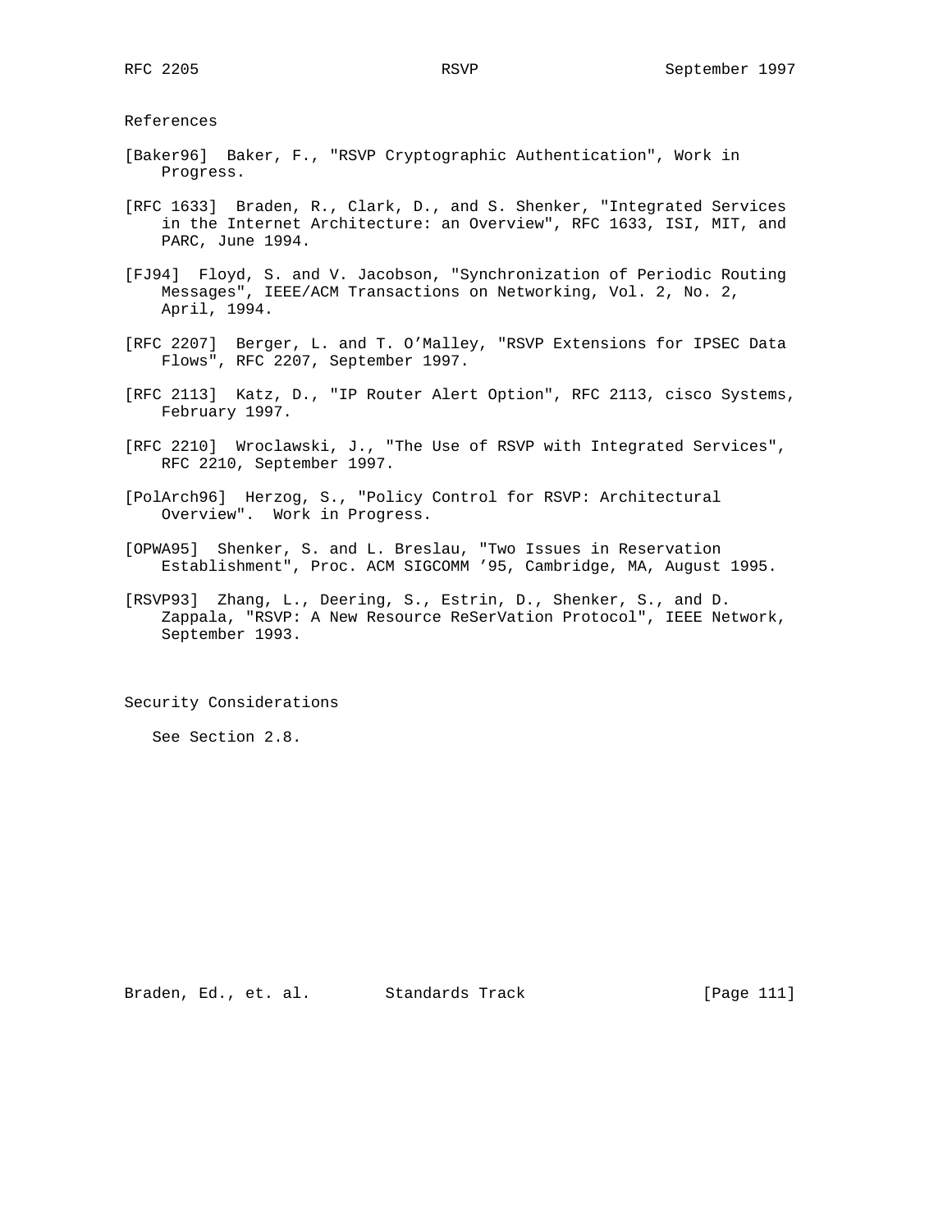## References

[Baker96] Baker, F., "RSVP Cryptographic Authentication", Work in Progress.

[RFC 1633] Braden, R., Clark, D., and S. Shenker, "Integrated Services in the Internet Architecture: an Overview", RFC 1633, ISI, MIT, and PARC, June 1994.

[FJ94] Floyd, S. and V. Jacobson, "Synchronization of Periodic Routing Messages", IEEE/ACM Transactions on Networking, Vol. 2, No. 2, April, 1994.

[RFC 2207] Berger, L. and T. O'Malley, "RSVP Extensions for IPSEC Data Flows", RFC 2207, September 1997.

[RFC 2113] Katz, D., "IP Router Alert Option", RFC 2113, cisco Systems, February 1997.

[RFC 2210] Wroclawski, J., "The Use of RSVP with Integrated Services", RFC 2210, September 1997.

[PolArch96] Herzog, S., "Policy Control for RSVP: Architectural Overview". Work in Progress.

[OPWA95] Shenker, S. and L. Breslau, "Two Issues in Reservation Establishment", Proc. ACM SIGCOMM '95, Cambridge, MA, August 1995.

[RSVP93] Zhang, L., Deering, S., Estrin, D., Shenker, S., and D. Zappala, "RSVP: A New Resource ReSerVation Protocol", IEEE Network, September 1993.

## Security Considerations

See Section 2.8.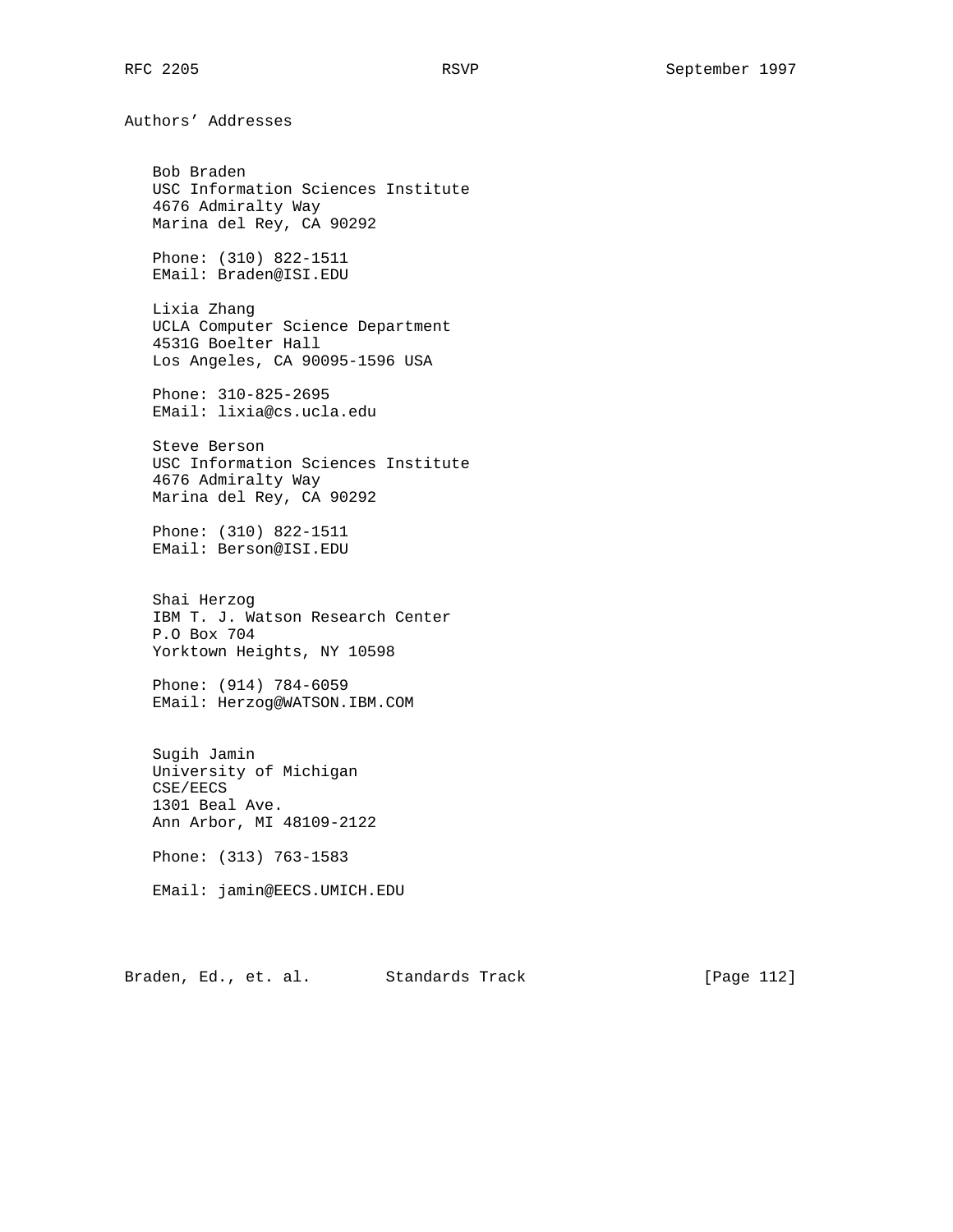## Authors' Addresses

Bob Braden
USC Information Sciences Institute
4676 Admiralty Way
Marina del Rey, CA 90292

Phone: (310) 822-1511
EMail: Braden@ISI.EDU

Lixia Zhang
UCLA Computer Science Department
4531G Boelter Hall
Los Angeles, CA 90095-1596 USA

Phone: 310-825-2695
EMail: lixia@cs.ucla.edu

Steve Berson
USC Information Sciences Institute
4676 Admiralty Way
Marina del Rey, CA 90292

Phone: (310) 822-1511
EMail: Berson@ISI.EDU

Shai Herzog
IBM T. J. Watson Research Center
P.O Box 704
Yorktown Heights, NY 10598

Phone: (914) 784-6059
EMail: Herzog@WATSON.IBM.COM

Sugih Jamin
University of Michigan
CSE/EECS
1301 Beal Ave.
Ann Arbor, MI 48109-2122

Phone: (313) 763-1583

EMail: jamin@EECS.UMICH.EDU